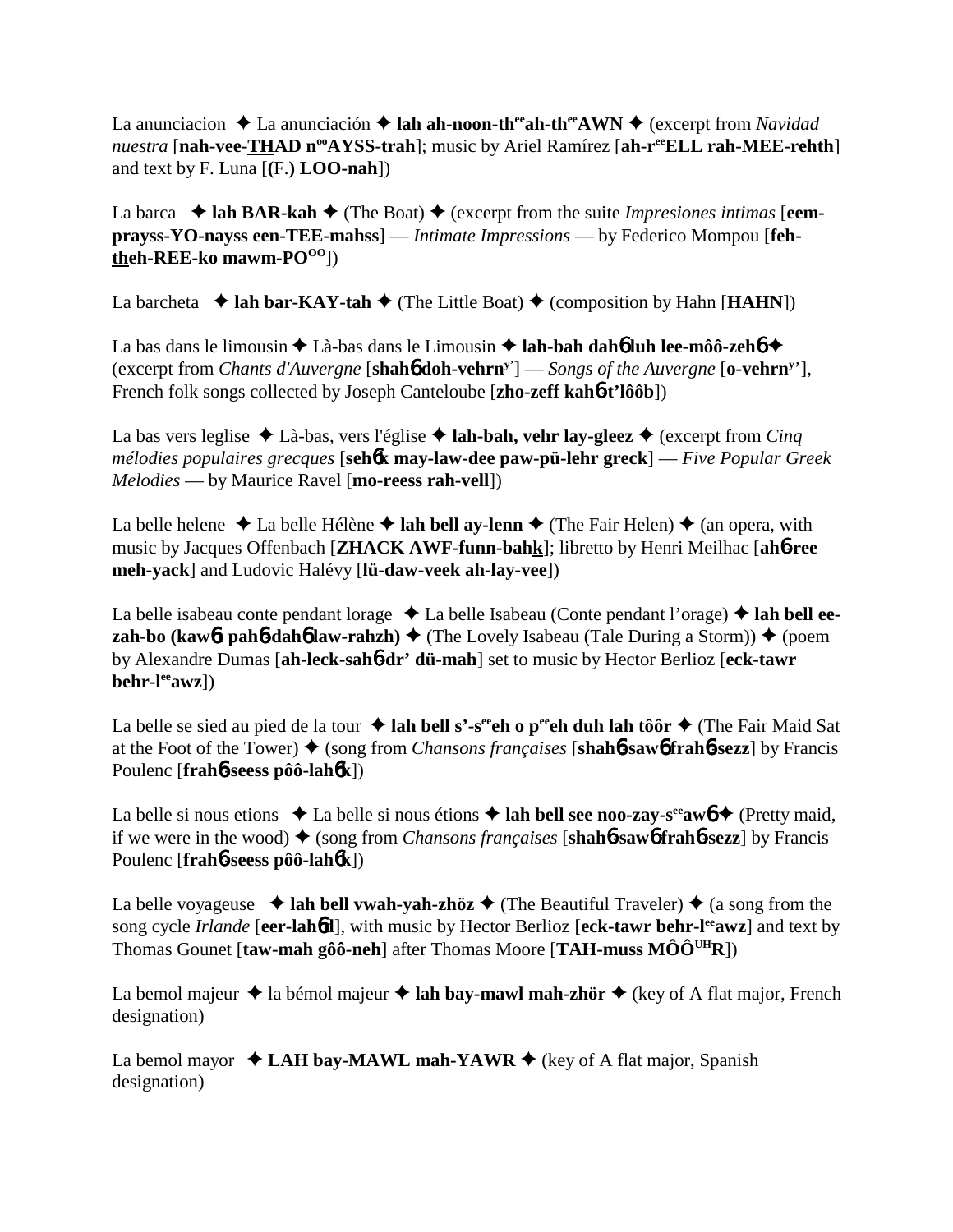La anunciacion ✦ La anunciación ✦ **lah ah-noon-th^ee^ah-th^ee^AWN** ✦ (excerpt from *Navidad nuestra* [**nah-vee-THAD n^oo^AYSS-trah**]; music by Ariel Ramírez [**ah-r^ee^ELL rah-MEE-rehth**] and text by F. Luna [**(F.) LOO-nah**])

La barca ✦ **lah BAR-kah** ✦ (The Boat) ✦ (excerpt from the suite *Impresiones intimas* [**eem-prayss-YO-nayss een-TEE-mahss**] — *Intimate Impressions* — by Federico Mompou [**feh-theh-REE-ko mawm-PO^OO^**])

La barcheta ✦ **lah bar-KAY-tah** ✦ (The Little Boat) ✦ (composition by Hahn [**HAHN**])

La bas dans le limousin ✦ Là-bas dans le Limousin ✦ **lah-bah dahɓ luh lee-môô-zehɓ** ✦ (excerpt from *Chants d'Auvergne* [**shahɓ doh-vehrn^y'^**] — *Songs of the Auvergne* [**o-vehrn^y'^**], French folk songs collected by Joseph Canteloube [**zho-zeff kahɓ-t'lôôb**])

La bas vers leglise ✦ Là-bas, vers l'église ✦ **lah-bah, vehr lay-gleez** ✦ (excerpt from *Cinq mélodies populaires grecques* [**sehɓk may-law-dee paw-pü-lehr greck**] — *Five Popular Greek Melodies* — by Maurice Ravel [**mo-reess rah-vell**])

La belle helene ✦ La belle Hélène ✦ **lah bell ay-lenn** ✦ (The Fair Helen) ✦ (an opera, with music by Jacques Offenbach [**ZHACK AWF-funn-bahk**]; libretto by Henri Meilhac [**ahɓ-ree meh-yack**] and Ludovic Halévy [**lü-daw-veek ah-lay-vee**])

La belle isabeau conte pendant lorage ✦ La belle Isabeau (Conte pendant l'orage) ✦ **lah bell ee-zah-bo (kawɓt pahɓ-dahɓ law-rahzh)** ✦ (The Lovely Isabeau (Tale During a Storm)) ✦ (poem by Alexandre Dumas [**ah-leck-sahɓ-dr' dü-mah**] set to music by Hector Berlioz [**eck-tawr behr-l^ee^awz**])

La belle se sied au pied de la tour ✦ **lah bell s'-s^ee^eh o p^ee^eh duh lah tôôr** ✦ (The Fair Maid Sat at the Foot of the Tower) ✦ (song from *Chansons françaises* [**shahɓ-sawɓ frahɓ-sezz**] by Francis Poulenc [**frahɓ-seess pôô-lahɓk**])

La belle si nous etions ✦ La belle si nous étions ✦ **lah bell see noo-zay-s^ee^awɓ** ✦ (Pretty maid, if we were in the wood) ✦ (song from *Chansons françaises* [**shahɓ-sawɓ frahɓ-sezz**] by Francis Poulenc [**frahɓ-seess pôô-lahɓk**])

La belle voyageuse ✦ **lah bell vwah-yah-zhöz** ✦ (The Beautiful Traveler) ✦ (a song from the song cycle *Irlande* [**eer-lahɓd**], with music by Hector Berlioz [**eck-tawr behr-l^ee^awz**] and text by Thomas Gounet [**taw-mah gôô-neh**] after Thomas Moore [**TAH-muss MÔÔ^UH^R**])

La bemol majeur ✦ la bémol majeur ✦ **lah bay-mawl mah-zhör** ✦ (key of A flat major, French designation)

La bemol mayor ✦ **LAH bay-MAWL mah-YAWR** ✦ (key of A flat major, Spanish designation)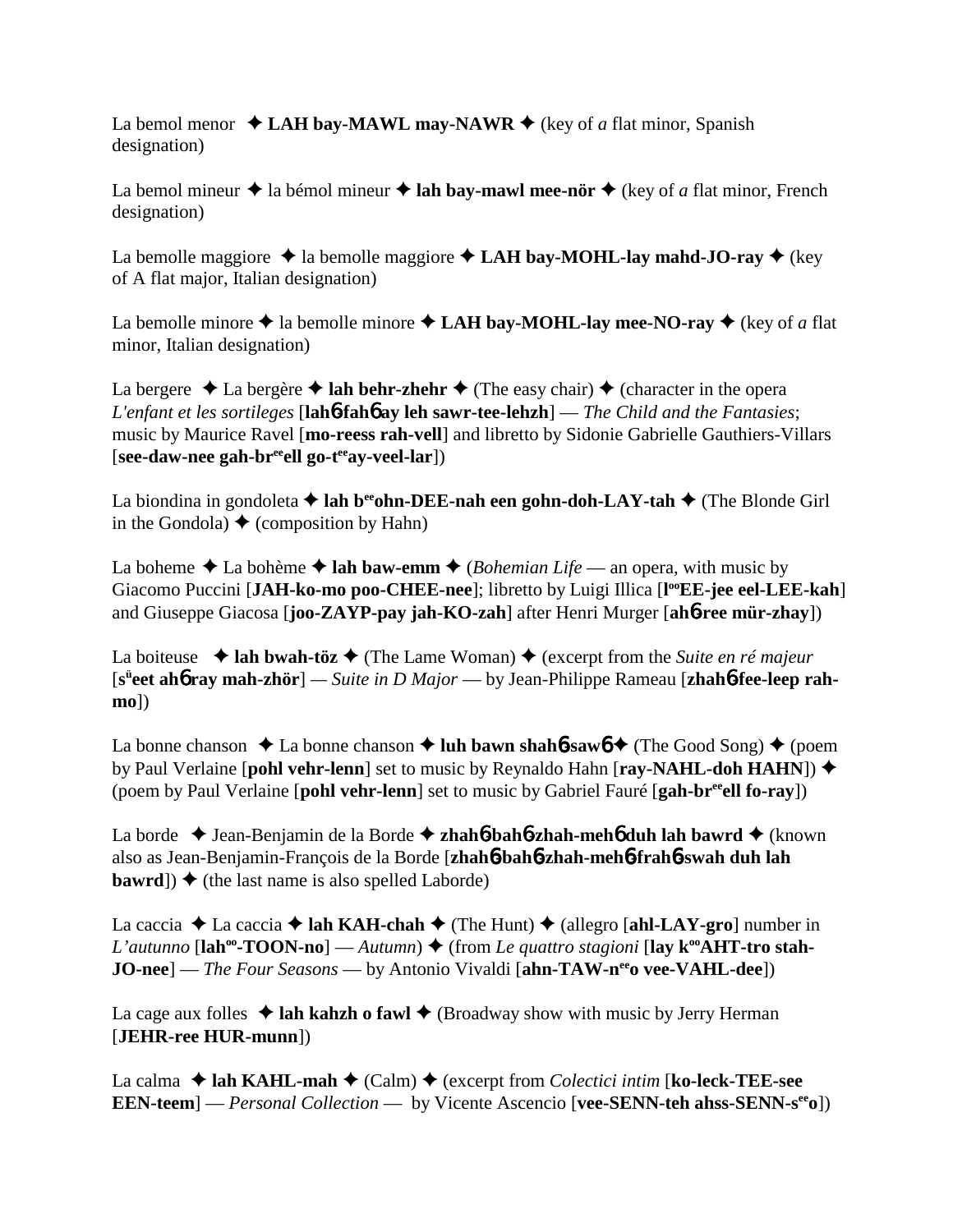La bemol menor ✦ **LAH bay-MAWL may-NAWR** ✦ (key of *a* flat minor, Spanish designation)

La bemol mineur ✦ la bémol mineur ✦ **lah bay-mawl mee-nör** ✦ (key of *a* flat minor, French designation)

La bemolle maggiore ✦ la bemolle maggiore ✦ **LAH bay-MOHL-lay mahd-JO-ray** ✦ (key of A flat major, Italian designation)

La bemolle minore ✦ la bemolle minore ✦ **LAH bay-MOHL-lay mee-NO-ray** ✦ (key of *a* flat minor, Italian designation)

La bergere ✦ La bergère ✦ **lah behr-zhehr** ✦ (The easy chair) ✦ (character in the opera *L'enfant et les sortileges* [**lah**6 **fah**6 **ay leh sawr-tee-lehzh**] — *The Child and the Fantasies*; music by Maurice Ravel [**mo-reess rah-vell**] and libretto by Sidonie Gabrielle Gauthiers-Villars [**see-daw-nee gah-br**ee**ell go-t**ee**ay-veel-lar**])

La biondina in gondoleta ✦ **lah b**ee**ohn-DEE-nah een gohn-doh-LAY-tah** ✦ (The Blonde Girl in the Gondola) ✦ (composition by Hahn)

La boheme ✦ La bohème ✦ **lah baw-emm** ✦ (*Bohemian Life* — an opera, with music by Giacomo Puccini [**JAH-ko-mo poo-CHEE-nee**]; libretto by Luigi Illica [**l**oo**EE-jee eel-LEE-kah**] and Giuseppe Giacosa [**joo-ZAYP-pay jah-KO-zah**] after Henri Murger [**ah**6**-ree mür-zhay**])

La boiteuse ✦ **lah bwah-töz** ✦ (The Lame Woman) ✦ (excerpt from the *Suite en ré majeur* [**s**ü**eet ah**6 **ray mah-zhör**] — *Suite in D Major* — by Jean-Philippe Rameau [**zhah**6**-fee-leep rah-mo**])

La bonne chanson ✦ La bonne chanson ✦ **luh bawn shah**6**-saw**6 ✦ (The Good Song) ✦ (poem by Paul Verlaine [**pohl vehr-lenn**] set to music by Reynaldo Hahn [**ray-NAHL-doh HAHN**]) ✦ (poem by Paul Verlaine [**pohl vehr-lenn**] set to music by Gabriel Fauré [**gah-br**ee**ell fo-ray**])

La borde ✦ Jean-Benjamin de la Borde ✦ **zhah**6**-bah**6**-zhah-meh**6 **duh lah bawrd** ✦ (known also as Jean-Benjamin-François de la Borde [**zhah**6**-bah**6**-zhah-meh**6**-frah**6**-swah duh lah bawrd**]) ✦ (the last name is also spelled Laborde)

La caccia ✦ La caccia ✦ **lah KAH-chah** ✦ (The Hunt) ✦ (allegro [**ahl-LAY-gro**] number in *L'autunno* [**lah**oo**-TOON-no**] — *Autumn*) ✦ (from *Le quattro stagioni* [**lay k**oo**AHT-tro stah-JO-nee**] — *The Four Seasons* — by Antonio Vivaldi [**ahn-TAW-n**ee**o vee-VAHL-dee**])

La cage aux folles ✦ **lah kahzh o fawl** ✦ (Broadway show with music by Jerry Herman [**JEHR-ree HUR-munn**])

La calma ✦ **lah KAHL-mah** ✦ (Calm) ✦ (excerpt from *Colectici intim* [**ko-leck-TEE-see EEN-teem**] — *Personal Collection* — by Vicente Ascencio [**vee-SENN-teh ahss-SENN-s**ee**o**])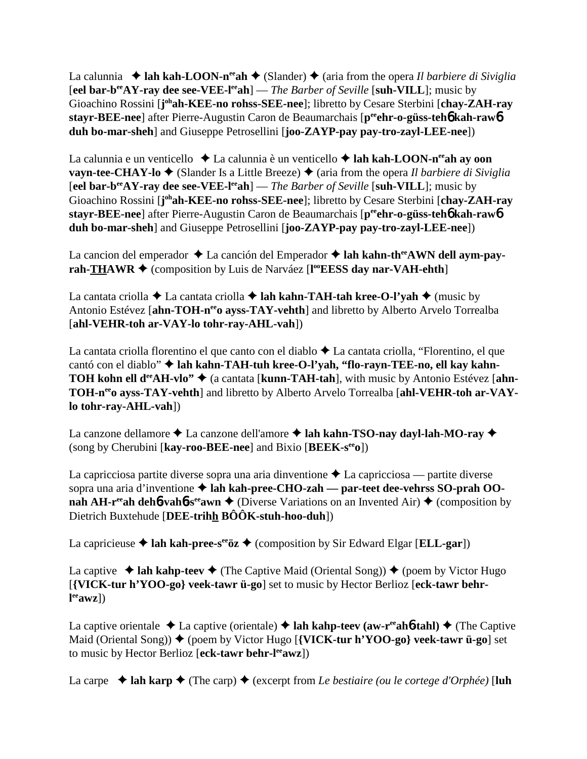La calunnia ✦ **lah kah-LOON-n[ee]ah** ✦ (Slander) ✦ (aria from the opera *Il barbiere di Siviglia* [**eel bar-b[ee]AY-ray dee see-VEE-l[ee]ah**] — *The Barber of Seville* [**suh-VILL**]; music by Gioachino Rossini [**j[oh]ah-KEE-no rohss-SEE-nee**]; libretto by Cesare Sterbini [**chay-ZAH-ray stayr-BEE-nee**] after Pierre-Augustin Caron de Beaumarchais [**p[ee]ehr-o-güss-tehɓ kah-rawɓ duh bo-mar-sheh**] and Giuseppe Petrosellini [**joo-ZAYP-pay pay-tro-zayl-LEE-nee**])

La calunnia e un venticello ✦ La calunnia è un venticello ✦ **lah kah-LOON-n[ee]ah ay oon vayn-tee-CHAY-lo** ✦ (Slander Is a Little Breeze) ✦ (aria from the opera *Il barbiere di Siviglia* [**eel bar-b[ee]AY-ray dee see-VEE-l[ee]ah**] — *The Barber of Seville* [**suh-VILL**]; music by Gioachino Rossini [**j[oh]ah-KEE-no rohss-SEE-nee**]; libretto by Cesare Sterbini [**chay-ZAH-ray stayr-BEE-nee**] after Pierre-Augustin Caron de Beaumarchais [**p[ee]ehr-o-güss-tehɓ kah-rawɓ duh bo-mar-sheh**] and Giuseppe Petrosellini [**joo-ZAYP-pay pay-tro-zayl-LEE-nee**])

La cancion del emperador ✦ La canción del Emperador ✦ **lah kahn-th[ee]AWN dell aym-pay-rah-THAWR** ✦ (composition by Luis de Narváez [**l[oo]EESS day nar-VAH-ehth**]

La cantata criolla ✦ La cantata criolla ✦ **lah kahn-TAH-tah kree-O-l'yah** ✦ (music by Antonio Estévez [**ahn-TOH-n[ee]o ayss-TAY-vehth**] and libretto by Alberto Arvelo Torrealba [**ahl-VEHR-toh ar-VAY-lo tohr-ray-AHL-vah**])

La cantata criolla florentino el que canto con el diablo ✦ La cantata criolla, "Florentino, el que cantó con el diablo" ✦ **lah kahn-TAH-tuh kree-O-l'yah, "flo-rayn-TEE-no, ell kay kahn-TOH kohn ell d[ee]AH-vlo"** ✦ (a cantata [**kunn-TAH-tah**], with music by Antonio Estévez [**ahn-TOH-n[ee]o ayss-TAY-vehth**] and libretto by Alberto Arvelo Torrealba [**ahl-VEHR-toh ar-VAY-lo tohr-ray-AHL-vah**])

La canzone dellamore ✦ La canzone dell'amore ✦ **lah kahn-TSO-nay dayl-lah-MO-ray** ✦ (song by Cherubini [**kay-roo-BEE-nee**] and Bixio [**BEEK-s[ee]o**])

La capricciosa partite diverse sopra una aria dinventione ✦ La capricciosa — partite diverse sopra una aria d'inventione ✦ **lah kah-pree-CHO-zah — par-teet dee-vehrss SO-prah OO-nah AH-r[ee]ah dehɓ-vahɓ-s[ee]awn** ✦ (Diverse Variations on an Invented Air) ✦ (composition by Dietrich Buxtehude [**DEE-trihh BÔÔK-stuh-hoo-duh**])

La capricieuse ✦ **lah kah-pree-s[ee]öz** ✦ (composition by Sir Edward Elgar [**ELL-gar**])

La captive ✦ **lah kahp-teev** ✦ (The Captive Maid (Oriental Song)) ✦ (poem by Victor Hugo [**{VICK-tur h'YOO-go} veek-tawr ü-go**] set to music by Hector Berlioz [**eck-tawr behr-l[ee]awz**])

La captive orientale ✦ La captive (orientale) ✦ **lah kahp-teev (aw-r[ee]ahɓ-tahl)** ✦ (The Captive Maid (Oriental Song)) ✦ (poem by Victor Hugo [**{VICK-tur h'YOO-go} veek-tawr ü-go**] set to music by Hector Berlioz [**eck-tawr behr-l[ee]awz**])

La carpe ✦ **lah karp** ✦ (The carp) ✦ (excerpt from *Le bestiaire (ou le cortege d'Orphée)* [**luh**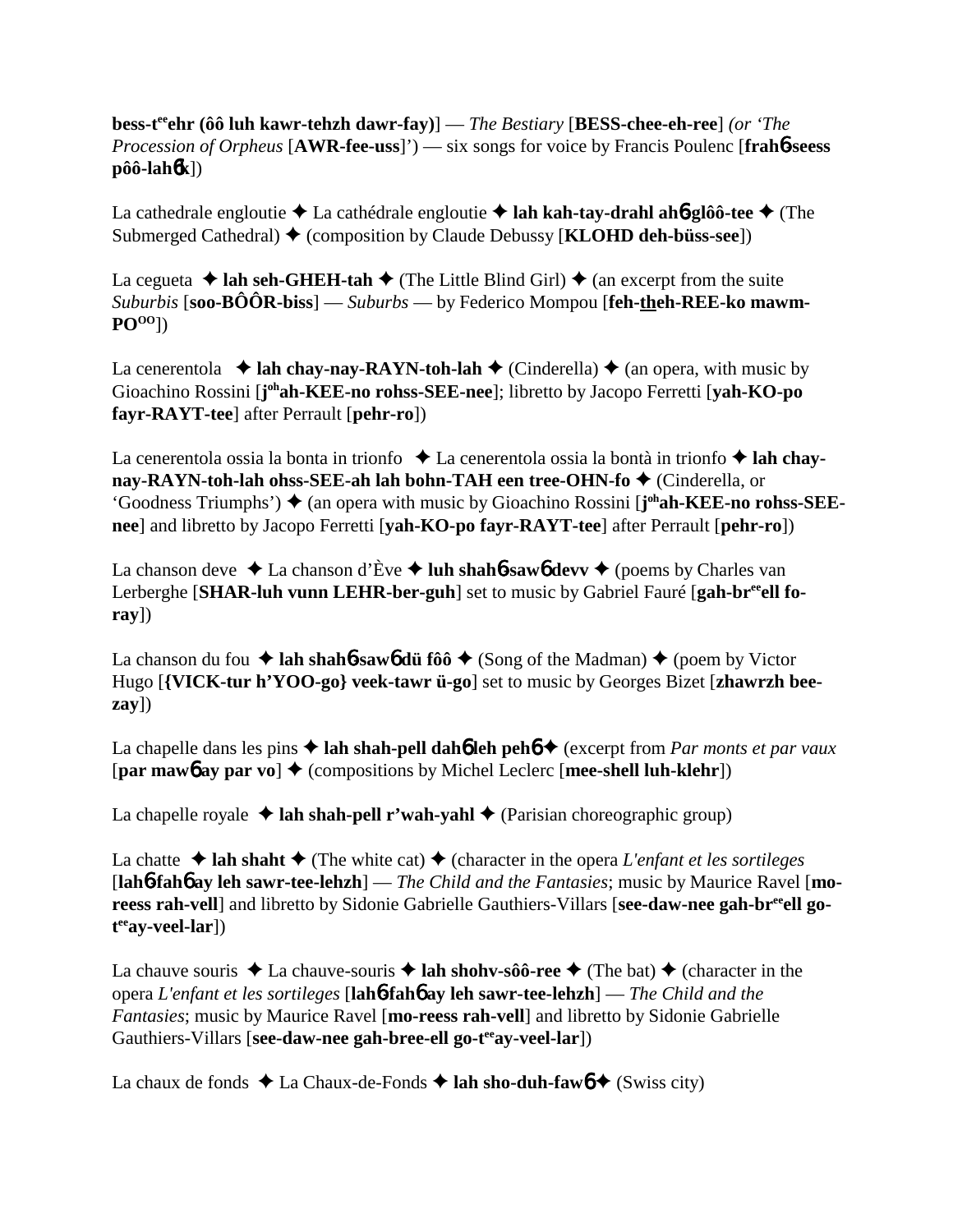**bess-t**ee**ehr (ôô luh kawr-tehzh dawr-fay)**] — *The Bestiary* [**BESS-chee-eh-ree**] *(or 'The Procession of Orpheus* [**AWR-fee-uss**]') — six songs for voice by Francis Poulenc [**frah**6**-seess pôô-lah**6**k**])

La cathedrale engloutie ✦ La cathédrale engloutie ✦ **lah kah-tay-drahl ah**6**-glôô-tee** ✦ (The Submerged Cathedral) ✦ (composition by Claude Debussy [**KLOHD deh-büss-see**])

La cegueta ✦ **lah seh-GHEH-tah** ✦ (The Little Blind Girl) ✦ (an excerpt from the suite *Suburbis* [**soo-BÔÔR-biss**] — *Suburbs* — by Federico Mompou [**feh-theh-REE-ko mawm-PO**OO])

La cenerentola ✦ **lah chay-nay-RAYN-toh-lah** ✦ (Cinderella) ✦ (an opera, with music by Gioachino Rossini [**j**oh**ah-KEE-no rohss-SEE-nee**]; libretto by Jacopo Ferretti [**yah-KO-po fayr-RAYT-tee**] after Perrault [**pehr-ro**])

La cenerentola ossia la bonta in trionfo ✦ La cenerentola ossia la bontà in trionfo ✦ **lah chay-nay-RAYN-toh-lah ohss-SEE-ah lah bohn-TAH een tree-OHN-fo** ✦ (Cinderella, or 'Goodness Triumphs') ✦ (an opera with music by Gioachino Rossini [**j**oh**ah-KEE-no rohss-SEE-nee**] and libretto by Jacopo Ferretti [**yah-KO-po fayr-RAYT-tee**] after Perrault [**pehr-ro**])

La chanson deve ✦ La chanson d'Ève ✦ **luh shah**6**-saw**6 **devv** ✦ (poems by Charles van Lerberghe [**SHAR-luh vunn LEHR-ber-guh**] set to music by Gabriel Fauré [**gah-br**ee**ell fo-ray**])

La chanson du fou ✦ **lah shah**6**-saw**6 **dü fôô** ✦ (Song of the Madman) ✦ (poem by Victor Hugo [**{VICK-tur h'YOO-go} veek-tawr ü-go**] set to music by Georges Bizet [**zhawrzh bee-zay**])

La chapelle dans les pins ✦ **lah shah-pell dah**6 **leh peh**6 ✦ (excerpt from *Par monts et par vaux* [**par maw**6 **ay par vo**] ✦ (compositions by Michel Leclerc [**mee-shell luh-klehr**])

La chapelle royale ✦ **lah shah-pell r'wah-yahl** ✦ (Parisian choreographic group)

La chatte ✦ **lah shaht** ✦ (The white cat) ✦ (character in the opera *L'enfant et les sortileges* [**lah**6**-fah**6 **ay leh sawr-tee-lehzh**] — *The Child and the Fantasies*; music by Maurice Ravel [**mo-reess rah-vell**] and libretto by Sidonie Gabrielle Gauthiers-Villars [**see-daw-nee gah-br**ee**ell go-t**ee**ay-veel-lar**])

La chauve souris ✦ La chauve-souris ✦ **lah shohv-sôô-ree** ✦ (The bat) ✦ (character in the opera *L'enfant et les sortileges* [**lah**6**-fah**6 **ay leh sawr-tee-lehzh**] — *The Child and the Fantasies*; music by Maurice Ravel [**mo-reess rah-vell**] and libretto by Sidonie Gabrielle Gauthiers-Villars [**see-daw-nee gah-bree-ell go-t**ee**ay-veel-lar**])

La chaux de fonds ✦ La Chaux-de-Fonds ✦ **lah sho-duh-faw**6 ✦ (Swiss city)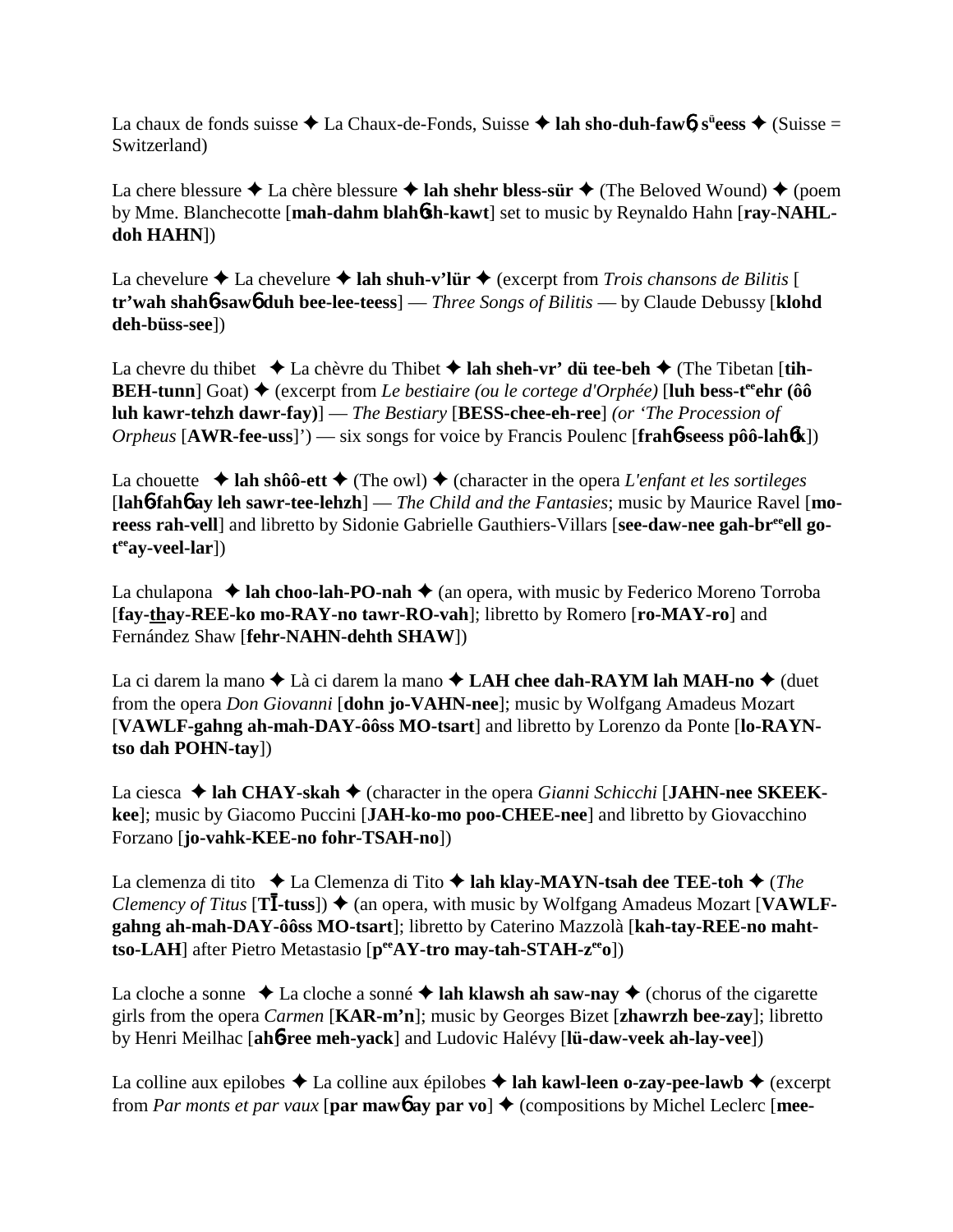La chaux de fonds suisse ✦ La Chaux-de-Fonds, Suisse ✦ **lah sho-duh-fawɓ, s^ü^eess** ✦ (Suisse = Switzerland)

La chere blessure ✦ La chère blessure ✦ **lah shehr bless-sür** ✦ (The Beloved Wound) ✦ (poem by Mme. Blanchecotte [**mah-dahm blahɓsh-kawt**] set to music by Reynaldo Hahn [**ray-NAHL-doh HAHN**])

La chevelure ✦ La chevelure ✦ **lah shuh-v'lür** ✦ (excerpt from *Trois chansons de Bilitis* [**tr'wah shahɓ-sawɓ duh bee-lee-teess**] — *Three Songs of Bilitis* — by Claude Debussy [**klohd deh-büss-see**])

La chevre du thibet ✦ La chèvre du Thibet ✦ **lah sheh-vr' dü tee-beh** ✦ (The Tibetan [**tih-BEH-tunn**] Goat) ✦ (excerpt from *Le bestiaire (ou le cortege d'Orphée)* [**luh bess-t^ee^ehr (ôô luh kawr-tehzh dawr-fay)**] — *The Bestiary* [**BESS-chee-eh-ree**] *(or 'The Procession of Orpheus* [**AWR-fee-uss**]') — six songs for voice by Francis Poulenc [**frahɓ-seess pôô-lahɓk**])

La chouette ✦ **lah shôô-ett** ✦ (The owl) ✦ (character in the opera *L'enfant et les sortileges* [**lahɓ-fahɓ ay leh sawr-tee-lehzh**] — *The Child and the Fantasies*; music by Maurice Ravel [**mo-reess rah-vell**] and libretto by Sidonie Gabrielle Gauthiers-Villars [**see-daw-nee gah-br^ee^ell go-t^ee^ay-veel-lar**])

La chulapona ✦ **lah choo-lah-PO-nah** ✦ (an opera, with music by Federico Moreno Torroba [**fay-thay-REE-ko mo-RAY-no tawr-RO-vah**]; libretto by Romero [**ro-MAY-ro**] and Fernández Shaw [**fehr-NAHN-dehth SHAW**])

La ci darem la mano ✦ Là ci darem la mano ✦ **LAH chee dah-RAYM lah MAH-no** ✦ (duet from the opera *Don Giovanni* [**dohn jo-VAHN-nee**]; music by Wolfgang Amadeus Mozart [**VAWLF-gahng ah-mah-DAY-ôôss MO-tsart**] and libretto by Lorenzo da Ponte [**lo-RAYN-tso dah POHN-tay**])

La ciesca ✦ **lah CHAY-skah** ✦ (character in the opera *Gianni Schicchi* [**JAHN-nee SKEEK-kee**]; music by Giacomo Puccini [**JAH-ko-mo poo-CHEE-nee**] and libretto by Giovacchino Forzano [**jo-vahk-KEE-no fohr-TSAH-no**])

La clemenza di tito ✦ La Clemenza di Tito ✦ **lah klay-MAYN-tsah dee TEE-toh** ✦ (*The Clemency of Titus* [**TĪ-tuss**]) ✦ (an opera, with music by Wolfgang Amadeus Mozart [**VAWLF-gahng ah-mah-DAY-ôôss MO-tsart**]; libretto by Caterino Mazzolà [**kah-tay-REE-no maht-tso-LAH**] after Pietro Metastasio [**p^ee^AY-tro may-tah-STAH-z^ee^o**])

La cloche a sonne ✦ La cloche a sonné ✦ **lah klawsh ah saw-nay** ✦ (chorus of the cigarette girls from the opera *Carmen* [**KAR-m'n**]; music by Georges Bizet [**zhawrzh bee-zay**]; libretto by Henri Meilhac [**ahɓ-ree meh-yack**] and Ludovic Halévy [**lü-daw-veek ah-lay-vee**])

La colline aux epilobes ✦ La colline aux épilobes ✦ **lah kawl-leen o-zay-pee-lawb** ✦ (excerpt from *Par monts et par vaux* [**par mawɓ ay par vo**] ✦ (compositions by Michel Leclerc [**mee-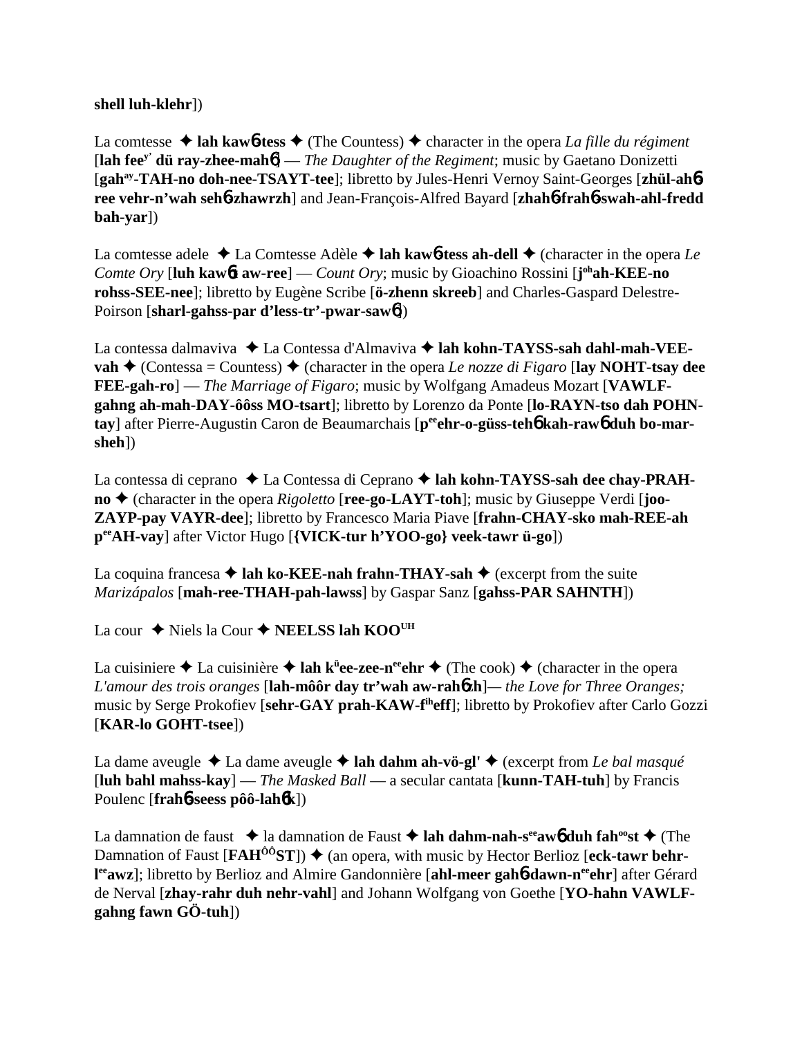**shell luh-klehr**])

La comtesse ✦ **lah kaw6-tess** ✦ (The Countess) ✦ character in the opera *La fille du régiment* [**lah fee**y' **dü ray-zhee-mah6**] — *The Daughter of the Regiment*; music by Gaetano Donizetti [**gah**ay**-TAH-no doh-nee-TSAYT-tee**]; libretto by Jules-Henri Vernoy Saint-Georges [**zhül-ah6-ree vehr-n'wah seh6-zhawrzh**] and Jean-François-Alfred Bayard [**zhah6-frah6-swah-ahl-fredd bah-yar**])

La comtesse adele ✦ La Comtesse Adèle ✦ **lah kaw6-tess ah-dell** ✦ (character in the opera *Le Comte Ory* [**luh kaw6t aw-ree**] — *Count Ory*; music by Gioachino Rossini [**j**oh**ah-KEE-no rohss-SEE-nee**]; libretto by Eugène Scribe [**ö-zhenn skreeb**] and Charles-Gaspard Delestre-Poirson [**sharl-gahss-par d'less-tr'-pwar-saw6**])

La contessa dalmaviva ✦ La Contessa d'Almaviva ✦ **lah kohn-TAYSS-sah dahl-mah-VEE-vah** ✦ (Contessa = Countess) ✦ (character in the opera *Le nozze di Figaro* [**lay NOHT-tsay dee FEE-gah-ro**] — *The Marriage of Figaro*; music by Wolfgang Amadeus Mozart [**VAWLF-gahng ah-mah-DAY-ôôss MO-tsart**]; libretto by Lorenzo da Ponte [**lo-RAYN-tso dah POHN-tay**] after Pierre-Augustin Caron de Beaumarchais [**p**ee**ehr-o-güss-teh6 kah-raw6 duh bo-mar-sheh**])

La contessa di ceprano ✦ La Contessa di Ceprano ✦ **lah kohn-TAYSS-sah dee chay-PRAH-no** ✦ (character in the opera *Rigoletto* [**ree-go-LAYT-toh**]; music by Giuseppe Verdi [**joo-ZAYP-pay VAYR-dee**]; libretto by Francesco Maria Piave [**frahn-CHAY-sko mah-REE-ah p**ee**AH-vay**] after Victor Hugo [**{VICK-tur h'YOO-go} veek-tawr ü-go**])

La coquina francesa ✦ **lah ko-KEE-nah frahn-THAY-sah** ✦ (excerpt from the suite *Marizápalos* [**mah-ree-THAH-pah-lawss**] by Gaspar Sanz [**gahss-PAR SAHNTH**])

La cour ✦ Niels la Cour ✦ **NEELSS lah KOO**UH

La cuisiniere ✦ La cuisinière ✦ **lah k**ü**ee-zee-n**ee**ehr** ✦ (The cook) ✦ (character in the opera *L'amour des trois oranges* [**lah-môôr day tr'wah aw-rah6zh**]— *the Love for Three Oranges;* music by Serge Prokofiev [**sehr-GAY prah-KAW-f**ih**eff**]; libretto by Prokofiev after Carlo Gozzi [**KAR-lo GOHT-tsee**])

La dame aveugle ✦ La dame aveugle ✦ **lah dahm ah-vö-gl'** ✦ (excerpt from *Le bal masqué* [**luh bahl mahss-kay**] — *The Masked Ball* — a secular cantata [**kunn-TAH-tuh**] by Francis Poulenc [**frah6-seess pôô-lah6k**])

La damnation de faust ✦ la damnation de Faust ✦ **lah dahm-nah-s**ee**aw6 duh fah**oo**st** ✦ (The Damnation of Faust [**FAH**ÔÔ**ST**]) ✦ (an opera, with music by Hector Berlioz [**eck-tawr behr-l**ee**awz**]; libretto by Berlioz and Almire Gandonnière [**ahl-meer gah6-dawn-n**ee**ehr**] after Gérard de Nerval [**zhay-rahr duh nehr-vahl**] and Johann Wolfgang von Goethe [**YO-hahn VAWLF-gahng fawn GÖ-tuh**])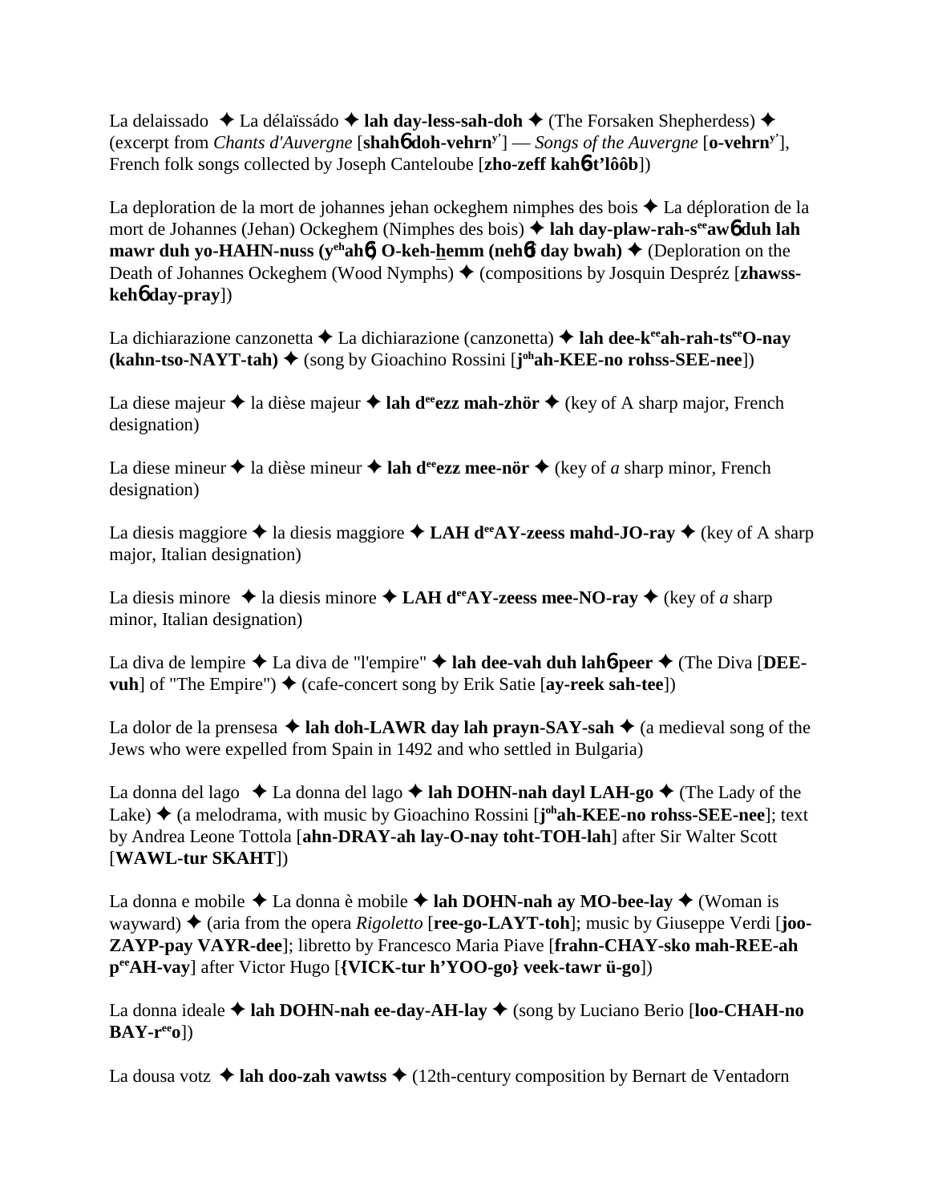La delaissado ✦ La délaïssádo ✦ **lah day-less-sah-doh** ✦ (The Forsaken Shepherdess) ✦ (excerpt from *Chants d'Auvergne* [**shah6 doh-vehrn**[y']] — *Songs of the Auvergne* [**o-vehrn**[y']], French folk songs collected by Joseph Canteloube [**zho-zeff kah6-t'lôôb**])

La deploration de la mort de johannes jehan ockeghem nimphes des bois ✦ La déploration de la mort de Johannes (Jehan) Ockeghem (Nimphes des bois) ✦ **lah day-plaw-rah-s**[ee]**aw6 duh lah mawr duh yo-HAHN-nuss (y**[eh]**ah6) O-keh-hemm (neh6f day bwah)** ✦ (Deploration on the Death of Johannes Ockeghem (Wood Nymphs) ✦ (compositions by Josquin Despréz [**zhawss-keh6 day-pray**])

La dichiarazione canzonetta ✦ La dichiarazione (canzonetta) ✦ **lah dee-k**[ee]**ah-rah-ts**[ee]**O-nay (kahn-tso-NAYT-tah)** ✦ (song by Gioachino Rossini [**j**[oh]**ah-KEE-no rohss-SEE-nee**])

La diese majeur ✦ la dièse majeur ✦ **lah d**[ee]**ezz mah-zhör** ✦ (key of A sharp major, French designation)

La diese mineur ✦ la dièse mineur ✦ **lah d**[ee]**ezz mee-nör** ✦ (key of *a* sharp minor, French designation)

La diesis maggiore ✦ la diesis maggiore ✦ **LAH d**[ee]**AY-zeess mahd-JO-ray** ✦ (key of A sharp major, Italian designation)

La diesis minore ✦ la diesis minore ✦ **LAH d**[ee]**AY-zeess mee-NO-ray** ✦ (key of *a* sharp minor, Italian designation)

La diva de lempire ✦ La diva de "l'empire" ✦ **lah dee-vah duh lah6-peer** ✦ (The Diva [**DEE-vuh**] of "The Empire") ✦ (cafe-concert song by Erik Satie [**ay-reek sah-tee**])

La dolor de la prensesa ✦ **lah doh-LAWR day lah prayn-SAY-sah** ✦ (a medieval song of the Jews who were expelled from Spain in 1492 and who settled in Bulgaria)

La donna del lago ✦ La donna del lago ✦ **lah DOHN-nah dayl LAH-go** ✦ (The Lady of the Lake) ✦ (a melodrama, with music by Gioachino Rossini [**j**[oh]**ah-KEE-no rohss-SEE-nee**]; text by Andrea Leone Tottola [**ahn-DRAY-ah lay-O-nay toht-TOH-lah**] after Sir Walter Scott [**WAWL-tur SKAHT**])

La donna e mobile ✦ La donna è mobile ✦ **lah DOHN-nah ay MO-bee-lay** ✦ (Woman is wayward) ✦ (aria from the opera *Rigoletto* [**ree-go-LAYT-toh**]; music by Giuseppe Verdi [**joo-ZAYP-pay VAYR-dee**]; libretto by Francesco Maria Piave [**frahn-CHAY-sko mah-REE-ah p**[ee]**AH-vay**] after Victor Hugo [**{VICK-tur h'YOO-go} veek-tawr ü-go**])

La donna ideale ✦ **lah DOHN-nah ee-day-AH-lay** ✦ (song by Luciano Berio [**loo-CHAH-no BAY-r**[ee]**o**])

La dousa votz ✦ **lah doo-zah vawtss** ✦ (12th-century composition by Bernart de Ventadorn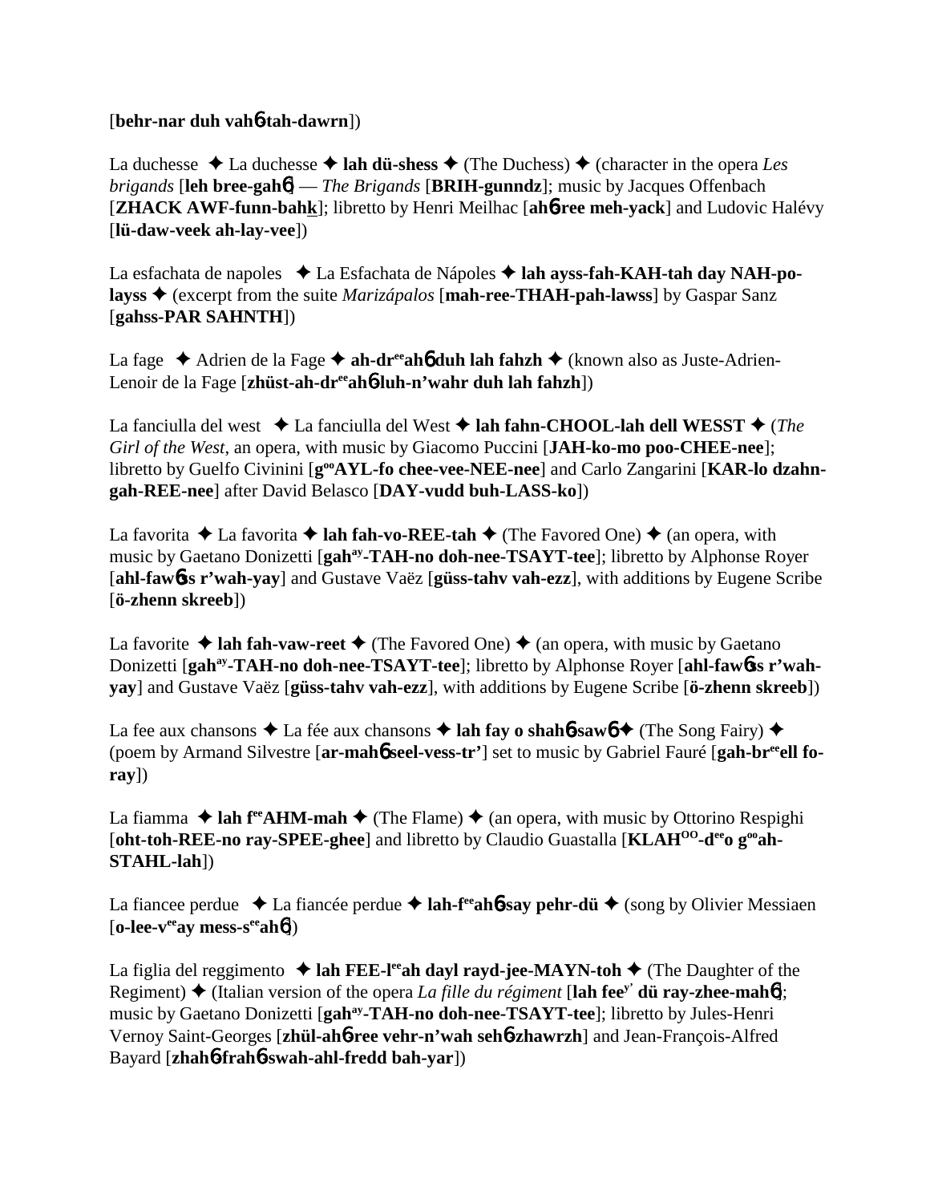[**behr-nar duh vahɓ-tah-dawrn**])

La duchesse ✦ La duchesse ✦ **lah dü-shess** ✦ (The Duchess) ✦ (character in the opera *Les brigands* [**leh bree-gahɓ**] — *The Brigands* [**BRIH-gunndz**]; music by Jacques Offenbach [**ZHACK AWF-funn-bahk**]; libretto by Henri Meilhac [**ahɓ-ree meh-yack**] and Ludovic Halévy [**lü-daw-veek ah-lay-vee**])

La esfachata de napoles ✦ La Esfachata de Nápoles ✦ **lah ayss-fah-KAH-tah day NAH-po-layss** ✦ (excerpt from the suite *Marizápalos* [**mah-ree-THAH-pah-lawss**] by Gaspar Sanz [**gahss-PAR SAHNTH**])

La fage ✦ Adrien de la Fage ✦ **ah-dr^ee^ahɓ duh lah fahzh** ✦ (known also as Juste-Adrien-Lenoir de la Fage [**zhüst-ah-dr^ee^ahɓ-luh-n'wahr duh lah fahzh**])

La fanciulla del west ✦ La fanciulla del West ✦ **lah fahn-CHOOL-lah dell WESST** ✦ (*The Girl of the West*, an opera, with music by Giacomo Puccini [**JAH-ko-mo poo-CHEE-nee**]; libretto by Guelfo Civinini [**g^oo^AYL-fo chee-vee-NEE-nee**] and Carlo Zangarini [**KAR-lo dzahn-gah-REE-nee**] after David Belasco [**DAY-vudd buh-LASS-ko**])

La favorita ✦ La favorita ✦ **lah fah-vo-REE-tah** ✦ (The Favored One) ✦ (an opera, with music by Gaetano Donizetti [**gah^ay^-TAH-no doh-nee-TSAYT-tee**]; libretto by Alphonse Royer [**ahl-fawɓss r'wah-yay**] and Gustave Vaëz [**güss-tahv vah-ezz**], with additions by Eugene Scribe [**ö-zhenn skreeb**])

La favorite ✦ **lah fah-vaw-reet** ✦ (The Favored One) ✦ (an opera, with music by Gaetano Donizetti [**gah^ay^-TAH-no doh-nee-TSAYT-tee**]; libretto by Alphonse Royer [**ahl-fawɓss r'wah-yay**] and Gustave Vaëz [**güss-tahv vah-ezz**], with additions by Eugene Scribe [**ö-zhenn skreeb**])

La fee aux chansons ✦ La fée aux chansons ✦ **lah fay o shahɓ-sawɓ** ✦ (The Song Fairy) ✦ (poem by Armand Silvestre [**ar-mahɓ seel-vess-tr'**] set to music by Gabriel Fauré [**gah-br^ee^ell fo-ray**])

La fiamma ✦ **lah f^ee^AHM-mah** ✦ (The Flame) ✦ (an opera, with music by Ottorino Respighi [**oht-toh-REE-no ray-SPEE-ghee**] and libretto by Claudio Guastalla [**KLAH^OO^-d^ee^o g^oo^ah-STAHL-lah**])

La fiancee perdue ✦ La fiancée perdue ✦ **lah-f^ee^ahɓ-say pehr-dü** ✦ (song by Olivier Messiaen [**o-lee-v^ee^ay mess-s^ee^ahɓ**])

La figlia del reggimento ✦ **lah FEE-l^ee^ah dayl rayd-jee-MAYN-toh** ✦ (The Daughter of the Regiment) ✦ (Italian version of the opera *La fille du régiment* [**lah fee^y'^ dü ray-zhee-mahɓ**]; music by Gaetano Donizetti [**gah^ay^-TAH-no doh-nee-TSAYT-tee**]; libretto by Jules-Henri Vernoy Saint-Georges [**zhül-ahɓ-ree vehr-n'wah sehɓ-zhawrzh**] and Jean-François-Alfred Bayard [**zhahɓ-frahɓ-swah-ahl-fredd bah-yar**])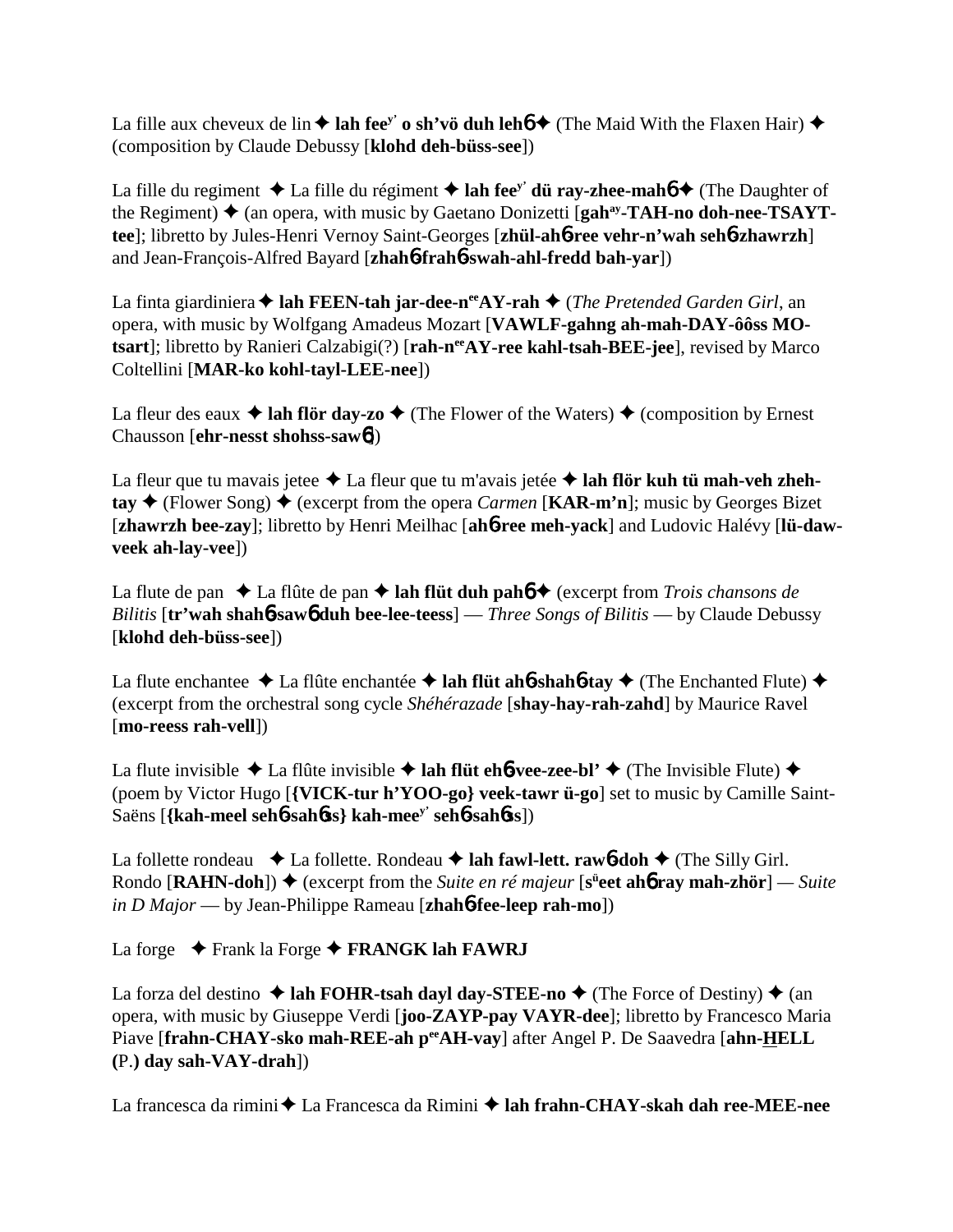La fille aux cheveux de lin ✦ **lah fee$^{y'}$ o sh'vö duh leh6** ✦ (The Maid With the Flaxen Hair) ✦ (composition by Claude Debussy [**klohd deh-büss-see**])

La fille du regiment ✦ La fille du régiment ✦ **lah fee$^{y'}$ dü ray-zhee-mah6** ✦ (The Daughter of the Regiment) ✦ (an opera, with music by Gaetano Donizetti [**gah$^{ay}$-TAH-no doh-nee-TSAYT-tee**]; libretto by Jules-Henri Vernoy Saint-Georges [**zhül-ah6-ree vehr-n'wah seh6-zhawrzh**] and Jean-François-Alfred Bayard [**zhah6-frah6-swah-ahl-fredd bah-yar**])

La finta giardiniera ✦ **lah FEEN-tah jar-dee-n$^{ee}$AY-rah** ✦ (*The Pretended Garden Girl*, an opera, with music by Wolfgang Amadeus Mozart [**VAWLF-gahng ah-mah-DAY-ôôss MO-tsart**]; libretto by Ranieri Calzabigi(?) [**rah-n$^{ee}$AY-ree kahl-tsah-BEE-jee**], revised by Marco Coltellini [**MAR-ko kohl-tayl-LEE-nee**])

La fleur des eaux ✦ **lah flör day-zo** ✦ (The Flower of the Waters) ✦ (composition by Ernest Chausson [**ehr-nesst shohss-saw6**])

La fleur que tu mavais jetee ✦ La fleur que tu m'avais jetée ✦ **lah flör kuh tü mah-veh zheh-tay** ✦ (Flower Song) ✦ (excerpt from the opera *Carmen* [**KAR-m'n**]; music by Georges Bizet [**zhawrzh bee-zay**]; libretto by Henri Meilhac [**ah6-ree meh-yack**] and Ludovic Halévy [**lü-daw-veek ah-lay-vee**])

La flute de pan ✦ La flûte de pan ✦ **lah flüt duh pah6** ✦ (excerpt from *Trois chansons de Bilitis* [**tr'wah shah6-saw6 duh bee-lee-teess**] — *Three Songs of Bilitis* — by Claude Debussy [**klohd deh-büss-see**])

La flute enchantee ✦ La flûte enchantée ✦ **lah flüt ah6-shah6-tay** ✦ (The Enchanted Flute) ✦ (excerpt from the orchestral song cycle *Shéhérazade* [**shay-hay-rah-zahd**] by Maurice Ravel [**mo-reess rah-vell**])

La flute invisible ✦ La flûte invisible ✦ **lah flüt eh6-vee-zee-bl'** ✦ (The Invisible Flute) ✦ (poem by Victor Hugo [**{VICK-tur h'YOO-go} veek-tawr ü-go**] set to music by Camille Saint-Saëns [**{kah-meel seh6-sah6s} kah-mee$^{y'}$ seh6-sah6s**])

La follette rondeau ✦ La follette. Rondeau ✦ **lah fawl-lett. raw6-doh** ✦ (The Silly Girl. Rondo [**RAHN-doh**]) ✦ (excerpt from the *Suite en ré majeur* [**s$^{ü}$eet ah6 ray mah-zhör**] — *Suite in D Major* — by Jean-Philippe Rameau [**zhah6-fee-leep rah-mo**])

La forge ✦ Frank la Forge ✦ **FRANGK lah FAWRJ**

La forza del destino ✦ **lah FOHR-tsah dayl day-STEE-no** ✦ (The Force of Destiny) ✦ (an opera, with music by Giuseppe Verdi [**joo-ZAYP-pay VAYR-dee**]; libretto by Francesco Maria Piave [**frahn-CHAY-sko mah-REE-ah p$^{ee}$AH-vay**] after Angel P. De Saavedra [**ahn-HELL (**P.**) day sah-VAY-drah**])

La francesca da rimini ✦ La Francesca da Rimini ✦ **lah frahn-CHAY-skah dah ree-MEE-nee**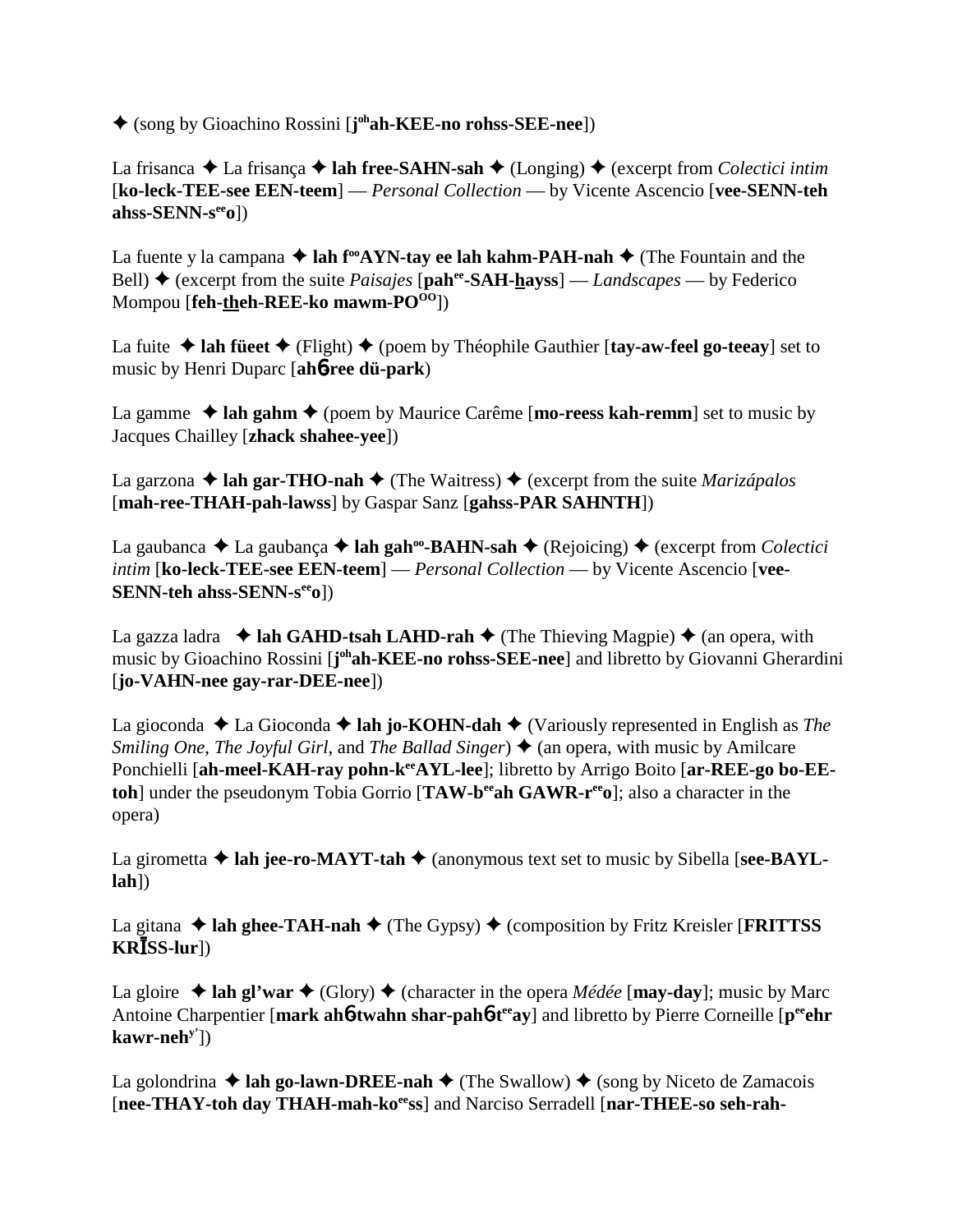✦ (song by Gioachino Rossini [**j<sup>oh</sup>ah-KEE-no rohss-SEE-nee**])

La frisanca ✦ La frisança ✦ **lah free-SAHN-sah** ✦ (Longing) ✦ (excerpt from *Colectici intim* [**ko-leck-TEE-see EEN-teem**] — *Personal Collection* — by Vicente Ascencio [**vee-SENN-teh ahss-SENN-s<sup>ee</sup>o**])

La fuente y la campana ✦ **lah f<sup>oo</sup>AYN-tay ee lah kahm-PAH-nah** ✦ (The Fountain and the Bell) ✦ (excerpt from the suite *Paisajes* [**pah<sup>ee</sup>-SAH-hayss**] — *Landscapes* — by Federico Mompou [**feh-theh-REE-ko mawm-PO<sup>OO</sup>**])

La fuite ✦ **lah füeet** ✦ (Flight) ✦ (poem by Théophile Gauthier [**tay-aw-feel go-teeay**] set to music by Henri Duparc [**ahб-ree dü-park**)

La gamme ✦ **lah gahm** ✦ (poem by Maurice Carême [**mo-reess kah-remm**] set to music by Jacques Chailley [**zhack shahee-yee**])

La garzona ✦ **lah gar-THO-nah** ✦ (The Waitress) ✦ (excerpt from the suite *Marizápalos* [**mah-ree-THAH-pah-lawss**] by Gaspar Sanz [**gahss-PAR SAHNTH**])

La gaubanca ✦ La gaubança ✦ **lah gah<sup>oo</sup>-BAHN-sah** ✦ (Rejoicing) ✦ (excerpt from *Colectici intim* [**ko-leck-TEE-see EEN-teem**] — *Personal Collection* — by Vicente Ascencio [**vee-SENN-teh ahss-SENN-s<sup>ee</sup>o**])

La gazza ladra ✦ **lah GAHD-tsah LAHD-rah** ✦ (The Thieving Magpie) ✦ (an opera, with music by Gioachino Rossini [**j<sup>oh</sup>ah-KEE-no rohss-SEE-nee**] and libretto by Giovanni Gherardini [**jo-VAHN-nee gay-rar-DEE-nee**])

La gioconda ✦ La Gioconda ✦ **lah jo-KOHN-dah** ✦ (Variously represented in English as *The Smiling One*, *The Joyful Girl*, and *The Ballad Singer*) ✦ (an opera, with music by Amilcare Ponchielli [**ah-meel-KAH-ray pohn-k<sup>ee</sup>AYL-lee**]; libretto by Arrigo Boito [**ar-REE-go bo-EE-toh**] under the pseudonym Tobia Gorrio [**TAW-b<sup>ee</sup>ah GAWR-r<sup>ee</sup>o**]; also a character in the opera)

La girometta ✦ **lah jee-ro-MAYT-tah** ✦ (anonymous text set to music by Sibella [**see-BAYL-lah**])

La gitana ✦ **lah ghee-TAH-nah** ✦ (The Gypsy) ✦ (composition by Fritz Kreisler [**FRITTSS KRĪSS-lur**])

La gloire ✦ **lah gl'war** ✦ (Glory) ✦ (character in the opera *Médée* [**may-day**]; music by Marc Antoine Charpentier [**mark ahб-twahn shar-pahб-t<sup>ee</sup>ay**] and libretto by Pierre Corneille [**p<sup>ee</sup>ehr kawr-neh<sup>y'</sup>**])

La golondrina ✦ **lah go-lawn-DREE-nah** ✦ (The Swallow) ✦ (song by Niceto de Zamacois [**nee-THAY-toh day THAH-mah-ko<sup>ee</sup>ss**] and Narciso Serradell [**nar-THEE-so seh-rah-**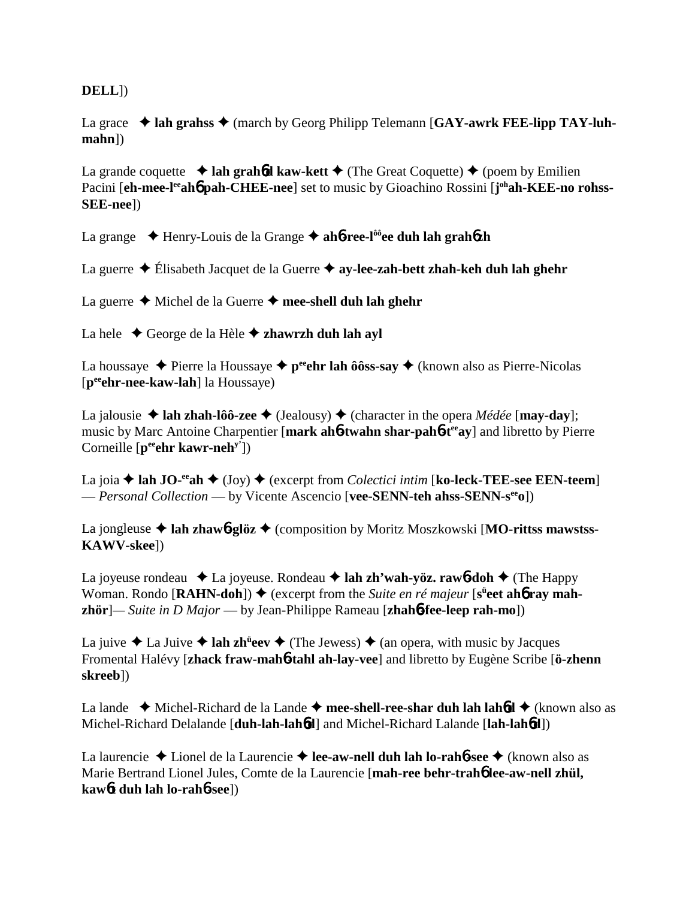**DELL**])

La grace ✦ **lah grahss** ✦ (march by Georg Philipp Telemann [**GAY-awrk FEE-lipp TAY-luh-mahn**])

La grande coquette ✦ **lah grah6d kaw-kett** ✦ (The Great Coquette) ✦ (poem by Emilien Pacini [**eh-mee-l^ee^ah6 pah-CHEE-nee**] set to music by Gioachino Rossini [**j^oh^ah-KEE-no rohss-SEE-nee**])

La grange ✦ Henry-Louis de la Grange ✦ **ah6-ree-l^ôô^ee duh lah grah6zh**

La guerre ✦ Élisabeth Jacquet de la Guerre ✦ **ay-lee-zah-bett zhah-keh duh lah ghehr**

La guerre ✦ Michel de la Guerre ✦ **mee-shell duh lah ghehr**

La hele ✦ George de la Hèle ✦ **zhawrzh duh lah ayl**

La houssaye ✦ Pierre la Houssaye ✦ **p^ee^ehr lah ôôss-say** ✦ (known also as Pierre-Nicolas [**p^ee^ehr-nee-kaw-lah**] la Houssaye)

La jalousie ✦ **lah zhah-lôô-zee** ✦ (Jealousy) ✦ (character in the opera *Médée* [**may-day**]; music by Marc Antoine Charpentier [**mark ah6-twahn shar-pah6-t^ee^ay**] and libretto by Pierre Corneille [**p^ee^ehr kawr-neh^y'**])

La joia ✦ **lah JO-^ee^ah** ✦ (Joy) ✦ (excerpt from *Colectici intim* [**ko-leck-TEE-see EEN-teem**] — *Personal Collection* — by Vicente Ascencio [**vee-SENN-teh ahss-SENN-s^ee^o**])

La jongleuse ✦ **lah zhaw6-glöz** ✦ (composition by Moritz Moszkowski [**MO-rittss mawstss-KAWV-skee**])

La joyeuse rondeau ✦ La joyeuse. Rondeau ✦ **lah zh'wah-yöz. raw6-doh** ✦ (The Happy Woman. Rondo [**RAHN-doh**]) ✦ (excerpt from the *Suite en ré majeur* [**s^ü^eet ah6 ray mah-zhör**]— *Suite in D Major* — by Jean-Philippe Rameau [**zhah6-fee-leep rah-mo**])

La juive ✦ La Juive ✦ **lah zh^ü^eev** ✦ (The Jewess) ✦ (an opera, with music by Jacques Fromental Halévy [**zhack fraw-mah6-tahl ah-lay-vee**] and libretto by Eugène Scribe [**ö-zhenn skreeb**])

La lande ✦ Michel-Richard de la Lande ✦ **mee-shell-ree-shar duh lah lah6d** ✦ (known also as Michel-Richard Delalande [**duh-lah-lah6d**] and Michel-Richard Lalande [**lah-lah6d**])

La laurencie ✦ Lionel de la Laurencie ✦ **lee-aw-nell duh lah lo-rah6-see** ✦ (known also as Marie Bertrand Lionel Jules, Comte de la Laurencie [**mah-ree behr-trah6 lee-aw-nell zhül, kaw6t duh lah lo-rah6-see**])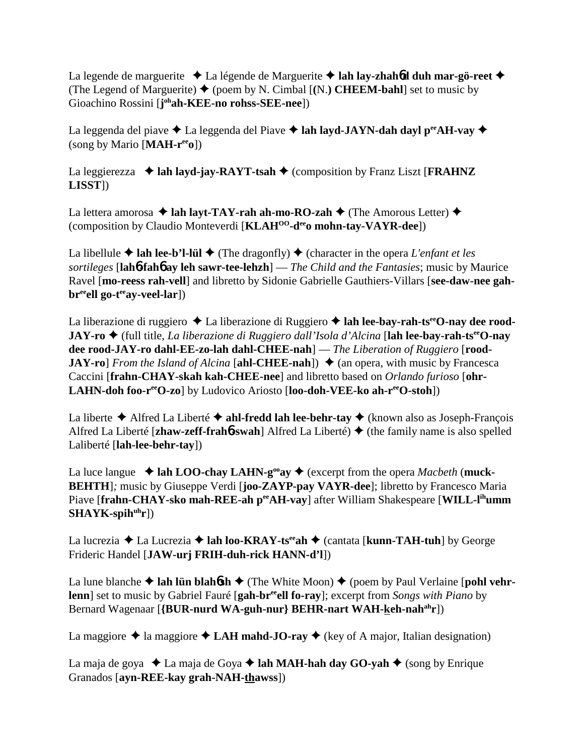La legende de marguerite ✦ La légende de Marguerite ✦ **lah lay-zhah6d duh mar-gö-reet** ✦ (The Legend of Marguerite) ✦ (poem by N. Cimbal [**(N.) CHEEM-bahl**] set to music by Gioachino Rossini [**j[oh]ah-KEE-no rohss-SEE-nee**])

La leggenda del piave ✦ La leggenda del Piave ✦ **lah layd-JAYN-dah dayl p[ee]AH-vay** ✦ (song by Mario [**MAH-r[ee]o**])

La leggierezza ✦ **lah layd-jay-RAYT-tsah** ✦ (composition by Franz Liszt [**FRAHNZ LISST**])

La lettera amorosa ✦ **lah layt-TAY-rah ah-mo-RO-zah** ✦ (The Amorous Letter) ✦ (composition by Claudio Monteverdi [**KLAH[OO]-d[ee]o mohn-tay-VAYR-dee**])

La libellule ✦ **lah lee-b'l-lül** ✦ (The dragonfly) ✦ (character in the opera *L'enfant et les sortileges* [**lah6 fah6 ay leh sawr-tee-lehzh**] — *The Child and the Fantasies*; music by Maurice Ravel [**mo-reess rah-vell**] and libretto by Sidonie Gabrielle Gauthiers-Villars [**see-daw-nee gah-br[ee]ell go-t[ee]ay-veel-lar**])

La liberazione di ruggiero ✦ La liberazione di Ruggiero ✦ **lah lee-bay-rah-ts[ee]O-nay dee rood-JAY-ro** ✦ (full title, *La liberazione di Ruggiero dall'Isola d'Alcina* [**lah lee-bay-rah-ts[ee]O-nay dee rood-JAY-ro dahl-EE-zo-lah dahl-CHEE-nah**] — *The Liberation of Ruggiero* [**rood-JAY-ro**] *From the Island of Alcina* [**ahl-CHEE-nah**]) ✦ (an opera, with music by Francesca Caccini [**frahn-CHAY-skah kah-CHEE-nee**] and libretto based on *Orlando furioso* [**ohr-LAHN-doh foo-r[ee]O-zo**] by Ludovico Ariosto [**loo-doh-VEE-ko ah-r[ee]O-stoh**])

La liberte ✦ Alfred La Liberté ✦ **ahl-fredd lah lee-behr-tay** ✦ (known also as Joseph-François Alfred La Liberté [**zhaw-zeff-frah6-swah**] Alfred La Liberté) ✦ (the family name is also spelled Laliberté [**lah-lee-behr-tay**])

La luce langue ✦ **lah LOO-chay LAHN-g[oo]ay** ✦ (excerpt from the opera *Macbeth* (**muck-BEHTH**]*;* music by Giuseppe Verdi [**joo-ZAYP-pay VAYR-dee**]; libretto by Francesco Maria Piave [**frahn-CHAY-sko mah-REE-ah p[ee]AH-vay**] after William Shakespeare [**WILL-l[ih]umm SHAYK-spih[uh]r**])

La lucrezia ✦ La Lucrezia ✦ **lah loo-KRAY-ts[ee]ah** ✦ (cantata [**kunn-TAH-tuh**] by George Frideric Handel [**JAW-urj FRIH-duh-rick HANN-d'l**])

La lune blanche ✦ **lah lün blah6sh** ✦ (The White Moon) ✦ (poem by Paul Verlaine [**pohl vehr-lenn**] set to music by Gabriel Fauré [**gah-br[ee]ell fo-ray**]; excerpt from *Songs with Piano* by Bernard Wagenaar [**{BUR-nurd WA-guh-nur} BEHR-nart WAH-k̲eh-nah[ah]r**])

La maggiore ✦ la maggiore ✦ **LAH mahd-JO-ray** ✦ (key of A major, Italian designation)

La maja de goya ✦ La maja de Goya ✦ **lah MAH-hah day GO-yah** ✦ (song by Enrique Granados [**ayn-REE-kay grah-NAH-t̲h̲awss**])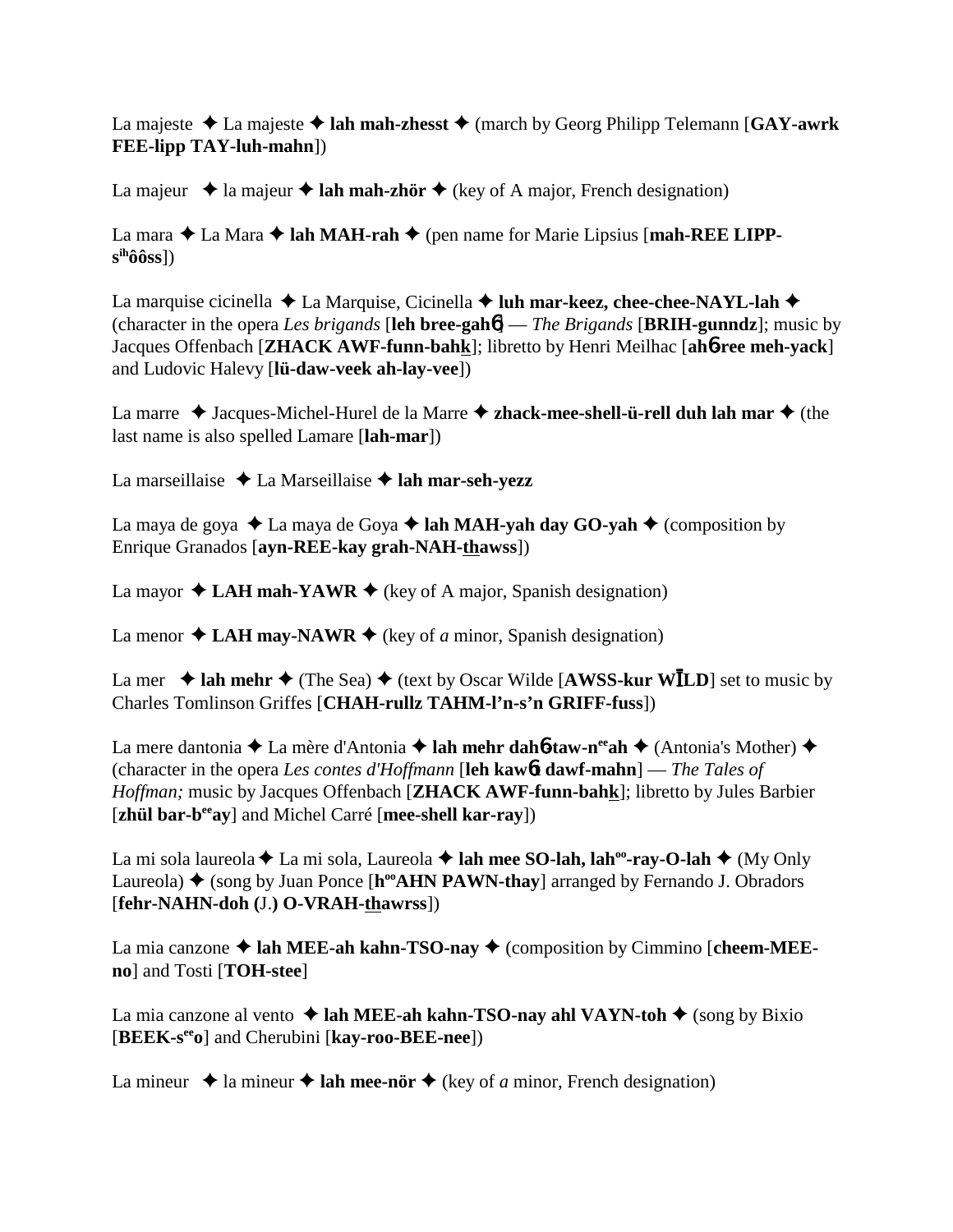La majeste ✦ La majeste ✦ **lah mah-zhesst** ✦ (march by Georg Philipp Telemann [**GAY-awrk FEE-lipp TAY-luh-mahn**])

La majeur ✦ la majeur ✦ **lah mah-zhör** ✦ (key of A major, French designation)

La mara ✦ La Mara ✦ **lah MAH-rah** ✦ (pen name for Marie Lipsius [**mah-REE LIPP-s^ih^ôôss**])

La marquise cicinella ✦ La Marquise, Cicinella ✦ **luh mar-keez, chee-chee-NAYL-lah** ✦ (character in the opera *Les brigands* [**leh bree-gah6**] — *The Brigands* [**BRIH-gunndz**]; music by Jacques Offenbach [**ZHACK AWF-funn-bahk**]; libretto by Henri Meilhac [**ah6-ree meh-yack**] and Ludovic Halevy [**lü-daw-veek ah-lay-vee**])

La marre ✦ Jacques-Michel-Hurel de la Marre ✦ **zhack-mee-shell-ü-rell duh lah mar** ✦ (the last name is also spelled Lamare [**lah-mar**])

La marseillaise ✦ La Marseillaise ✦ **lah mar-seh-yezz**

La maya de goya ✦ La maya de Goya ✦ **lah MAH-yah day GO-yah** ✦ (composition by Enrique Granados [**ayn-REE-kay grah-NAH-thawss**])

La mayor ✦ **LAH mah-YAWR** ✦ (key of A major, Spanish designation)

La menor ✦ **LAH may-NAWR** ✦ (key of *a* minor, Spanish designation)

La mer ✦ **lah mehr** ✦ (The Sea) ✦ (text by Oscar Wilde [**AWSS-kur WĪLD**] set to music by Charles Tomlinson Griffes [**CHAH-rullz TAHM-l'n-s'n GRIFF-fuss**])

La mere dantonia ✦ La mère d'Antonia ✦ **lah mehr dah6-taw-n^ee^ah** ✦ (Antonia's Mother) ✦ (character in the opera *Les contes d'Hoffmann* [**leh kaw6t dawf-mahn**] — *The Tales of Hoffman;* music by Jacques Offenbach [**ZHACK AWF-funn-bahk**]; libretto by Jules Barbier [**zhül bar-b^ee^ay**] and Michel Carré [**mee-shell kar-ray**])

La mi sola laureola ✦ La mi sola, Laureola ✦ **lah mee SO-lah, lah^oo^-ray-O-lah** ✦ (My Only Laureola) ✦ (song by Juan Ponce [**h^oo^AHN PAWN-thay**] arranged by Fernando J. Obradors [**fehr-NAHN-doh (**J.**) O-VRAH-thawrss**])

La mia canzone ✦ **lah MEE-ah kahn-TSO-nay** ✦ (composition by Cimmino [**cheem-MEE-no**] and Tosti [**TOH-stee**]

La mia canzone al vento ✦ **lah MEE-ah kahn-TSO-nay ahl VAYN-toh** ✦ (song by Bixio [**BEEK-s^ee^o**] and Cherubini [**kay-roo-BEE-nee**])

La mineur ✦ la mineur ✦ **lah mee-nör** ✦ (key of *a* minor, French designation)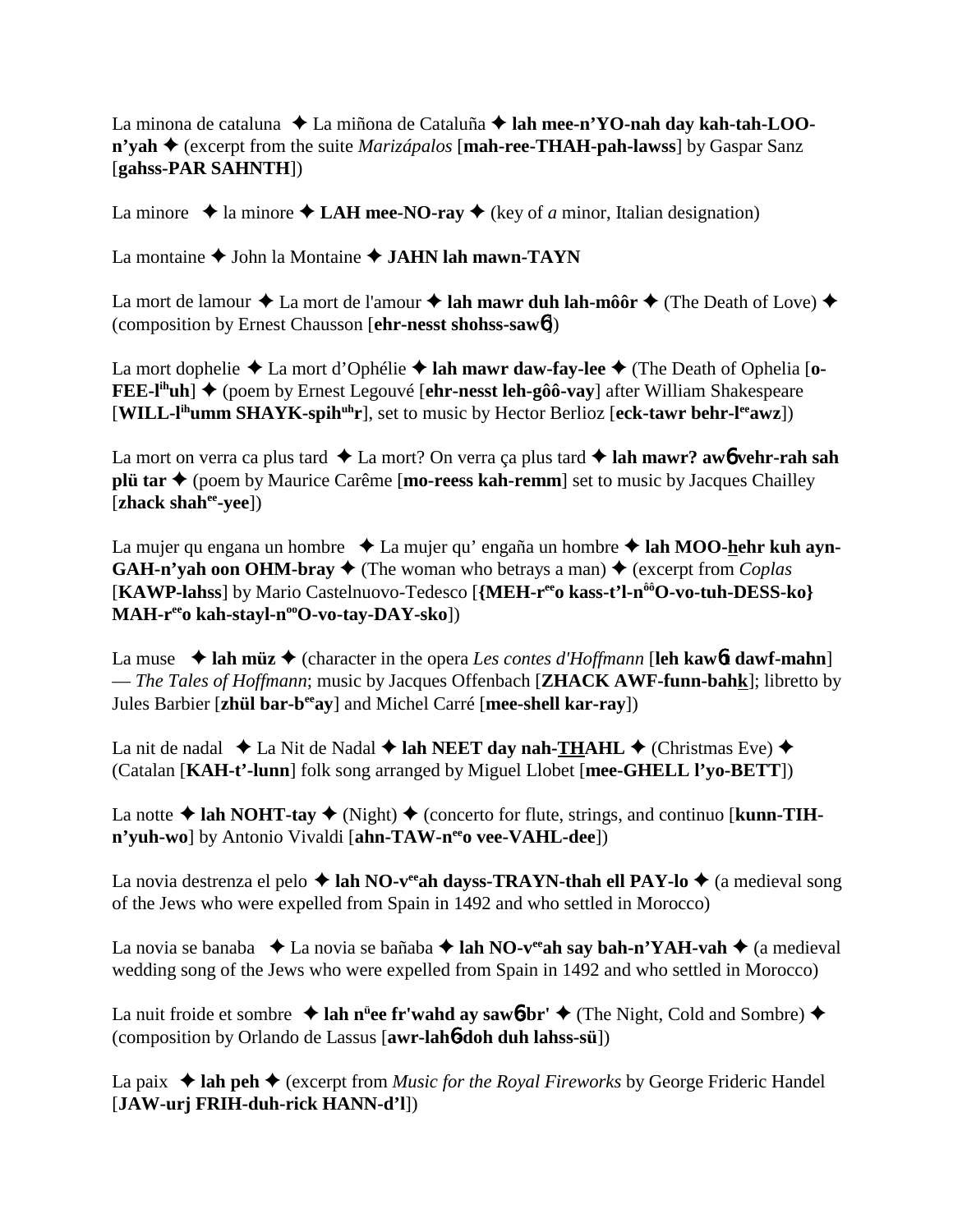La minona de cataluna ✦ La miñona de Cataluña ✦ **lah mee-n'YO-nah day kah-tah-LOO-n'yah** ✦ (excerpt from the suite *Marizápalos* [**mah-ree-THAH-pah-lawss**] by Gaspar Sanz [**gahss-PAR SAHNTH**])

La minore ✦ la minore ✦ **LAH mee-NO-ray** ✦ (key of *a* minor, Italian designation)

La montaine ✦ John la Montaine ✦ **JAHN lah mawn-TAYN**

La mort de lamour ✦ La mort de l'amour ✦ **lah mawr duh lah-môôr** ✦ (The Death of Love) ✦ (composition by Ernest Chausson [**ehr-nesst shohss-saw6**])

La mort dophelie ✦ La mort d'Ophélie ✦ **lah mawr daw-fay-lee** ✦ (The Death of Ophelia [**o-FEE-l[ih]uh**] ✦ (poem by Ernest Legouvé [**ehr-nesst leh-gôô-vay**] after William Shakespeare [**WILL-l[ih]umm SHAYK-spih[uh]r**], set to music by Hector Berlioz [**eck-tawr behr-l[ee]awz**])

La mort on verra ca plus tard ✦ La mort? On verra ça plus tard ✦ **lah mawr? aw6 vehr-rah sah plü tar** ✦ (poem by Maurice Carême [**mo-reess kah-remm**] set to music by Jacques Chailley [**zhack shah[ee]-yee**])

La mujer qu engana un hombre ✦ La mujer qu' engaña un hombre ✦ **lah MOO-hehr kuh ayn-GAH-n'yah oon OHM-bray** ✦ (The woman who betrays a man) ✦ (excerpt from *Coplas* [**KAWP-lahss**] by Mario Castelnuovo-Tedesco [**{MEH-r[ee]o kass-t'l-n[ôô]O-vo-tuh-DESS-ko} MAH-r[ee]o kah-stayl-n[oo]O-vo-tay-DAY-sko**])

La muse ✦ **lah müz** ✦ (character in the opera *Les contes d'Hoffmann* [**leh kaw6t dawf-mahn**] — *The Tales of Hoffmann*; music by Jacques Offenbach [**ZHACK AWF-funn-bahk**]; libretto by Jules Barbier [**zhül bar-b[ee]ay**] and Michel Carré [**mee-shell kar-ray**])

La nit de nadal ✦ La Nit de Nadal ✦ **lah NEET day nah-THAHL** ✦ (Christmas Eve) ✦ (Catalan [**KAH-t'-lunn**] folk song arranged by Miguel Llobet [**mee-GHELL l'yo-BETT**])

La notte ✦ **lah NOHT-tay** ✦ (Night) ✦ (concerto for flute, strings, and continuo [**kunn-TIH-n'yuh-wo**] by Antonio Vivaldi [**ahn-TAW-n[ee]o vee-VAHL-dee**])

La novia destrenza el pelo ✦ **lah NO-v[ee]ah dayss-TRAYN-thah ell PAY-lo** ✦ (a medieval song of the Jews who were expelled from Spain in 1492 and who settled in Morocco)

La novia se banaba ✦ La novia se bañaba ✦ **lah NO-v[ee]ah say bah-n'YAH-vah** ✦ (a medieval wedding song of the Jews who were expelled from Spain in 1492 and who settled in Morocco)

La nuit froide et sombre ✦ **lah n[ü]ee fr'wahd ay saw6br'** ✦ (The Night, Cold and Sombre) ✦ (composition by Orlando de Lassus [**awr-lah6-doh duh lahss-sü**])

La paix ✦ **lah peh** ✦ (excerpt from *Music for the Royal Fireworks* by George Frideric Handel [**JAW-urj FRIH-duh-rick HANN-d'l**])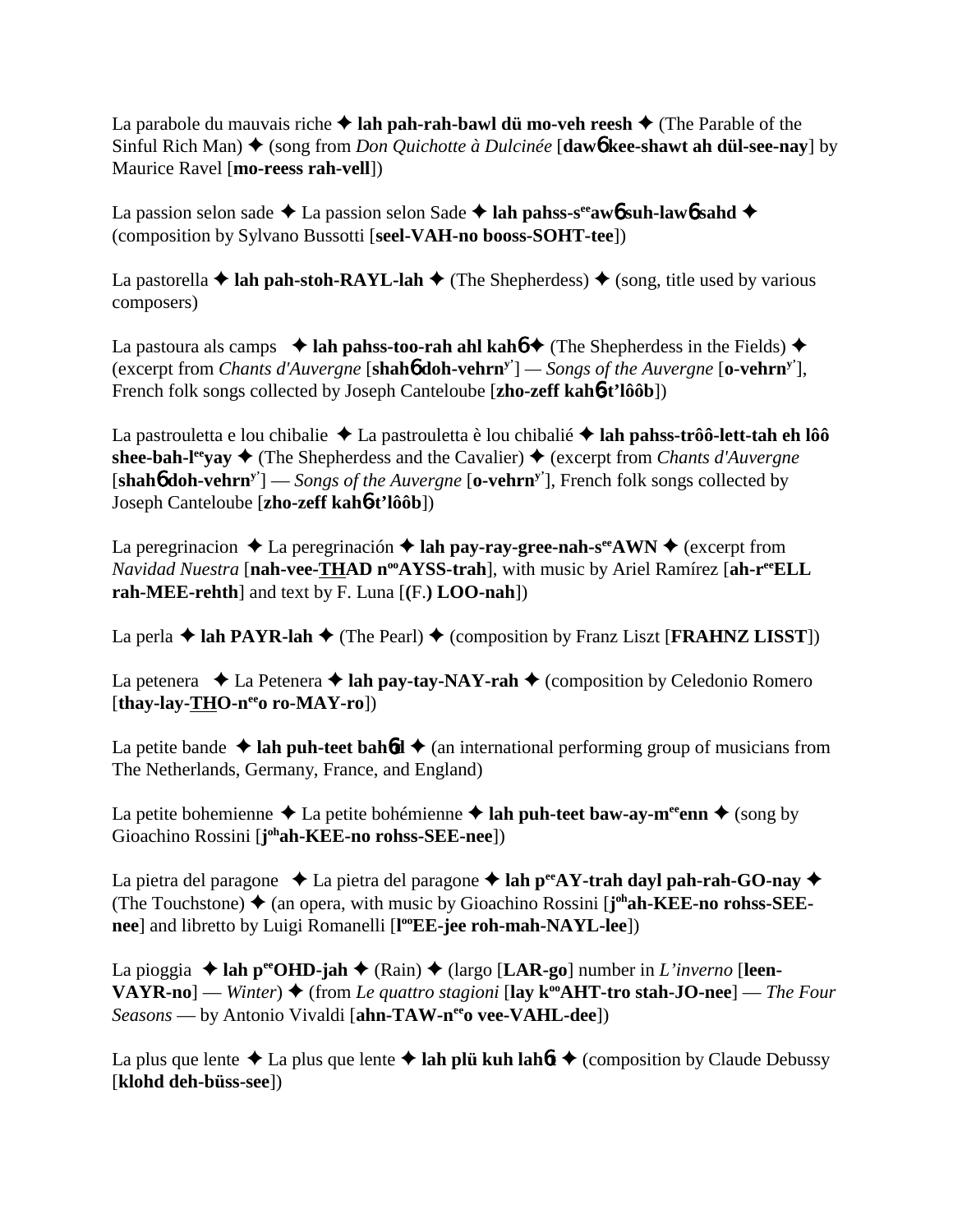La parabole du mauvais riche ✦ **lah pah-rah-bawl dü mo-veh reesh** ✦ (The Parable of the Sinful Rich Man) ✦ (song from *Don Quichotte à Dulcinée* [**dawɲ kee-shawt ah dül-see-nay**] by Maurice Ravel [**mo-reess rah-vell**])

La passion selon sade ✦ La passion selon Sade ✦ **lah pahss-s$^{ee}$awɲ suh-lawɲ sahd** ✦ (composition by Sylvano Bussotti [**seel-VAH-no booss-SOHT-tee**])

La pastorella ✦ **lah pah-stoh-RAYL-lah** ✦ (The Shepherdess) ✦ (song, title used by various composers)

La pastoura als camps ✦ **lah pahss-too-rah ahl kahɲ** ✦ (The Shepherdess in the Fields) ✦ (excerpt from *Chants d'Auvergne* [**shahɲ doh-vehrn$^{y'}$**] — *Songs of the Auvergne* [**o-vehrn$^{y'}$**], French folk songs collected by Joseph Canteloube [**zho-zeff kahɲ-t'lôôb**])

La pastrouletta e lou chibalie ✦ La pastrouletta è lou chibalié ✦ **lah pahss-trôô-lett-tah eh lôô shee-bah-l$^{ee}$yay** ✦ (The Shepherdess and the Cavalier) ✦ (excerpt from *Chants d'Auvergne* [**shahɲ doh-vehrn$^{y'}$**] — *Songs of the Auvergne* [**o-vehrn$^{y'}$**], French folk songs collected by Joseph Canteloube [**zho-zeff kahɲ-t'lôôb**])

La peregrinacion ✦ La peregrinación ✦ **lah pay-ray-gree-nah-s$^{ee}$AWN** ✦ (excerpt from *Navidad Nuestra* [**nah-vee-THAD n$^{oo}$AYSS-trah**], with music by Ariel Ramírez [**ah-r$^{ee}$ELL rah-MEE-rehth**] and text by F. Luna [**(F.) LOO-nah**])

La perla ✦ **lah PAYR-lah** ✦ (The Pearl) ✦ (composition by Franz Liszt [**FRAHNZ LISST**])

La petenera ✦ La Petenera ✦ **lah pay-tay-NAY-rah** ✦ (composition by Celedonio Romero [**thay-lay-THO-n$^{ee}$o ro-MAY-ro**])

La petite bande ✦ **lah puh-teet bahɲd** ✦ (an international performing group of musicians from The Netherlands, Germany, France, and England)

La petite bohemienne ✦ La petite bohémienne ✦ **lah puh-teet baw-ay-m$^{ee}$enn** ✦ (song by Gioachino Rossini [**j$^{oh}$ah-KEE-no rohss-SEE-nee**])

La pietra del paragone ✦ La pietra del paragone ✦ **lah p$^{ee}$AY-trah dayl pah-rah-GO-nay** ✦ (The Touchstone) ✦ (an opera, with music by Gioachino Rossini [**j$^{oh}$ah-KEE-no rohss-SEE-nee**] and libretto by Luigi Romanelli [**l$^{oo}$EE-jee roh-mah-NAYL-lee**])

La pioggia ✦ **lah p$^{ee}$OHD-jah** ✦ (Rain) ✦ (largo [**LAR-go**] number in *L'inverno* [**leen-VAYR-no**] — *Winter*) ✦ (from *Le quattro stagioni* [**lay k$^{oo}$AHT-tro stah-JO-nee**] — *The Four Seasons* — by Antonio Vivaldi [**ahn-TAW-n$^{ee}$o vee-VAHL-dee**])

La plus que lente ✦ La plus que lente ✦ **lah plü kuh lahɲt** ✦ (composition by Claude Debussy [**klohd deh-büss-see**])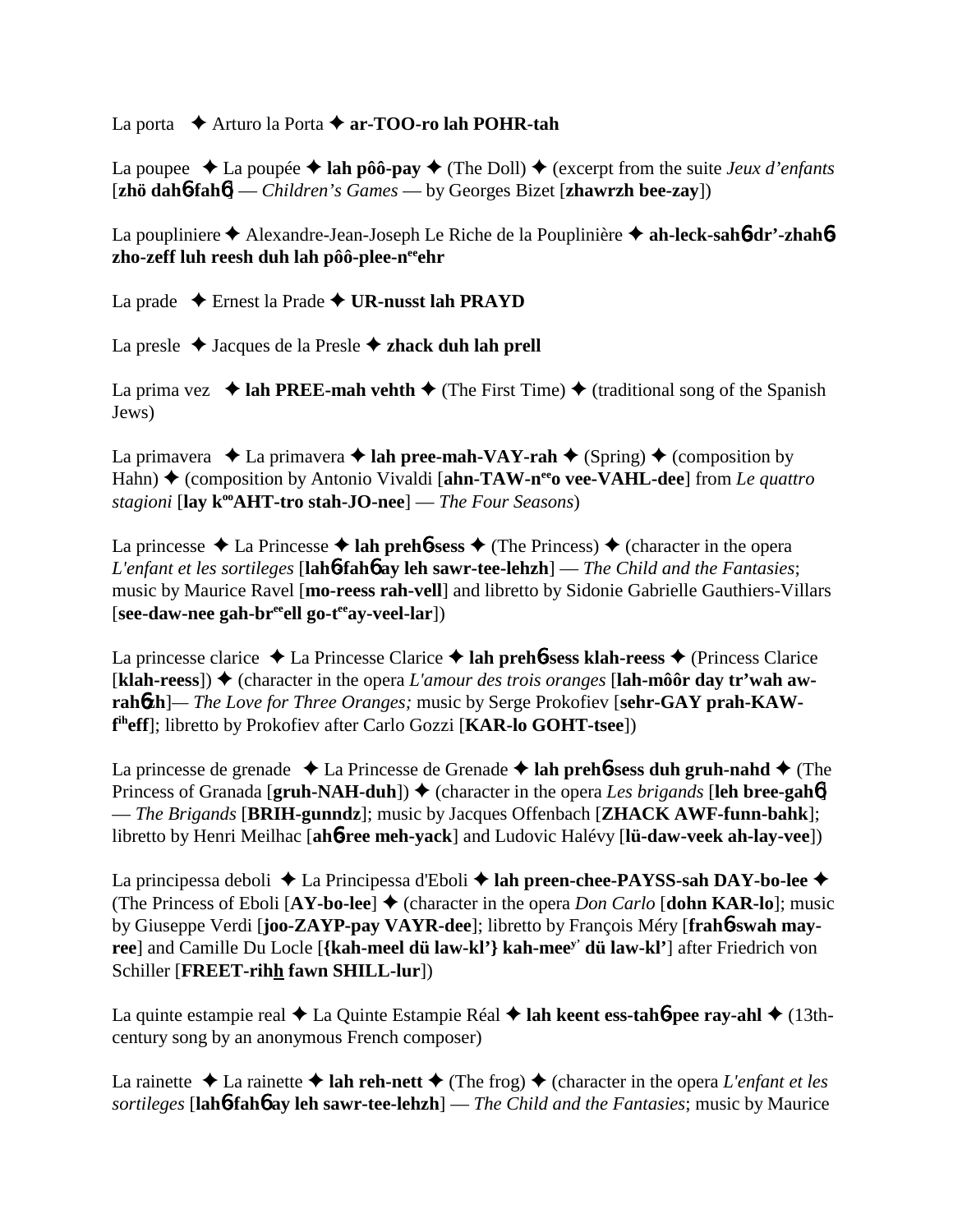La porta ✦ Arturo la Porta ✦ **ar-TOO-ro lah POHR-tah**

La poupee ✦ La poupée ✦ **lah pôô-pay** ✦ (The Doll) ✦ (excerpt from the suite *Jeux d'enfants* [**zhö dah**6**-fah**6] — *Children's Games* — by Georges Bizet [**zhawrzh bee-zay**])

La poupliniere ✦ Alexandre-Jean-Joseph Le Riche de la Pouplinière ✦ **ah-leck-sah**6**-dr'-zhah**6**-zho-zeff luh reesh duh lah pôô-plee-n**[ee]**ehr**

La prade ✦ Ernest la Prade ✦ **UR-nusst lah PRAYD**

La presle ✦ Jacques de la Presle ✦ **zhack duh lah prell**

La prima vez ✦ **lah PREE-mah vehth** ✦ (The First Time) ✦ (traditional song of the Spanish Jews)

La primavera ✦ La primavera ✦ **lah pree-mah-VAY-rah** ✦ (Spring) ✦ (composition by Hahn) ✦ (composition by Antonio Vivaldi [**ahn-TAW-n**[ee]**o vee-VAHL-dee**] from *Le quattro stagioni* [**lay k**[oo]**AHT-tro stah-JO-nee**] — *The Four Seasons*)

La princesse ✦ La Princesse ✦ **lah preh**6**-sess** ✦ (The Princess) ✦ (character in the opera *L'enfant et les sortileges* [**lah**6**-fah**6 **ay leh sawr-tee-lehzh**] — *The Child and the Fantasies*; music by Maurice Ravel [**mo-reess rah-vell**] and libretto by Sidonie Gabrielle Gauthiers-Villars [**see-daw-nee gah-br**[ee]**ell go-t**[ee]**ay-veel-lar**])

La princesse clarice ✦ La Princesse Clarice ✦ **lah preh**6**-sess klah-reess** ✦ (Princess Clarice [**klah-reess**]) ✦ (character in the opera *L'amour des trois oranges* [**lah-môôr day tr'wah aw-rah**6**zh**]— *The Love for Three Oranges;* music by Serge Prokofiev [**sehr-GAY prah-KAW-f**[ih]**eff**]; libretto by Prokofiev after Carlo Gozzi [**KAR-lo GOHT-tsee**])

La princesse de grenade ✦ La Princesse de Grenade ✦ **lah preh**6**-sess duh gruh-nahd** ✦ (The Princess of Granada [**gruh-NAH-duh**]) ✦ (character in the opera *Les brigands* [**leh bree-gah**6] — *The Brigands* [**BRIH-gunndz**]; music by Jacques Offenbach [**ZHACK AWF-funn-bahk**]; libretto by Henri Meilhac [**ah**6**-ree meh-yack**] and Ludovic Halévy [**lü-daw-veek ah-lay-vee**])

La principessa deboli ✦ La Principessa d'Eboli ✦ **lah preen-chee-PAYSS-sah DAY-bo-lee** ✦ (The Princess of Eboli [**AY-bo-lee**] ✦ (character in the opera *Don Carlo* [**dohn KAR-lo**]; music by Giuseppe Verdi [**joo-ZAYP-pay VAYR-dee**]; libretto by François Méry [**frah**6**-swah may-ree**] and Camille Du Locle [**{kah-meel dü law-kl'} kah-mee**[y'] **dü law-kl'**] after Friedrich von Schiller [**FREET-rihh fawn SHILL-lur**])

La quinte estampie real ✦ La Quinte Estampie Réal ✦ **lah keent ess-tah**6**-pee ray-ahl** ✦ (13th-century song by an anonymous French composer)

La rainette ✦ La rainette ✦ **lah reh-nett** ✦ (The frog) ✦ (character in the opera *L'enfant et les sortileges* [**lah**6**-fah**6 **ay leh sawr-tee-lehzh**] — *The Child and the Fantasies*; music by Maurice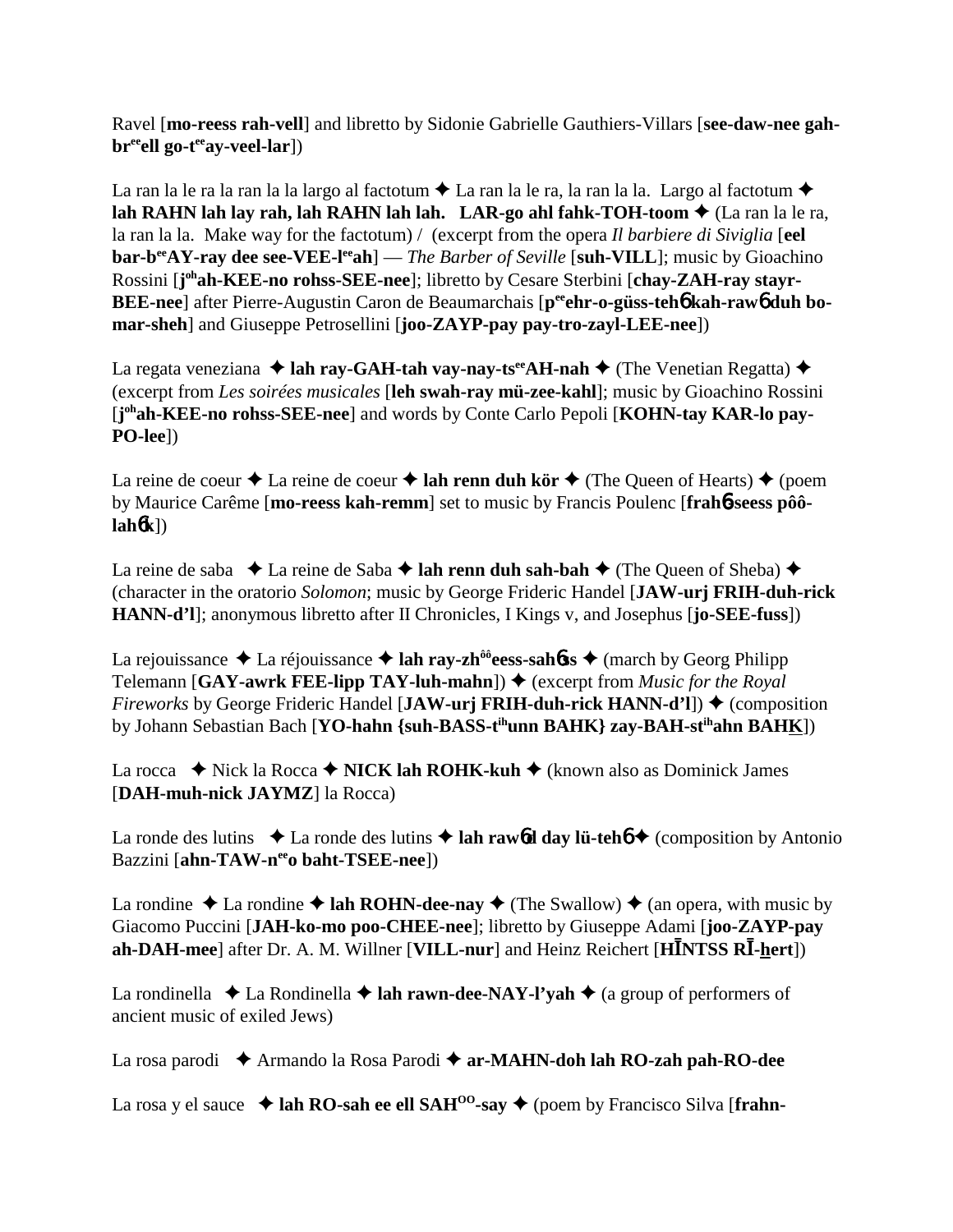Ravel [**mo-reess rah-vell**] and libretto by Sidonie Gabrielle Gauthiers-Villars [**see-daw-nee gah-br**ee**ell go-t**ee**ay-veel-lar**])

La ran la le ra la ran la la largo al factotum ✦ La ran la le ra, la ran la la. Largo al factotum ✦ **lah RAHN lah lay rah, lah RAHN lah lah. LAR-go ahl fahk-TOH-toom** ✦ (La ran la le ra, la ran la la. Make way for the factotum) / (excerpt from the opera *Il barbiere di Siviglia* [**eel bar-b**ee**AY-ray dee see-VEE-l**ee**ah**] — *The Barber of Seville* [**suh-VILL**]; music by Gioachino Rossini [**j**oh**ah-KEE-no rohss-SEE-nee**]; libretto by Cesare Sterbini [**chay-ZAH-ray stayr-BEE-nee**] after Pierre-Augustin Caron de Beaumarchais [**p**ee**ehr-o-güss-teh**ɲ **kah-raw**ɲ **duh bo-mar-sheh**] and Giuseppe Petrosellini [**joo-ZAYP-pay pay-tro-zayl-LEE-nee**])

La regata veneziana ✦ **lah ray-GAH-tah vay-nay-ts**ee**AH-nah** ✦ (The Venetian Regatta) ✦ (excerpt from *Les soirées musicales* [**leh swah-ray mü-zee-kahl**]; music by Gioachino Rossini [**j**oh**ah-KEE-no rohss-SEE-nee**] and words by Conte Carlo Pepoli [**KOHN-tay KAR-lo pay-PO-lee**])

La reine de coeur ✦ La reine de coeur ✦ **lah renn duh kör** ✦ (The Queen of Hearts) ✦ (poem by Maurice Carême [**mo-reess kah-remm**] set to music by Francis Poulenc [**frah**ɲ**-seess pôô-lah**ɲ**k**])

La reine de saba ✦ La reine de Saba ✦ **lah renn duh sah-bah** ✦ (The Queen of Sheba) ✦ (character in the oratorio *Solomon*; music by George Frideric Handel [**JAW-urj FRIH-duh-rick HANN-d'l**]; anonymous libretto after II Chronicles, I Kings v, and Josephus [**jo-SEE-fuss**])

La rejouissance ✦ La réjouissance ✦ **lah ray-zh**ôô**eess-sah**ɲ**ss** ✦ (march by Georg Philipp Telemann [**GAY-awrk FEE-lipp TAY-luh-mahn**]) ✦ (excerpt from *Music for the Royal Fireworks* by George Frideric Handel [**JAW-urj FRIH-duh-rick HANN-d'l**]) ✦ (composition by Johann Sebastian Bach [**YO-hahn {suh-BASS-t**ih**unn BAHK} zay-BAH-st**ih**ahn BAHK**])

La rocca ✦ Nick la Rocca ✦ **NICK lah ROHK-kuh** ✦ (known also as Dominick James [**DAH-muh-nick JAYMZ**] la Rocca)

La ronde des lutins ✦ La ronde des lutins ✦ **lah raw**ɲ**d day lü-teh**ɲ ✦ (composition by Antonio Bazzini [**ahn-TAW-n**ee**o baht-TSEE-nee**])

La rondine ✦ La rondine ✦ **lah ROHN-dee-nay** ✦ (The Swallow) ✦ (an opera, with music by Giacomo Puccini [**JAH-ko-mo poo-CHEE-nee**]; libretto by Giuseppe Adami [**joo-ZAYP-pay ah-DAH-mee**] after Dr. A. M. Willner [**VILL-nur**] and Heinz Reichert [**HĪNTSS RĪ-hert**])

La rondinella ✦ La Rondinella ✦ **lah rawn-dee-NAY-l'yah** ✦ (a group of performers of ancient music of exiled Jews)

La rosa parodi ✦ Armando la Rosa Parodi ✦ **ar-MAHN-doh lah RO-zah pah-RO-dee**

La rosa y el sauce ✦ **lah RO-sah ee ell SAH**OO**-say** ✦ (poem by Francisco Silva [**frahn-**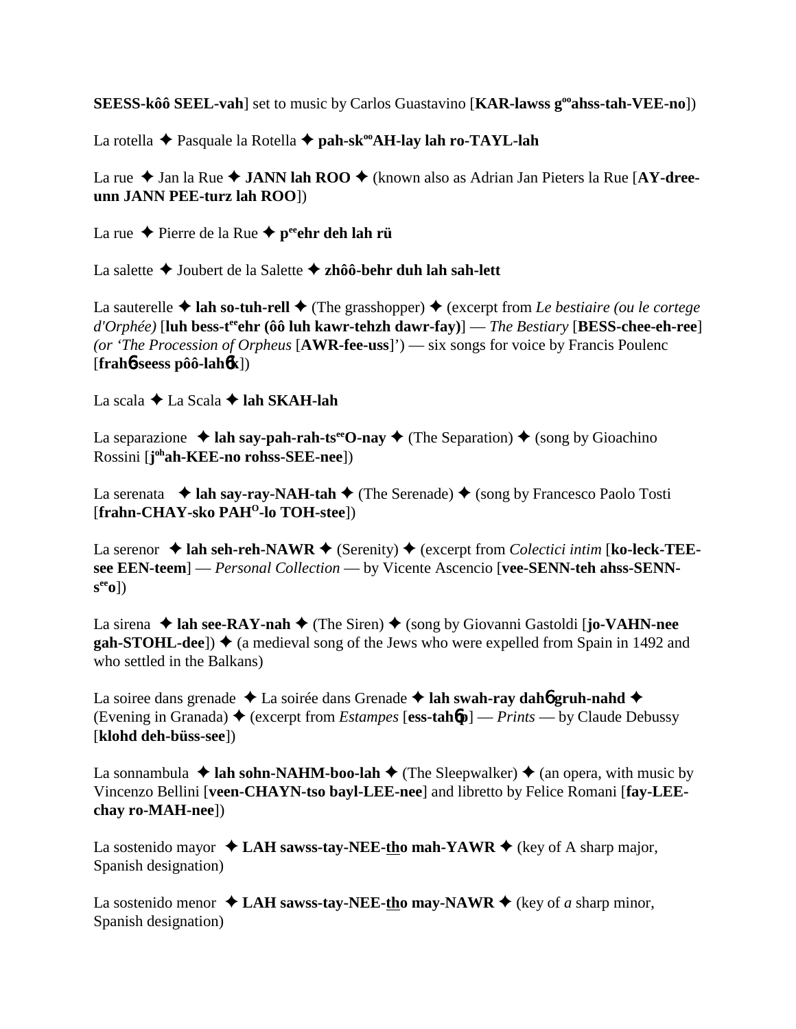**SEESS-kôô SEEL-vah**] set to music by Carlos Guastavino [**KAR-lawss g$^{oo}$ahss-tah-VEE-no**])

La rotella ✦ Pasquale la Rotella ✦ **pah-sk$^{oo}$AH-lay lah ro-TAYL-lah**

La rue ✦ Jan la Rue ✦ **JANN lah ROO** ✦ (known also as Adrian Jan Pieters la Rue [**AY-dree-unn JANN PEE-turz lah ROO**])

La rue ✦ Pierre de la Rue ✦ **p$^{ee}$ehr deh lah rü**

La salette ✦ Joubert de la Salette ✦ **zhôô-behr duh lah sah-lett**

La sauterelle ✦ **lah so-tuh-rell** ✦ (The grasshopper) ✦ (excerpt from *Le bestiaire (ou le cortege d'Orphée)* [**luh bess-t$^{ee}$ehr (ôô luh kawr-tehzh dawr-fay)**] — *The Bestiary* [**BESS-chee-eh-ree**] *(or 'The Procession of Orpheus* [**AWR-fee-uss**]') — six songs for voice by Francis Poulenc [**frahɳ-seess pôô-lahɳk**])

La scala ✦ La Scala ✦ **lah SKAH-lah**

La separazione ✦ **lah say-pah-rah-ts$^{ee}$O-nay** ✦ (The Separation) ✦ (song by Gioachino Rossini [**j$^{oh}$ah-KEE-no rohss-SEE-nee**])

La serenata ✦ **lah say-ray-NAH-tah** ✦ (The Serenade) ✦ (song by Francesco Paolo Tosti [**frahn-CHAY-sko PAH$^{O}$-lo TOH-stee**])

La serenor ✦ **lah seh-reh-NAWR** ✦ (Serenity) ✦ (excerpt from *Colectici intim* [**ko-leck-TEE-see EEN-teem**] — *Personal Collection* — by Vicente Ascencio [**vee-SENN-teh ahss-SENN-s$^{ee}$o**])

La sirena ✦ **lah see-RAY-nah** ✦ (The Siren) ✦ (song by Giovanni Gastoldi [**jo-VAHN-nee gah-STOHL-dee**]) ✦ (a medieval song of the Jews who were expelled from Spain in 1492 and who settled in the Balkans)

La soiree dans grenade ✦ La soirée dans Grenade ✦ **lah swah-ray dahɳ gruh-nahd** ✦ (Evening in Granada) ✦ (excerpt from *Estampes* [**ess-tahɳp**] — *Prints* — by Claude Debussy [**klohd deh-büss-see**])

La sonnambula ✦ **lah sohn-NAHM-boo-lah** ✦ (The Sleepwalker) ✦ (an opera, with music by Vincenzo Bellini [**veen-CHAYN-tso bayl-LEE-nee**] and libretto by Felice Romani [**fay-LEE-chay ro-MAH-nee**])

La sostenido mayor ✦ **LAH sawss-tay-NEE-tho mah-YAWR** ✦ (key of A sharp major, Spanish designation)

La sostenido menor ✦ **LAH sawss-tay-NEE-tho may-NAWR** ✦ (key of *a* sharp minor, Spanish designation)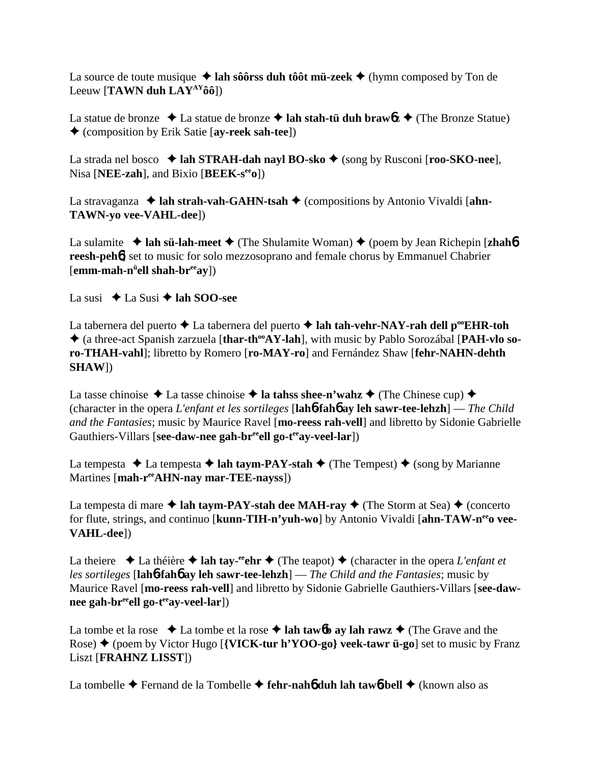La source de toute musique ✦ **lah sôôrss duh tôôt mü-zeek** ✦ (hymn composed by Ton de Leeuw [**TAWN duh LAY**[AY]**ôô**])

La statue de bronze ✦ La statue de bronze ✦ **lah stah-tü duh braw**6**z** ✦ (The Bronze Statue) ✦ (composition by Erik Satie [**ay-reek sah-tee**])

La strada nel bosco ✦ **lah STRAH-dah nayl BO-sko** ✦ (song by Rusconi [**roo-SKO-nee**], Nisa [**NEE-zah**], and Bixio [**BEEK-s**[ee]**o**])

La stravaganza ✦ **lah strah-vah-GAHN-tsah** ✦ (compositions by Antonio Vivaldi [**ahn-TAWN-yo vee-VAHL-dee**])

La sulamite ✦ **lah sü-lah-meet** ✦ (The Shulamite Woman) ✦ (poem by Jean Richepin [**zhah**6 **reesh-peh**6] set to music for solo mezzosoprano and female chorus by Emmanuel Chabrier [**emm-mah-n**[ü]**ell shah-br**[ee]**ay**])

La susi ✦ La Susi ✦ **lah SOO-see**

La tabernera del puerto ✦ La tabernera del puerto ✦ **lah tah-vehr-NAY-rah dell p**[oo]**EHR-toh** ✦ (a three-act Spanish zarzuela [**thar-th**[oo]**AY-lah**], with music by Pablo Sorozábal [**PAH-vlo so-ro-THAH-vahl**]; libretto by Romero [**ro-MAY-ro**] and Fernández Shaw [**fehr-NAHN-dehth SHAW**])

La tasse chinoise ✦ La tasse chinoise ✦ **la tahss shee-n'wahz** ✦ (The Chinese cup) ✦ (character in the opera *L'enfant et les sortileges* [**lah**6**-fah**6 **ay leh sawr-tee-lehzh**] — *The Child and the Fantasies*; music by Maurice Ravel [**mo-reess rah-vell**] and libretto by Sidonie Gabrielle Gauthiers-Villars [**see-daw-nee gah-br**[ee]**ell go-t**[ee]**ay-veel-lar**])

La tempesta ✦ La tempesta ✦ **lah taym-PAY-stah** ✦ (The Tempest) ✦ (song by Marianne Martines [**mah-r**[ee]**AHN-nay mar-TEE-nayss**])

La tempesta di mare ✦ **lah taym-PAY-stah dee MAH-ray** ✦ (The Storm at Sea) ✦ (concerto for flute, strings, and continuo [**kunn-TIH-n'yuh-wo**] by Antonio Vivaldi [**ahn-TAW-n**[ee]**o vee-VAHL-dee**])

La theiere ✦ La théière ✦ **lah tay-**[ee]**ehr** ✦ (The teapot) ✦ (character in the opera *L'enfant et les sortileges* [**lah**6**-fah**6 **ay leh sawr-tee-lehzh**] — *The Child and the Fantasies*; music by Maurice Ravel [**mo-reess rah-vell**] and libretto by Sidonie Gabrielle Gauthiers-Villars [**see-daw-nee gah-br**[ee]**ell go-t**[ee]**ay-veel-lar**])

La tombe et la rose ✦ La tombe et la rose ✦ **lah taw**6**b ay lah rawz** ✦ (The Grave and the Rose) ✦ (poem by Victor Hugo [**{VICK-tur h'YOO-go} veek-tawr ü-go**] set to music by Franz Liszt [**FRAHNZ LISST**])

La tombelle ✦ Fernand de la Tombelle ✦ **fehr-nah**6 **duh lah taw**6**-bell** ✦ (known also as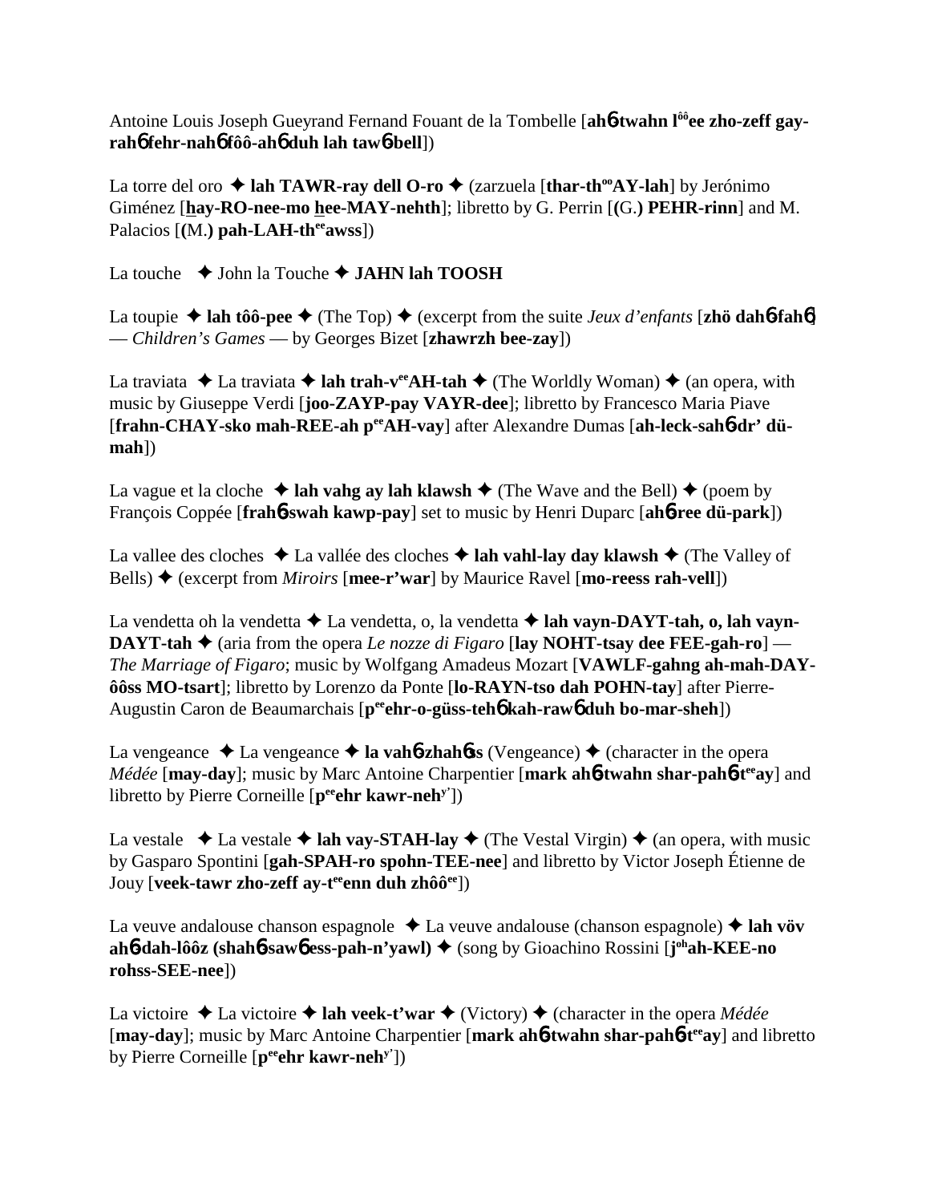Antoine Louis Joseph Gueyrand Fernand Fouant de la Tombelle [**ah6-twahn l^ôô^ee zho-zeff gay-rah6 fehr-nah6 fôô-ah6 duh lah taw6-bell**])

La torre del oro ✦ **lah TAWR-ray dell O-ro** ✦ (zarzuela [**thar-th^oo^AY-lah**] by Jerónimo Giménez [**hay-RO-nee-mo hee-MAY-nehth**]; libretto by G. Perrin [**(G.) PEHR-rinn**] and M. Palacios [**(M.) pah-LAH-th^ee^awss**])

La touche ✦ John la Touche ✦ **JAHN lah TOOSH**

La toupie ✦ **lah tôô-pee** ✦ (The Top) ✦ (excerpt from the suite *Jeux d'enfants* [**zhö dah6-fah6**] — *Children's Games* — by Georges Bizet [**zhawrzh bee-zay**])

La traviata ✦ La traviata ✦ **lah trah-v^ee^AH-tah** ✦ (The Worldly Woman) ✦ (an opera, with music by Giuseppe Verdi [**joo-ZAYP-pay VAYR-dee**]; libretto by Francesco Maria Piave [**frahn-CHAY-sko mah-REE-ah p^ee^AH-vay**] after Alexandre Dumas [**ah-leck-sah6-dr' dü-mah**])

La vague et la cloche ✦ **lah vahg ay lah klawsh** ✦ (The Wave and the Bell) ✦ (poem by François Coppée [**frah6-swah kawp-pay**] set to music by Henri Duparc [**ah6-ree dü-park**])

La vallee des cloches ✦ La vallée des cloches ✦ **lah vahl-lay day klawsh** ✦ (The Valley of Bells) ✦ (excerpt from *Miroirs* [**mee-r'war**] by Maurice Ravel [**mo-reess rah-vell**])

La vendetta oh la vendetta ✦ La vendetta, o, la vendetta ✦ **lah vayn-DAYT-tah, o, lah vayn-DAYT-tah** ✦ (aria from the opera *Le nozze di Figaro* [**lay NOHT-tsay dee FEE-gah-ro**] — *The Marriage of Figaro*; music by Wolfgang Amadeus Mozart [**VAWLF-gahng ah-mah-DAY-ôôss MO-tsart**]; libretto by Lorenzo da Ponte [**lo-RAYN-tso dah POHN-tay**] after Pierre-Augustin Caron de Beaumarchais [**p^ee^ehr-o-güss-teh6 kah-raw6 duh bo-mar-sheh**])

La vengeance ✦ La vengeance ✦ **la vah6-zhah6ss** (Vengeance) ✦ (character in the opera *Médée* [**may-day**]; music by Marc Antoine Charpentier [**mark ah6-twahn shar-pah6-t^ee^ay**] and libretto by Pierre Corneille [**p^ee^ehr kawr-neh^y'^**])

La vestale ✦ La vestale ✦ **lah vay-STAH-lay** ✦ (The Vestal Virgin) ✦ (an opera, with music by Gasparo Spontini [**gah-SPAH-ro spohn-TEE-nee**] and libretto by Victor Joseph Étienne de Jouy [**veek-tawr zho-zeff ay-t^ee^enn duh zhôô^ee^**])

La veuve andalouse chanson espagnole ✦ La veuve andalouse (chanson espagnole) ✦ **lah vöv ah6-dah-lôôz (shah6-saw6 ess-pah-n'yawl)** ✦ (song by Gioachino Rossini [**j^oh^ah-KEE-no rohss-SEE-nee**])

La victoire ✦ La victoire ✦ **lah veek-t'war** ✦ (Victory) ✦ (character in the opera *Médée* [**may-day**]; music by Marc Antoine Charpentier [**mark ah6-twahn shar-pah6-t^ee^ay**] and libretto by Pierre Corneille [**p^ee^ehr kawr-neh^y'^**])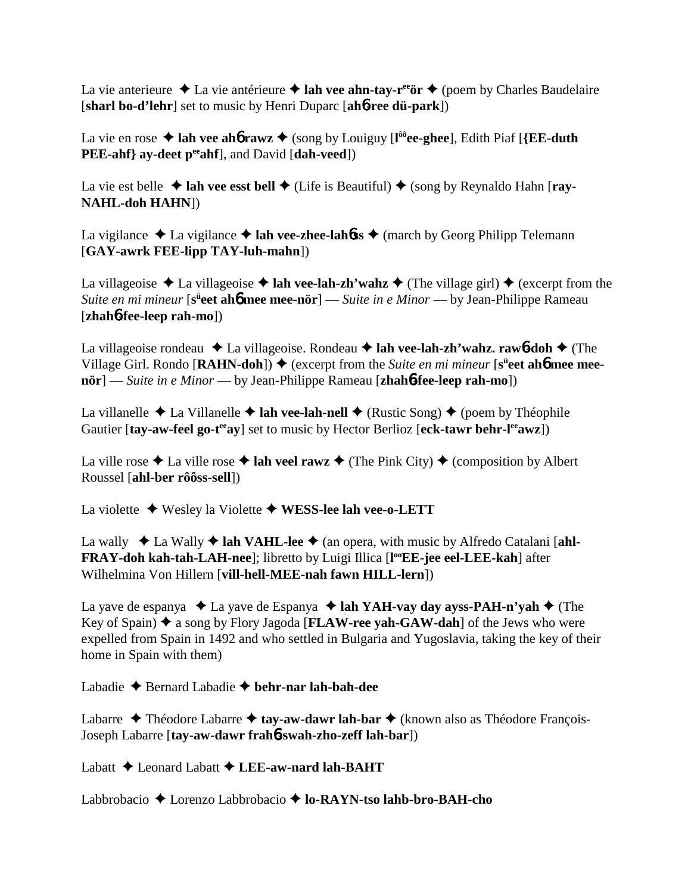La vie anterieure ✦ La vie antérieure ✦ **lah vee ahn-tay-r**ee**ör** ✦ (poem by Charles Baudelaire [**sharl bo-d'lehr**] set to music by Henri Duparc [**ah**6**-ree dü-park**])

La vie en rose ✦ **lah vee ah**6 **rawz** ✦ (song by Louiguy [**l**ôô**ee-ghee**], Edith Piaf [**{EE-duth PEE-ahf} ay-deet p**ee**ahf**], and David [**dah-veed**])

La vie est belle ✦ **lah vee esst bell** ✦ (Life is Beautiful) ✦ (song by Reynaldo Hahn [**ray-NAHL-doh HAHN**])

La vigilance ✦ La vigilance ✦ **lah vee-zhee-lah**6**ss** ✦ (march by Georg Philipp Telemann [**GAY-awrk FEE-lipp TAY-luh-mahn**])

La villageoise ✦ La villageoise ✦ **lah vee-lah-zh'wahz** ✦ (The village girl) ✦ (excerpt from the *Suite en mi mineur* [**s**ü**eet ah**6 **mee mee-nör**] — *Suite in e Minor* — by Jean-Philippe Rameau [**zhah**6**-fee-leep rah-mo**])

La villageoise rondeau ✦ La villageoise. Rondeau ✦ **lah vee-lah-zh'wahz. raw**6**-doh** ✦ (The Village Girl. Rondo [**RAHN-doh**]) ✦ (excerpt from the *Suite en mi mineur* [**s**ü**eet ah**6 **mee mee-nör**] — *Suite in e Minor* — by Jean-Philippe Rameau [**zhah**6**-fee-leep rah-mo**])

La villanelle ✦ La Villanelle ✦ **lah vee-lah-nell** ✦ (Rustic Song) ✦ (poem by Théophile Gautier [**tay-aw-feel go-t**ee**ay**] set to music by Hector Berlioz [**eck-tawr behr-l**ee**awz**])

La ville rose ✦ La ville rose ✦ **lah veel rawz** ✦ (The Pink City) ✦ (composition by Albert Roussel [**ahl-ber rôôss-sell**])

La violette ✦ Wesley la Violette ✦ **WESS-lee lah vee-o-LETT**

La wally ✦ La Wally ✦ **lah VAHL-lee** ✦ (an opera, with music by Alfredo Catalani [**ahl-FRAY-doh kah-tah-LAH-nee**]; libretto by Luigi Illica [**l**oo**EE-jee eel-LEE-kah**] after Wilhelmina Von Hillern [**vill-hell-MEE-nah fawn HILL-lern**])

La yave de espanya ✦ La yave de Espanya ✦ **lah YAH-vay day ayss-PAH-n'yah** ✦ (The Key of Spain) ✦ a song by Flory Jagoda [**FLAW-ree yah-GAW-dah**] of the Jews who were expelled from Spain in 1492 and who settled in Bulgaria and Yugoslavia, taking the key of their home in Spain with them)

Labadie ✦ Bernard Labadie ✦ **behr-nar lah-bah-dee**

Labarre ✦ Théodore Labarre ✦ **tay-aw-dawr lah-bar** ✦ (known also as Théodore François-Joseph Labarre [**tay-aw-dawr frah**6**-swah-zho-zeff lah-bar**])

Labatt ✦ Leonard Labatt ✦ **LEE-aw-nard lah-BAHT**

Labbrobacio ✦ Lorenzo Labbrobacio ✦ **lo-RAYN-tso lahb-bro-BAH-cho**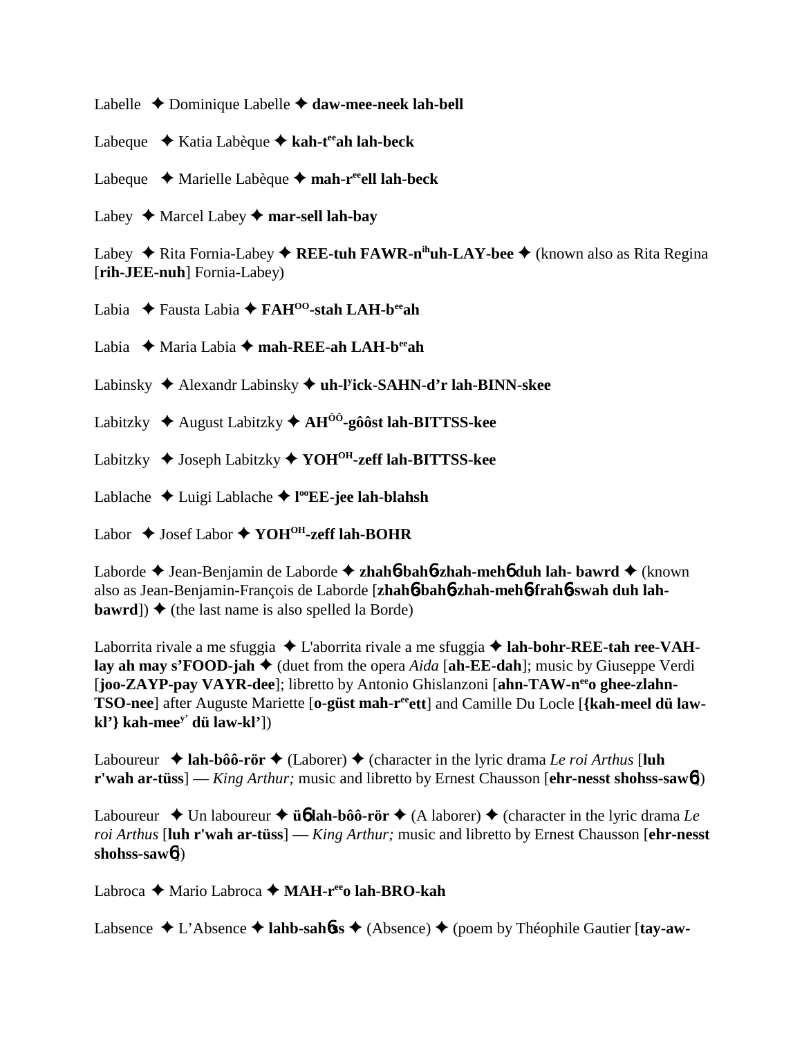Labelle ✦ Dominique Labelle ✦ **daw-mee-neek lah-bell**

Labeque ✦ Katia Labèque ✦ **kah-t$^{ee}$ah lah-beck**

Labeque ✦ Marielle Labèque ✦ **mah-r$^{ee}$ell lah-beck**

Labey ✦ Marcel Labey ✦ **mar-sell lah-bay**

Labey ✦ Rita Fornia-Labey ✦ **REE-tuh FAWR-n$^{ih}$uh-LAY-bee** ✦ (known also as Rita Regina [**rih-JEE-nuh**] Fornia-Labey)

Labia ✦ Fausta Labia ✦ **FAH$^{OO}$-stah LAH-b$^{ee}$ah**

Labia ✦ Maria Labia ✦ **mah-REE-ah LAH-b$^{ee}$ah**

Labinsky ✦ Alexandr Labinsky ✦ **uh-l$^{y}$ick-SAHN-d'r lah-BINN-skee**

Labitzky ✦ August Labitzky ✦ **AH$^{ÔÔ}$-gôôst lah-BITTSS-kee**

Labitzky ✦ Joseph Labitzky ✦ **YOH$^{OH}$-zeff lah-BITTSS-kee**

Lablache ✦ Luigi Lablache ✦ **l$^{oo}$EE-jee lah-blahsh**

Labor ✦ Josef Labor ✦ **YOH$^{OH}$-zeff lah-BOHR**

Laborde ✦ Jean-Benjamin de Laborde ✦ **zhahɓ-bahɓ-zhah-mehɓ duh lah- bawrd** ✦ (known also as Jean-Benjamin-François de Laborde [**zhahɓ-bahɓ-zhah-mehɓ-frahɓ-swah duh lah-bawrd**]) ✦ (the last name is also spelled la Borde)

Laborrita rivale a me sfuggia ✦ L'aborrita rivale a me sfuggia ✦ **lah-bohr-REE-tah ree-VAH-lay ah may s'FOOD-jah** ✦ (duet from the opera *Aida* [**ah-EE-dah**]; music by Giuseppe Verdi [**joo-ZAYP-pay VAYR-dee**]; libretto by Antonio Ghislanzoni [**ahn-TAW-n$^{ee}$o ghee-zlahn-TSO-nee**] after Auguste Mariette [**o-güst mah-r$^{ee}$ett**] and Camille Du Locle [**{kah-meel dü law-kl'} kah-mee$^{y'}$ dü law-kl'**])

Laboureur ✦ **lah-bôô-rör** ✦ (Laborer) ✦ (character in the lyric drama *Le roi Arthus* [**luh r'wah ar-tüss**] — *King Arthur;* music and libretto by Ernest Chausson [**ehr-nesst shohss-sawɓ**])

Laboureur ✦ Un laboureur ✦ **üɓ lah-bôô-rör** ✦ (A laborer) ✦ (character in the lyric drama *Le roi Arthus* [**luh r'wah ar-tüss**] — *King Arthur;* music and libretto by Ernest Chausson [**ehr-nesst shohss-sawɓ**])

Labroca ✦ Mario Labroca ✦ **MAH-r$^{ee}$o lah-BRO-kah**

Labsence ✦ L'Absence ✦ **lahb-sahɓss** ✦ (Absence) ✦ (poem by Théophile Gautier [**tay-aw-**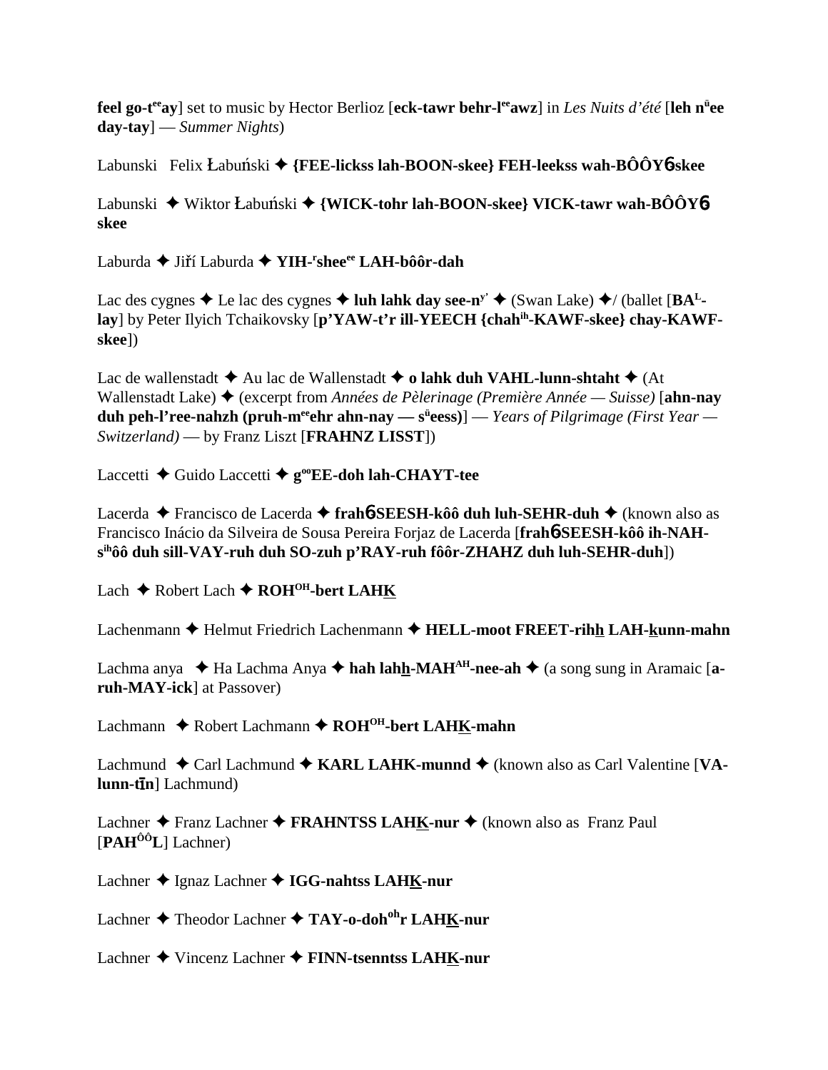**feel go-t^ee^ay**] set to music by Hector Berlioz [**eck-tawr behr-l^ee^awz**] in *Les Nuits d'été* [**leh n^ü^ee day-tay**] — *Summer Nights*)

Labunski   Felix Łabuński ✦ **{FEE-lickss lah-BOON-skee} FEH-leekss wah-BÔÔY6skee**

Labunski ✦ Wiktor Łabuński ✦ **{WICK-tohr lah-BOON-skee} VICK-tawr wah-BÔÔY6 skee**

Laburda ✦ Jiří Laburda ✦ **YIH-^r^shee^ee^ LAH-bôôr-dah**

Lac des cygnes ✦ Le lac des cygnes ✦ **luh lahk day see-n^y'^** ✦ (Swan Lake) ✦/ (ballet [**BA^L^-lay**] by Peter Ilyich Tchaikovsky [**p'YAW-t'r ill-YEECH {chah^ih^-KAWF-skee} chay-KAWF-skee**])

Lac de wallenstadt ✦ Au lac de Wallenstadt ✦ **o lahk duh VAHL-lunn-shtaht** ✦ (At Wallenstadt Lake) ✦ (excerpt from *Années de Pèlerinage (Première Année — Suisse)* [**ahn-nay duh peh-l'ree-nahzh (pruh-m^ee^ehr ahn-nay — s^ü^eess)**] — *Years of Pilgrimage (First Year — Switzerland)* — by Franz Liszt [**FRAHNZ LISST**])

Laccetti ✦ Guido Laccetti ✦ **g^oo^EE-doh lah-CHAYT-tee**

Lacerda ✦ Francisco de Lacerda ✦ **frah6SEESH-kôô duh luh-SEHR-duh** ✦ (known also as Francisco Inácio da Silveira de Sousa Pereira Forjaz de Lacerda [**frah6SEESH-kôô ih-NAH-s^ih^ôô duh sill-VAY-ruh duh SO-zuh p'RAY-ruh fôôr-ZHAHZ duh luh-SEHR-duh**])

Lach ✦ Robert Lach ✦ **ROH^OH^-bert LAHK**

Lachenmann ✦ Helmut Friedrich Lachenmann ✦ **HELL-moot FREET-rihh LAH-kunn-mahn**

Lachma anya  ✦ Ha Lachma Anya ✦ **hah lahh-MAH^AH^-nee-ah** ✦ (a song sung in Aramaic [**a-ruh-MAY-ick**] at Passover)

Lachmann  ✦ Robert Lachmann ✦ **ROH^OH^-bert LAHK-mahn**

Lachmund  ✦ Carl Lachmund ✦ **KARL LAHK-munnd** ✦ (known also as Carl Valentine [**VA-lunn-tīn**] Lachmund)

Lachner ✦ Franz Lachner ✦ **FRAHNTSS LAHK-nur** ✦ (known also as  Franz Paul [**PAH^ÔÔ^L**] Lachner)

Lachner ✦ Ignaz Lachner ✦ **IGG-nahtss LAHK-nur**

Lachner ✦ Theodor Lachner ✦ **TAY-o-doh^oh^r LAHK-nur**

Lachner ✦ Vincenz Lachner ✦ **FINN-tsenntss LAHK-nur**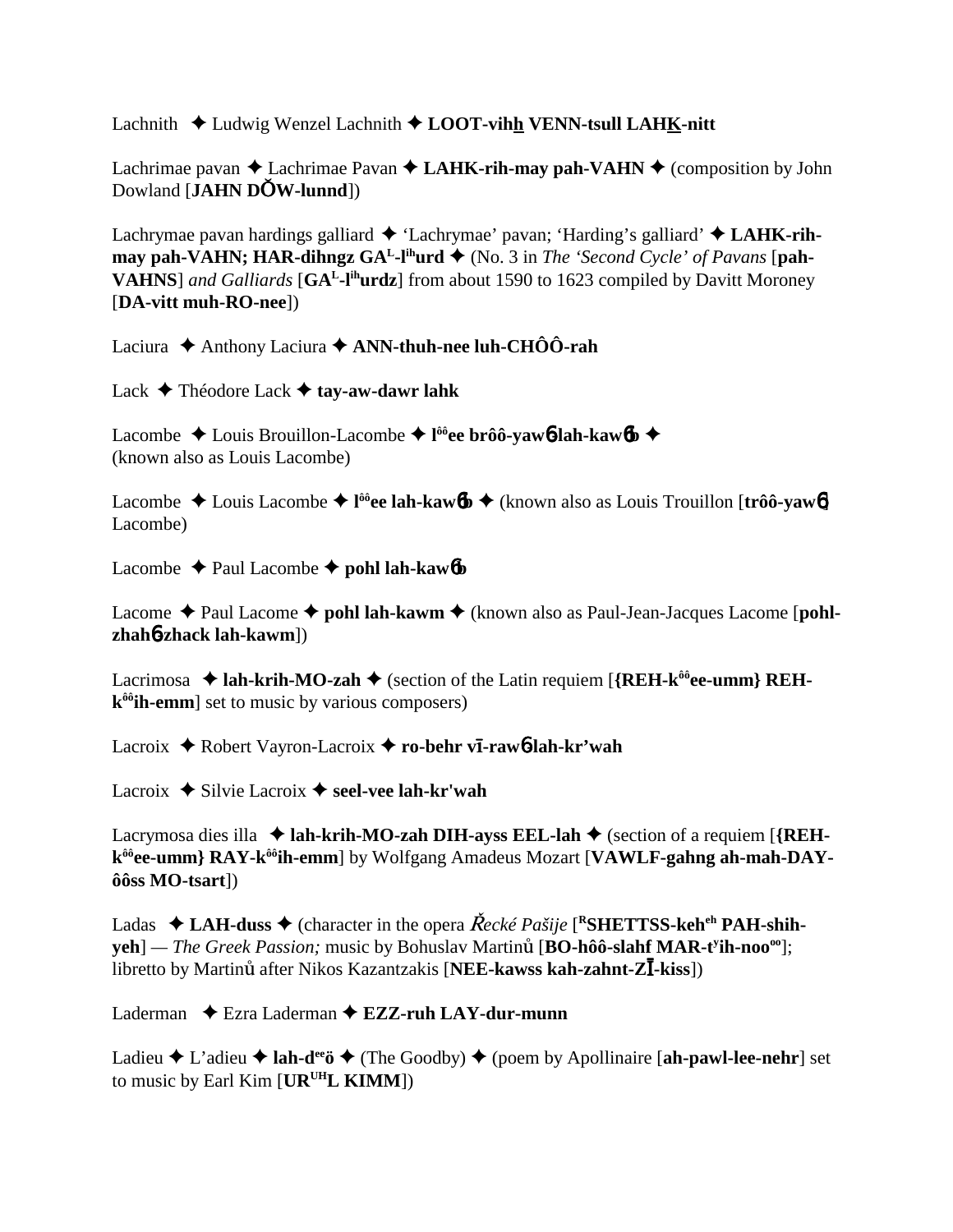Lachnith ✦ Ludwig Wenzel Lachnith ✦ **LOOT-vihh VENN-tsull LAHK-nitt**

Lachrimae pavan ✦ Lachrimae Pavan ✦ **LAHK-rih-may pah-VAHN** ✦ (composition by John Dowland [**JAHN DŎW-lunnd**])

Lachrymae pavan hardings galliard ✦ 'Lachrymae' pavan; 'Harding's galliard' ✦ **LAHK-rih-may pah-VAHN; HAR-dihngz GA^L-l^ih urd** ✦ (No. 3 in *The 'Second Cycle' of Pavans* [**pah-VAHNS**] *and Galliards* [**GA^L-l^ih urdz**] from about 1590 to 1623 compiled by Davitt Moroney [**DA-vitt muh-RO-nee**])

Laciura ✦ Anthony Laciura ✦ **ANN-thuh-nee luh-CHÔÔ-rah**

Lack ✦ Théodore Lack ✦ **tay-aw-dawr lahk**

Lacombe ✦ Louis Brouillon-Lacombe ✦ **l^ôô ee brôô-yawɓ-lah-kawɓb** ✦ (known also as Louis Lacombe)

Lacombe ✦ Louis Lacombe ✦ **l^ôô ee lah-kawɓb** ✦ (known also as Louis Trouillon [**trôô-yawɓ**] Lacombe)

Lacombe ✦ Paul Lacombe ✦ **pohl lah-kawɓb**

Lacome ✦ Paul Lacome ✦ **pohl lah-kawm** ✦ (known also as Paul-Jean-Jacques Lacome [**pohl-zhahɓ-zhack lah-kawm**])

Lacrimosa ✦ **lah-krih-MO-zah** ✦ (section of the Latin requiem [**{REH-k^ôô ee-umm} REH-k^ôô ih-emm**] set to music by various composers)

Lacroix ✦ Robert Vayron-Lacroix ✦ **ro-behr vī-rawɓ-lah-kr'wah**

Lacroix ✦ Silvie Lacroix ✦ **seel-vee lah-kr'wah**

Lacrymosa dies illa ✦ **lah-krih-MO-zah DIH-ayss EEL-lah** ✦ (section of a requiem [**{REH-k^ôô ee-umm} RAY-k^ôô ih-emm**] by Wolfgang Amadeus Mozart [**VAWLF-gahng ah-mah-DAY-ôôss MO-tsart**])

Ladas ✦ **LAH-duss** ✦ (character in the opera *Řecké Pašije* [**^R SHETTSS-keh^eh PAH-shih-yeh**] — *The Greek Passion;* music by Bohuslav Martinů [**BO-hôô-slahf MAR-t^y ih-noo^oo**]; libretto by Martinů after Nikos Kazantzakis [**NEE-kawss kah-zahnt-ZĪ-kiss**])

Laderman ✦ Ezra Laderman ✦ **EZZ-ruh LAY-dur-munn**

Ladieu ✦ L'adieu ✦ **lah-d^ee ö** ✦ (The Goodby) ✦ (poem by Apollinaire [**ah-pawl-lee-nehr**] set to music by Earl Kim [**UR^UH L KIMM**])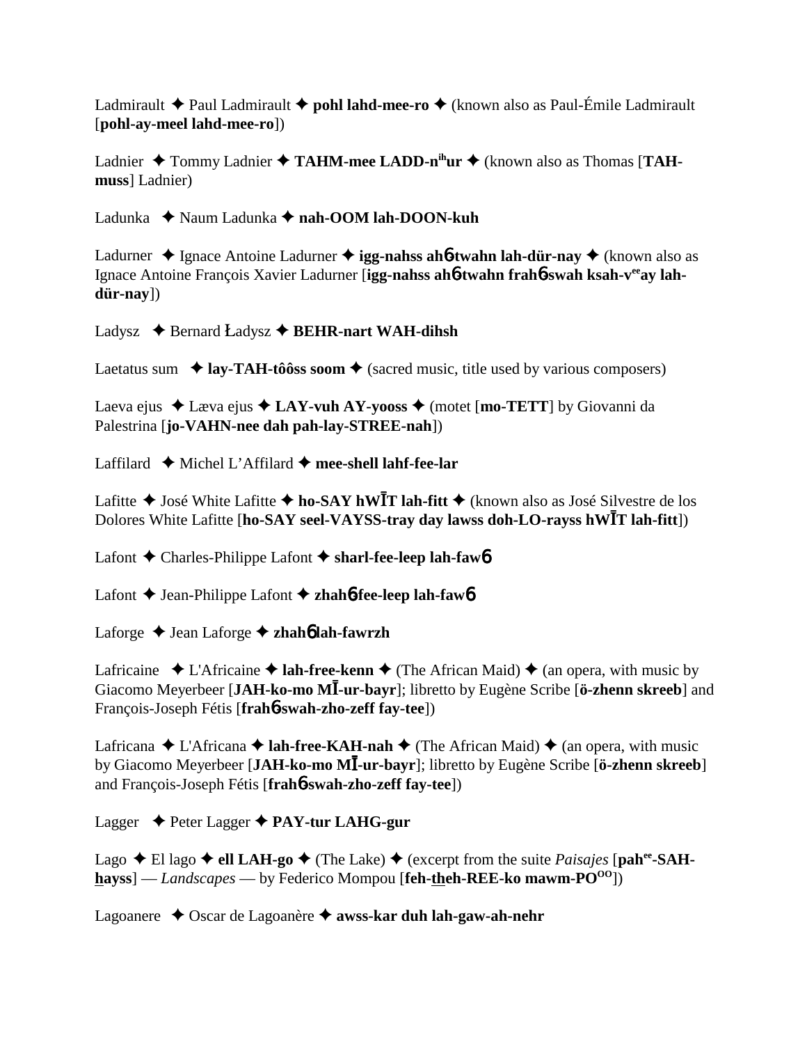Ladmirault ✦ Paul Ladmirault ✦ **pohl lahd-mee-ro** ✦ (known also as Paul-Émile Ladmirault [**pohl-ay-meel lahd-mee-ro**])

Ladnier ✦ Tommy Ladnier ✦ **TAHM-mee LADD-n[ih]ur** ✦ (known also as Thomas [**TAH-muss**] Ladnier)

Ladunka ✦ Naum Ladunka ✦ **nah-OOM lah-DOON-kuh**

Ladurner ✦ Ignace Antoine Ladurner ✦ **igg-nahss ah6-twahn lah-dür-nay** ✦ (known also as Ignace Antoine François Xavier Ladurner [**igg-nahss ah6-twahn frah6-swah ksah-v[ee]ay lah-dür-nay**])

Ladysz ✦ Bernard Ładysz ✦ **BEHR-nart WAH-dihsh**

Laetatus sum ✦ **lay-TAH-tôôss soom** ✦ (sacred music, title used by various composers)

Laeva ejus ✦ Læva ejus ✦ **LAY-vuh AY-yooss** ✦ (motet [**mo-TETT**] by Giovanni da Palestrina [**jo-VAHN-nee dah pah-lay-STREE-nah**])

Laffilard ✦ Michel L'Affilard ✦ **mee-shell lahf-fee-lar**

Lafitte ✦ José White Lafitte ✦ **ho-SAY hWĪT lah-fitt** ✦ (known also as José Silvestre de los Dolores White Lafitte [**ho-SAY seel-VAYSS-tray day lawss doh-LO-rayss hWĪT lah-fitt**])

Lafont ✦ Charles-Philippe Lafont ✦ **sharl-fee-leep lah-faw6**

Lafont ✦ Jean-Philippe Lafont ✦ **zhah6-fee-leep lah-faw6**

Laforge ✦ Jean Laforge ✦ **zhah6 lah-fawrzh**

Lafricaine ✦ L'Africaine ✦ **lah-free-kenn** ✦ (The African Maid) ✦ (an opera, with music by Giacomo Meyerbeer [**JAH-ko-mo MĪ-ur-bayr**]; libretto by Eugène Scribe [**ö-zhenn skreeb**] and François-Joseph Fétis [**frah6-swah-zho-zeff fay-tee**])

Lafricana ✦ L'Africana ✦ **lah-free-KAH-nah** ✦ (The African Maid) ✦ (an opera, with music by Giacomo Meyerbeer [**JAH-ko-mo MĪ-ur-bayr**]; libretto by Eugène Scribe [**ö-zhenn skreeb**] and François-Joseph Fétis [**frah6-swah-zho-zeff fay-tee**])

Lagger ✦ Peter Lagger ✦ **PAY-tur LAHG-gur**

Lago ✦ El lago ✦ **ell LAH-go** ✦ (The Lake) ✦ (excerpt from the suite *Paisajes* [**pah[ee]-SAH-hayss**] — *Landscapes* — by Federico Mompou [**feh-theh-REE-ko mawm-PO[OO]**])

Lagoanere ✦ Oscar de Lagoanère ✦ **awss-kar duh lah-gaw-ah-nehr**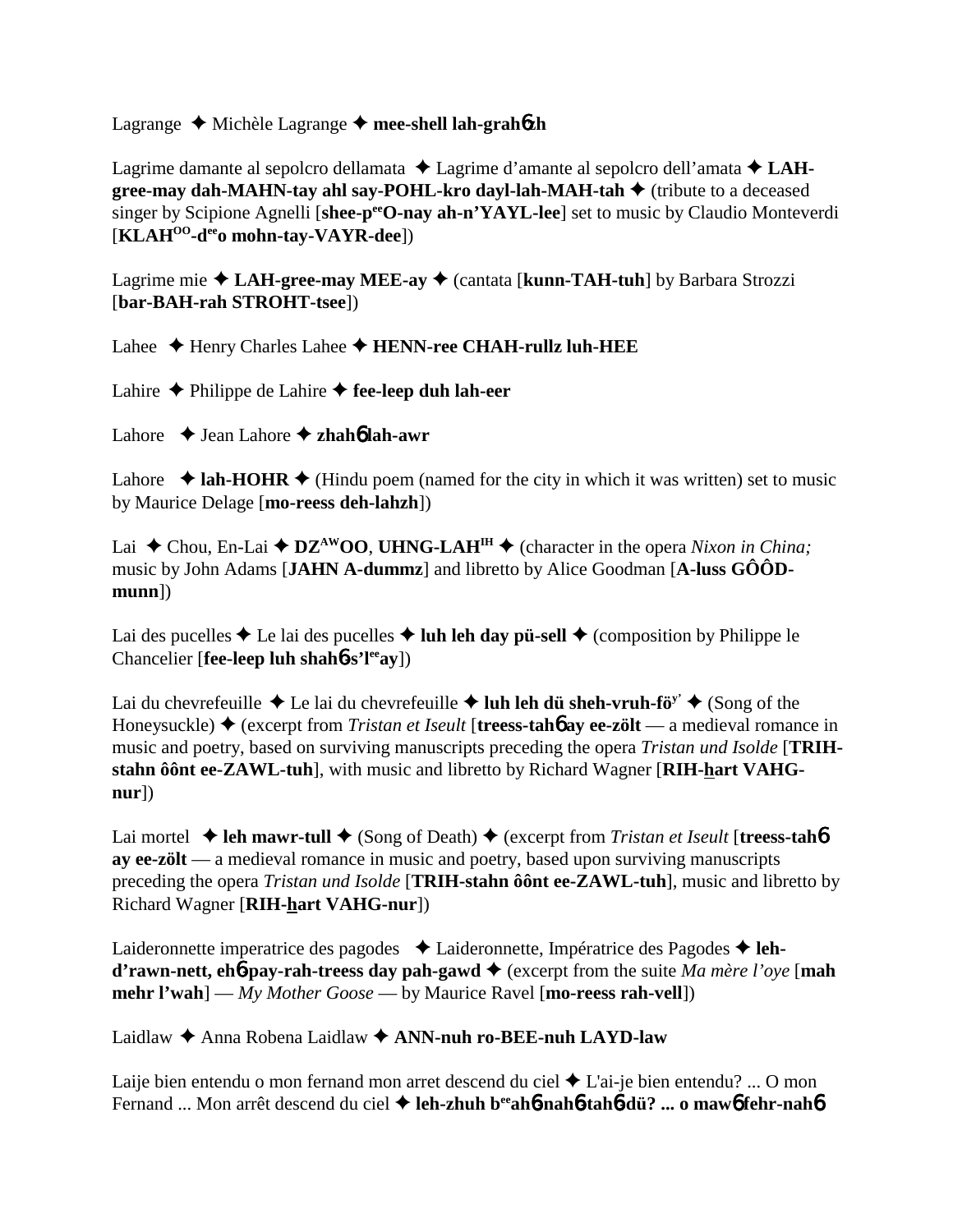Lagrange ✦ Michèle Lagrange ✦ **mee-shell lah-grahɓzh**

Lagrime damante al sepolcro dellamata ✦ Lagrime d'amante al sepolcro dell'amata ✦ **LAH-gree-may dah-MAHN-tay ahl say-POHL-kro dayl-lah-MAH-tah** ✦ (tribute to a deceased singer by Scipione Agnelli [**shee-p$^{ee}$O-nay ah-n'YAYL-lee**] set to music by Claudio Monteverdi [**KLAH$^{OO}$-d$^{ee}$o mohn-tay-VAYR-dee**])

Lagrime mie ✦ **LAH-gree-may MEE-ay** ✦ (cantata [**kunn-TAH-tuh**] by Barbara Strozzi [**bar-BAH-rah STROHT-tsee**])

Lahee ✦ Henry Charles Lahee ✦ **HENN-ree CHAH-rullz luh-HEE**

Lahire ✦ Philippe de Lahire ✦ **fee-leep duh lah-eer**

Lahore ✦ Jean Lahore ✦ **zhahɓ lah-awr**

Lahore ✦ **lah-HOHR** ✦ (Hindu poem (named for the city in which it was written) set to music by Maurice Delage [**mo-reess deh-lahzh**])

Lai ✦ Chou, En-Lai ✦ **DZ$^{AW}$OO**, **UHNG-LAH$^{IH}$** ✦ (character in the opera *Nixon in China;* music by John Adams [**JAHN A-dummz**] and libretto by Alice Goodman [**A-luss GÔÔD-munn**])

Lai des pucelles ✦ Le lai des pucelles ✦ **luh leh day pü-sell** ✦ (composition by Philippe le Chancelier [**fee-leep luh shahɓ-s'l$^{ee}$ay**])

Lai du chevrefeuille ✦ Le lai du chevrefeuille ✦ **luh leh dü sheh-vruh-fö$^{y'}$** ✦ (Song of the Honeysuckle) ✦ (excerpt from *Tristan et Iseult* [**treess-tahɓ ay ee-zölt** — a medieval romance in music and poetry, based on surviving manuscripts preceding the opera *Tristan und Isolde* [**TRIH-stahn ôônt ee-ZAWL-tuh**], with music and libretto by Richard Wagner [**RIH-h̲art VAHG-nur**])

Lai mortel ✦ **leh mawr-tull** ✦ (Song of Death) ✦ (excerpt from *Tristan et Iseult* [**treess-tahɓ ay ee-zölt** — a medieval romance in music and poetry, based upon surviving manuscripts preceding the opera *Tristan und Isolde* [**TRIH-stahn ôônt ee-ZAWL-tuh**], music and libretto by Richard Wagner [**RIH-h̲art VAHG-nur**])

Laideronnette imperatrice des pagodes ✦ Laideronnette, Impératrice des Pagodes ✦ **leh-d'rawn-nett, ehɓ-pay-rah-treess day pah-gawd** ✦ (excerpt from the suite *Ma mère l'oye* [**mah mehr l'wah**] — *My Mother Goose* — by Maurice Ravel [**mo-reess rah-vell**])

Laidlaw ✦ Anna Robena Laidlaw ✦ **ANN-nuh ro-BEE-nuh LAYD-law**

Laije bien entendu o mon fernand mon arret descend du ciel ✦ L'ai-je bien entendu? ... O mon Fernand ... Mon arrêt descend du ciel ✦ **leh-zhuh b$^{ee}$ahɓ-nahɓ-tahɓ-dü? ... o mawɓ fehr-nahɓ**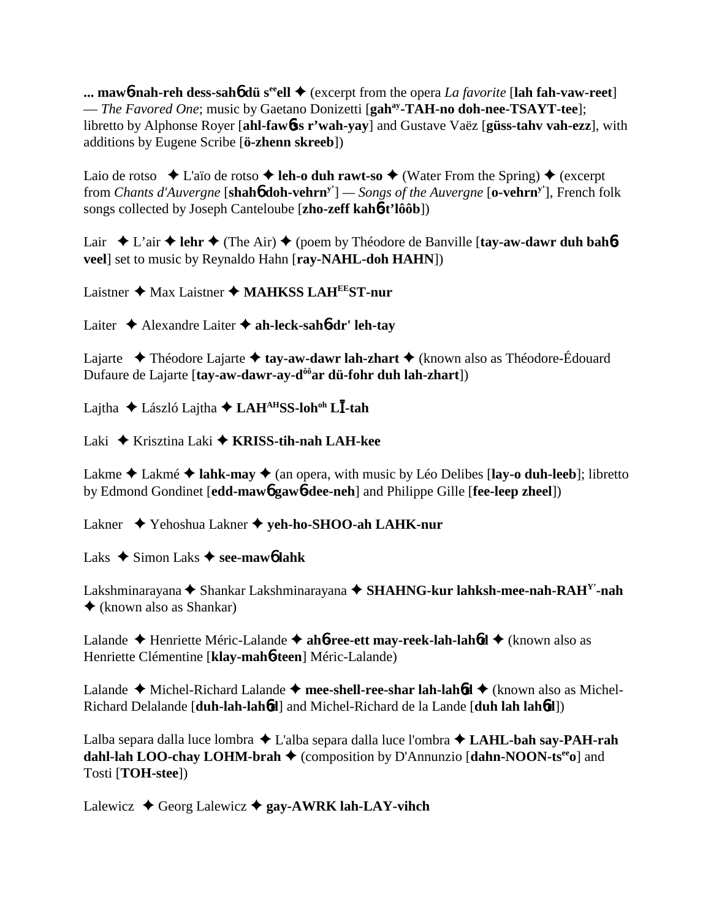**... maw6-nah-reh dess-sah6 dü s^ee^ell** ✦ (excerpt from the opera *La favorite* [**lah fah-vaw-reet**] — *The Favored One*; music by Gaetano Donizetti [**gah^ay^-TAH-no doh-nee-TSAYT-tee**]; libretto by Alphonse Royer [**ahl-faw6ss r'wah-yay**] and Gustave Vaëz [**güss-tahv vah-ezz**], with additions by Eugene Scribe [**ö-zhenn skreeb**])

Laio de rotso ✦ L'aïo de rotso ✦ **leh-o duh rawt-so** ✦ (Water From the Spring) ✦ (excerpt from *Chants d'Auvergne* [**shah6 doh-vehrn^y'^**] — *Songs of the Auvergne* [**o-vehrn^y'^**], French folk songs collected by Joseph Canteloube [**zho-zeff kah6-t'lôôb**])

Lair ✦ L'air ✦ **lehr** ✦ (The Air) ✦ (poem by Théodore de Banville [**tay-aw-dawr duh bah6-veel**] set to music by Reynaldo Hahn [**ray-NAHL-doh HAHN**])

Laistner ✦ Max Laistner ✦ **MAHKSS LAH^EE^ST-nur**

Laiter ✦ Alexandre Laiter ✦ **ah-leck-sah6-dr' leh-tay**

Lajarte ✦ Théodore Lajarte ✦ **tay-aw-dawr lah-zhart** ✦ (known also as Théodore-Édouard Dufaure de Lajarte [**tay-aw-dawr-ay-d^ôô^ar dü-fohr duh lah-zhart**])

Lajtha ✦ László Lajtha ✦ **LAH^AH^SS-loh^oh^ LĪ-tah**

Laki ✦ Krisztina Laki ✦ **KRISS-tih-nah LAH-kee**

Lakme ✦ Lakmé ✦ **lahk-may** ✦ (an opera, with music by Léo Delibes [**lay-o duh-leeb**]; libretto by Edmond Gondinet [**edd-maw6 gaw6-dee-neh**] and Philippe Gille [**fee-leep zheel**])

Lakner ✦ Yehoshua Lakner ✦ **yeh-ho-SHOO-ah LAHK-nur**

Laks ✦ Simon Laks ✦ **see-maw6 lahk**

Lakshminarayana ✦ Shankar Lakshminarayana ✦ **SHAHNG-kur lahksh-mee-nah-RAH^Y'^-nah** ✦ (known also as Shankar)

Lalande ✦ Henriette Méric-Lalande ✦ **ah6-ree-ett may-reek-lah-lah6d** ✦ (known also as Henriette Clémentine [**klay-mah6-teen**] Méric-Lalande)

Lalande ✦ Michel-Richard Lalande ✦ **mee-shell-ree-shar lah-lah6d** ✦ (known also as Michel-Richard Delalande [**duh-lah-lah6d**] and Michel-Richard de la Lande [**duh lah lah6d**])

Lalba separa dalla luce lombra ✦ L'alba separa dalla luce l'ombra ✦ **LAHL-bah say-PAH-rah dahl-lah LOO-chay LOHM-brah** ✦ (composition by D'Annunzio [**dahn-NOON-ts^ee^o**] and Tosti [**TOH-stee**])

Lalewicz ✦ Georg Lalewicz ✦ **gay-AWRK lah-LAY-vihch**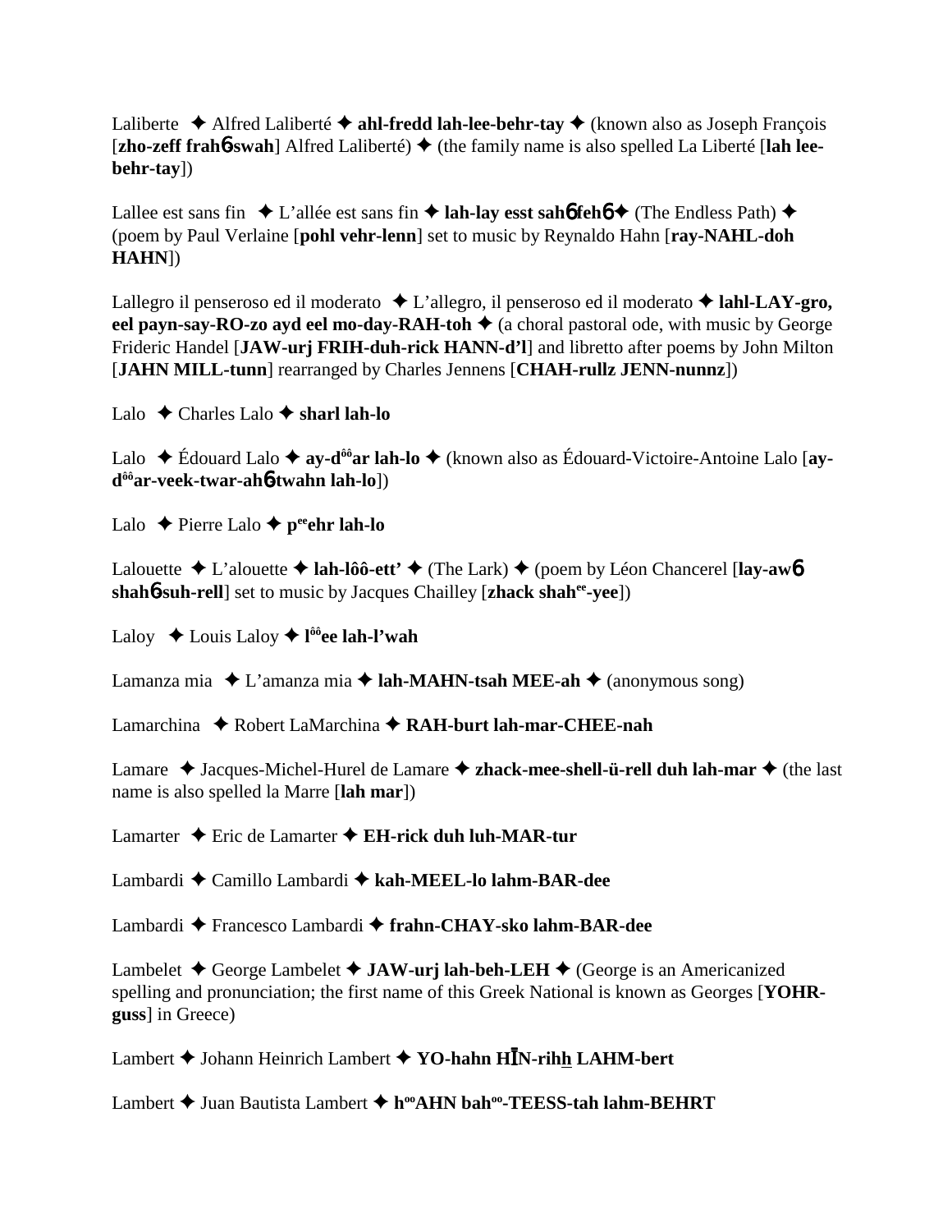Laliberte ✦ Alfred Laliberté ✦ **ahl-fredd lah-lee-behr-tay** ✦ (known also as Joseph François [**zho-zeff frahɓ-swah**] Alfred Laliberté) ✦ (the family name is also spelled La Liberté [**lah lee-behr-tay**])

Lallee est sans fin ✦ L'allée est sans fin ✦ **lah-lay esst sahɓ fehɓ** ✦ (The Endless Path) ✦ (poem by Paul Verlaine [**pohl vehr-lenn**] set to music by Reynaldo Hahn [**ray-NAHL-doh HAHN**])

Lallegro il penseroso ed il moderato ✦ L'allegro, il penseroso ed il moderato ✦ **lahl-LAY-gro, eel payn-say-RO-zo ayd eel mo-day-RAH-toh** ✦ (a choral pastoral ode, with music by George Frideric Handel [**JAW-urj FRIH-duh-rick HANN-d'l**] and libretto after poems by John Milton [**JAHN MILL-tunn**] rearranged by Charles Jennens [**CHAH-rullz JENN-nunnz**])

Lalo ✦ Charles Lalo ✦ **sharl lah-lo**

Lalo ✦ Édouard Lalo ✦ **ay-dôôar lah-lo** ✦ (known also as Édouard-Victoire-Antoine Lalo [**ay-dôôar-veek-twar-ahɓ-twahn lah-lo**])

Lalo ✦ Pierre Lalo ✦ **peeehr lah-lo**

Lalouette ✦ L'alouette ✦ **lah-lôô-ett'** ✦ (The Lark) ✦ (poem by Léon Chancerel [**lay-awɓ shahɓ-suh-rell**] set to music by Jacques Chailley [**zhack shahee-yee**])

Laloy ✦ Louis Laloy ✦ **lôôee lah-l'wah**

Lamanza mia ✦ L'amanza mia ✦ **lah-MAHN-tsah MEE-ah** ✦ (anonymous song)

Lamarchina ✦ Robert LaMarchina ✦ **RAH-burt lah-mar-CHEE-nah**

Lamare ✦ Jacques-Michel-Hurel de Lamare ✦ **zhack-mee-shell-ü-rell duh lah-mar** ✦ (the last name is also spelled la Marre [**lah mar**])

Lamarter ✦ Eric de Lamarter ✦ **EH-rick duh luh-MAR-tur**

Lambardi ✦ Camillo Lambardi ✦ **kah-MEEL-lo lahm-BAR-dee**

Lambardi ✦ Francesco Lambardi ✦ **frahn-CHAY-sko lahm-BAR-dee**

Lambelet ✦ George Lambelet ✦ **JAW-urj lah-beh-LEH** ✦ (George is an Americanized spelling and pronunciation; the first name of this Greek National is known as Georges [**YOHR-guss**] in Greece)

Lambert ✦ Johann Heinrich Lambert ✦ **YO-hahn HĪN-rihh LAHM-bert**

Lambert ✦ Juan Bautista Lambert ✦ **hooAHN bahoo-TEESS-tah lahm-BEHRT**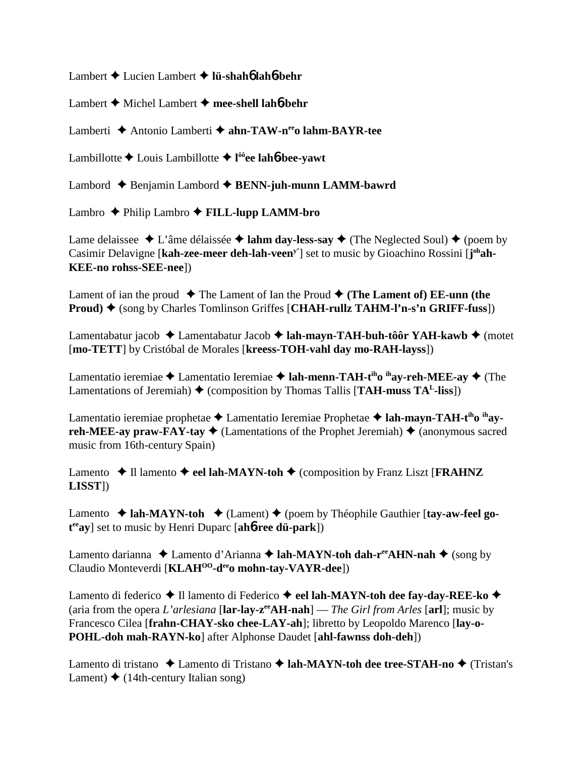Lambert ✦ Lucien Lambert ✦ **lü-shah6 lah6-behr**

Lambert ✦ Michel Lambert ✦ **mee-shell lah6-behr**

Lamberti ✦ Antonio Lamberti ✦ **ahn-TAW-n^ee^o lahm-BAYR-tee**

Lambillotte ✦ Louis Lambillotte ✦ **l^ôô^ee lah6-bee-yawt**

Lambord ✦ Benjamin Lambord ✦ **BENN-juh-munn LAMM-bawrd**

Lambro ✦ Philip Lambro ✦ **FILL-lupp LAMM-bro**

Lame delaissee ✦ L'âme délaissée ✦ **lahm day-less-say** ✦ (The Neglected Soul) ✦ (poem by Casimir Delavigne [**kah-zee-meer deh-lah-veen^y'**] set to music by Gioachino Rossini [**j^oh^ah-KEE-no rohss-SEE-nee**])

Lament of ian the proud ✦ The Lament of Ian the Proud ✦ **(The Lament of) EE-unn (the Proud)** ✦ (song by Charles Tomlinson Griffes [**CHAH-rullz TAHM-l'n-s'n GRIFF-fuss**])

Lamentabatur jacob ✦ Lamentabatur Jacob ✦ **lah-mayn-TAH-buh-tôôr YAH-kawb** ✦ (motet [**mo-TETT**] by Cristóbal de Morales [**kreess-TOH-vahl day mo-RAH-layss**])

Lamentatio ieremiae ✦ Lamentatio Ieremiae ✦ **lah-menn-TAH-t^ih^o ^ih^ay-reh-MEE-ay** ✦ (The Lamentations of Jeremiah) ✦ (composition by Thomas Tallis [**TAH-muss TA^L-liss**])

Lamentatio ieremiae prophetae ✦ Lamentatio Ieremiae Prophetae ✦ **lah-mayn-TAH-t^ih^o ^ih^ay-reh-MEE-ay praw-FAY-tay** ✦ (Lamentations of the Prophet Jeremiah) ✦ (anonymous sacred music from 16th-century Spain)

Lamento ✦ Il lamento ✦ **eel lah-MAYN-toh** ✦ (composition by Franz Liszt [**FRAHNZ LISST**])

Lamento ✦ **lah-MAYN-toh** ✦ (Lament) ✦ (poem by Théophile Gauthier [**tay-aw-feel go-t^ee^ay**] set to music by Henri Duparc [**ah6-ree dü-park**])

Lamento darianna ✦ Lamento d'Arianna ✦ **lah-MAYN-toh dah-r^ee^AHN-nah** ✦ (song by Claudio Monteverdi [**KLAH^OO^-d^ee^o mohn-tay-VAYR-dee**])

Lamento di federico ✦ Il lamento di Federico ✦ **eel lah-MAYN-toh dee fay-day-REE-ko** ✦ (aria from the opera *L'arlesiana* [**lar-lay-z^ee^AH-nah**] — *The Girl from Arles* [**arl**]; music by Francesco Cilea [**frahn-CHAY-sko chee-LAY-ah**]; libretto by Leopoldo Marenco [**lay-o-POHL-doh mah-RAYN-ko**] after Alphonse Daudet [**ahl-fawnss doh-deh**])

Lamento di tristano ✦ Lamento di Tristano ✦ **lah-MAYN-toh dee tree-STAH-no** ✦ (Tristan's Lament) ✦ (14th-century Italian song)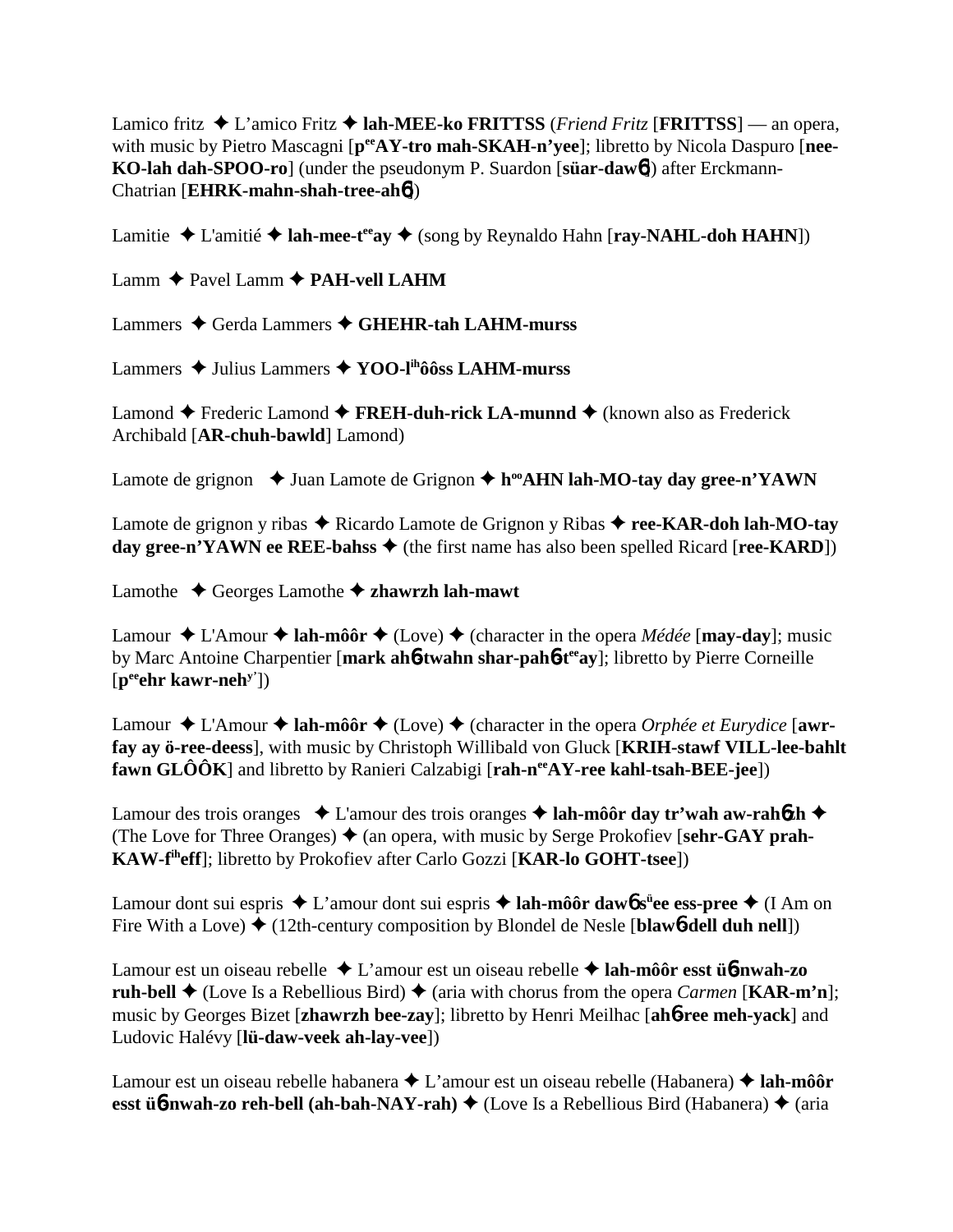Lamico fritz ✦ L'amico Fritz ✦ **lah-MEE-ko FRITTSS** (*Friend Fritz* [**FRITTSS**] — an opera, with music by Pietro Mascagni [**p$^{ee}$AY-tro mah-SKAH-n'yee**]; libretto by Nicola Daspuro [**nee-KO-lah dah-SPOO-ro**] (under the pseudonym P. Suardon [**süar-daw6**]) after Erckmann-Chatrian [**EHRK-mahn-shah-tree-ah6**])

Lamitie ✦ L'amitié ✦ **lah-mee-t$^{ee}$ay** ✦ (song by Reynaldo Hahn [**ray-NAHL-doh HAHN**])

Lamm ✦ Pavel Lamm ✦ **PAH-vell LAHM**

Lammers ✦ Gerda Lammers ✦ **GHEHR-tah LAHM-murss**

Lammers ✦ Julius Lammers ✦ **YOO-l$^{ih}$ôôss LAHM-murss**

Lamond ✦ Frederic Lamond ✦ **FREH-duh-rick LA-munnd** ✦ (known also as Frederick Archibald [**AR-chuh-bawld**] Lamond)

Lamote de grignon ✦ Juan Lamote de Grignon ✦ **h$^{oo}$AHN lah-MO-tay day gree-n'YAWN**

Lamote de grignon y ribas ✦ Ricardo Lamote de Grignon y Ribas ✦ **ree-KAR-doh lah-MO-tay day gree-n'YAWN ee REE-bahss** ✦ (the first name has also been spelled Ricard [**ree-KARD**])

Lamothe ✦ Georges Lamothe ✦ **zhawrzh lah-mawt**

Lamour ✦ L'Amour ✦ **lah-môôr** ✦ (Love) ✦ (character in the opera *Médée* [**may-day**]; music by Marc Antoine Charpentier [**mark ah6-twahn shar-pah6-t$^{ee}$ay**]; libretto by Pierre Corneille [**p$^{ee}$ehr kawr-neh$^{y'}$**])

Lamour ✦ L'Amour ✦ **lah-môôr** ✦ (Love) ✦ (character in the opera *Orphée et Eurydice* [**awr-fay ay ö-ree-deess**], with music by Christoph Willibald von Gluck [**KRIH-stawf VILL-lee-bahlt fawn GLÔÔK**] and libretto by Ranieri Calzabigi [**rah-n$^{ee}$AY-ree kahl-tsah-BEE-jee**])

Lamour des trois oranges ✦ L'amour des trois oranges ✦ **lah-môôr day tr'wah aw-rah6zh** ✦ (The Love for Three Oranges) ✦ (an opera, with music by Serge Prokofiev [**sehr-GAY prah-KAW-f$^{ih}$eff**]; libretto by Prokofiev after Carlo Gozzi [**KAR-lo GOHT-tsee**])

Lamour dont sui espris ✦ L'amour dont sui espris ✦ **lah-môôr daw6 s$^{ü}$ee ess-pree** ✦ (I Am on Fire With a Love) ✦ (12th-century composition by Blondel de Nesle [**blaw6-dell duh nell**])

Lamour est un oiseau rebelle ✦ L'amour est un oiseau rebelle ✦ **lah-môôr esst ü6-nwah-zo ruh-bell** ✦ (Love Is a Rebellious Bird) ✦ (aria with chorus from the opera *Carmen* [**KAR-m'n**]; music by Georges Bizet [**zhawrzh bee-zay**]; libretto by Henri Meilhac [**ah6-ree meh-yack**] and Ludovic Halévy [**lü-daw-veek ah-lay-vee**])

Lamour est un oiseau rebelle habanera ✦ L'amour est un oiseau rebelle (Habanera) ✦ **lah-môôr esst ü6-nwah-zo reh-bell (ah-bah-NAY-rah)** ✦ (Love Is a Rebellious Bird (Habanera) ✦ (aria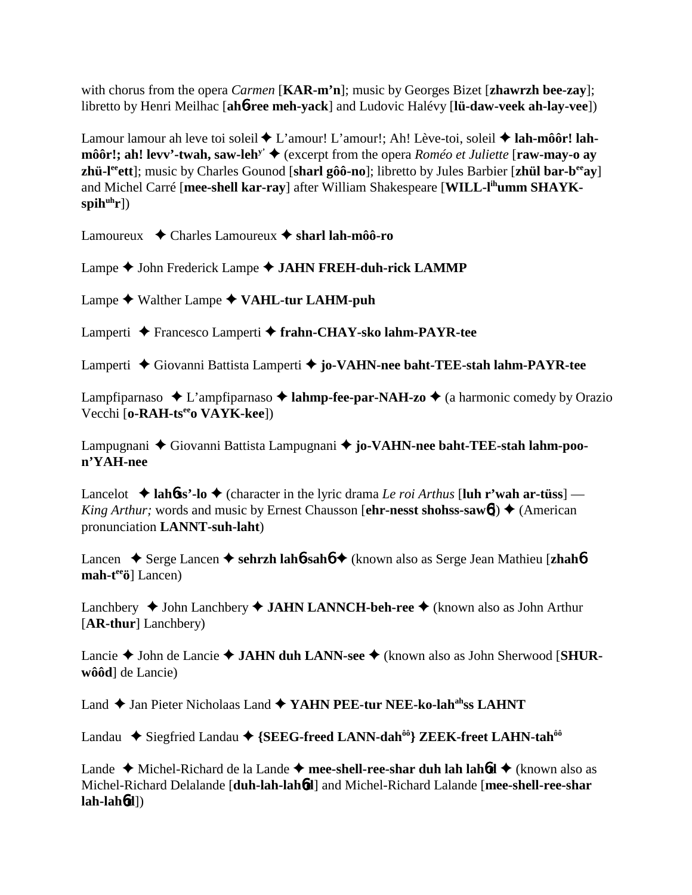with chorus from the opera *Carmen* [**KAR-m'n**]; music by Georges Bizet [**zhawrzh bee-zay**]; libretto by Henri Meilhac [**ah**6**-ree meh-yack**] and Ludovic Halévy [**lü-daw-veek ah-lay-vee**])

Lamour lamour ah leve toi soleil ✦ L'amour! L'amour!; Ah! Lève-toi, soleil ✦ **lah-môôr! lah-môôr!; ah! levv'-twah, saw-leh**y' ✦ (excerpt from the opera *Roméo et Juliette* [**raw-may-o ay zhü-l**ee**ett**]; music by Charles Gounod [**sharl gôô-no**]; libretto by Jules Barbier [**zhül bar-b**ee**ay**] and Michel Carré [**mee-shell kar-ray**] after William Shakespeare [**WILL-l**ih**umm SHAYK-spih**uh**r**])

Lamoureux ✦ Charles Lamoureux ✦ **sharl lah-môô-ro**

Lampe ✦ John Frederick Lampe ✦ **JAHN FREH-duh-rick LAMMP**

Lampe ✦ Walther Lampe ✦ **VAHL-tur LAHM-puh**

Lamperti ✦ Francesco Lamperti ✦ **frahn-CHAY-sko lahm-PAYR-tee**

Lamperti ✦ Giovanni Battista Lamperti ✦ **jo-VAHN-nee baht-TEE-stah lahm-PAYR-tee**

Lampfiparnaso ✦ L'ampfiparnaso ✦ **lahmp-fee-par-NAH-zo** ✦ (a harmonic comedy by Orazio Vecchi [**o-RAH-ts**ee**o VAYK-kee**])

Lampugnani ✦ Giovanni Battista Lampugnani ✦ **jo-VAHN-nee baht-TEE-stah lahm-poo-n'YAH-nee**

Lancelot ✦ **lah**6**ss'-lo** ✦ (character in the lyric drama *Le roi Arthus* [**luh r'wah ar-tüss**] — *King Arthur;* words and music by Ernest Chausson [**ehr-nesst shohss-saw**6]) ✦ (American pronunciation **LANNT-suh-laht**)

Lancen ✦ Serge Lancen ✦ **sehrzh lah**6**-sah**6 ✦ (known also as Serge Jean Mathieu [**zhah**6 **mah-t**ee**ö**] Lancen)

Lanchbery ✦ John Lanchbery ✦ **JAHN LANNCH-beh-ree** ✦ (known also as John Arthur [**AR-thur**] Lanchbery)

Lancie ✦ John de Lancie ✦ **JAHN duh LANN-see** ✦ (known also as John Sherwood [**SHUR-wôôd**] de Lancie)

Land ✦ Jan Pieter Nicholaas Land ✦ **YAHN PEE-tur NEE-ko-lah**ah**ss LAHNT**

Landau ✦ Siegfried Landau ✦ **{SEEG-freed LANN-dah**ôô**} ZEEK-freet LAHN-tah**ôô

Lande ✦ Michel-Richard de la Lande ✦ **mee-shell-ree-shar duh lah lah**6**d** ✦ (known also as Michel-Richard Delalande [**duh-lah-lah**6**d**] and Michel-Richard Lalande [**mee-shell-ree-shar lah-lah**6**d**])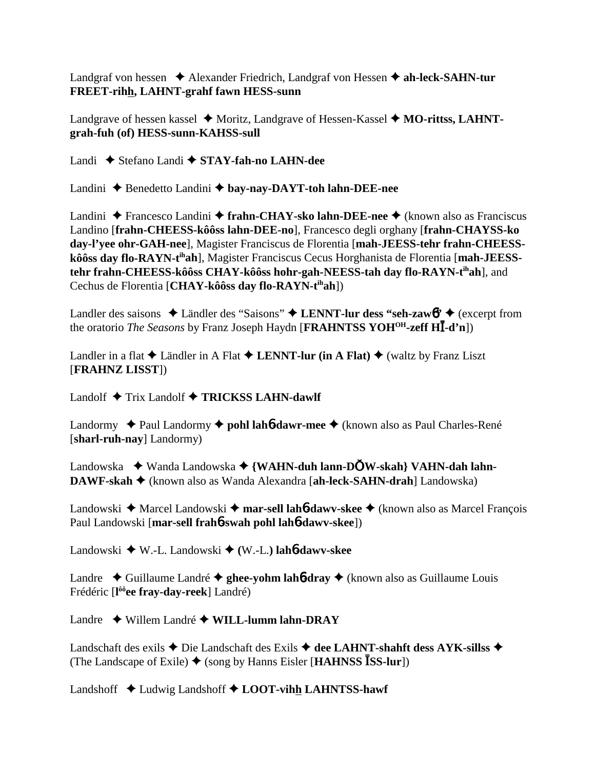Landgraf von hessen ✦ Alexander Friedrich, Landgraf von Hessen ✦ **ah-leck-SAHN-tur FREET-rihh, LAHNT-grahf fawn HESS-sunn**

Landgrave of hessen kassel ✦ Moritz, Landgrave of Hessen-Kassel ✦ **MO-rittss, LAHNT-grah-fuh (of) HESS-sunn-KAHSS-sull**

Landi ✦ Stefano Landi ✦ **STAY-fah-no LAHN-dee**

Landini ✦ Benedetto Landini ✦ **bay-nay-DAYT-toh lahn-DEE-nee**

Landini ✦ Francesco Landini ✦ **frahn-CHAY-sko lahn-DEE-nee** ✦ (known also as Franciscus Landino [**frahn-CHEESS-kôôss lahn-DEE-no**], Francesco degli orghany [**frahn-CHAYSS-ko day-l'yee ohr-GAH-nee**], Magister Franciscus de Florentia [**mah-JEESS-tehr frahn-CHEESS-kôôss day flo-RAYN-t^ih ah**], Magister Franciscus Cecus Horghanista de Florentia [**mah-JEESS-tehr frahn-CHEESS-kôôss CHAY-kôôss hohr-gah-NEESS-tah day flo-RAYN-t^ih ah**], and Cechus de Florentia [**CHAY-kôôss day flo-RAYN-t^ih ah**])

Landler des saisons ✦ Ländler des "Saisons" ✦ **LENNT-lur dess "seh-zawɓ"** ✦ (excerpt from the oratorio *The Seasons* by Franz Joseph Haydn [**FRAHNTSS YOH^OH-zeff HĪ-d'n**])

Landler in a flat ✦ Ländler in A Flat ✦ **LENNT-lur (in A Flat)** ✦ (waltz by Franz Liszt [**FRAHNZ LISST**])

Landolf ✦ Trix Landolf ✦ **TRICKSS LAHN-dawlf**

Landormy ✦ Paul Landormy ✦ **pohl lahɓ-dawr-mee** ✦ (known also as Paul Charles-René [**sharl-ruh-nay**] Landormy)

Landowska ✦ Wanda Landowska ✦ **{WAHN-duh lann-DŎW-skah} VAHN-dah lahn-DAWF-skah** ✦ (known also as Wanda Alexandra [**ah-leck-SAHN-drah**] Landowska)

Landowski ✦ Marcel Landowski ✦ **mar-sell lahɓ-dawv-skee** ✦ (known also as Marcel François Paul Landowski [**mar-sell frahɓ-swah pohl lahɓ-dawv-skee**])

Landowski ✦ W.-L. Landowski ✦ **(W.-L.) lahɓ-dawv-skee**

Landre ✦ Guillaume Landré ✦ **ghee-yohm lahɓ-dray** ✦ (known also as Guillaume Louis Frédéric [**l^ôô ee fray-day-reek**] Landré)

Landre ✦ Willem Landré ✦ **WILL-lumm lahn-DRAY**

Landschaft des exils ✦ Die Landschaft des Exils ✦ **dee LAHNT-shahft dess AYK-sillss** ✦ (The Landscape of Exile) ✦ (song by Hanns Eisler [**HAHNSS ĪSS-lur**])

Landshoff ✦ Ludwig Landshoff ✦ **LOOT-vihh LAHNTSS-hawf**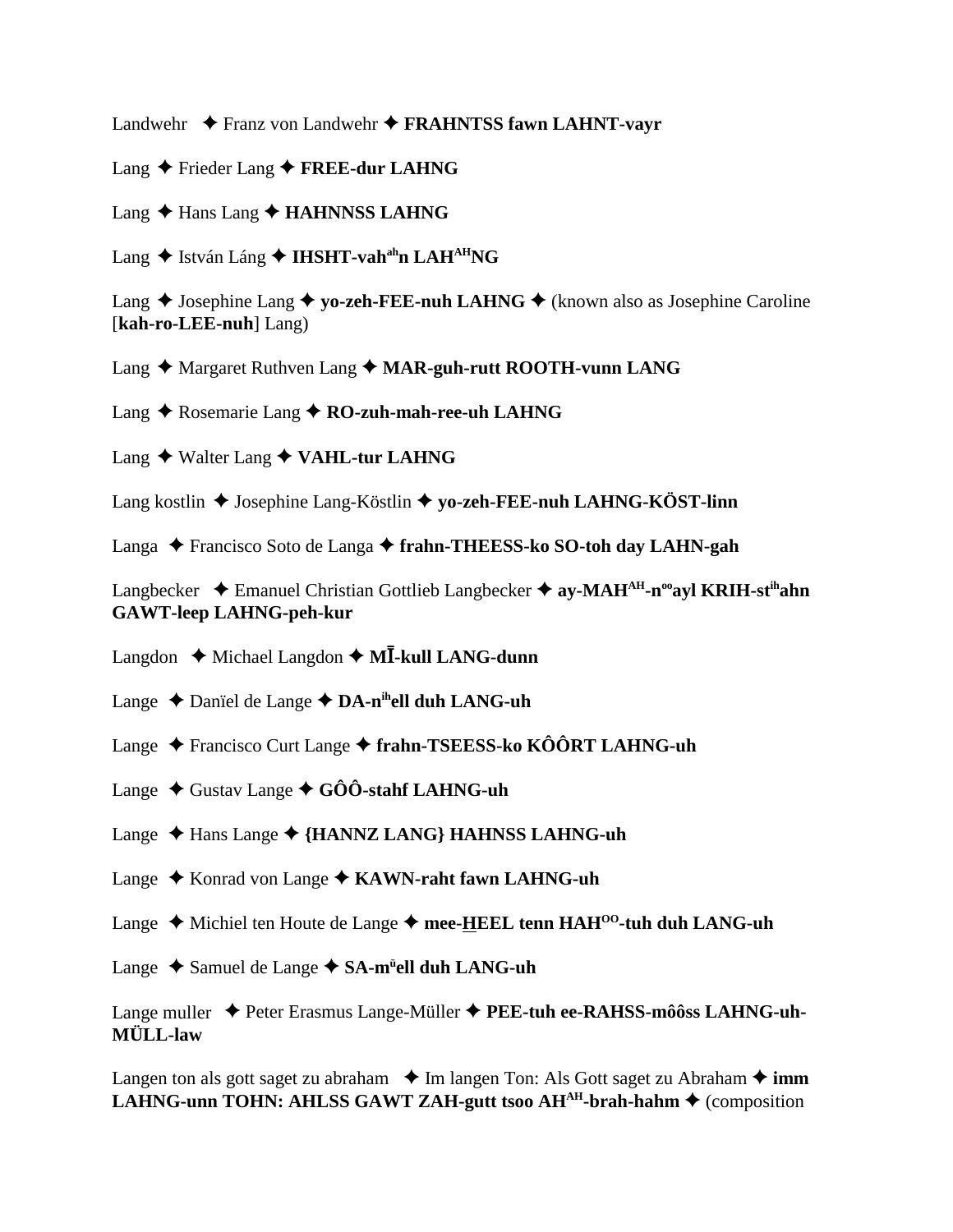Landwehr ✦ Franz von Landwehr ✦ **FRAHNTSS fawn LAHNT-vayr**

Lang ✦ Frieder Lang ✦ **FREE-dur LAHNG**

Lang ✦ Hans Lang ✦ **HAHNNSS LAHNG**

Lang ✦ István Láng ✦ **IHSHT-vah[ah]n LAH[AH]NG**

Lang ✦ Josephine Lang ✦ **yo-zeh-FEE-nuh LAHNG** ✦ (known also as Josephine Caroline [**kah-ro-LEE-nuh**] Lang)

Lang ✦ Margaret Ruthven Lang ✦ **MAR-guh-rutt ROOTH-vunn LANG**

Lang ✦ Rosemarie Lang ✦ **RO-zuh-mah-ree-uh LAHNG**

Lang ✦ Walter Lang ✦ **VAHL-tur LAHNG**

Lang kostlin ✦ Josephine Lang-Köstlin ✦ **yo-zeh-FEE-nuh LAHNG-KÖST-linn**

Langa ✦ Francisco Soto de Langa ✦ **frahn-THEESS-ko SO-toh day LAHN-gah**

Langbecker ✦ Emanuel Christian Gottlieb Langbecker ✦ **ay-MAH[AH]-n[oo]ayl KRIH-st[ih]ahn GAWT-leep LAHNG-peh-kur**

Langdon ✦ Michael Langdon ✦ **MĪ-kull LANG-dunn**

Lange ✦ Daniël de Lange ✦ **DA-n[ih]ell duh LANG-uh**

Lange ✦ Francisco Curt Lange ✦ **frahn-TSEESS-ko KÔÔRT LAHNG-uh**

Lange ✦ Gustav Lange ✦ **GÔÔ-stahf LAHNG-uh**

Lange ✦ Hans Lange ✦ **{HANNZ LANG} HAHNSS LAHNG-uh**

Lange ✦ Konrad von Lange ✦ **KAWN-raht fawn LAHNG-uh**

Lange ✦ Michiel ten Houte de Lange ✦ **mee-HEEL tenn HAH[OO]-tuh duh LANG-uh**

Lange ✦ Samuel de Lange ✦ **SA-m[ü]ell duh LANG-uh**

Lange muller ✦ Peter Erasmus Lange-Müller ✦ **PEE-tuh ee-RAHSS-môôss LAHNG-uh-MÜLL-law**

Langen ton als gott saget zu abraham ✦ Im langen Ton: Als Gott saget zu Abraham ✦ **imm LAHNG-unn TOHN: AHLSS GAWT ZAH-gutt tsoo AH[AH]-brah-hahm** ✦ (composition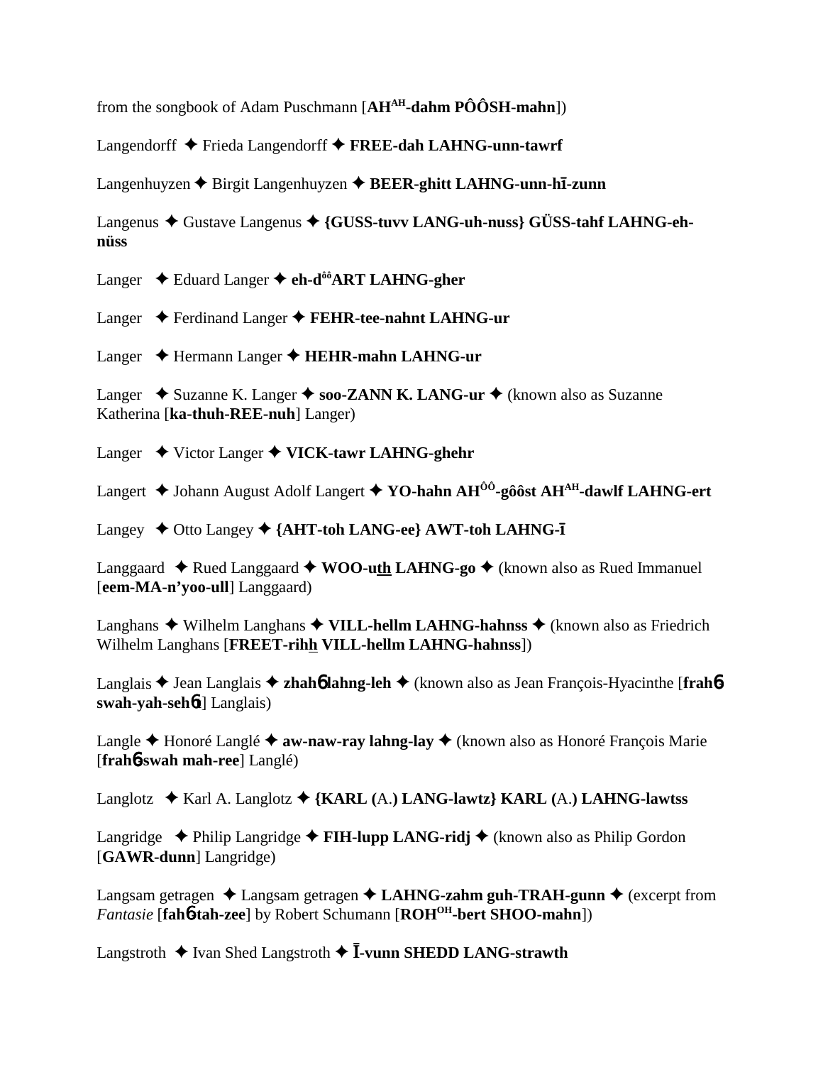from the songbook of Adam Puschmann [**AH^AH^-dahm PÔÔSH-mahn**])

Langendorff ✦ Frieda Langendorff ✦ **FREE-dah LAHNG-unn-tawrf**

Langenhuyzen ✦ Birgit Langenhuyzen ✦ **BEER-ghitt LAHNG-unn-hī-zunn**

Langenus ✦ Gustave Langenus ✦ **{GUSS-tuvv LANG-uh-nuss} GÜSS-tahf LAHNG-eh-nüss**

Langer ✦ Eduard Langer ✦ **eh-d^ôô^ART LAHNG-gher**

Langer ✦ Ferdinand Langer ✦ **FEHR-tee-nahnt LAHNG-ur**

Langer ✦ Hermann Langer ✦ **HEHR-mahn LAHNG-ur**

Langer ✦ Suzanne K. Langer ✦ **soo-ZANN K. LANG-ur** ✦ (known also as Suzanne Katherina [**ka-thuh-REE-nuh**] Langer)

Langer ✦ Victor Langer ✦ **VICK-tawr LAHNG-ghehr**

Langert ✦ Johann August Adolf Langert ✦ **YO-hahn AH^ÔÔ^-gôôst AH^AH^-dawlf LAHNG-ert**

Langey ✦ Otto Langey ✦ **{AHT-toh LANG-ee} AWT-toh LAHNG-ī**

Langgaard ✦ Rued Langgaard ✦ **WOO-u<u>th</u> LAHNG-go** ✦ (known also as Rued Immanuel [**eem-MA-n'yoo-ull**] Langgaard)

Langhans ✦ Wilhelm Langhans ✦ **VILL-hellm LAHNG-hahnss** ✦ (known also as Friedrich Wilhelm Langhans [**FREET-rih<u>h</u> VILL-hellm LAHNG-hahnss**])

Langlais ✦ Jean Langlais ✦ **zhahɓ lahng-leh** ✦ (known also as Jean François-Hyacinthe [**frahɓ-swah-yah-sehɓt**] Langlais)

Langle ✦ Honoré Langlé ✦ **aw-naw-ray lahng-lay** ✦ (known also as Honoré François Marie [**frahɓ-swah mah-ree**] Langlé)

Langlotz ✦ Karl A. Langlotz ✦ **{KARL (**A.**) LANG-lawtz} KARL (**A.**) LAHNG-lawtss**

Langridge ✦ Philip Langridge ✦ **FIH-lupp LANG-ridj** ✦ (known also as Philip Gordon [**GAWR-dunn**] Langridge)

Langsam getragen ✦ Langsam getragen ✦ **LAHNG-zahm guh-TRAH-gunn** ✦ (excerpt from *Fantasie* [**fahɓ-tah-zee**] by Robert Schumann [**ROH^OH^-bert SHOO-mahn**])

Langstroth ✦ Ivan Shed Langstroth ✦ **Ī-vunn SHEDD LANG-strawth**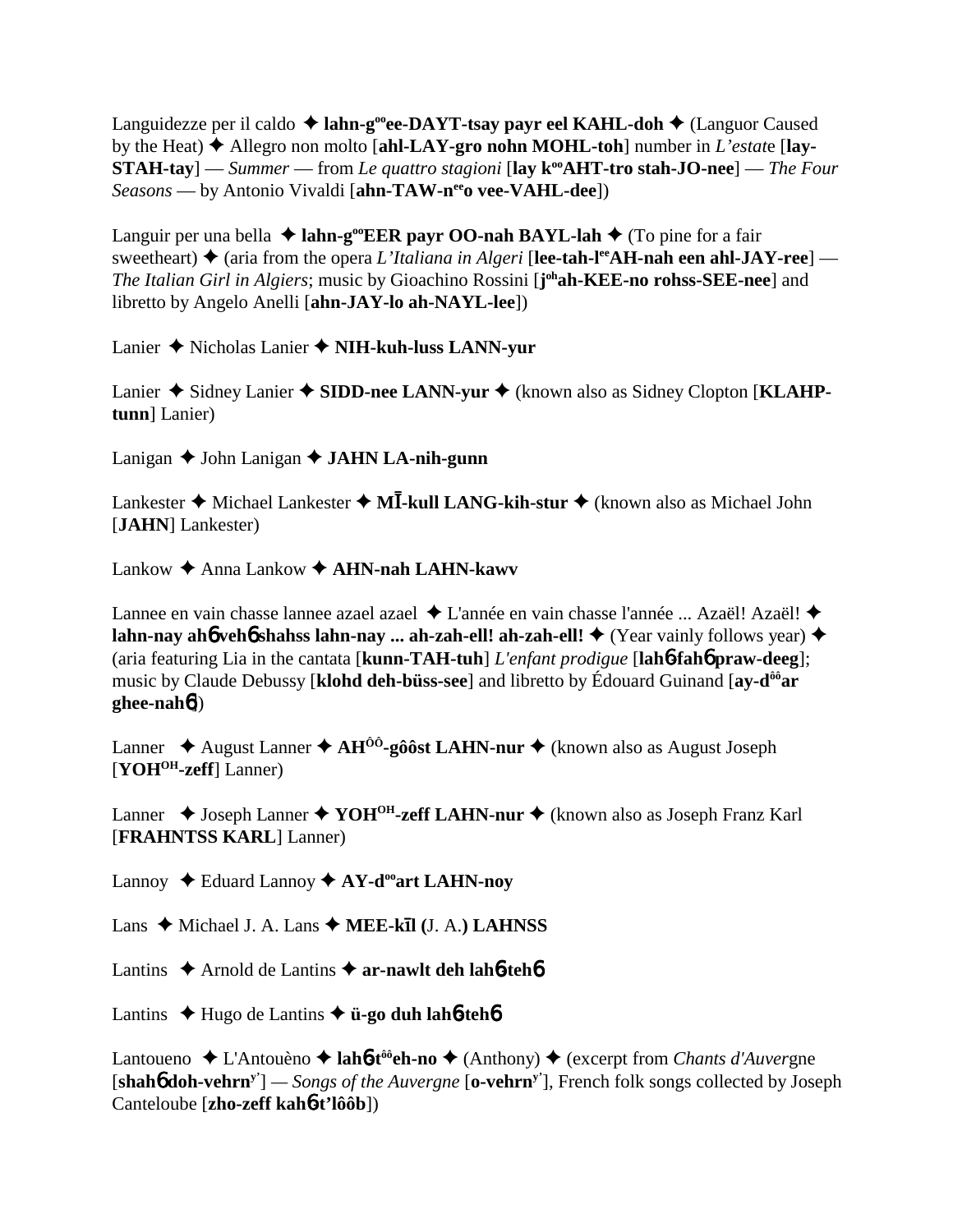Languidezze per il caldo ✦ **lahn-g^oo^ee-DAYT-tsay payr eel KAHL-doh** ✦ (Languor Caused by the Heat) ✦ Allegro non molto [**ahl-LAY-gro nohn MOHL-toh**] number in *L'estate* [**lay-STAH-tay**] — *Summer* — from *Le quattro stagioni* [**lay k^oo^AHT-tro stah-JO-nee**] — *The Four Seasons* — by Antonio Vivaldi [**ahn-TAW-n^ee^o vee-VAHL-dee**])

Languir per una bella ✦ **lahn-g^oo^EER payr OO-nah BAYL-lah** ✦ (To pine for a fair sweetheart) ✦ (aria from the opera *L'Italiana in Algeri* [**lee-tah-l^ee^AH-nah een ahl-JAY-ree**] — *The Italian Girl in Algiers*; music by Gioachino Rossini [**j^oh^ah-KEE-no rohss-SEE-nee**] and libretto by Angelo Anelli [**ahn-JAY-lo ah-NAYL-lee**])

Lanier ✦ Nicholas Lanier ✦ **NIH-kuh-luss LANN-yur**

Lanier ✦ Sidney Lanier ✦ **SIDD-nee LANN-yur** ✦ (known also as Sidney Clopton [**KLAHP-tunn**] Lanier)

Lanigan ✦ John Lanigan ✦ **JAHN LA-nih-gunn**

Lankester ✦ Michael Lankester ✦ **MĪ-kull LANG-kih-stur** ✦ (known also as Michael John [**JAHN**] Lankester)

Lankow ✦ Anna Lankow ✦ **AHN-nah LAHN-kawv**

Lannee en vain chasse lannee azael azael ✦ L'année en vain chasse l'année ... Azaël! Azaël! ✦ **lahn-nay ahɓ vehɓ shahss lahn-nay ... ah-zah-ell! ah-zah-ell!** ✦ (Year vainly follows year) ✦ (aria featuring Lia in the cantata [**kunn-TAH-tuh**] *L'enfant prodigue* [**lahɓ-fahɓ praw-deeg**]; music by Claude Debussy [**klohd deh-büss-see**] and libretto by Édouard Guinand [**ay-d^ôô^ar ghee-nahɓ**])

Lanner ✦ August Lanner ✦ **AH^ÔÔ^-gôôst LAHN-nur** ✦ (known also as August Joseph [**YOH^OH^-zeff**] Lanner)

Lanner ✦ Joseph Lanner ✦ **YOH^OH^-zeff LAHN-nur** ✦ (known also as Joseph Franz Karl [**FRAHNTSS KARL**] Lanner)

Lannoy ✦ Eduard Lannoy ✦ **AY-d^oo^art LAHN-noy**

Lans ✦ Michael J. A. Lans ✦ **MEE-kīl (**J. A.**) LAHNSS**

Lantins ✦ Arnold de Lantins ✦ **ar-nawlt deh lahɓ-tehɓ**

Lantins ✦ Hugo de Lantins ✦ **ü-go duh lahɓ-tehɓ**

Lantoueno ✦ L'Antouèno ✦ **lahɓ-t^ôô^eh-no** ✦ (Anthony) ✦ (excerpt from *Chants d'Auvergne* [**shahɓ doh-vehrn^y'^**] — *Songs of the Auvergne* [**o-vehrn^y'^**], French folk songs collected by Joseph Canteloube [**zho-zeff kahɓ-t'lôôb**])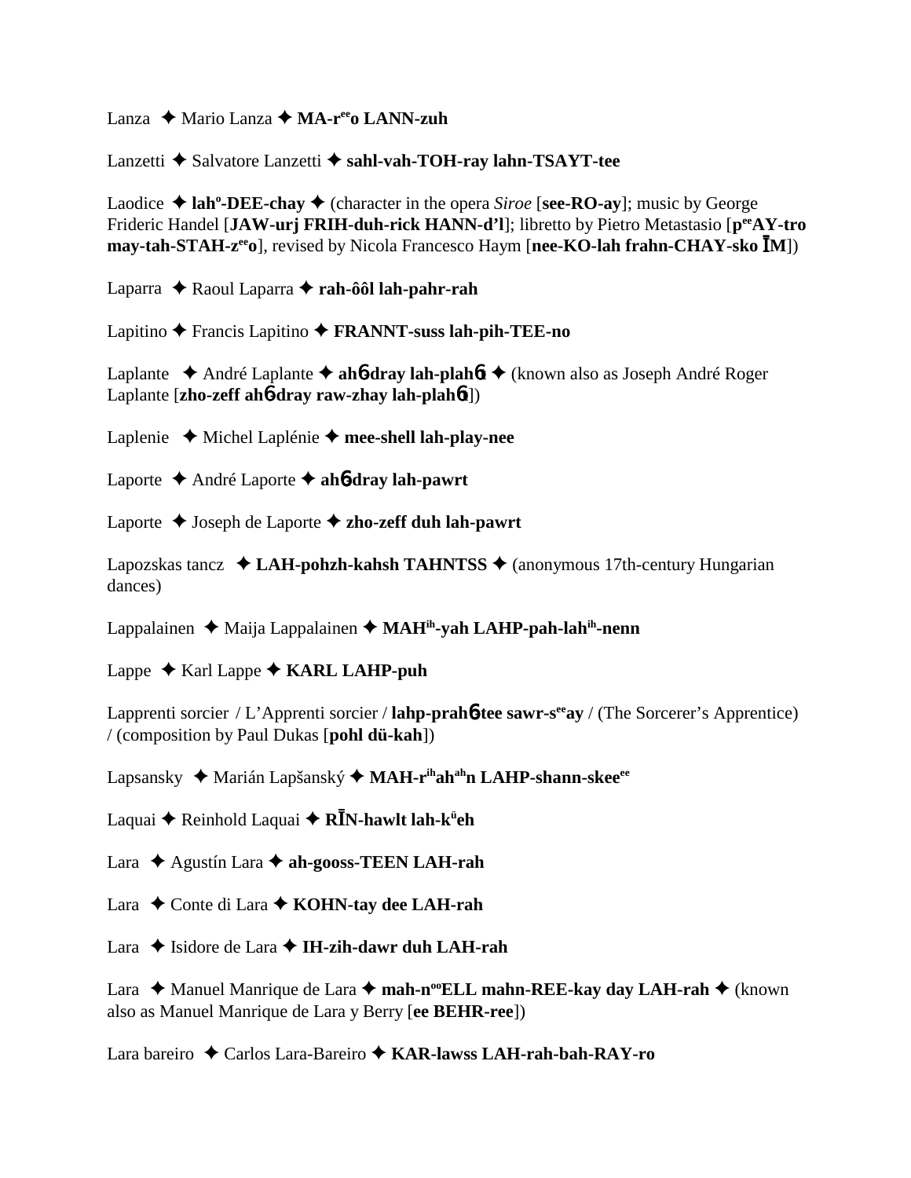Lanza ✦ Mario Lanza ✦ **MA-r**[ee]**o LANN-zuh**

Lanzetti ✦ Salvatore Lanzetti ✦ **sahl-vah-TOH-ray lahn-TSAYT-tee**

Laodice ✦ **lah**[o]**-DEE-chay** ✦ (character in the opera *Siroe* [**see-RO-ay**]; music by George Frideric Handel [**JAW-urj FRIH-duh-rick HANN-d'l**]; libretto by Pietro Metastasio [**p**[ee]**AY-tro may-tah-STAH-z**[ee]**o**], revised by Nicola Francesco Haym [**nee-KO-lah frahn-CHAY-sko ĪM**])

Laparra ✦ Raoul Laparra ✦ **rah-ôôl lah-pahr-rah**

Lapitino ✦ Francis Lapitino ✦ **FRANNT-suss lah-pih-TEE-no**

Laplante ✦ André Laplante ✦ **ahɓ-dray lah-plahɓt** ✦ (known also as Joseph André Roger Laplante [**zho-zeff ahɓ-dray raw-zhay lah-plahɓt**])

Laplenie ✦ Michel Laplénie ✦ **mee-shell lah-play-nee**

Laporte ✦ André Laporte ✦ **ahɓ-dray lah-pawrt**

Laporte ✦ Joseph de Laporte ✦ **zho-zeff duh lah-pawrt**

Lapozskas tancz ✦ **LAH-pohzh-kahsh TAHNTSS** ✦ (anonymous 17th-century Hungarian dances)

Lappalainen ✦ Maija Lappalainen ✦ **MAH**[ih]**-yah LAHP-pah-lah**[ih]**-nenn**

Lappe ✦ Karl Lappe ✦ **KARL LAHP-puh**

Lapprenti sorcier / L'Apprenti sorcier / **lahp-prahɓ-tee sawr-s**[ee]**ay** / (The Sorcerer's Apprentice) / (composition by Paul Dukas [**pohl dü-kah**])

Lapsansky ✦ Marián Lapšanský ✦ **MAH-r**[ih]**ah**[ah]**n LAHP-shann-skee**[ee]

Laquai ✦ Reinhold Laquai ✦ **RĪN-hawlt lah-k**[ü]**eh**

Lara ✦ Agustín Lara ✦ **ah-gooss-TEEN LAH-rah**

Lara ✦ Conte di Lara ✦ **KOHN-tay dee LAH-rah**

Lara ✦ Isidore de Lara ✦ **IH-zih-dawr duh LAH-rah**

Lara ✦ Manuel Manrique de Lara ✦ **mah-n**[oo]**ELL mahn-REE-kay day LAH-rah** ✦ (known also as Manuel Manrique de Lara y Berry [**ee BEHR-ree**])

Lara bareiro ✦ Carlos Lara-Bareiro ✦ **KAR-lawss LAH-rah-bah-RAY-ro**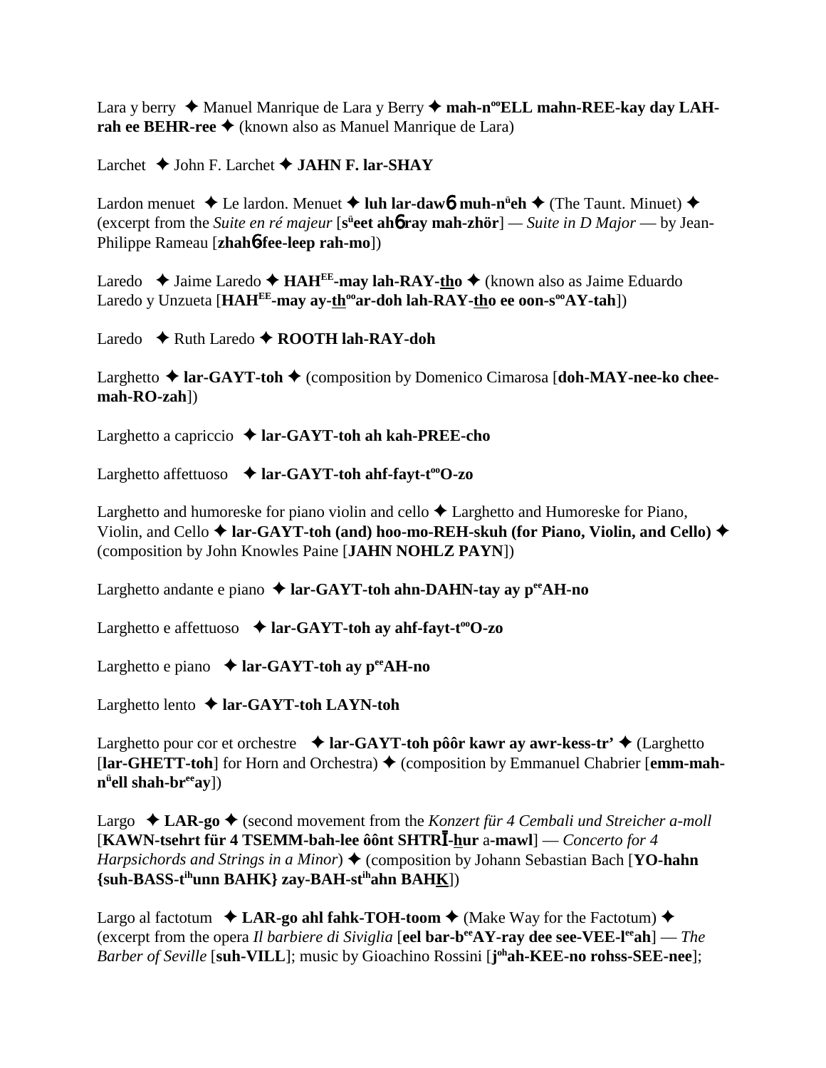Lara y berry ✦ Manuel Manrique de Lara y Berry ✦ **mah-n^oo^ELL mahn-REE-kay day LAH-rah ee BEHR-ree** ✦ (known also as Manuel Manrique de Lara)

Larchet ✦ John F. Larchet ✦ **JAHN F. lar-SHAY**

Lardon menuet ✦ Le lardon. Menuet ✦ **luh lar-dawɓ muh-n^ü^eh** ✦ (The Taunt. Minuet) ✦ (excerpt from the *Suite en ré majeur* [**s^ü^eet ahɓ ray mah-zhör**] — *Suite in D Major* — by Jean-Philippe Rameau [**zhahɓ fee-leep rah-mo**])

Laredo ✦ Jaime Laredo ✦ **HAH^EE^-may lah-RAY-tho** ✦ (known also as Jaime Eduardo Laredo y Unzueta [**HAH^EE^-may ay-th^oo^ar-doh lah-RAY-tho ee oon-s^oo^AY-tah**])

Laredo ✦ Ruth Laredo ✦ **ROOTH lah-RAY-doh**

Larghetto ✦ **lar-GAYT-toh** ✦ (composition by Domenico Cimarosa [**doh-MAY-nee-ko chee-mah-RO-zah**])

Larghetto a capriccio ✦ **lar-GAYT-toh ah kah-PREE-cho**

Larghetto affettuoso ✦ **lar-GAYT-toh ahf-fayt-t^oo^O-zo**

Larghetto and humoreske for piano violin and cello ✦ Larghetto and Humoreske for Piano, Violin, and Cello ✦ **lar-GAYT-toh (and) hoo-mo-REH-skuh (for Piano, Violin, and Cello)** ✦ (composition by John Knowles Paine [**JAHN NOHLZ PAYN**])

Larghetto andante e piano ✦ **lar-GAYT-toh ahn-DAHN-tay ay p^ee^AH-no**

Larghetto e affettuoso ✦ **lar-GAYT-toh ay ahf-fayt-t^oo^O-zo**

Larghetto e piano ✦ **lar-GAYT-toh ay p^ee^AH-no**

Larghetto lento ✦ **lar-GAYT-toh LAYN-toh**

Larghetto pour cor et orchestre ✦ **lar-GAYT-toh pôôr kawr ay awr-kess-tr'** ✦ (Larghetto [**lar-GHETT-toh**] for Horn and Orchestra) ✦ (composition by Emmanuel Chabrier [**emm-mah-n^ü^ell shah-br^ee^ay**])

Largo ✦ **LAR-go** ✦ (second movement from the *Konzert für 4 Cembali und Streicher a-moll* [**KAWN-tsehrt für 4 TSEMM-bah-lee ôônt SHTRĪ-hur a-mawl**] — *Concerto for 4 Harpsichords and Strings in a Minor*) ✦ (composition by Johann Sebastian Bach [**YO-hahn {suh-BASS-t^ih^unn BAHK} zay-BAH-st^ih^ahn BAHK**])

Largo al factotum ✦ **LAR-go ahl fahk-TOH-toom** ✦ (Make Way for the Factotum) ✦ (excerpt from the opera *Il barbiere di Siviglia* [**eel bar-b^ee^AY-ray dee see-VEE-l^ee^ah**] — *The Barber of Seville* [**suh-VILL**]; music by Gioachino Rossini [**j^oh^ah-KEE-no rohss-SEE-nee**];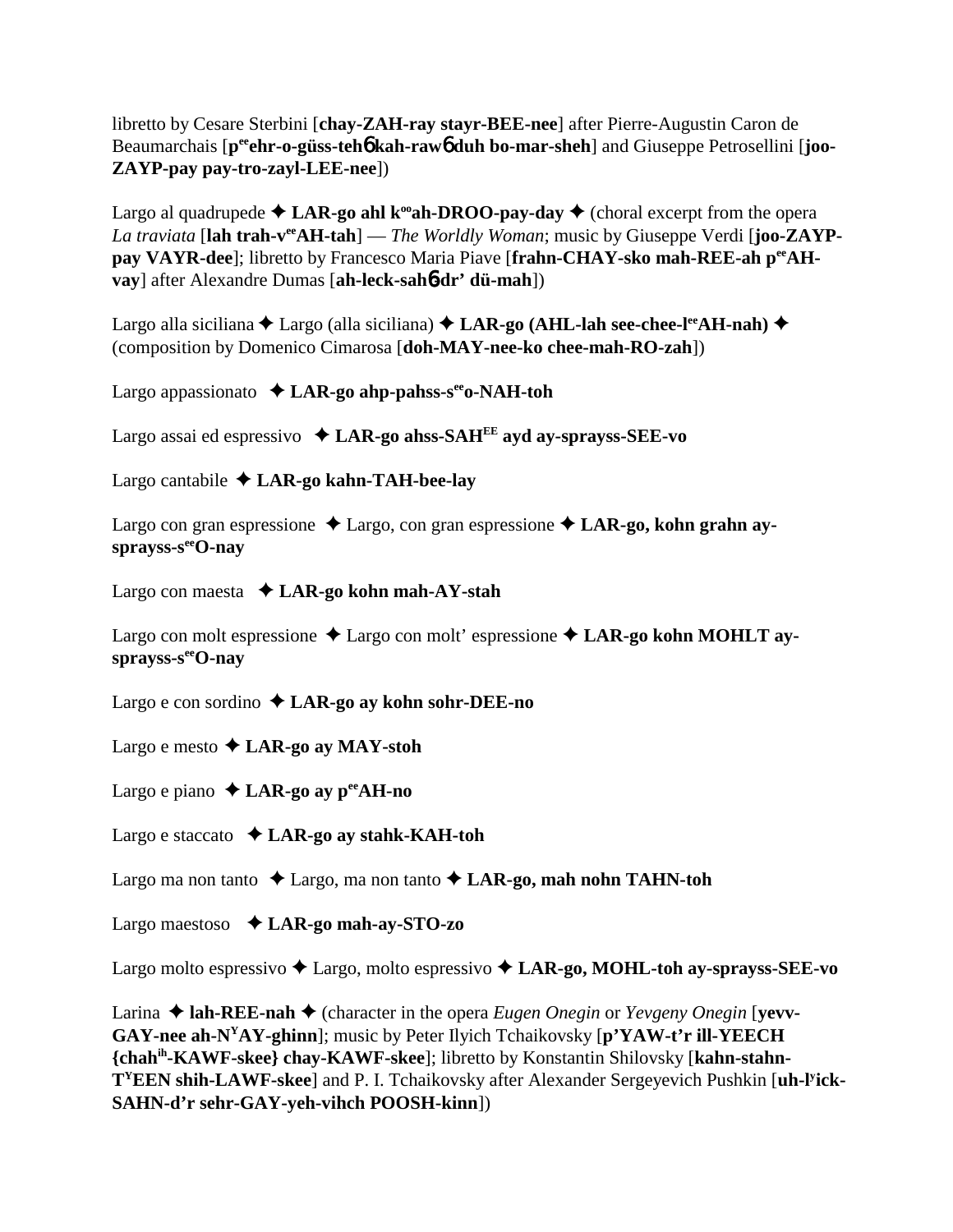libretto by Cesare Sterbini [**chay-ZAH-ray stayr-BEE-nee**] after Pierre-Augustin Caron de Beaumarchais [**p**ᵉᵉ**ehr-o-güss-teh**ɓ **kah-raw**ɓ **duh bo-mar-sheh**] and Giuseppe Petrosellini [**joo-ZAYP-pay pay-tro-zayl-LEE-nee**])

Largo al quadrupede ✦ **LAR-go ahl k**ᵒᵒ**ah-DROO-pay-day** ✦ (choral excerpt from the opera *La traviata* [**lah trah-v**ᵉᵉ**AH-tah**] — *The Worldly Woman*; music by Giuseppe Verdi [**joo-ZAYP-pay VAYR-dee**]; libretto by Francesco Maria Piave [**frahn-CHAY-sko mah-REE-ah p**ᵉᵉ**AH-vay**] after Alexandre Dumas [**ah-leck-sah**ɓ**dr' dü-mah**])

Largo alla siciliana ✦ Largo (alla siciliana) ✦ **LAR-go (AHL-lah see-chee-l**ᵉᵉ**AH-nah)** ✦ (composition by Domenico Cimarosa [**doh-MAY-nee-ko chee-mah-RO-zah**])

Largo appassionato ✦ **LAR-go ahp-pahss-s**ᵉᵉ**o-NAH-toh**

Largo assai ed espressivo ✦ **LAR-go ahss-SAH**ᴱᴱ **ayd ay-sprayss-SEE-vo**

Largo cantabile ✦ **LAR-go kahn-TAH-bee-lay**

Largo con gran espressione ✦ Largo, con gran espressione ✦ **LAR-go, kohn grahn ay-sprayss-s**ᵉᵉ**O-nay**

Largo con maesta ✦ **LAR-go kohn mah-AY-stah**

Largo con molt espressione ✦ Largo con molt' espressione ✦ **LAR-go kohn MOHLT ay-sprayss-s**ᵉᵉ**O-nay**

Largo e con sordino ✦ **LAR-go ay kohn sohr-DEE-no**

Largo e mesto ✦ **LAR-go ay MAY-stoh**

Largo e piano ✦ **LAR-go ay p**ᵉᵉ**AH-no**

Largo e staccato ✦ **LAR-go ay stahk-KAH-toh**

Largo ma non tanto ✦ Largo, ma non tanto ✦ **LAR-go, mah nohn TAHN-toh**

Largo maestoso ✦ **LAR-go mah-ay-STO-zo**

Largo molto espressivo ✦ Largo, molto espressivo ✦ **LAR-go, MOHL-toh ay-sprayss-SEE-vo**

Larina ✦ **lah-REE-nah** ✦ (character in the opera *Eugen Onegin* or *Yevgeny Onegin* [**yevv-GAY-nee ah-N**ʸ**AY-ghinn**]; music by Peter Ilyich Tchaikovsky [**p'YAW-t'r ill-YEECH {chah**ⁱʰ**-KAWF-skee} chay-KAWF-skee**]; libretto by Konstantin Shilovsky [**kahn-stahn-T**ʸ**EEN shih-LAWF-skee**] and P. I. Tchaikovsky after Alexander Sergeyevich Pushkin [**uh-l**ʸ**ick-SAHN-d'r sehr-GAY-yeh-vihch POOSH-kinn**])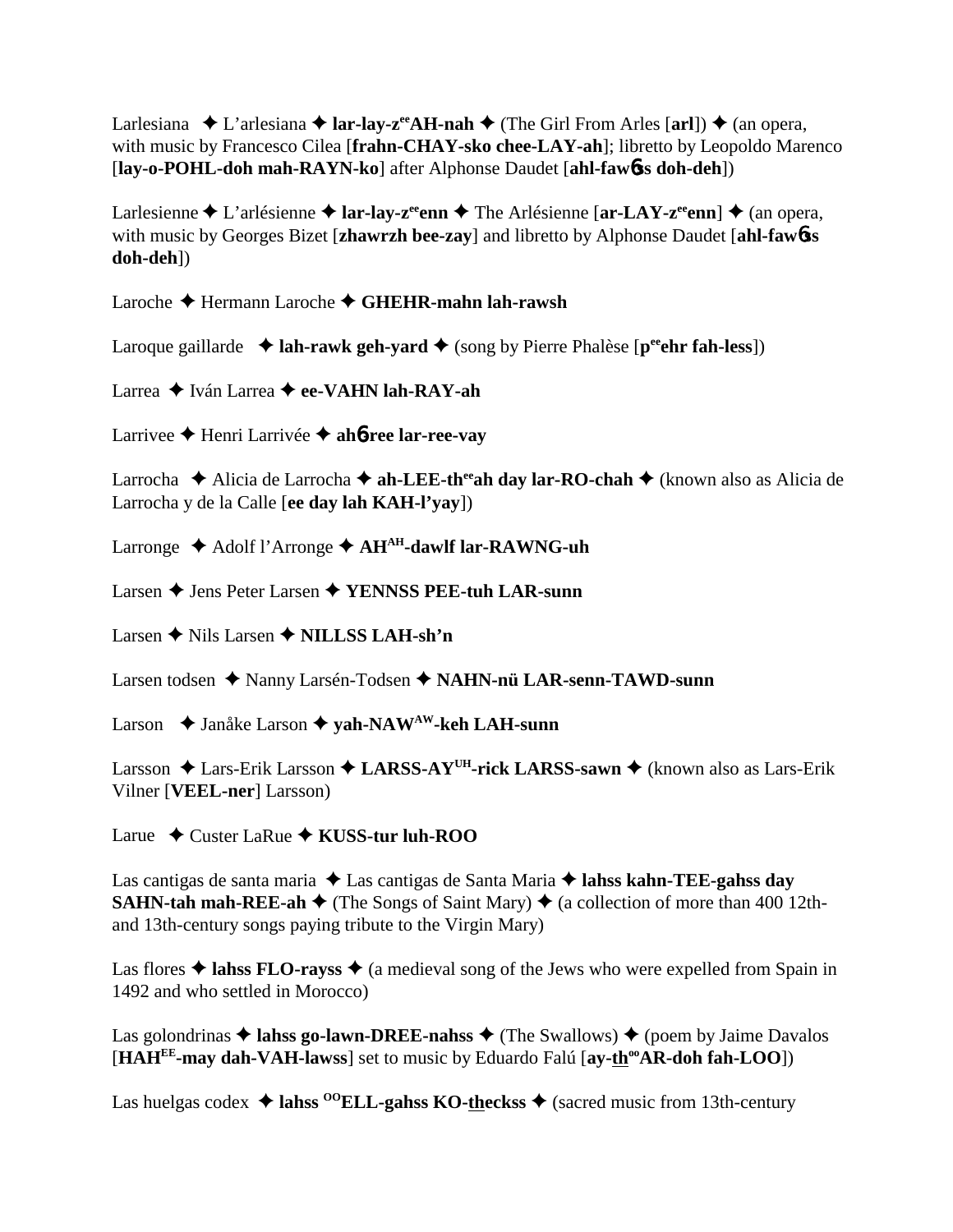Larlesiana ✦ L'arlesiana ✦ **lar-lay-z$^{ee}$AH-nah** ✦ (The Girl From Arles [**arl**]) ✦ (an opera, with music by Francesco Cilea [**frahn-CHAY-sko chee-LAY-ah**]; libretto by Leopoldo Marenco [**lay-o-POHL-doh mah-RAYN-ko**] after Alphonse Daudet [**ahl-fawɓss doh-deh**])

Larlesienne ✦ L'arlésienne ✦ **lar-lay-z$^{ee}$enn** ✦ The Arlésienne [**ar-LAY-z$^{ee}$enn**] ✦ (an opera, with music by Georges Bizet [**zhawrzh bee-zay**] and libretto by Alphonse Daudet [**ahl-fawɓss doh-deh**])

Laroche ✦ Hermann Laroche ✦ **GHEHR-mahn lah-rawsh**

Laroque gaillarde ✦ **lah-rawk geh-yard** ✦ (song by Pierre Phalèse [**p$^{ee}$ehr fah-less**])

Larrea ✦ Iván Larrea ✦ **ee-VAHN lah-RAY-ah**

Larrivee ✦ Henri Larrivée ✦ **ahɓ-ree lar-ree-vay**

Larrocha ✦ Alicia de Larrocha ✦ **ah-LEE-th$^{ee}$ah day lar-RO-chah** ✦ (known also as Alicia de Larrocha y de la Calle [**ee day lah KAH-l'yay**])

Larronge ✦ Adolf l'Arronge ✦ **AH$^{AH}$-dawlf lar-RAWNG-uh**

Larsen ✦ Jens Peter Larsen ✦ **YENNSS PEE-tuh LAR-sunn**

Larsen ✦ Nils Larsen ✦ **NILLSS LAH-sh'n**

Larsen todsen ✦ Nanny Larsén-Todsen ✦ **NAHN-nü LAR-senn-TAWD-sunn**

Larson ✦ Janåke Larson ✦ **yah-NAW$^{AW}$-keh LAH-sunn**

Larsson ✦ Lars-Erik Larsson ✦ **LARSS-AY$^{UH}$-rick LARSS-sawn** ✦ (known also as Lars-Erik Vilner [**VEEL-ner**] Larsson)

Larue ✦ Custer LaRue ✦ **KUSS-tur luh-ROO**

Las cantigas de santa maria ✦ Las cantigas de Santa Maria ✦ **lahss kahn-TEE-gahss day SAHN-tah mah-REE-ah** ✦ (The Songs of Saint Mary) ✦ (a collection of more than 400 12th- and 13th-century songs paying tribute to the Virgin Mary)

Las flores ✦ **lahss FLO-rayss** ✦ (a medieval song of the Jews who were expelled from Spain in 1492 and who settled in Morocco)

Las golondrinas ✦ **lahss go-lawn-DREE-nahss** ✦ (The Swallows) ✦ (poem by Jaime Davalos [**HAH$^{EE}$-may dah-VAH-lawss**] set to music by Eduardo Falú [**ay-th$^{oo}$AR-doh fah-LOO**])

Las huelgas codex ✦ **lahss $^{OO}$ELL-gahss KO-theckss** ✦ (sacred music from 13th-century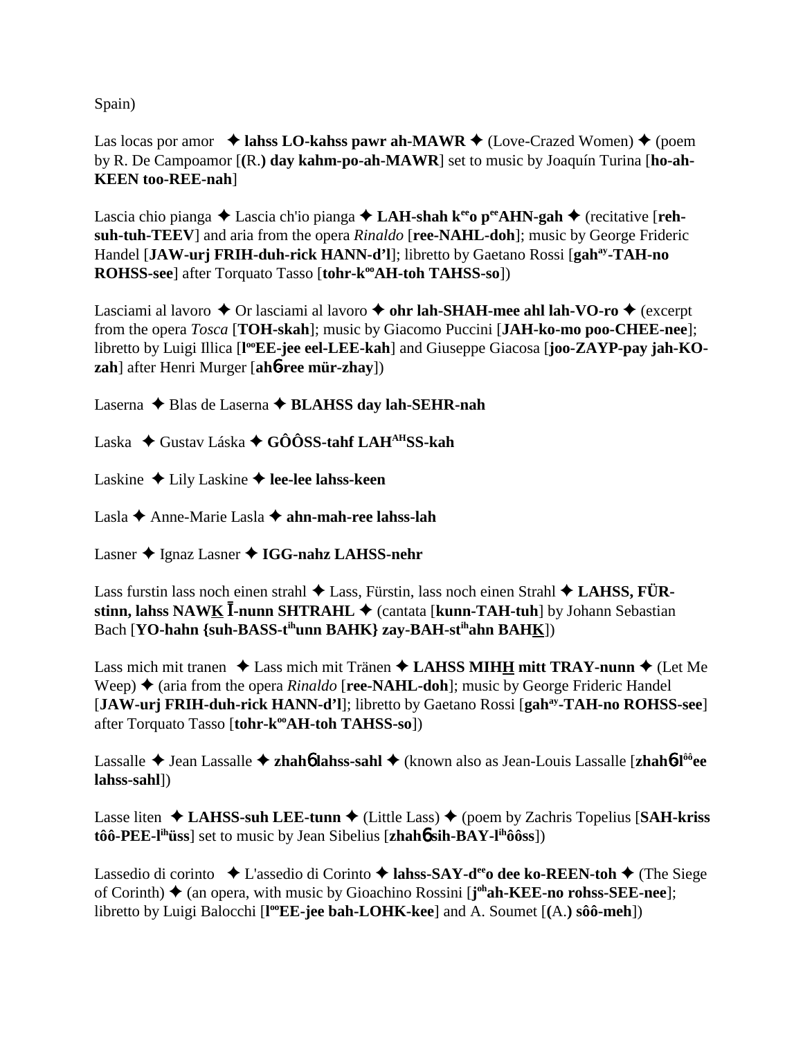Spain)

Las locas por amor ✦ **lahss LO-kahss pawr ah-MAWR** ✦ (Love-Crazed Women) ✦ (poem by R. De Campoamor [**(**R.**) day kahm-po-ah-MAWR**] set to music by Joaquín Turina [**ho-ah-KEEN too-REE-nah**]

Lascia chio pianga ✦ Lascia ch'io pianga ✦ **LAH-shah k^ee^o p^ee^AHN-gah** ✦ (recitative [**reh-suh-tuh-TEEV**] and aria from the opera *Rinaldo* [**ree-NAHL-doh**]; music by George Frideric Handel [**JAW-urj FRIH-duh-rick HANN-d'l**]; libretto by Gaetano Rossi [**gah^ay^-TAH-no ROHSS-see**] after Torquato Tasso [**tohr-k^oo^AH-toh TAHSS-so**])

Lasciami al lavoro ✦ Or lasciami al lavoro ✦ **ohr lah-SHAH-mee ahl lah-VO-ro** ✦ (excerpt from the opera *Tosca* [**TOH-skah**]; music by Giacomo Puccini [**JAH-ko-mo poo-CHEE-nee**]; libretto by Luigi Illica [**l^oo^EE-jee eel-LEE-kah**] and Giuseppe Giacosa [**joo-ZAYP-pay jah-KO-zah**] after Henri Murger [**ahɓ-ree mür-zhay**])

Laserna ✦ Blas de Laserna ✦ **BLAHSS day lah-SEHR-nah**

Laska ✦ Gustav Láska ✦ **GÔÔSS-tahf LAH^AH^SS-kah**

Laskine ✦ Lily Laskine ✦ **lee-lee lahss-keen**

Lasla ✦ Anne-Marie Lasla ✦ **ahn-mah-ree lahss-lah**

Lasner ✦ Ignaz Lasner ✦ **IGG-nahz LAHSS-nehr**

Lass furstin lass noch einen strahl ✦ Lass, Fürstin, lass noch einen Strahl ✦ **LAHSS, FÜR-stinn, lahss NAWK̲ Ī-nunn SHTRAHL** ✦ (cantata [**kunn-TAH-tuh**] by Johann Sebastian Bach [**YO-hahn {suh-BASS-t^ih^unn BAHK} zay-BAH-st^ih^ahn BAHK̲**])

Lass mich mit tranen ✦ Lass mich mit Tränen ✦ **LAHSS MIHH̲ mitt TRAY-nunn** ✦ (Let Me Weep) ✦ (aria from the opera *Rinaldo* [**ree-NAHL-doh**]; music by George Frideric Handel [**JAW-urj FRIH-duh-rick HANN-d'l**]; libretto by Gaetano Rossi [**gah^ay^-TAH-no ROHSS-see**] after Torquato Tasso [**tohr-k^oo^AH-toh TAHSS-so**])

Lassalle ✦ Jean Lassalle ✦ **zhahɓ lahss-sahl** ✦ (known also as Jean-Louis Lassalle [**zhahɓ-l^ôô^ee lahss-sahl**])

Lasse liten ✦ **LAHSS-suh LEE-tunn** ✦ (Little Lass) ✦ (poem by Zachris Topelius [**SAH-kriss tôô-PEE-l^ih^üss**] set to music by Jean Sibelius [**zhahɓ sih-BAY-l^ih^ôôss**])

Lassedio di corinto ✦ L'assedio di Corinto ✦ **lahss-SAY-d^ee^o dee ko-REEN-toh** ✦ (The Siege of Corinth) ✦ (an opera, with music by Gioachino Rossini [**j^oh^ah-KEE-no rohss-SEE-nee**]; libretto by Luigi Balocchi [**l^oo^EE-jee bah-LOHK-kee**] and A. Soumet [**(**A.**) sôô-meh**])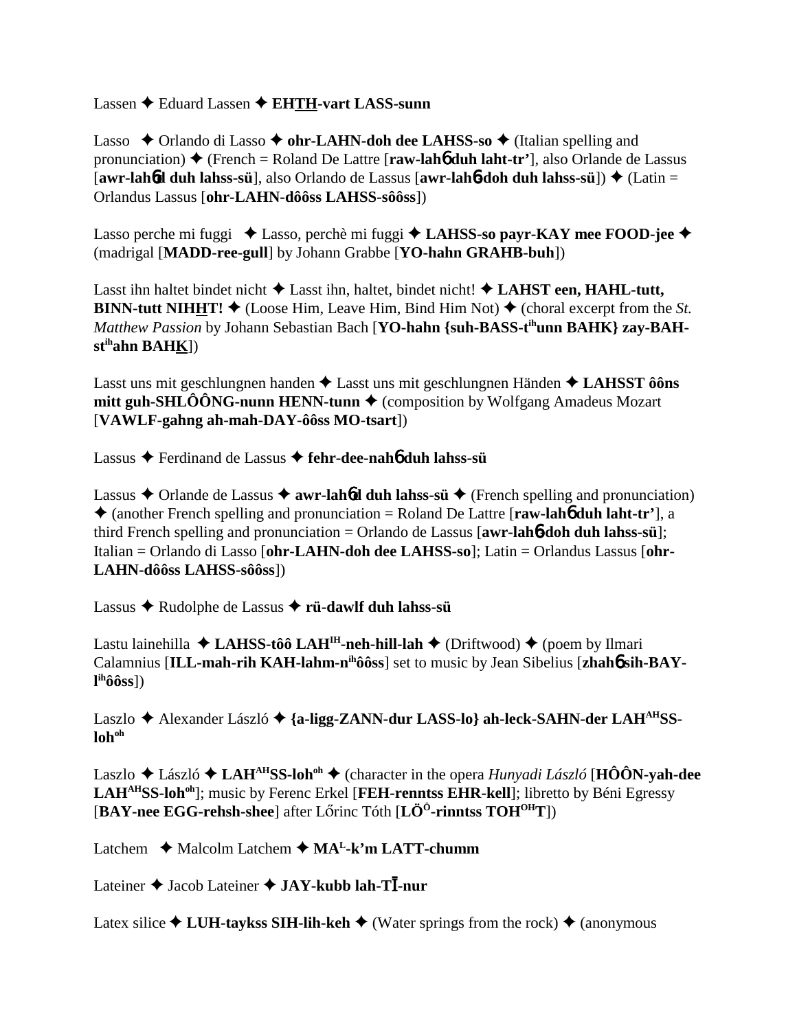Lassen ✦ Eduard Lassen ✦ **EH<u>TH</u>-vart LASS-sunn**

Lasso ✦ Orlando di Lasso ✦ **ohr-LAHN-doh dee LAHSS-so** ✦ (Italian spelling and pronunciation) ✦ (French = Roland De Lattre [**raw-lahɓ duh laht-tr'**], also Orlande de Lassus [**awr-lahɓd duh lahss-sü**], also Orlando de Lassus [**awr-lahɓ-doh duh lahss-sü**]) ✦ (Latin = Orlandus Lassus [**ohr-LAHN-dôôss LAHSS-sôôss**])

Lasso perche mi fuggi ✦ Lasso, perchè mi fuggi ✦ **LAHSS-so payr-KAY mee FOOD-jee** ✦ (madrigal [**MADD-ree-gull**] by Johann Grabbe [**YO-hahn GRAHB-buh**])

Lasst ihn haltet bindet nicht ✦ Lasst ihn, haltet, bindet nicht! ✦ **LAHST een, HAHL-tutt, BINN-tutt NIH<u>H</u>T!** ✦ (Loose Him, Leave Him, Bind Him Not) ✦ (choral excerpt from the *St. Matthew Passion* by Johann Sebastian Bach [**YO-hahn {suh-BASS-t^ih^unn BAHK} zay-BAH-st^ih^ahn BAH<u>K</u>**])

Lasst uns mit geschlungnen handen ✦ Lasst uns mit geschlungnen Händen ✦ **LAHSST ôôns mitt guh-SHLÔÔNG-nunn HENN-tunn** ✦ (composition by Wolfgang Amadeus Mozart [**VAWLF-gahng ah-mah-DAY-ôôss MO-tsart**])

Lassus ✦ Ferdinand de Lassus ✦ **fehr-dee-nahɓ duh lahss-sü**

Lassus ✦ Orlande de Lassus ✦ **awr-lahɓd duh lahss-sü** ✦ (French spelling and pronunciation) ✦ (another French spelling and pronunciation = Roland De Lattre [**raw-lahɓ duh laht-tr'**], a third French spelling and pronunciation = Orlando de Lassus [**awr-lahɓ-doh duh lahss-sü**]; Italian = Orlando di Lasso [**ohr-LAHN-doh dee LAHSS-so**]; Latin = Orlandus Lassus [**ohr-LAHN-dôôss LAHSS-sôôss**])

Lassus ✦ Rudolphe de Lassus ✦ **rü-dawlf duh lahss-sü**

Lastu lainehilla ✦ **LAHSS-tôô LAH^IH^-neh-hill-lah** ✦ (Driftwood) ✦ (poem by Ilmari Calamnius [**ILL-mah-rih KAH-lahm-n^ih^ôôss**] set to music by Jean Sibelius [**zhahɓ sih-BAY-l^ih^ôôss**])

Laszlo ✦ Alexander László ✦ **{a-ligg-ZANN-dur LASS-lo} ah-leck-SAHN-der LAH^AH^SS-loh^oh^**

Laszlo ✦ László ✦ **LAH^AH^SS-loh^oh^** ✦ (character in the opera *Hunyadi László* [**HÔÔN-yah-dee LAH^AH^SS-loh^oh^**]; music by Ferenc Erkel [**FEH-renntss EHR-kell**]; libretto by Béni Egressy [**BAY-nee EGG-rehsh-shee**] after Lőrinc Tóth [**LÖ^Ö^-rinntss TOH^OH^T**])

Latchem ✦ Malcolm Latchem ✦ **MA^L^-k'm LATT-chumm**

Lateiner ✦ Jacob Lateiner ✦ **JAY-kubb lah-TĪ-nur**

Latex silice ✦ **LUH-taykss SIH-lih-keh** ✦ (Water springs from the rock) ✦ (anonymous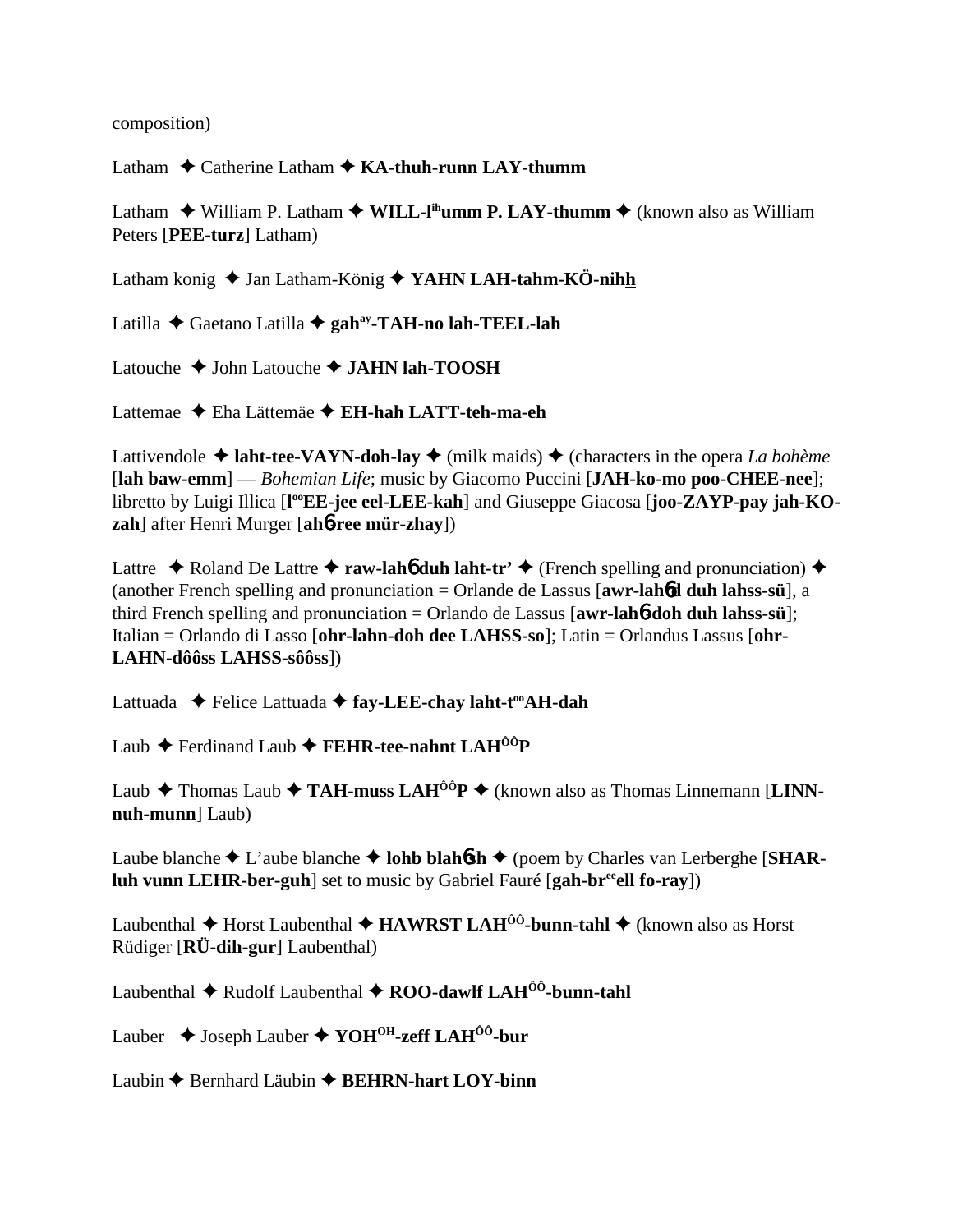composition)

Latham ✦ Catherine Latham ✦ **KA-thuh-runn LAY-thumm**

Latham ✦ William P. Latham ✦ **WILL-l^ih^umm P. LAY-thumm** ✦ (known also as William Peters [**PEE-turz**] Latham)

Latham konig ✦ Jan Latham-König ✦ **YAHN LAH-tahm-KÖ-nihh**

Latilla ✦ Gaetano Latilla ✦ **gah^ay^-TAH-no lah-TEEL-lah**

Latouche ✦ John Latouche ✦ **JAHN lah-TOOSH**

Lattemae ✦ Eha Lättemäe ✦ **EH-hah LATT-teh-ma-eh**

Lattivendole ✦ **laht-tee-VAYN-doh-lay** ✦ (milk maids) ✦ (characters in the opera *La bohème* [**lah baw-emm**] — *Bohemian Life*; music by Giacomo Puccini [**JAH-ko-mo poo-CHEE-nee**]; libretto by Luigi Illica [**l^oo^EE-jee eel-LEE-kah**] and Giuseppe Giacosa [**joo-ZAYP-pay jah-KO-zah**] after Henri Murger [**ahɓ-ree mür-zhay**])

Lattre ✦ Roland De Lattre ✦ **raw-lahɓ duh laht-tr'** ✦ (French spelling and pronunciation) ✦ (another French spelling and pronunciation = Orlande de Lassus [**awr-lahɓd duh lahss-sü**], a third French spelling and pronunciation = Orlando de Lassus [**awr-lahɓ-doh duh lahss-sü**]; Italian = Orlando di Lasso [**ohr-lahn-doh dee LAHSS-so**]; Latin = Orlandus Lassus [**ohr-LAHN-dôôss LAHSS-sôôss**])

Lattuada ✦ Felice Lattuada ✦ **fay-LEE-chay laht-t^oo^AH-dah**

Laub ✦ Ferdinand Laub ✦ **FEHR-tee-nahnt LAH^ÔÔ^P**

Laub ✦ Thomas Laub ✦ **TAH-muss LAH^ÔÔ^P** ✦ (known also as Thomas Linnemann [**LINN-nuh-munn**] Laub)

Laube blanche ✦ L'aube blanche ✦ **lohb blahɓsh** ✦ (poem by Charles van Lerberghe [**SHAR-luh vunn LEHR-ber-guh**] set to music by Gabriel Fauré [**gah-br^ee^ell fo-ray**])

Laubenthal ✦ Horst Laubenthal ✦ **HAWRST LAH^ÔÔ^-bunn-tahl** ✦ (known also as Horst Rüdiger [**RÜ-dih-gur**] Laubenthal)

Laubenthal ✦ Rudolf Laubenthal ✦ **ROO-dawlf LAH^ÔÔ^-bunn-tahl**

Lauber ✦ Joseph Lauber ✦ **YOH^OH^-zeff LAH^ÔÔ^-bur**

Laubin ✦ Bernhard Läubin ✦ **BEHRN-hart LOY-binn**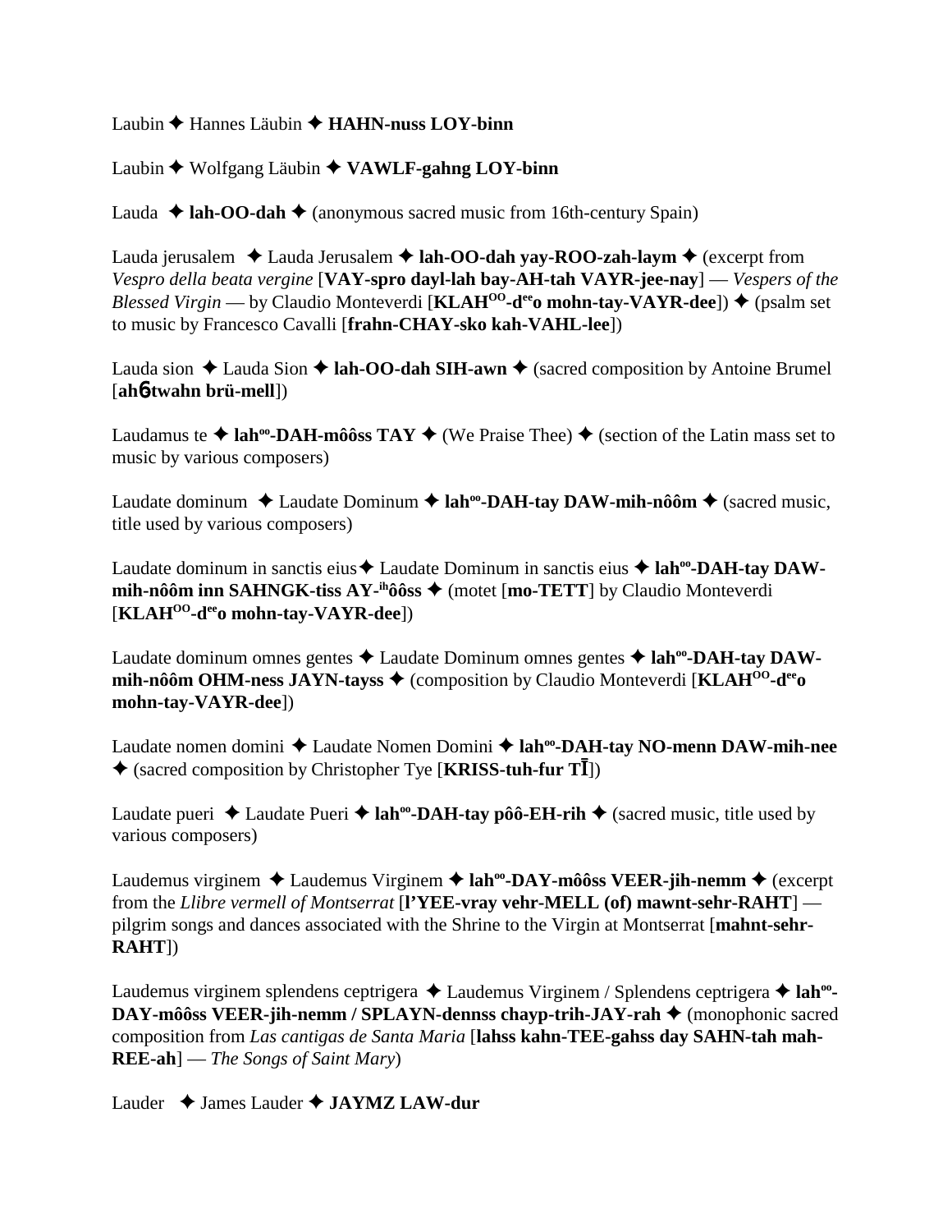Laubin ✦ Hannes Läubin ✦ **HAHN-nuss LOY-binn**

Laubin ✦ Wolfgang Läubin ✦ **VAWLF-gahng LOY-binn**

Lauda ✦ **lah-OO-dah** ✦ (anonymous sacred music from 16th-century Spain)

Lauda jerusalem ✦ Lauda Jerusalem ✦ **lah-OO-dah yay-ROO-zah-laym** ✦ (excerpt from *Vespro della beata vergine* [**VAY-spro dayl-lah bay-AH-tah VAYR-jee-nay**] — *Vespers of the Blessed Virgin* — by Claudio Monteverdi [**KLAHOO-deeo mohn-tay-VAYR-dee**]) ✦ (psalm set to music by Francesco Cavalli [**frahn-CHAY-sko kah-VAHL-lee**])

Lauda sion ✦ Lauda Sion ✦ **lah-OO-dah SIH-awn** ✦ (sacred composition by Antoine Brumel [**ahɓ-twahn brü-mell**])

Laudamus te ✦ **lahoo-DAH-môôss TAY** ✦ (We Praise Thee) ✦ (section of the Latin mass set to music by various composers)

Laudate dominum ✦ Laudate Dominum ✦ **lahoo-DAH-tay DAW-mih-nôôm** ✦ (sacred music, title used by various composers)

Laudate dominum in sanctis eius ✦ Laudate Dominum in sanctis eius ✦ **lahoo-DAH-tay DAW-mih-nôôm inn SAHNGK-tiss AY-ihôôss** ✦ (motet [**mo-TETT**] by Claudio Monteverdi [**KLAHOO-deeo mohn-tay-VAYR-dee**])

Laudate dominum omnes gentes ✦ Laudate Dominum omnes gentes ✦ **lahoo-DAH-tay DAW-mih-nôôm OHM-ness JAYN-tayss** ✦ (composition by Claudio Monteverdi [**KLAHOO-deeo mohn-tay-VAYR-dee**])

Laudate nomen domini ✦ Laudate Nomen Domini ✦ **lahoo-DAH-tay NO-menn DAW-mih-nee** ✦ (sacred composition by Christopher Tye [**KRISS-tuh-fur TĪ**])

Laudate pueri ✦ Laudate Pueri ✦ **lahoo-DAH-tay pôô-EH-rih** ✦ (sacred music, title used by various composers)

Laudemus virginem ✦ Laudemus Virginem ✦ **lahoo-DAY-môôss VEER-jih-nemm** ✦ (excerpt from the *Llibre vermell of Montserrat* [**l'YEE-vray vehr-MELL (of) mawnt-sehr-RAHT**] — pilgrim songs and dances associated with the Shrine to the Virgin at Montserrat [**mahnt-sehr-RAHT**])

Laudemus virginem splendens ceptrigera ✦ Laudemus Virginem / Splendens ceptrigera ✦ **lahoo-DAY-môôss VEER-jih-nemm / SPLAYN-dennss chayp-trih-JAY-rah** ✦ (monophonic sacred composition from *Las cantigas de Santa Maria* [**lahss kahn-TEE-gahss day SAHN-tah mah-REE-ah**] — *The Songs of Saint Mary*)

Lauder ✦ James Lauder ✦ **JAYMZ LAW-dur**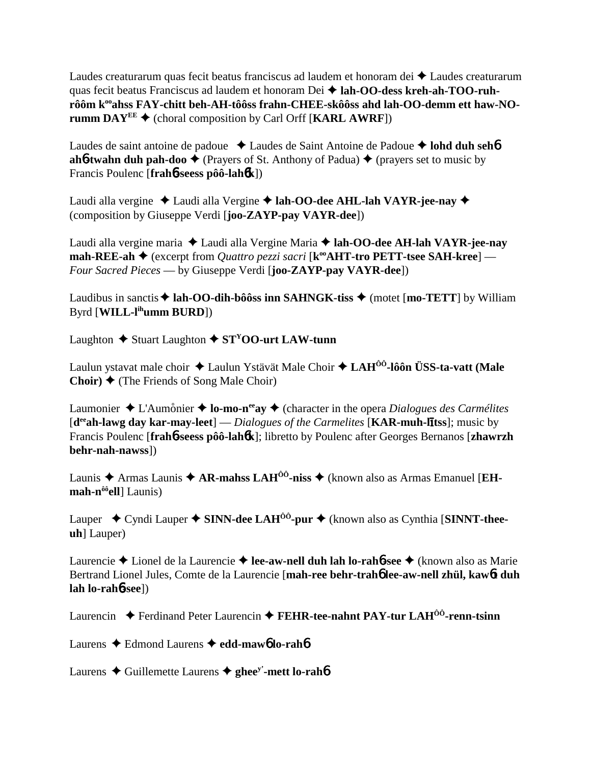Laudes creaturarum quas fecit beatus franciscus ad laudem et honoram dei ✦ Laudes creaturarum quas fecit beatus Franciscus ad laudem et honoram Dei ✦ **lah-OO-dess kreh-ah-TOO-ruh-rôôm k^oo^ahss FAY-chitt beh-AH-tôôss frahn-CHEE-skôôss ahd lah-OO-demm ett haw-NO-rumm DAY^EE^** ✦ (choral composition by Carl Orff [**KARL AWRF**])

Laudes de saint antoine de padoue ✦ Laudes de Saint Antoine de Padoue ✦ **lohd duh seh6 ah6-twahn duh pah-doo** ✦ (Prayers of St. Anthony of Padua) ✦ (prayers set to music by Francis Poulenc [**frah6-seess pôô-lah6k**])

Laudi alla vergine ✦ Laudi alla Vergine ✦ **lah-OO-dee AHL-lah VAYR-jee-nay** ✦ (composition by Giuseppe Verdi [**joo-ZAYP-pay VAYR-dee**])

Laudi alla vergine maria ✦ Laudi alla Vergine Maria ✦ **lah-OO-dee AH-lah VAYR-jee-nay mah-REE-ah** ✦ (excerpt from *Quattro pezzi sacri* [**k^oo^AHT-tro PETT-tsee SAH-kree**] — *Four Sacred Pieces* — by Giuseppe Verdi [**joo-ZAYP-pay VAYR-dee**])

Laudibus in sanctis ✦ **lah-OO-dih-bôôss inn SAHNGK-tiss** ✦ (motet [**mo-TETT**] by William Byrd [**WILL-l^ih^umm BURD**])

Laughton ✦ Stuart Laughton ✦ **ST^Y^OO-urt LAW-tunn**

Laulun ystavat male choir ✦ Laulun Ystävät Male Choir ✦ **LAH^ÔÔ^-lôôn ÜSS-ta-vatt (Male Choir)** ✦ (The Friends of Song Male Choir)

Laumonier ✦ L'Aumônier ✦ **lo-mo-n^ee^ay** ✦ (character in the opera *Dialogues des Carmélites* [**d^ee^ah-lawg day kar-may-leet**] — *Dialogues of the Carmelites* [**KAR-muh-lītss**]; music by Francis Poulenc [**frah6-seess pôô-lah6k**]; libretto by Poulenc after Georges Bernanos [**zhawrzh behr-nah-nawss**])

Launis ✦ Armas Launis ✦ **AR-mahss LAH^ÔÔ^-niss** ✦ (known also as Armas Emanuel [**EH-mah-n^ôô^ell**] Launis)

Lauper ✦ Cyndi Lauper ✦ **SINN-dee LAH^ÔÔ^-pur** ✦ (known also as Cynthia [**SINNT-thee-uh**] Lauper)

Laurencie ✦ Lionel de la Laurencie ✦ **lee-aw-nell duh lah lo-rah6-see** ✦ (known also as Marie Bertrand Lionel Jules, Comte de la Laurencie [**mah-ree behr-trah6 lee-aw-nell zhül, kaw6t duh lah lo-rah6-see**])

Laurencin ✦ Ferdinand Peter Laurencin ✦ **FEHR-tee-nahnt PAY-tur LAH^ÔÔ^-renn-tsinn**

Laurens ✦ Edmond Laurens ✦ **edd-maw6 lo-rah6**

Laurens ✦ Guillemette Laurens ✦ **ghee^y'^-mett lo-rah6**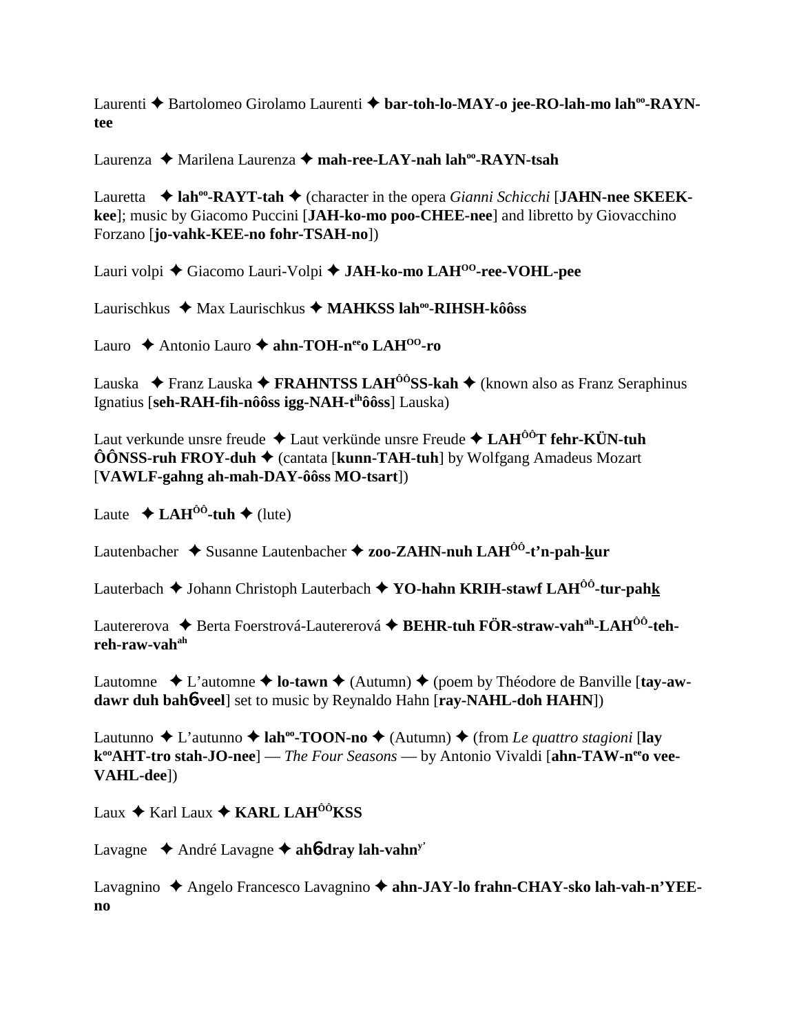Laurenti ✦ Bartolomeo Girolamo Laurenti ✦ **bar-toh-lo-MAY-o jee-RO-lah-mo lah$^{oo}$-RAYN-tee**

Laurenza ✦ Marilena Laurenza ✦ **mah-ree-LAY-nah lah$^{oo}$-RAYN-tsah**

Lauretta ✦ **lah$^{oo}$-RAYT-tah** ✦ (character in the opera *Gianni Schicchi* [**JAHN-nee SKEEK-kee**]; music by Giacomo Puccini [**JAH-ko-mo poo-CHEE-nee**] and libretto by Giovacchino Forzano [**jo-vahk-KEE-no fohr-TSAH-no**])

Lauri volpi ✦ Giacomo Lauri-Volpi ✦ **JAH-ko-mo LAH$^{OO}$-ree-VOHL-pee**

Laurischkus ✦ Max Laurischkus ✦ **MAHKSS lah$^{oo}$-RIHSH-kôôss**

Lauro ✦ Antonio Lauro ✦ **ahn-TOH-n$^{ee}$o LAH$^{OO}$-ro**

Lauska ✦ Franz Lauska ✦ **FRAHNTSS LAH$^{ÔÔ}$SS-kah** ✦ (known also as Franz Seraphinus Ignatius [**seh-RAH-fih-nôôss igg-NAH-t$^{ih}$ôôss**] Lauska)

Laut verkunde unsre freude ✦ Laut verkünde unsre Freude ✦ **LAH$^{ÔÔ}$T fehr-KÜN-tuh ÔÔNSS-ruh FROY-duh** ✦ (cantata [**kunn-TAH-tuh**] by Wolfgang Amadeus Mozart [**VAWLF-gahng ah-mah-DAY-ôôss MO-tsart**])

Laute ✦ **LAH$^{ÔÔ}$-tuh** ✦ (lute)

Lautenbacher ✦ Susanne Lautenbacher ✦ **zoo-ZAHN-nuh LAH$^{ÔÔ}$-t'n-pah-k̲ur**

Lauterbach ✦ Johann Christoph Lauterbach ✦ **YO-hahn KRIH-stawf LAH$^{ÔÔ}$-tur-pahk̲**

Lautererova ✦ Berta Foerstrová-Lautererová ✦ **BEHR-tuh FÖR-straw-vah$^{ah}$-LAH$^{ÔÔ}$-teh-reh-raw-vah$^{ah}$**

Lautomne ✦ L'automne ✦ **lo-tawn** ✦ (Autumn) ✦ (poem by Théodore de Banville [**tay-aw-dawr duh bahɓ-veel**] set to music by Reynaldo Hahn [**ray-NAHL-doh HAHN**])

Lautunno ✦ L'autunno ✦ **lah$^{oo}$-TOON-no** ✦ (Autumn) ✦ (from *Le quattro stagioni* [**lay k$^{oo}$AHT-tro stah-JO-nee**] — *The Four Seasons* — by Antonio Vivaldi [**ahn-TAW-n$^{ee}$o vee-VAHL-dee**])

Laux ✦ Karl Laux ✦ **KARL LAH$^{ÔÔ}$KSS**

Lavagne ✦ André Lavagne ✦ **ahɓ-dray lah-vahn$^{y'}$**

Lavagnino ✦ Angelo Francesco Lavagnino ✦ **ahn-JAY-lo frahn-CHAY-sko lah-vah-n'YEE-no**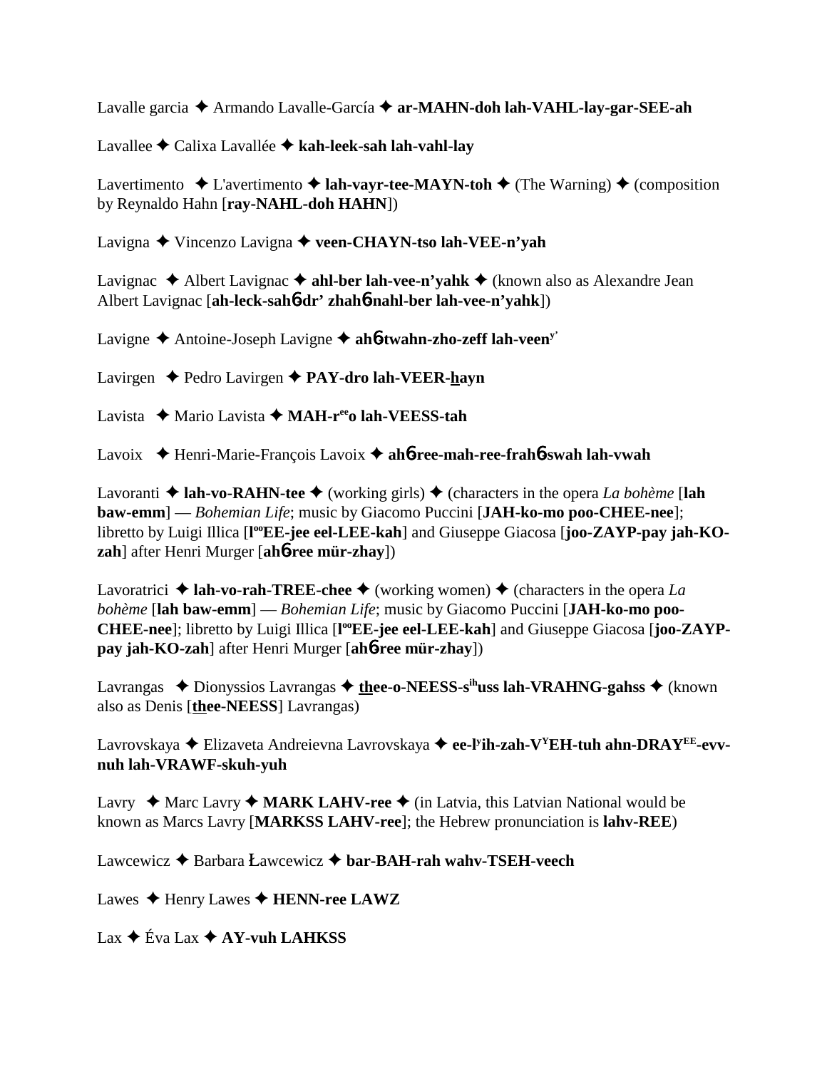Lavalle garcia ✦ Armando Lavalle-García ✦ **ar-MAHN-doh lah-VAHL-lay-gar-SEE-ah**

Lavallee ✦ Calixa Lavallée ✦ **kah-leek-sah lah-vahl-lay**

Lavertimento ✦ L'avertimento ✦ **lah-vayr-tee-MAYN-toh** ✦ (The Warning) ✦ (composition by Reynaldo Hahn [**ray-NAHL-doh HAHN**])

Lavigna ✦ Vincenzo Lavigna ✦ **veen-CHAYN-tso lah-VEE-n'yah**

Lavignac ✦ Albert Lavignac ✦ **ahl-ber lah-vee-n'yahk** ✦ (known also as Alexandre Jean Albert Lavignac [**ah-leck-sah6dr' zhah6nahl-ber lah-vee-n'yahk**])

Lavigne ✦ Antoine-Joseph Lavigne ✦ **ah6twahn-zho-zeff lah-veen**[y']

Lavirgen ✦ Pedro Lavirgen ✦ **PAY-dro lah-VEER-hayn**

Lavista ✦ Mario Lavista ✦ **MAH-r**[ee]**o lah-VEESS-tah**

Lavoix ✦ Henri-Marie-François Lavoix ✦ **ah6ree-mah-ree-frah6swah lah-vwah**

Lavoranti ✦ **lah-vo-RAHN-tee** ✦ (working girls) ✦ (characters in the opera *La bohème* [**lah baw-emm**] — *Bohemian Life*; music by Giacomo Puccini [**JAH-ko-mo poo-CHEE-nee**]; libretto by Luigi Illica [**l**[oo]**EE-jee eel-LEE-kah**] and Giuseppe Giacosa [**joo-ZAYP-pay jah-KO-zah**] after Henri Murger [**ah6ree mür-zhay**])

Lavoratrici ✦ **lah-vo-rah-TREE-chee** ✦ (working women) ✦ (characters in the opera *La bohème* [**lah baw-emm**] — *Bohemian Life*; music by Giacomo Puccini [**JAH-ko-mo poo-CHEE-nee**]; libretto by Luigi Illica [**l**[oo]**EE-jee eel-LEE-kah**] and Giuseppe Giacosa [**joo-ZAYP-pay jah-KO-zah**] after Henri Murger [**ah6ree mür-zhay**])

Lavrangas ✦ Dionyssios Lavrangas ✦ **thee-o-NEESS-s**[ih]**uss lah-VRAHNG-gahss** ✦ (known also as Denis [**thee-NEESS**] Lavrangas)

Lavrovskaya ✦ Elizaveta Andreievna Lavrovskaya ✦ **ee-l**[y]**ih-zah-V**[Y]**EH-tuh ahn-DRAY**[EE]**-evv-nuh lah-VRAWF-skuh-yuh**

Lavry ✦ Marc Lavry ✦ **MARK LAHV-ree** ✦ (in Latvia, this Latvian National would be known as Marcs Lavry [**MARKSS LAHV-ree**]; the Hebrew pronunciation is **lahv-REE**)

Lawcewicz ✦ Barbara Ławcewicz ✦ **bar-BAH-rah wahv-TSEH-veech**

Lawes ✦ Henry Lawes ✦ **HENN-ree LAWZ**

Lax ✦ Éva Lax ✦ **AY-vuh LAHKSS**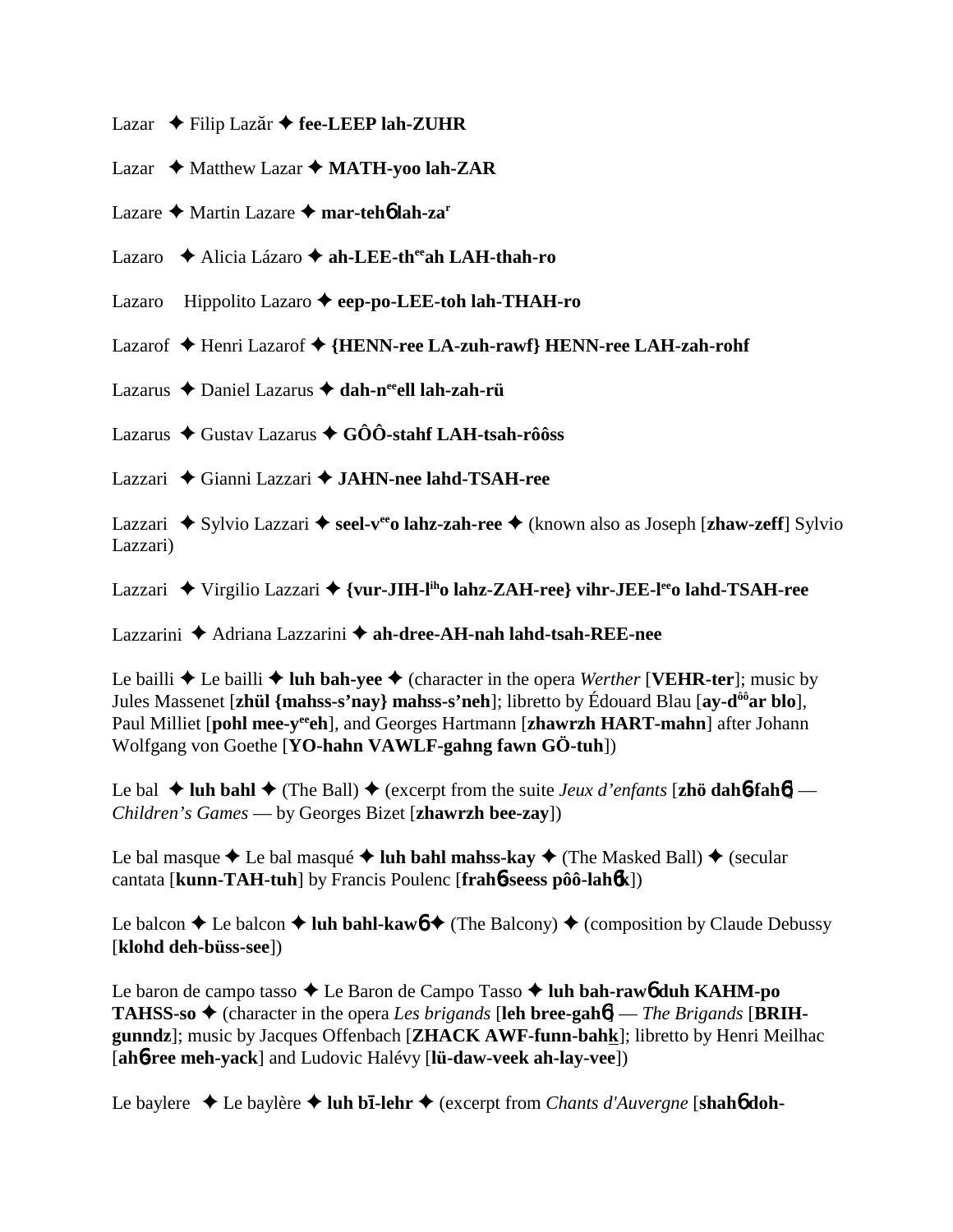Lazar ✦ Filip Lazăr ✦ **fee-LEEP lah-ZUHR**

Lazar ✦ Matthew Lazar ✦ **MATH-yoo lah-ZAR**

Lazare ✦ Martin Lazare ✦ **mar-tehɓ lah-zar**

Lazaro ✦ Alicia Lázaro ✦ **ah-LEE-theeah LAH-thah-ro**

Lazaro Hippolito Lazaro ✦ **eep-po-LEE-toh lah-THAH-ro**

Lazarof ✦ Henri Lazarof ✦ **{HENN-ree LA-zuh-rawf} HENN-ree LAH-zah-rohf**

Lazarus ✦ Daniel Lazarus ✦ **dah-neeell lah-zah-rü**

Lazarus ✦ Gustav Lazarus ✦ **GÔÔ-stahf LAH-tsah-rôôss**

Lazzari ✦ Gianni Lazzari ✦ **JAHN-nee lahd-TSAH-ree**

Lazzari ✦ Sylvio Lazzari ✦ **seel-veeo lahz-zah-ree** ✦ (known also as Joseph [**zhaw-zeff**] Sylvio Lazzari)

Lazzari ✦ Virgilio Lazzari ✦ **{vur-JIH-liho lahz-ZAH-ree} vihr-JEE-leeo lahd-TSAH-ree**

Lazzarini ✦ Adriana Lazzarini ✦ **ah-dree-AH-nah lahd-tsah-REE-nee**

Le bailli ✦ Le bailli ✦ **luh bah-yee** ✦ (character in the opera *Werther* [**VEHR-ter**]; music by Jules Massenet [**zhül {mahss-s'nay} mahss-s'neh**]; libretto by Édouard Blau [**ay-dôôar blo**], Paul Milliet [**pohl mee-yeeeh**], and Georges Hartmann [**zhawrzh HART-mahn**] after Johann Wolfgang von Goethe [**YO-hahn VAWLF-gahng fawn GÖ-tuh**])

Le bal ✦ **luh bahl** ✦ (The Ball) ✦ (excerpt from the suite *Jeux d'enfants* [**zhö dahɓ-fahɓ**] — *Children's Games* — by Georges Bizet [**zhawrzh bee-zay**])

Le bal masque ✦ Le bal masqué ✦ **luh bahl mahss-kay** ✦ (The Masked Ball) ✦ (secular cantata [**kunn-TAH-tuh**] by Francis Poulenc [**frahɓ-seess pôô-lahɓk**])

Le balcon ✦ Le balcon ✦ **luh bahl-kawɓ** ✦ (The Balcony) ✦ (composition by Claude Debussy [**klohd deh-büss-see**])

Le baron de campo tasso ✦ Le Baron de Campo Tasso ✦ **luh bah-rawɓ duh KAHM-po TAHSS-so** ✦ (character in the opera *Les brigands* [**leh bree-gahɓ**] — *The Brigands* [**BRIH-gunndz**]; music by Jacques Offenbach [**ZHACK AWF-funn-bahk**]; libretto by Henri Meilhac [**ahɓ-ree meh-yack**] and Ludovic Halévy [**lü-daw-veek ah-lay-vee**])

Le baylere ✦ Le baylère ✦ **luh bī-lehr** ✦ (excerpt from *Chants d'Auvergne* [**shahɓ doh-**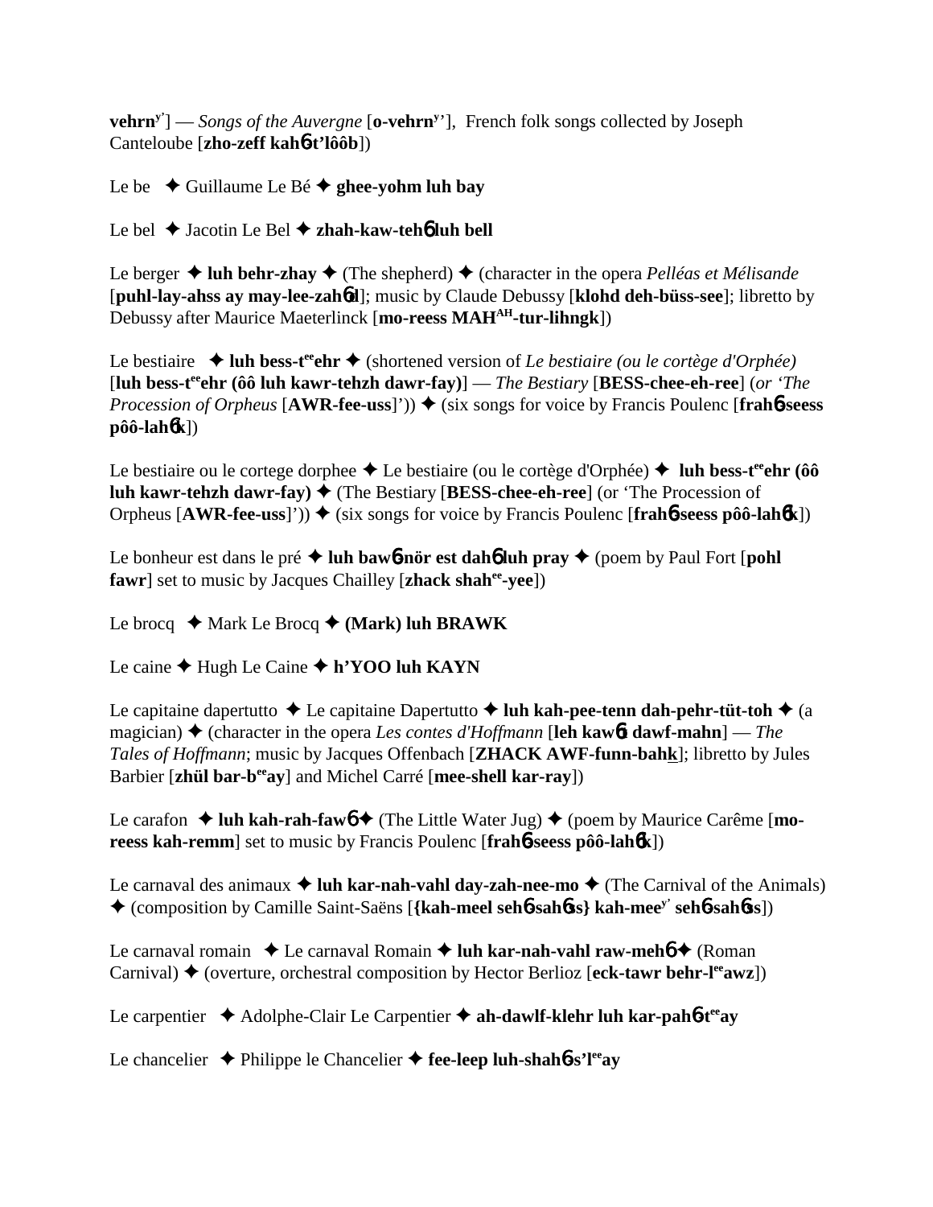**vehrn**[y'] — *Songs of the Auvergne* [**o-vehrn**[y']], French folk songs collected by Joseph Canteloube [**zho-zeff kah**ɲ**-t'lôôb**])

Le be ✦ Guillaume Le Bé ✦ **ghee-yohm luh bay**

Le bel ✦ Jacotin Le Bel ✦ **zhah-kaw-teh**ɲ **luh bell**

Le berger ✦ **luh behr-zhay** ✦ (The shepherd) ✦ (character in the opera *Pelléas et Mélisande* [**puhl-lay-ahss ay may-lee-zah**ɲ**d**]; music by Claude Debussy [**klohd deh-büss-see**]; libretto by Debussy after Maurice Maeterlinck [**mo-reess MAH**[AH]**-tur-lihngk**])

Le bestiaire ✦ **luh bess-t**[ee]**ehr** ✦ (shortened version of *Le bestiaire (ou le cortège d'Orphée)* [**luh bess-t**[ee]**ehr (ôô luh kawr-tehzh dawr-fay)**] — *The Bestiary* [**BESS-chee-eh-ree**] (*or 'The Procession of Orpheus* [**AWR-fee-uss**]')) ✦ (six songs for voice by Francis Poulenc [**frah**ɲ**-seess pôô-lah**ɲ**k**])

Le bestiaire ou le cortege dorphee ✦ Le bestiaire (ou le cortège d'Orphée) ✦ **luh bess-t**[ee]**ehr (ôô luh kawr-tehzh dawr-fay)** ✦ (The Bestiary [**BESS-chee-eh-ree**] (or 'The Procession of Orpheus [**AWR-fee-uss**]')) ✦ (six songs for voice by Francis Poulenc [**frah**ɲ**-seess pôô-lah**ɲ**k**])

Le bonheur est dans le pré ✦ **luh baw**ɲ**-nör est dah**ɲ **luh pray** ✦ (poem by Paul Fort [**pohl fawr**] set to music by Jacques Chailley [**zhack shah**[ee]**-yee**])

Le brocq ✦ Mark Le Brocq ✦ **(Mark) luh BRAWK**

Le caine ✦ Hugh Le Caine ✦ **h'YOO luh KAYN**

Le capitaine dapertutto ✦ Le capitaine Dapertutto ✦ **luh kah-pee-tenn dah-pehr-tüt-toh** ✦ (a magician) ✦ (character in the opera *Les contes d'Hoffmann* [**leh kaw**ɲ**t dawf-mahn**] — *The Tales of Hoffmann*; music by Jacques Offenbach [**ZHACK AWF-funn-bahk**]; libretto by Jules Barbier [**zhül bar-b**[ee]**ay**] and Michel Carré [**mee-shell kar-ray**])

Le carafon ✦ **luh kah-rah-faw**ɲ ✦ (The Little Water Jug) ✦ (poem by Maurice Carême [**mo-reess kah-remm**] set to music by Francis Poulenc [**frah**ɲ**-seess pôô-lah**ɲ**k**])

Le carnaval des animaux ✦ **luh kar-nah-vahl day-zah-nee-mo** ✦ (The Carnival of the Animals) ✦ (composition by Camille Saint-Saëns [**{kah-meel seh**ɲ **sah**ɲ**ss} kah-mee**[y'] **seh**ɲ **sah**ɲ**ss**])

Le carnaval romain ✦ Le carnaval Romain ✦ **luh kar-nah-vahl raw-meh**ɲ ✦ (Roman Carnival) ✦ (overture, orchestral composition by Hector Berlioz [**eck-tawr behr-l**[ee]**awz**])

Le carpentier ✦ Adolphe-Clair Le Carpentier ✦ **ah-dawlf-klehr luh kar-pah**ɲ**-t**[ee]**ay**

Le chancelier ✦ Philippe le Chancelier ✦ **fee-leep luh-shah**ɲ**-s'l**[ee]**ay**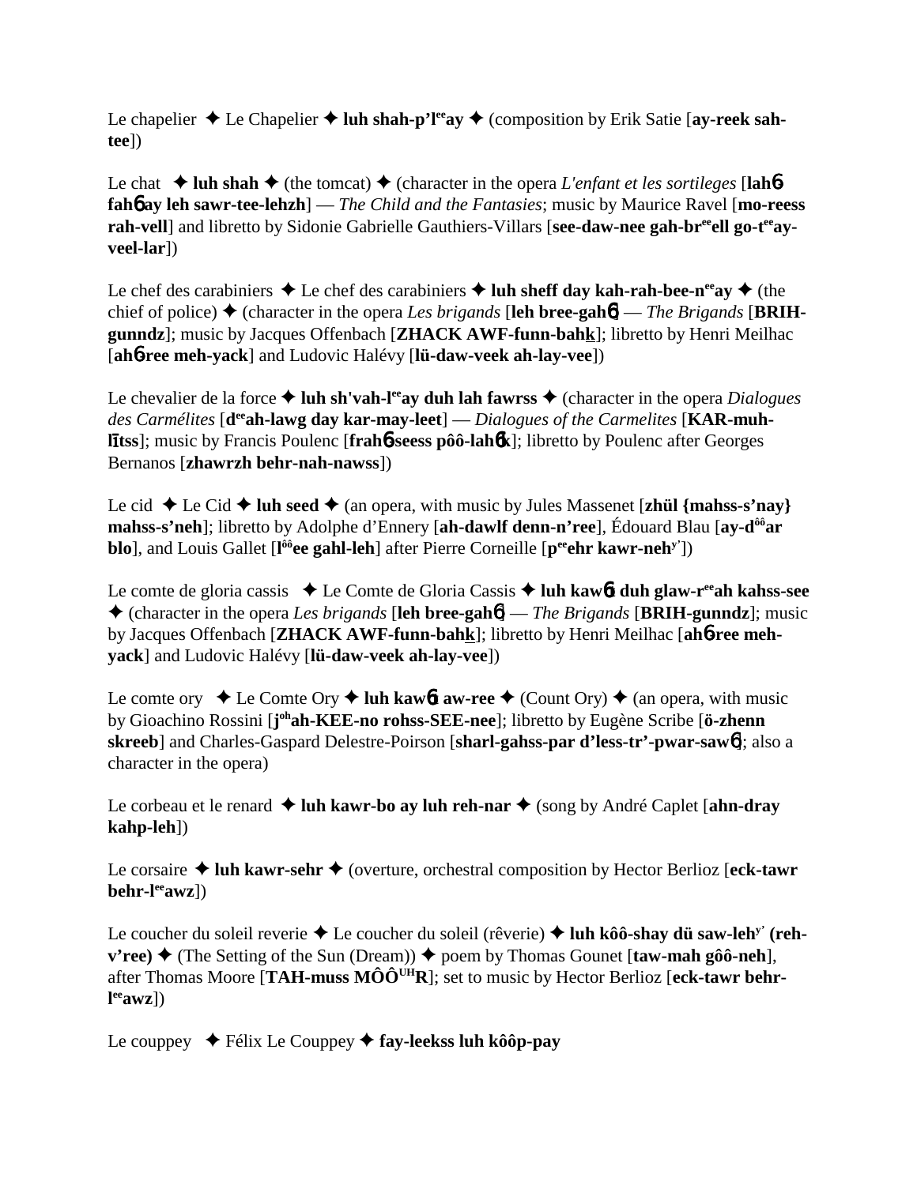Le chapelier ✦ Le Chapelier ✦ **luh shah-p'l^ee^ay** ✦ (composition by Erik Satie [**ay-reek sah-tee**])

Le chat ✦ **luh shah** ✦ (the tomcat) ✦ (character in the opera *L'enfant et les sortileges* [**lahɓ fahɓ ay leh sawr-tee-lehzh**] — *The Child and the Fantasies*; music by Maurice Ravel [**mo-reess rah-vell**] and libretto by Sidonie Gabrielle Gauthiers-Villars [**see-daw-nee gah-br^ee^ell go-t^ee^ay-veel-lar**])

Le chef des carabiniers ✦ Le chef des carabiniers ✦ **luh sheff day kah-rah-bee-n^ee^ay** ✦ (the chief of police) ✦ (character in the opera *Les brigands* [**leh bree-gahɓ**] — *The Brigands* [**BRIH-gunndz**]; music by Jacques Offenbach [**ZHACK AWF-funn-bahk**]; libretto by Henri Meilhac [**ahɓ-ree meh-yack**] and Ludovic Halévy [**lü-daw-veek ah-lay-vee**])

Le chevalier de la force ✦ **luh sh'vah-l^ee^ay duh lah fawrss** ✦ (character in the opera *Dialogues des Carmélites* [**d^ee^ah-lawg day kar-may-leet**] — *Dialogues of the Carmelites* [**KAR-muh-lītss**]; music by Francis Poulenc [**frahɓ-seess pôô-lahɓk**]; libretto by Poulenc after Georges Bernanos [**zhawrzh behr-nah-nawss**])

Le cid ✦ Le Cid ✦ **luh seed** ✦ (an opera, with music by Jules Massenet [**zhül {mahss-s'nay} mahss-s'neh**]; libretto by Adolphe d'Ennery [**ah-dawlf denn-n'ree**], Édouard Blau [**ay-d^ôô^ar blo**], and Louis Gallet [**l^ôô^ee gahl-leh**] after Pierre Corneille [**p^ee^ehr kawr-neh^y'^**])

Le comte de gloria cassis ✦ Le Comte de Gloria Cassis ✦ **luh kawɓt duh glaw-r^ee^ah kahss-see** ✦ (character in the opera *Les brigands* [**leh bree-gahɓ**] — *The Brigands* [**BRIH-gunndz**]; music by Jacques Offenbach [**ZHACK AWF-funn-bahk**]; libretto by Henri Meilhac [**ahɓ-ree meh-yack**] and Ludovic Halévy [**lü-daw-veek ah-lay-vee**])

Le comte ory ✦ Le Comte Ory ✦ **luh kawɓt aw-ree** ✦ (Count Ory) ✦ (an opera, with music by Gioachino Rossini [**j^oh^ah-KEE-no rohss-SEE-nee**]; libretto by Eugène Scribe [**ö-zhenn skreeb**] and Charles-Gaspard Delestre-Poirson [**sharl-gahss-par d'less-tr'-pwar-sawɓ**]; also a character in the opera)

Le corbeau et le renard ✦ **luh kawr-bo ay luh reh-nar** ✦ (song by André Caplet [**ahn-dray kahp-leh**])

Le corsaire ✦ **luh kawr-sehr** ✦ (overture, orchestral composition by Hector Berlioz [**eck-tawr behr-l^ee^awz**])

Le coucher du soleil reverie ✦ Le coucher du soleil (rêverie) ✦ **luh kôô-shay dü saw-leh^y'^ (reh-v'ree)** ✦ (The Setting of the Sun (Dream)) ✦ poem by Thomas Gounet [**taw-mah gôô-neh**], after Thomas Moore [**TAH-muss MÔÔ^UH^R**]; set to music by Hector Berlioz [**eck-tawr behr-l^ee^awz**])

Le couppey ✦ Félix Le Couppey ✦ **fay-leekss luh kôôp-pay**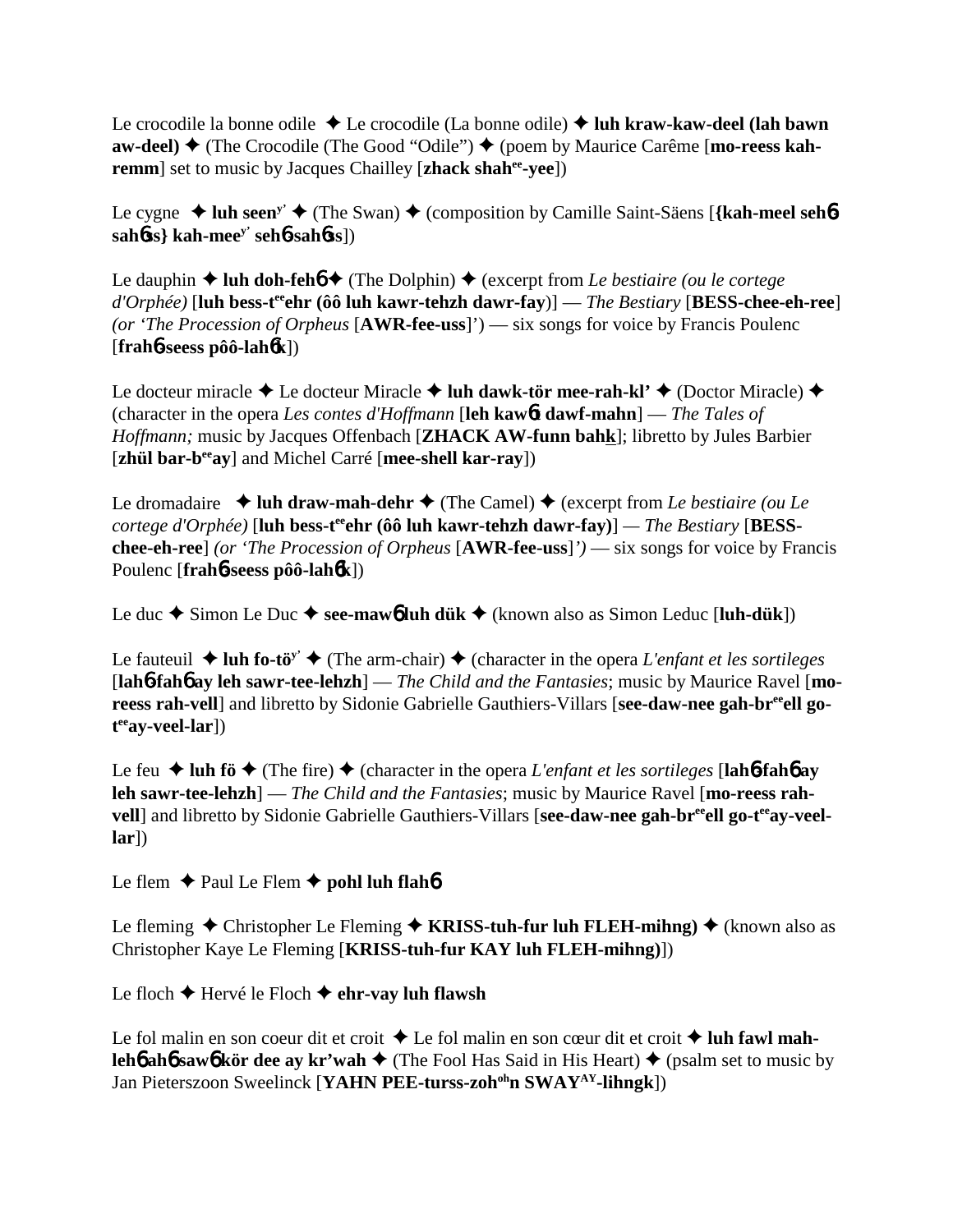Le crocodile la bonne odile ✦ Le crocodile (La bonne odile) ✦ **luh kraw-kaw-deel (lah bawn aw-deel)** ✦ (The Crocodile (The Good “Odile”) ✦ (poem by Maurice Carême [**mo-reess kah-remm**] set to music by Jacques Chailley [**zhack shah$^{ee}$-yee**])

Le cygne ✦ **luh seen$^{y'}$** ✦ (The Swan) ✦ (composition by Camille Saint-Säens [**{kah-meel seh6 sah6ss} kah-mee$^{y'}$ seh6-sah6ss**])

Le dauphin ✦ **luh doh-feh6** ✦ (The Dolphin) ✦ (excerpt from *Le bestiaire (ou le cortege d'Orphée)* [**luh bess-t$^{ee}$ehr (ôô luh kawr-tehzh dawr-fay**)] — *The Bestiary* [**BESS-chee-eh-ree**] *(or 'The Procession of Orpheus* [**AWR-fee-uss**]') — six songs for voice by Francis Poulenc [**frah6-seess pôô-lah6k**])

Le docteur miracle ✦ Le docteur Miracle ✦ **luh dawk-tör mee-rah-kl'** ✦ (Doctor Miracle) ✦ (character in the opera *Les contes d'Hoffmann* [**leh kaw6t dawf-mahn**] — *The Tales of Hoffmann;* music by Jacques Offenbach [**ZHACK AW-funn bahk**]; libretto by Jules Barbier [**zhül bar-b$^{ee}$ay**] and Michel Carré [**mee-shell kar-ray**])

Le dromadaire ✦ **luh draw-mah-dehr** ✦ (The Camel) ✦ (excerpt from *Le bestiaire (ou Le cortege d'Orphée)* [**luh bess-t$^{ee}$ehr (ôô luh kawr-tehzh dawr-fay)**] — *The Bestiary* [**BESS-chee-eh-ree**] *(or 'The Procession of Orpheus* [**AWR-fee-uss**]*')* — six songs for voice by Francis Poulenc [**frah6-seess pôô-lah6k**])

Le duc ✦ Simon Le Duc ✦ **see-maw6 luh dük** ✦ (known also as Simon Leduc [**luh-dük**])

Le fauteuil ✦ **luh fo-tö$^{y'}$** ✦ (The arm-chair) ✦ (character in the opera *L'enfant et les sortileges* [**lah6-fah6 ay leh sawr-tee-lehzh**] — *The Child and the Fantasies*; music by Maurice Ravel [**mo-reess rah-vell**] and libretto by Sidonie Gabrielle Gauthiers-Villars [**see-daw-nee gah-br$^{ee}$ell go-t$^{ee}$ay-veel-lar**])

Le feu ✦ **luh fö** ✦ (The fire) ✦ (character in the opera *L'enfant et les sortileges* [**lah6-fah6 ay leh sawr-tee-lehzh**] — *The Child and the Fantasies*; music by Maurice Ravel [**mo-reess rah-vell**] and libretto by Sidonie Gabrielle Gauthiers-Villars [**see-daw-nee gah-br$^{ee}$ell go-t$^{ee}$ay-veel-lar**])

Le flem ✦ Paul Le Flem ✦ **pohl luh flah6**

Le fleming ✦ Christopher Le Fleming ✦ **KRISS-tuh-fur luh FLEH-mihng)** ✦ (known also as Christopher Kaye Le Fleming [**KRISS-tuh-fur KAY luh FLEH-mihng)**])

Le floch ✦ Hervé le Floch ✦ **ehr-vay luh flawsh**

Le fol malin en son coeur dit et croit ✦ Le fol malin en son cœur dit et croit ✦ **luh fawl mah-leh6 ah6 saw6 kör dee ay kr'wah** ✦ (The Fool Has Said in His Heart) ✦ (psalm set to music by Jan Pieterszoon Sweelinck [**YAHN PEE-turss-zoh$^{oh}$n SWAY$^{AY}$-lihngk**])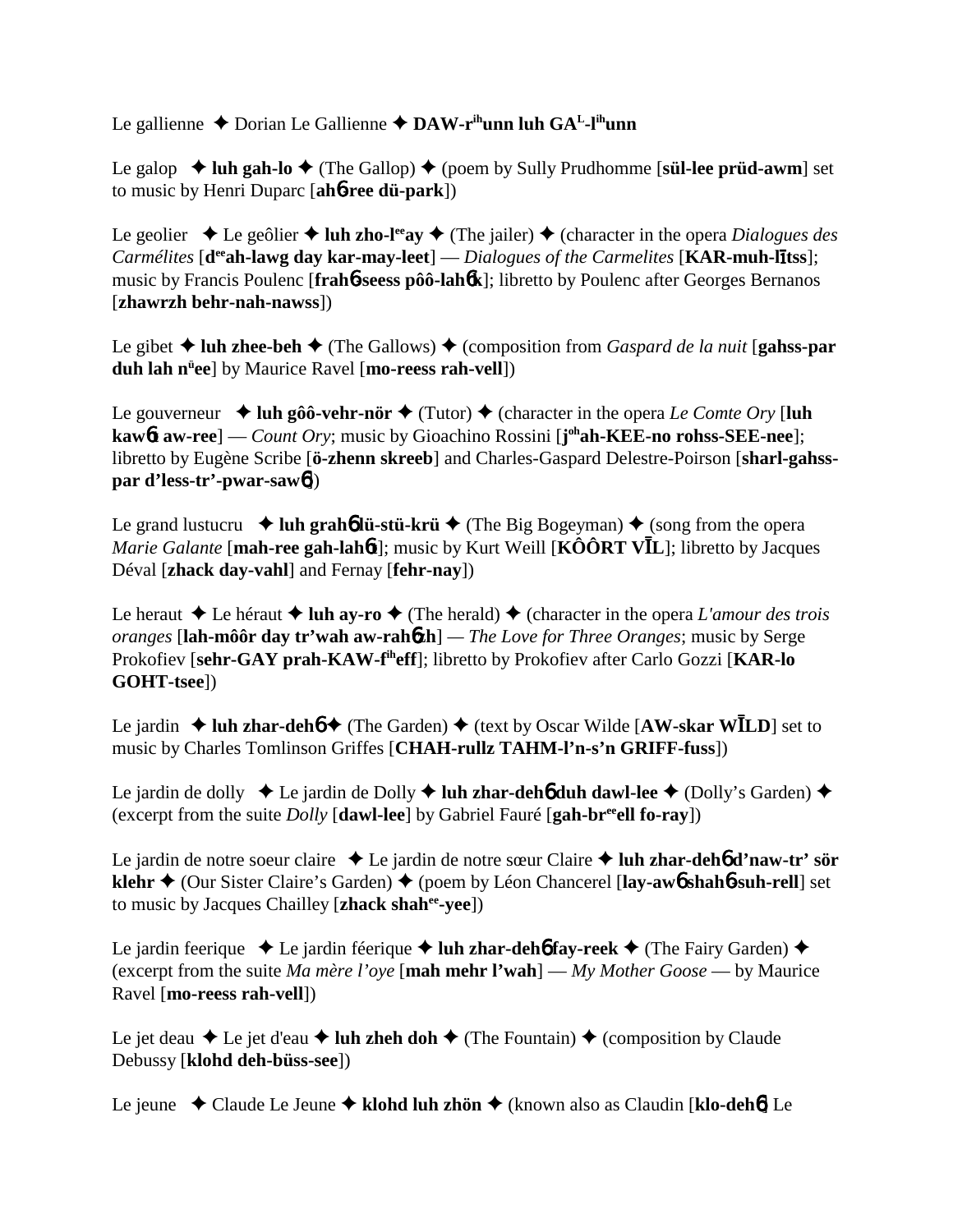Le gallienne ✦ Dorian Le Gallienne ✦ **DAW-r^ih^unn luh GA^L^-l^ih^unn**

Le galop ✦ **luh gah-lo** ✦ (The Gallop) ✦ (poem by Sully Prudhomme [**sül-lee prüd-awm**] set to music by Henri Duparc [**ahɲ-ree dü-park**])

Le geolier ✦ Le geôlier ✦ **luh zho-l^ee^ay** ✦ (The jailer) ✦ (character in the opera *Dialogues des Carmélites* [**d^ee^ah-lawg day kar-may-leet**] — *Dialogues of the Carmelites* [**KAR-muh-lītss**]; music by Francis Poulenc [**frahɲ-seess pôô-lahɲk**]; libretto by Poulenc after Georges Bernanos [**zhawrzh behr-nah-nawss**])

Le gibet ✦ **luh zhee-beh** ✦ (The Gallows) ✦ (composition from *Gaspard de la nuit* [**gahss-par duh lah n^ü^ee**] by Maurice Ravel [**mo-reess rah-vell**])

Le gouverneur ✦ **luh gôô-vehr-nör** ✦ (Tutor) ✦ (character in the opera *Le Comte Ory* [**luh kawɲt aw-ree**] — *Count Ory*; music by Gioachino Rossini [**j^oh^ah-KEE-no rohss-SEE-nee**]; libretto by Eugène Scribe [**ö-zhenn skreeb**] and Charles-Gaspard Delestre-Poirson [**sharl-gahss-par d'less-tr'-pwar-sawɲ**])

Le grand lustucru ✦ **luh grahɲ lü-stü-krü** ✦ (The Big Bogeyman) ✦ (song from the opera *Marie Galante* [**mah-ree gah-lahɲt**]; music by Kurt Weill [**KÔÔRT VĪL**]; libretto by Jacques Déval [**zhack day-vahl**] and Fernay [**fehr-nay**])

Le heraut ✦ Le héraut ✦ **luh ay-ro** ✦ (The herald) ✦ (character in the opera *L'amour des trois oranges* [**lah-môôr day tr'wah aw-rahɲzh**] — *The Love for Three Oranges*; music by Serge Prokofiev [**sehr-GAY prah-KAW-f^ih^eff**]; libretto by Prokofiev after Carlo Gozzi [**KAR-lo GOHT-tsee**])

Le jardin ✦ **luh zhar-dehɲ** ✦ (The Garden) ✦ (text by Oscar Wilde [**AW-skar WĪLD**] set to music by Charles Tomlinson Griffes [**CHAH-rullz TAHM-l'n-s'n GRIFF-fuss**])

Le jardin de dolly ✦ Le jardin de Dolly ✦ **luh zhar-dehɲ duh dawl-lee** ✦ (Dolly's Garden) ✦ (excerpt from the suite *Dolly* [**dawl-lee**] by Gabriel Fauré [**gah-br^ee^ell fo-ray**])

Le jardin de notre soeur claire ✦ Le jardin de notre sœur Claire ✦ **luh zhar-dehɲ d'naw-tr' sör klehr** ✦ (Our Sister Claire's Garden) ✦ (poem by Léon Chancerel [**lay-awɲ shahɲ-suh-rell**] set to music by Jacques Chailley [**zhack shah^ee^-yee**])

Le jardin feerique ✦ Le jardin féerique ✦ **luh zhar-dehɲ fay-reek** ✦ (The Fairy Garden) ✦ (excerpt from the suite *Ma mère l'oye* [**mah mehr l'wah**] — *My Mother Goose* — by Maurice Ravel [**mo-reess rah-vell**])

Le jet deau ✦ Le jet d'eau ✦ **luh zheh doh** ✦ (The Fountain) ✦ (composition by Claude Debussy [**klohd deh-büss-see**])

Le jeune ✦ Claude Le Jeune ✦ **klohd luh zhön** ✦ (known also as Claudin [**klo-dehɲ**] Le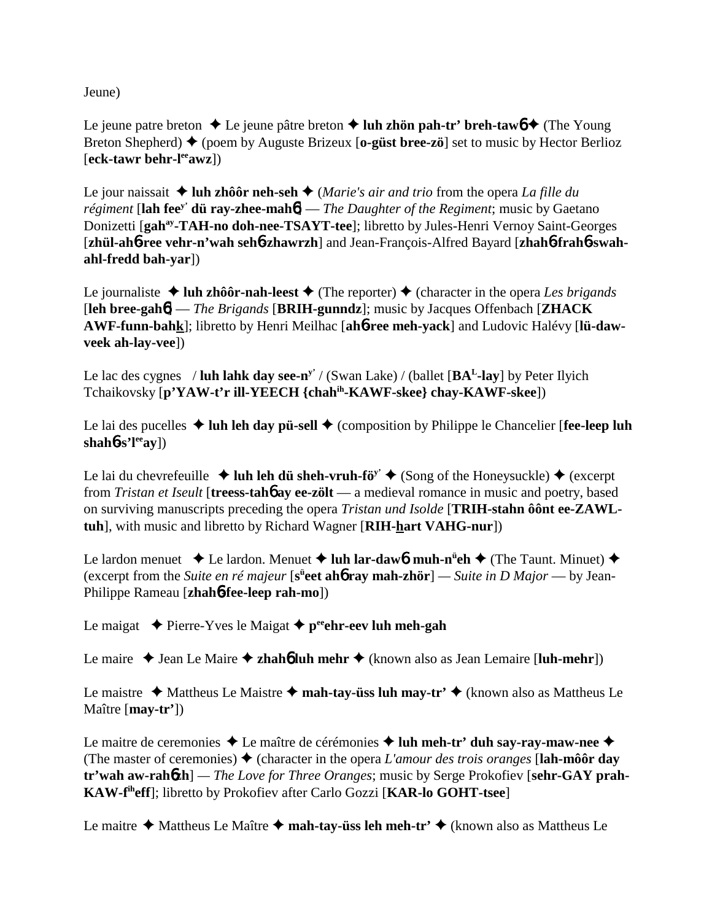Jeune)

Le jeune patre breton ✦ Le jeune pâtre breton ✦ **luh zhön pah-tr' breh-tawɓ** ✦ (The Young Breton Shepherd) ✦ (poem by Auguste Brizeux [**o-güst bree-zö**] set to music by Hector Berlioz [**eck-tawr behr-l$^{ee}$awz**])

Le jour naissait ✦ **luh zhôôr neh-seh** ✦ (*Marie's air and trio* from the opera *La fille du régiment* [**lah fee$^{y'}$ dü ray-zhee-mahɓ** — *The Daughter of the Regiment*; music by Gaetano Donizetti [**gah$^{ay}$-TAH-no doh-nee-TSAYT-tee**]; libretto by Jules-Henri Vernoy Saint-Georges [**zhül-ahɓ-ree vehr-n'wah sehɓ-zhawrzh**] and Jean-François-Alfred Bayard [**zhahɓ-frahɓ-swah-ahl-fredd bah-yar**])

Le journaliste ✦ **luh zhôôr-nah-leest** ✦ (The reporter) ✦ (character in the opera *Les brigands* [**leh bree-gahɓ** — *The Brigands* [**BRIH-gunndz**]; music by Jacques Offenbach [**ZHACK AWF-funn-bahk**]; libretto by Henri Meilhac [**ahɓ-ree meh-yack**] and Ludovic Halévy [**lü-daw-veek ah-lay-vee**])

Le lac des cygnes / **luh lahk day see-n$^{y'}$** / (Swan Lake) / (ballet [**BA$^{L}$-lay**] by Peter Ilyich Tchaikovsky [**p'YAW-t'r ill-YEECH {chah$^{ih}$-KAWF-skee} chay-KAWF-skee**])

Le lai des pucelles ✦ **luh leh day pü-sell** ✦ (composition by Philippe le Chancelier [**fee-leep luh shahɓ-s'l$^{ee}$ay**])

Le lai du chevrefeuille ✦ **luh leh dü sheh-vruh-fö$^{y'}$** ✦ (Song of the Honeysuckle) ✦ (excerpt from *Tristan et Iseult* [**treess-tahɓ ay ee-zölt** — a medieval romance in music and poetry, based on surviving manuscripts preceding the opera *Tristan und Isolde* [**TRIH-stahn ôônt ee-ZAWL-tuh**], with music and libretto by Richard Wagner [**RIH-hart VAHG-nur**])

Le lardon menuet ✦ Le lardon. Menuet ✦ **luh lar-dawɓ muh-n$^{ü}$eh** ✦ (The Taunt. Minuet) ✦ (excerpt from the *Suite en ré majeur* [**s$^{ü}$eet ahɓ ray mah-zhör**] — *Suite in D Major* — by Jean-Philippe Rameau [**zhahɓ-fee-leep rah-mo**])

Le maigat ✦ Pierre-Yves le Maigat ✦ **p$^{ee}$ehr-eev luh meh-gah**

Le maire ✦ Jean Le Maire ✦ **zhahɓ luh mehr** ✦ (known also as Jean Lemaire [**luh-mehr**])

Le maistre ✦ Mattheus Le Maistre ✦ **mah-tay-üss luh may-tr'** ✦ (known also as Mattheus Le Maître [**may-tr'**])

Le maitre de ceremonies ✦ Le maître de cérémonies ✦ **luh meh-tr' duh say-ray-maw-nee** ✦ (The master of ceremonies) ✦ (character in the opera *L'amour des trois oranges* [**lah-môôr day tr'wah aw-rahɓzh**] — *The Love for Three Oranges*; music by Serge Prokofiev [**sehr-GAY prah-KAW-f$^{ih}$eff**]; libretto by Prokofiev after Carlo Gozzi [**KAR-lo GOHT-tsee**]

Le maitre ✦ Mattheus Le Maître ✦ **mah-tay-üss leh meh-tr'** ✦ (known also as Mattheus Le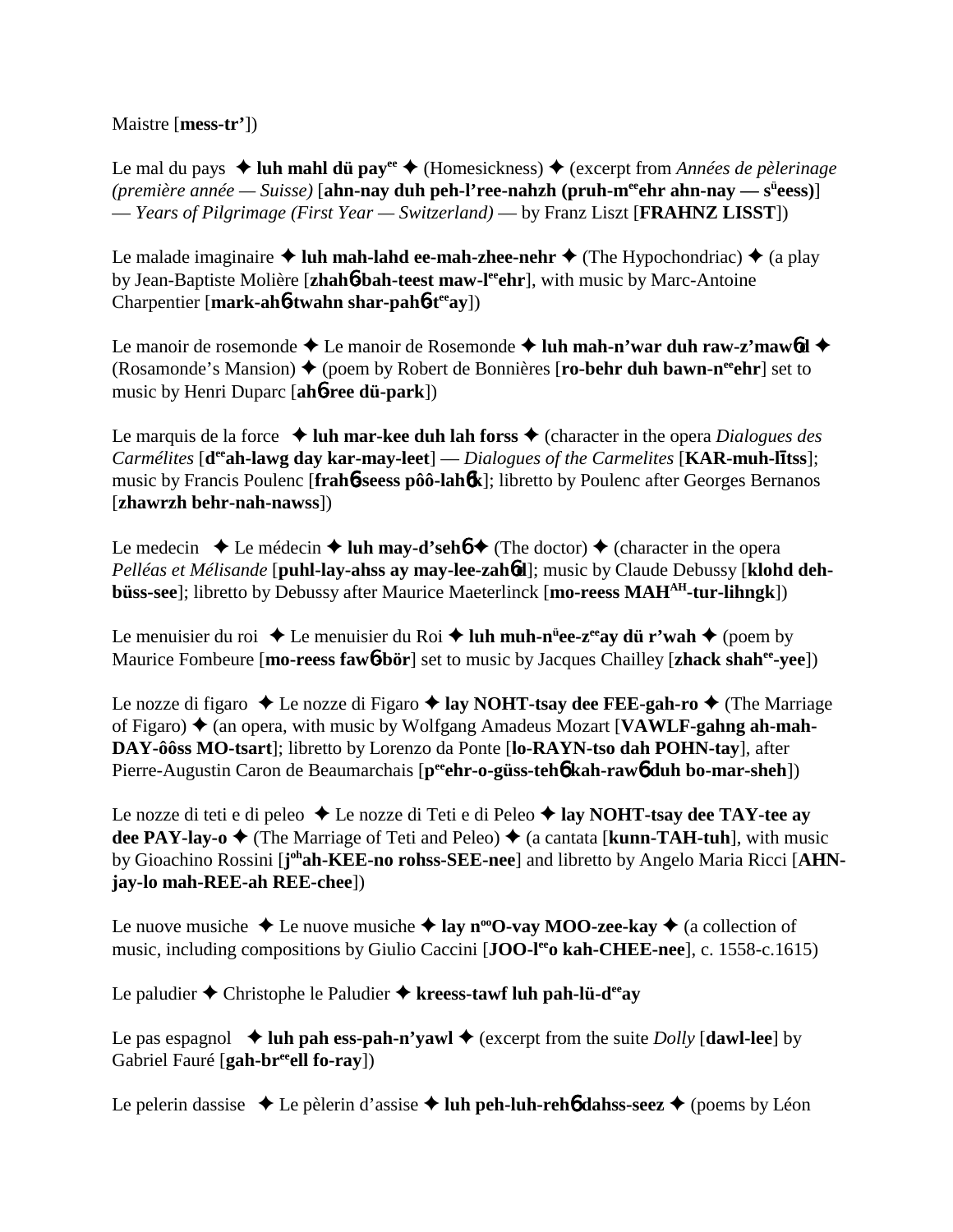Maistre [**mess-tr'**])

Le mal du pays ✦ **luh mahl dü pay**[ee] ✦ (Homesickness) ✦ (excerpt from *Années de pèlerinage (première année — Suisse)* [**ahn-nay duh peh-l'ree-nahzh (pruh-m**[ee]**ehr ahn-nay — s**[ü]**eess)**] — *Years of Pilgrimage (First Year — Switzerland)* — by Franz Liszt [**FRAHNZ LISST**])

Le malade imaginaire ✦ **luh mah-lahd ee-mah-zhee-nehr** ✦ (The Hypochondriac) ✦ (a play by Jean-Baptiste Molière [**zhah**6 **bah-teest maw-l**[ee]**ehr**], with music by Marc-Antoine Charpentier [**mark-ah**6**-twahn shar-pah**6**-t**[ee]**ay**])

Le manoir de rosemonde ✦ Le manoir de Rosemonde ✦ **luh mah-n'war duh raw-z'maw**6**d** ✦ (Rosamonde's Mansion) ✦ (poem by Robert de Bonnières [**ro-behr duh bawn-n**[ee]**ehr**] set to music by Henri Duparc [**ah**6**-ree dü-park**])

Le marquis de la force ✦ **luh mar-kee duh lah forss** ✦ (character in the opera *Dialogues des Carmélites* [**d**[ee]**ah-lawg day kar-may-leet**] — *Dialogues of the Carmelites* [**KAR-muh-līts**]; music by Francis Poulenc [**frah**6**-seess pôô-lah**6**k**]; libretto by Poulenc after Georges Bernanos [**zhawrzh behr-nah-nawss**])

Le medecin ✦ Le médecin ✦ **luh may-d'seh**6 ✦ (The doctor) ✦ (character in the opera *Pelléas et Mélisande* [**puhl-lay-ahss ay may-lee-zah**6**d**]; music by Claude Debussy [**klohd deh-büss-see**]; libretto by Debussy after Maurice Maeterlinck [**mo-reess MAH**[AH]**-tur-lihngk**])

Le menuisier du roi ✦ Le menuisier du Roi ✦ **luh muh-n**[ü]**ee-z**[ee]**ay dü r'wah** ✦ (poem by Maurice Fombeure [**mo-reess faw**6**-bör**] set to music by Jacques Chailley [**zhack shah**[ee]**-yee**])

Le nozze di figaro ✦ Le nozze di Figaro ✦ **lay NOHT-tsay dee FEE-gah-ro** ✦ (The Marriage of Figaro) ✦ (an opera, with music by Wolfgang Amadeus Mozart [**VAWLF-gahng ah-mah-DAY-ôôss MO-tsart**]; libretto by Lorenzo da Ponte [**lo-RAYN-tso dah POHN-tay**], after Pierre-Augustin Caron de Beaumarchais [**p**[ee]**ehr-o-güss-teh**6 **kah-raw**6 **duh bo-mar-sheh**])

Le nozze di teti e di peleo ✦ Le nozze di Teti e di Peleo ✦ **lay NOHT-tsay dee TAY-tee ay dee PAY-lay-o** ✦ (The Marriage of Teti and Peleo) ✦ (a cantata [**kunn-TAH-tuh**], with music by Gioachino Rossini [**j**[oh]**ah-KEE-no rohss-SEE-nee**] and libretto by Angelo Maria Ricci [**AHN-jay-lo mah-REE-ah REE-chee**])

Le nuove musiche ✦ Le nuove musiche ✦ **lay n**[oo]**O-vay MOO-zee-kay** ✦ (a collection of music, including compositions by Giulio Caccini [**JOO-l**[ee]**o kah-CHEE-nee**], c. 1558-c.1615)

Le paludier ✦ Christophe le Paludier ✦ **kreess-tawf luh pah-lü-d**[ee]**ay**

Le pas espagnol ✦ **luh pah ess-pah-n'yawl** ✦ (excerpt from the suite *Dolly* [**dawl-lee**] by Gabriel Fauré [**gah-br**[ee]**ell fo-ray**])

Le pelerin dassise ✦ Le pèlerin d'assise ✦ **luh peh-luh-reh**6 **dahss-seez** ✦ (poems by Léon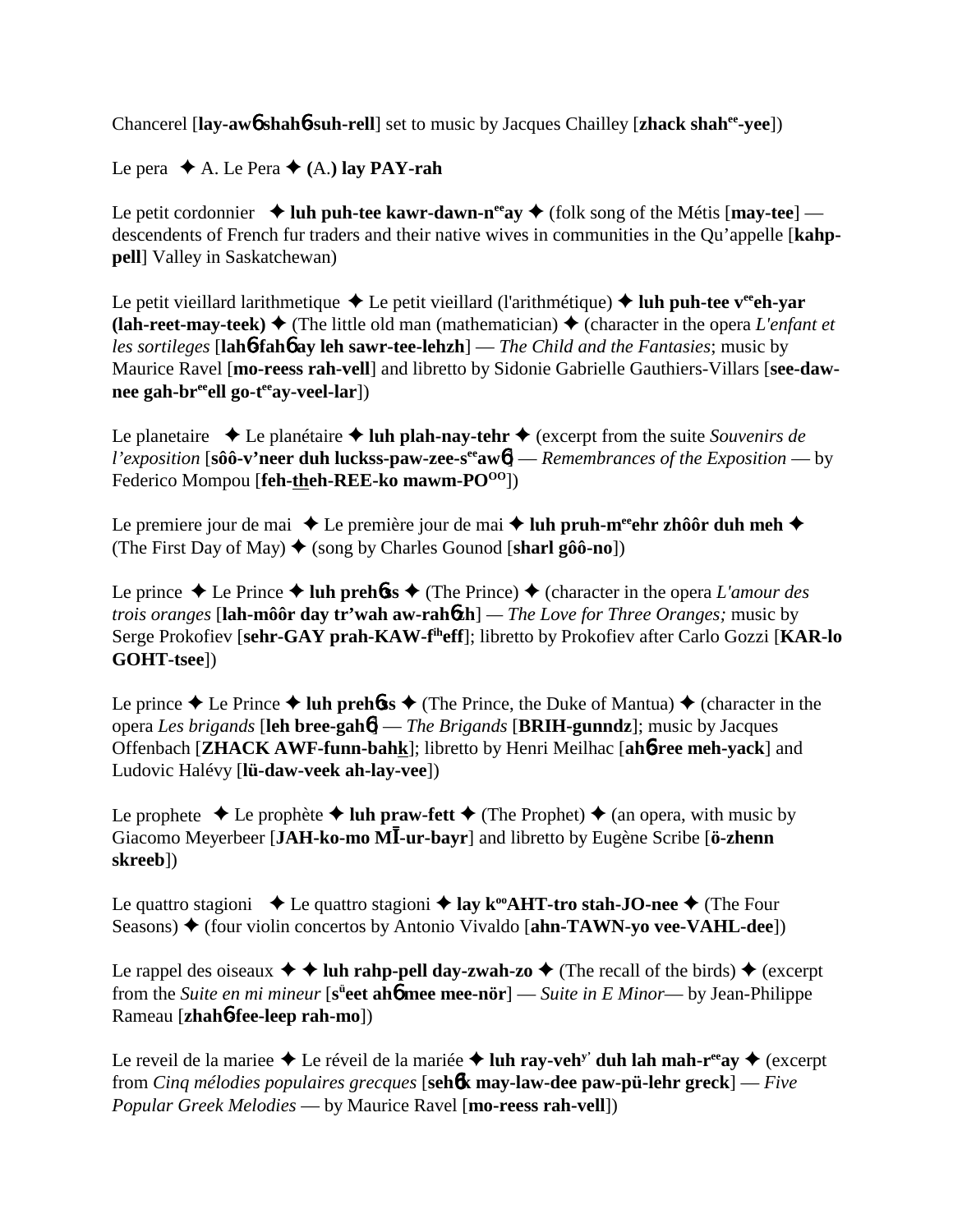Chancerel [**lay-awɓ shahɓ-suh-rell**] set to music by Jacques Chailley [**zhack shah^ee^-yee**])

Le pera ✦ A. Le Pera ✦ **(A.) lay PAY-rah**

Le petit cordonnier ✦ **luh puh-tee kawr-dawn-n^ee^ay** ✦ (folk song of the Métis [**may-tee**] — descendents of French fur traders and their native wives in communities in the Qu'appelle [**kahp-pell**] Valley in Saskatchewan)

Le petit vieillard larithmetique ✦ Le petit vieillard (l'arithmétique) ✦ **luh puh-tee v^ee^eh-yar (lah-reet-may-teek)** ✦ (The little old man (mathematician) ✦ (character in the opera *L'enfant et les sortileges* [**lahɓ-fahɓ ay leh sawr-tee-lehzh**] — *The Child and the Fantasies*; music by Maurice Ravel [**mo-reess rah-vell**] and libretto by Sidonie Gabrielle Gauthiers-Villars [**see-daw-nee gah-br^ee^ell go-t^ee^ay-veel-lar**])

Le planetaire ✦ Le planétaire ✦ **luh plah-nay-tehr** ✦ (excerpt from the suite *Souvenirs de l'exposition* [**sôô-v'neer duh luckss-paw-zee-s^ee^awɓ**] — *Remembrances of the Exposition* — by Federico Mompou [**feh-theh-REE-ko mawm-PO^OO^**])

Le premiere jour de mai ✦ Le première jour de mai ✦ **luh pruh-m^ee^ehr zhôôr duh meh** ✦ (The First Day of May) ✦ (song by Charles Gounod [**sharl gôô-no**])

Le prince ✦ Le Prince ✦ **luh prehɓss** ✦ (The Prince) ✦ (character in the opera *L'amour des trois oranges* [**lah-môôr day tr'wah aw-rahɓzh**] — *The Love for Three Oranges;* music by Serge Prokofiev [**sehr-GAY prah-KAW-f^ih^eff**]; libretto by Prokofiev after Carlo Gozzi [**KAR-lo GOHT-tsee**])

Le prince ✦ Le Prince ✦ **luh prehɓss** ✦ (The Prince, the Duke of Mantua) ✦ (character in the opera *Les brigands* [**leh bree-gahɓ**] — *The Brigands* [**BRIH-gunndz**]; music by Jacques Offenbach [**ZHACK AWF-funn-bahk**]; libretto by Henri Meilhac [**ahɓ-ree meh-yack**] and Ludovic Halévy [**lü-daw-veek ah-lay-vee**])

Le prophete ✦ Le prophète ✦ **luh praw-fett** ✦ (The Prophet) ✦ (an opera, with music by Giacomo Meyerbeer [**JAH-ko-mo MĪ-ur-bayr**] and libretto by Eugène Scribe [**ö-zhenn skreeb**])

Le quattro stagioni ✦ Le quattro stagioni ✦ **lay k^oo^AHT-tro stah-JO-nee** ✦ (The Four Seasons) ✦ (four violin concertos by Antonio Vivaldo [**ahn-TAWN-yo vee-VAHL-dee**])

Le rappel des oiseaux ✦ ✦ **luh rahp-pell day-zwah-zo** ✦ (The recall of the birds) ✦ (excerpt from the *Suite en mi mineur* [**s^ü^eet ahɓ mee mee-nör**] — *Suite in E Minor*— by Jean-Philippe Rameau [**zhahɓ-fee-leep rah-mo**])

Le reveil de la mariee ✦ Le réveil de la mariée ✦ **luh ray-veh^y'^ duh lah mah-r^ee^ay** ✦ (excerpt from *Cinq mélodies populaires grecques* [**sehɓk may-law-dee paw-pü-lehr greck**] — *Five Popular Greek Melodies* — by Maurice Ravel [**mo-reess rah-vell**])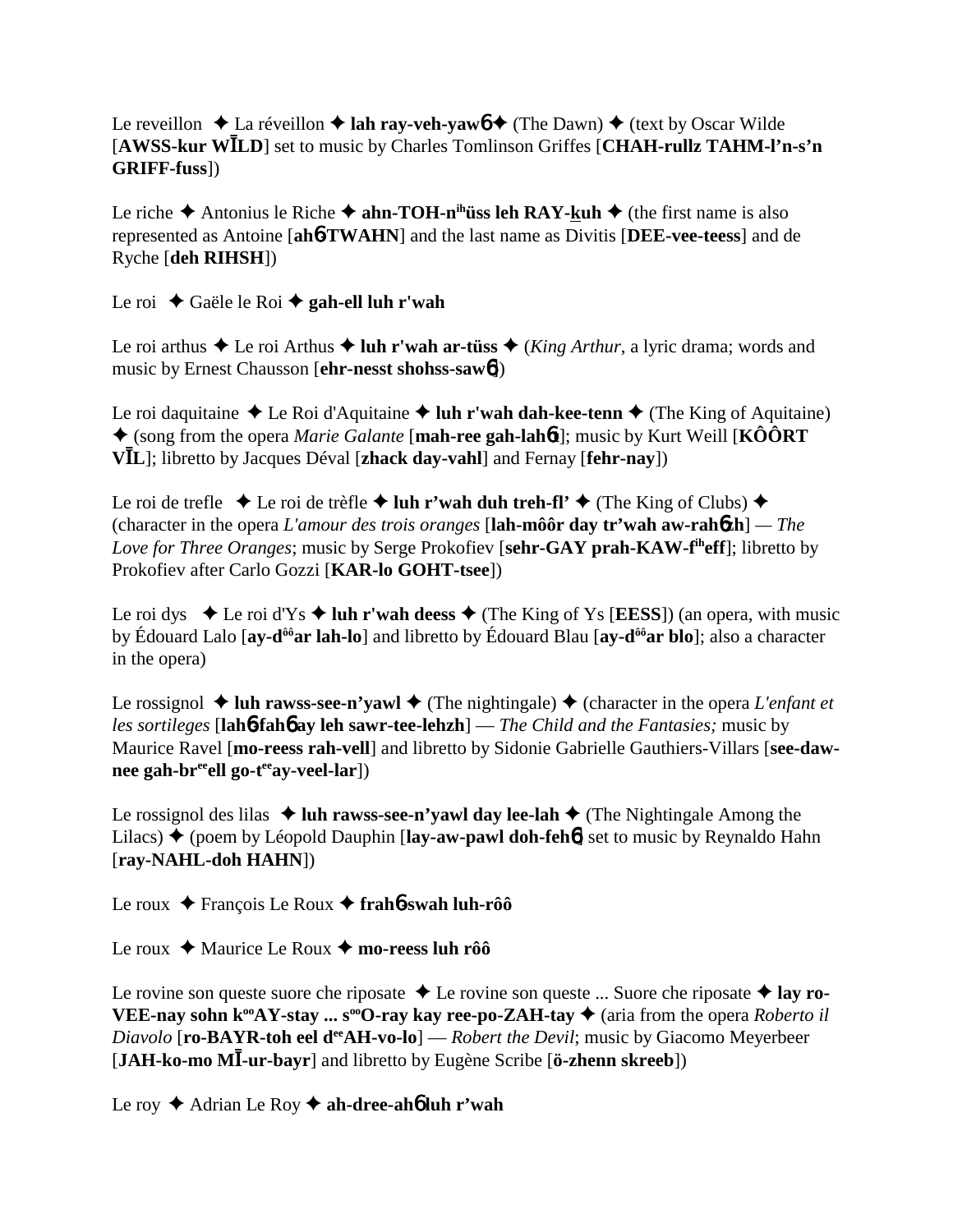Le reveillon ✦ La réveillon ✦ **lah ray-veh-yawɓ** ✦ (The Dawn) ✦ (text by Oscar Wilde [**AWSS-kur WĪLD**] set to music by Charles Tomlinson Griffes [**CHAH-rullz TAHM-l'n-s'n GRIFF-fuss**])

Le riche ✦ Antonius le Riche ✦ **ahn-TOH-n[ih]üss leh RAY-kuh** ✦ (the first name is also represented as Antoine [**ahɓ-TWAHN**] and the last name as Divitis [**DEE-vee-teess**] and de Ryche [**deh RIHSH**])

Le roi ✦ Gaële le Roi ✦ **gah-ell luh r'wah**

Le roi arthus ✦ Le roi Arthus ✦ **luh r'wah ar-tüss** ✦ (*King Arthur*, a lyric drama; words and music by Ernest Chausson [**ehr-nesst shohss-sawɓ**])

Le roi daquitaine ✦ Le Roi d'Aquitaine ✦ **luh r'wah dah-kee-tenn** ✦ (The King of Aquitaine) ✦ (song from the opera *Marie Galante* [**mah-ree gah-lahɓt**]; music by Kurt Weill [**KÔÔRT VĪL**]; libretto by Jacques Déval [**zhack day-vahl**] and Fernay [**fehr-nay**])

Le roi de trefle ✦ Le roi de trèfle ✦ **luh r'wah duh treh-fl'** ✦ (The King of Clubs) ✦ (character in the opera *L'amour des trois oranges* [**lah-môôr day tr'wah aw-rahɓzh**] — *The Love for Three Oranges*; music by Serge Prokofiev [**sehr-GAY prah-KAW-f[ih]eff**]; libretto by Prokofiev after Carlo Gozzi [**KAR-lo GOHT-tsee**])

Le roi dys ✦ Le roi d'Ys ✦ **luh r'wah deess** ✦ (The King of Ys [**EESS**]) (an opera, with music by Édouard Lalo [**ay-d[ôô]ar lah-lo**] and libretto by Édouard Blau [**ay-d[ôô]ar blo**]; also a character in the opera)

Le rossignol ✦ **luh rawss-see-n'yawl** ✦ (The nightingale) ✦ (character in the opera *L'enfant et les sortileges* [**lahɓ-fahɓ ay leh sawr-tee-lehzh**] — *The Child and the Fantasies;* music by Maurice Ravel [**mo-reess rah-vell**] and libretto by Sidonie Gabrielle Gauthiers-Villars [**see-daw-nee gah-br[ee]ell go-t[ee]ay-veel-lar**])

Le rossignol des lilas ✦ **luh rawss-see-n'yawl day lee-lah** ✦ (The Nightingale Among the Lilacs) ✦ (poem by Léopold Dauphin [**lay-aw-pawl doh-fehɓ**] set to music by Reynaldo Hahn [**ray-NAHL-doh HAHN**])

Le roux ✦ François Le Roux ✦ **frahɓ-swah luh-rôô**

Le roux ✦ Maurice Le Roux ✦ **mo-reess luh rôô**

Le rovine son queste suore che riposate ✦ Le rovine son queste ... Suore che riposate ✦ **lay ro-VEE-nay sohn k[oo]AY-stay ... s[oo]O-ray kay ree-po-ZAH-tay** ✦ (aria from the opera *Roberto il Diavolo* [**ro-BAYR-toh eel d[ee]AH-vo-lo**] — *Robert the Devil*; music by Giacomo Meyerbeer [**JAH-ko-mo MĪ-ur-bayr**] and libretto by Eugène Scribe [**ö-zhenn skreeb**])

Le roy ✦ Adrian Le Roy ✦ **ah-dree-ahɓ luh r'wah**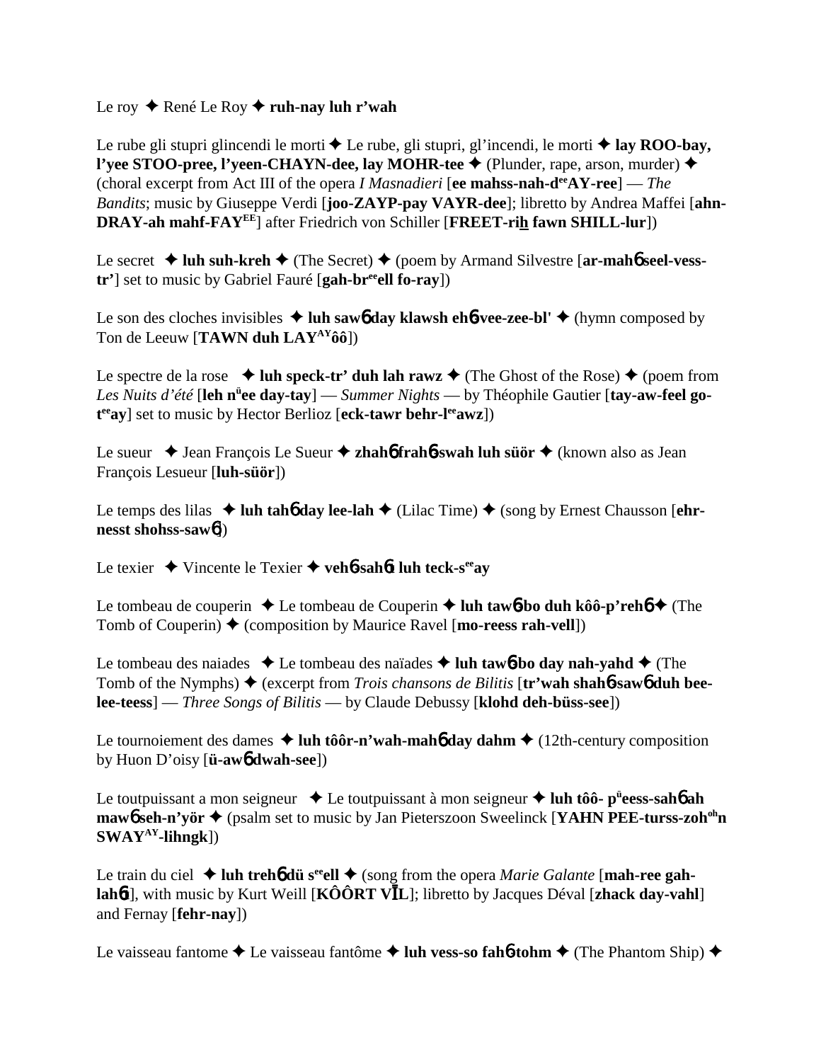Le roy ✦ René Le Roy ✦ **ruh-nay luh r'wah**

Le rube gli stupri glincendi le morti ✦ Le rube, gli stupri, gl'incendi, le morti ✦ **lay ROO-bay, l'yee STOO-pree, l'yeen-CHAYN-dee, lay MOHR-tee** ✦ (Plunder, rape, arson, murder) ✦ (choral excerpt from Act III of the opera *I Masnadieri* [**ee mahss-nah-d**[ee]**AY-ree**] — *The Bandits*; music by Giuseppe Verdi [**joo-ZAYP-pay VAYR-dee**]; libretto by Andrea Maffei [**ahn-DRAY-ah mahf-FAY**[EE]] after Friedrich von Schiller [**FREET-rih fawn SHILL-lur**])

Le secret ✦ **luh suh-kreh** ✦ (The Secret) ✦ (poem by Armand Silvestre [**ar-mahɓ seel-vess-tr'**] set to music by Gabriel Fauré [**gah-br**[ee]**ell fo-ray**])

Le son des cloches invisibles ✦ **luh sawɓ day klawsh ehɓ-vee-zee-bl'** ✦ (hymn composed by Ton de Leeuw [**TAWN duh LAY**[AY]**ôô**])

Le spectre de la rose ✦ **luh speck-tr' duh lah rawz** ✦ (The Ghost of the Rose) ✦ (poem from *Les Nuits d'été* [**leh n**[ü]**ee day-tay**] — *Summer Nights* — by Théophile Gautier [**tay-aw-feel go-t**[ee]**ay**] set to music by Hector Berlioz [**eck-tawr behr-l**[ee]**awz**])

Le sueur ✦ Jean François Le Sueur ✦ **zhahɓ frahɓ-swah luh süör** ✦ (known also as Jean François Lesueur [**luh-süör**])

Le temps des lilas ✦ **luh tahɓ day lee-lah** ✦ (Lilac Time) ✦ (song by Ernest Chausson [**ehr-nesst shohss-sawɓ**])

Le texier ✦ Vincente le Texier ✦ **vehɓ-sahɓt luh teck-s**[ee]**ay**

Le tombeau de couperin ✦ Le tombeau de Couperin ✦ **luh tawɓ-bo duh kôô-p'rehɓ** ✦ (The Tomb of Couperin) ✦ (composition by Maurice Ravel [**mo-reess rah-vell**])

Le tombeau des naiades ✦ Le tombeau des naïades ✦ **luh tawɓ-bo day nah-yahd** ✦ (The Tomb of the Nymphs) ✦ (excerpt from *Trois chansons de Bilitis* [**tr'wah shahɓ-sawɓ duh bee-lee-teess**] — *Three Songs of Bilitis* — by Claude Debussy [**klohd deh-büss-see**])

Le tournoiement des dames ✦ **luh tôôr-n'wah-mahɓ day dahm** ✦ (12th-century composition by Huon D'oisy [**ü-awɓ dwah-see**])

Le toutpuissant a mon seigneur ✦ Le toutpuissant à mon seigneur ✦ **luh tôô- p**[ü]**eess-sahɓ ah mawɓ seh-n'yör** ✦ (psalm set to music by Jan Pieterszoon Sweelinck [**YAHN PEE-turss-zoh**[oh]**n SWAY**[AY]**-lihngk**])

Le train du ciel ✦ **luh trehɓ dü s**[ee]**ell** ✦ (song from the opera *Marie Galante* [**mah-ree gah-lahɓt**], with music by Kurt Weill [**KÔÔRT VĪL**]; libretto by Jacques Déval [**zhack day-vahl**] and Fernay [**fehr-nay**])

Le vaisseau fantome ✦ Le vaisseau fantôme ✦ **luh vess-so fahɓ-tohm** ✦ (The Phantom Ship) ✦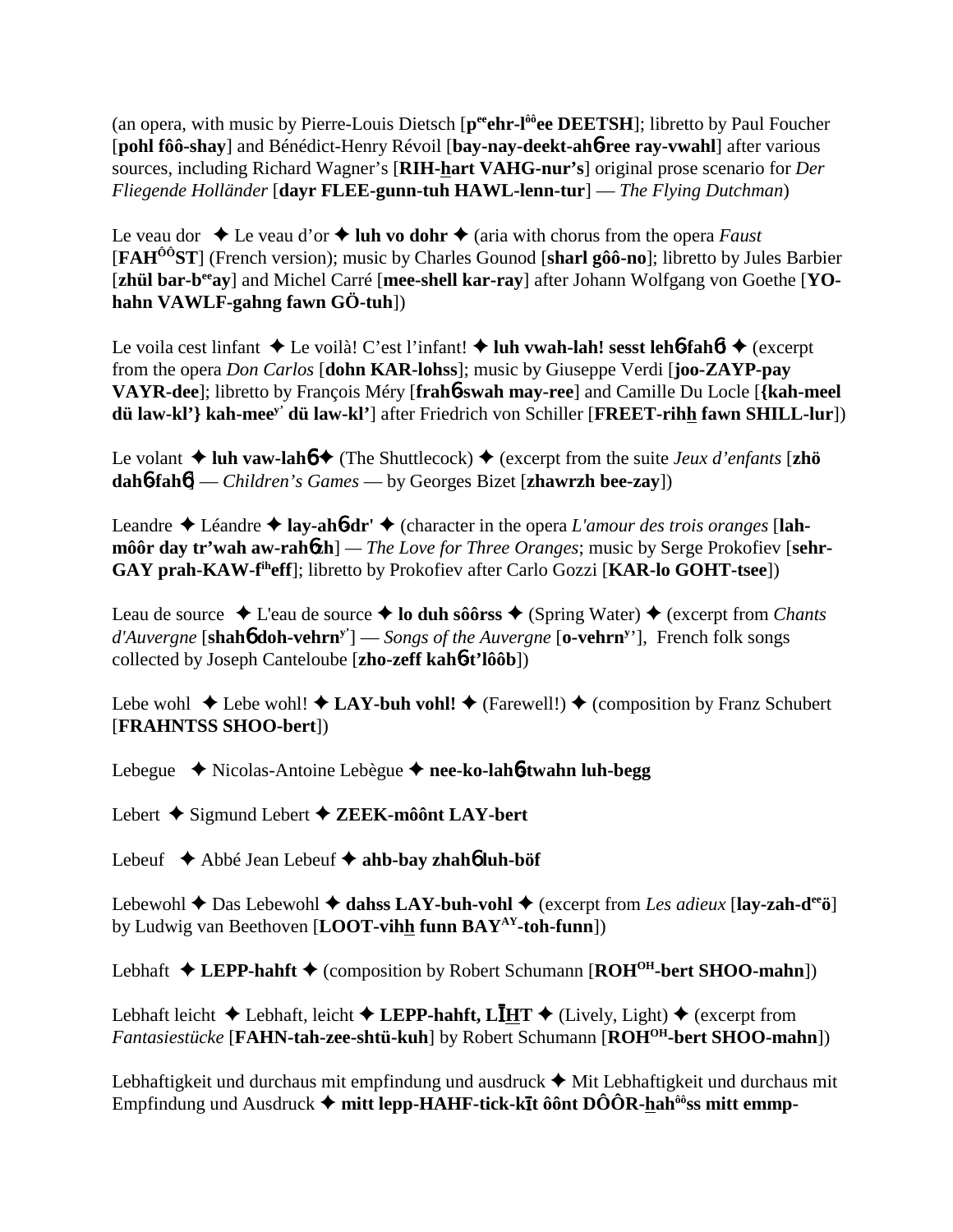(an opera, with music by Pierre-Louis Dietsch [**p^ee^ehr-l^ôô^ee DEETSH**]; libretto by Paul Foucher [**pohl fôô-shay**] and Bénédict-Henry Révoil [**bay-nay-deekt-ah6-ree ray-vwahl**] after various sources, including Richard Wagner's [**RIH-hart VAHG-nur's**] original prose scenario for *Der Fliegende Holländer* [**dayr FLEE-gunn-tuh HAWL-lenn-tur**] — *The Flying Dutchman*)

Le veau dor ✦ Le veau d'or ✦ **luh vo dohr** ✦ (aria with chorus from the opera *Faust* [**FAH^ÔÔ^ST**] (French version); music by Charles Gounod [**sharl gôô-no**]; libretto by Jules Barbier [**zhül bar-b^ee^ay**] and Michel Carré [**mee-shell kar-ray**] after Johann Wolfgang von Goethe [**YO-hahn VAWLF-gahng fawn GÖ-tuh**])

Le voila cest linfant ✦ Le voilà! C'est l'infant! ✦ **luh vwah-lah! sesst leh6-fah6** ✦ (excerpt from the opera *Don Carlos* [**dohn KAR-lohss**]; music by Giuseppe Verdi [**joo-ZAYP-pay VAYR-dee**]; libretto by François Méry [**frah6-swah may-ree**] and Camille Du Locle [**{kah-meel dü law-kl'} kah-mee^y' dü law-kl'**] after Friedrich von Schiller [**FREET-rihh fawn SHILL-lur**])

Le volant ✦ **luh vaw-lah6** ✦ (The Shuttlecock) ✦ (excerpt from the suite *Jeux d'enfants* [**zhö dah6-fah6**] — *Children's Games* — by Georges Bizet [**zhawrzh bee-zay**])

Leandre ✦ Léandre ✦ **lay-ah6-dr'** ✦ (character in the opera *L'amour des trois oranges* [**lah-môôr day tr'wah aw-rah6zh**] — *The Love for Three Oranges*; music by Serge Prokofiev [**sehr-GAY prah-KAW-f^ih^eff**]; libretto by Prokofiev after Carlo Gozzi [**KAR-lo GOHT-tsee**])

Leau de source ✦ L'eau de source ✦ **lo duh sôôrss** ✦ (Spring Water) ✦ (excerpt from *Chants d'Auvergne* [**shah6 doh-vehrn^y'**] — *Songs of the Auvergne* [**o-vehrn^y'**], French folk songs collected by Joseph Canteloube [**zho-zeff kah6-t'lôôb**])

Lebe wohl ✦ Lebe wohl! ✦ **LAY-buh vohl!** ✦ (Farewell!) ✦ (composition by Franz Schubert [**FRAHNTSS SHOO-bert**])

Lebegue ✦ Nicolas-Antoine Lebègue ✦ **nee-ko-lah6-twahn luh-begg**

Lebert ✦ Sigmund Lebert ✦ **ZEEK-môônt LAY-bert**

Lebeuf ✦ Abbé Jean Lebeuf ✦ **ahb-bay zhah6 luh-böf**

Lebewohl ✦ Das Lebewohl ✦ **dahss LAY-buh-vohl** ✦ (excerpt from *Les adieux* [**lay-zah-d^ee^ö**] by Ludwig van Beethoven [**LOOT-vihh funn BAY^AY-toh-funn**])

Lebhaft ✦ **LEPP-hahft** ✦ (composition by Robert Schumann [**ROH^OH-bert SHOO-mahn**])

Lebhaft leicht ✦ Lebhaft, leicht ✦ **LEPP-hahft, LĪHT** ✦ (Lively, Light) ✦ (excerpt from *Fantasiestücke* [**FAHN-tah-zee-shtü-kuh**] by Robert Schumann [**ROH^OH-bert SHOO-mahn**])

Lebhaftigkeit und durchaus mit empfindung und ausdruck ✦ Mit Lebhaftigkeit und durchaus mit Empfindung und Ausdruck ✦ **mitt lepp-HAHF-tick-kīt ôônt DÔÔR-hah^ôô^ss mitt emmp-**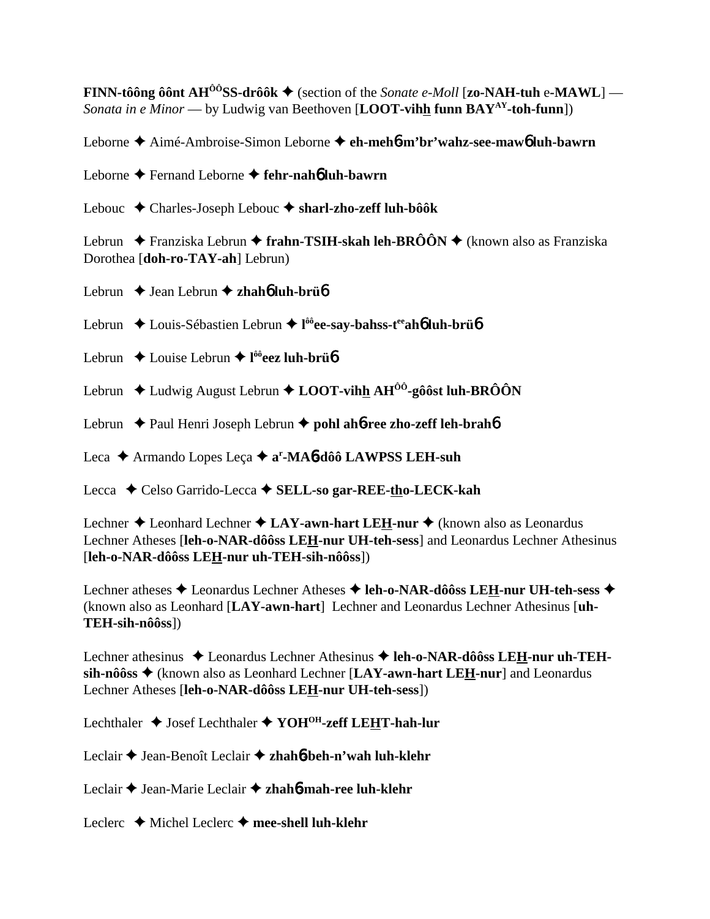**FINN-tôông ôônt AH[ÔÔ]SS-drôôk** ✦ (section of the *Sonate e-Moll* [**zo-NAH-tuh** e-**MAWL**] — *Sonata in e Minor* — by Ludwig van Beethoven [**LOOT-vihh funn BAY[AY]-toh-funn**])

Leborne ✦ Aimé-Ambroise-Simon Leborne ✦ **eh-mehɓ-m'br'wahz-see-mawɓ luh-bawrn**

Leborne ✦ Fernand Leborne ✦ **fehr-nahɓ luh-bawrn**

Lebouc ✦ Charles-Joseph Lebouc ✦ **sharl-zho-zeff luh-bôôk**

Lebrun ✦ Franziska Lebrun ✦ **frahn-TSIH-skah leh-BRÔÔN** ✦ (known also as Franziska Dorothea [**doh-ro-TAY-ah**] Lebrun)

Lebrun ✦ Jean Lebrun ✦ **zhahɓ luh-brüɓ**

Lebrun ✦ Louis-Sébastien Lebrun ✦ **l[ôô]ee-say-bahss-t[ee]ahɓ luh-brüɓ**

Lebrun ✦ Louise Lebrun ✦ **l[ôô]eez luh-brüɓ**

Lebrun ✦ Ludwig August Lebrun ✦ **LOOT-vihh AH[ÔÔ]-gôôst luh-BRÔÔN**

Lebrun ✦ Paul Henri Joseph Lebrun ✦ **pohl ahɓ-ree zho-zeff leh-brahɓ**

Leca ✦ Armando Lopes Leça ✦ **a[r]-MAɓ-dôô LAWPSS LEH-suh**

Lecca ✦ Celso Garrido-Lecca ✦ **SELL-so gar-REE-tho-LECK-kah**

Lechner ✦ Leonhard Lechner ✦ **LAY-awn-hart LEH-nur** ✦ (known also as Leonardus Lechner Atheses [**leh-o-NAR-dôôss LEH-nur UH-teh-sess**] and Leonardus Lechner Athesinus [**leh-o-NAR-dôôss LEH-nur uh-TEH-sih-nôôss**])

Lechner atheses ✦ Leonardus Lechner Atheses ✦ **leh-o-NAR-dôôss LEH-nur UH-teh-sess** ✦ (known also as Leonhard [**LAY-awn-hart**] Lechner and Leonardus Lechner Athesinus [**uh-TEH-sih-nôôss**])

Lechner athesinus ✦ Leonardus Lechner Athesinus ✦ **leh-o-NAR-dôôss LEH-nur uh-TEH-sih-nôôss** ✦ (known also as Leonhard Lechner [**LAY-awn-hart LEH-nur**] and Leonardus Lechner Atheses [**leh-o-NAR-dôôss LEH-nur UH-teh-sess**])

Lechthaler ✦ Josef Lechthaler ✦ **YOH[OH]-zeff LEHT-hah-lur**

Leclair ✦ Jean-Benoît Leclair ✦ **zhahɓ-beh-n'wah luh-klehr**

Leclair ✦ Jean-Marie Leclair ✦ **zhahɓ-mah-ree luh-klehr**

Leclerc ✦ Michel Leclerc ✦ **mee-shell luh-klehr**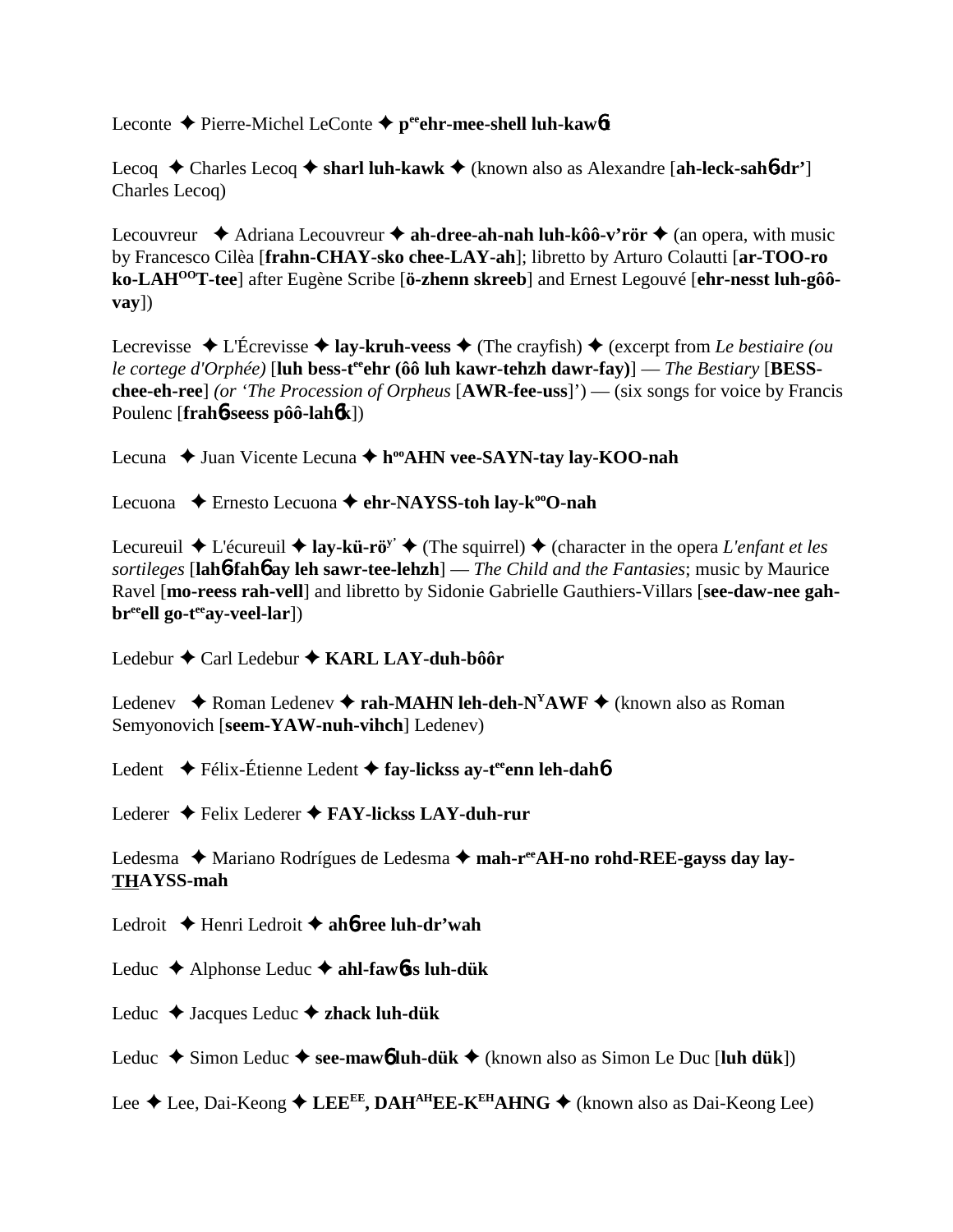Leconte ✦ Pierre-Michel LeConte ✦ **p^ee^ehr-mee-shell luh-kawɓt**

Lecoq ✦ Charles Lecoq ✦ **sharl luh-kawk** ✦ (known also as Alexandre [**ah-leck-sahɓ-dr'**] Charles Lecoq)

Lecouvreur ✦ Adriana Lecouvreur ✦ **ah-dree-ah-nah luh-kôô-v'rör** ✦ (an opera, with music by Francesco Cilèa [**frahn-CHAY-sko chee-LAY-ah**]; libretto by Arturo Colautti [**ar-TOO-ro ko-LAH^OO^T-tee**] after Eugène Scribe [**ö-zhenn skreeb**] and Ernest Legouvé [**ehr-nesst luh-gôô-vay**])

Lecrevisse ✦ L'Écrevisse ✦ **lay-kruh-veess** ✦ (The crayfish) ✦ (excerpt from *Le bestiaire (ou le cortege d'Orphée)* [**luh bess-t^ee^ehr (ôô luh kawr-tehzh dawr-fay)**] — *The Bestiary* [**BESS-chee-eh-ree**] *(or 'The Procession of Orpheus* [**AWR-fee-uss**]') — (six songs for voice by Francis Poulenc [**frahɓ-seess pôô-lahɓk**])

Lecuna ✦ Juan Vicente Lecuna ✦ **h^oo^AHN vee-SAYN-tay lay-KOO-nah**

Lecuona ✦ Ernesto Lecuona ✦ **ehr-NAYSS-toh lay-k^oo^O-nah**

Lecureuil ✦ L'écureuil ✦ **lay-kü-rö^y'** ✦ (The squirrel) ✦ (character in the opera *L'enfant et les sortileges* [**lahɓ-fahɓ ay leh sawr-tee-lehzh**] — *The Child and the Fantasies*; music by Maurice Ravel [**mo-reess rah-vell**] and libretto by Sidonie Gabrielle Gauthiers-Villars [**see-daw-nee gah-br^ee^ell go-t^ee^ay-veel-lar**])

Ledebur ✦ Carl Ledebur ✦ **KARL LAY-duh-bôôr**

Ledenev ✦ Roman Ledenev ✦ **rah-MAHN leh-deh-N^Y^AWF** ✦ (known also as Roman Semyonovich [**seem-YAW-nuh-vihch**] Ledenev)

Ledent ✦ Félix-Étienne Ledent ✦ **fay-lickss ay-t^ee^enn leh-dahɓ**

Lederer ✦ Felix Lederer ✦ **FAY-lickss LAY-duh-rur**

Ledesma ✦ Mariano Rodrígues de Ledesma ✦ **mah-r^ee^AH-no rohd-REE-gayss day lay-THAYSS-mah**

Ledroit ✦ Henri Ledroit ✦ **ahɓ-ree luh-dr'wah**

Leduc ✦ Alphonse Leduc ✦ **ahl-fawɓss luh-dük**

Leduc ✦ Jacques Leduc ✦ **zhack luh-dük**

Leduc ✦ Simon Leduc ✦ **see-mawɓ luh-dük** ✦ (known also as Simon Le Duc [**luh dük**])

Lee ✦ Lee, Dai-Keong ✦ **LEE^EE^, DAH^AH^EE-K^EH^AHNG** ✦ (known also as Dai-Keong Lee)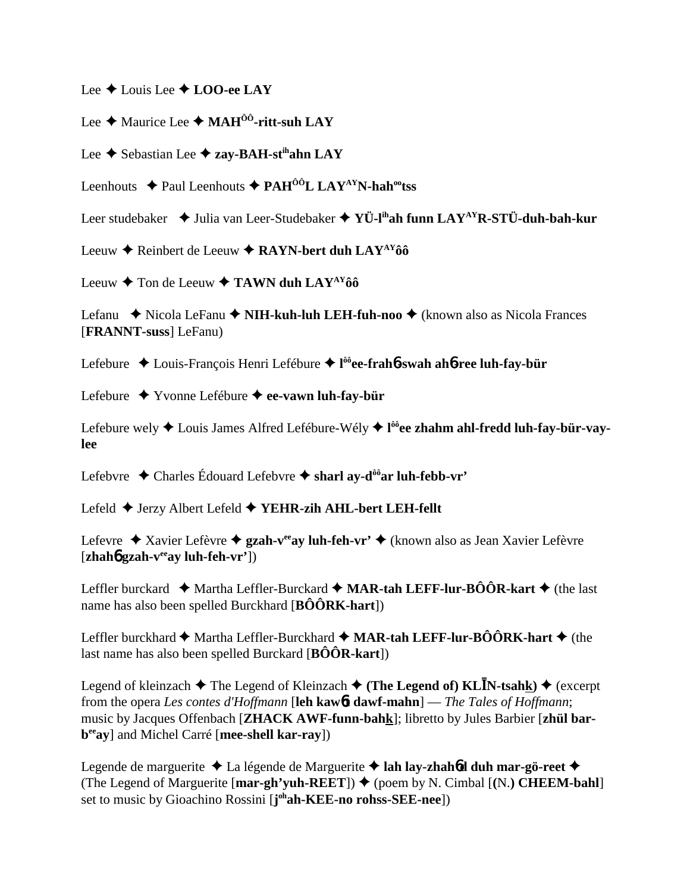Lee ✦ Louis Lee ✦ **LOO-ee LAY**

Lee ✦ Maurice Lee ✦ **MAH$^{ÔÔ}$-ritt-suh LAY**

Lee ✦ Sebastian Lee ✦ **zay-BAH-st$^{ih}$ahn LAY**

Leenhouts ✦ Paul Leenhouts ✦ **PAH$^{ÔÔ}$L LAY$^{AY}$N-hah$^{oo}$tss**

Leer studebaker ✦ Julia van Leer-Studebaker ✦ **YÜ-l$^{ih}$ah funn LAY$^{AY}$R-STÜ-duh-bah-kur**

Leeuw ✦ Reinbert de Leeuw ✦ **RAYN-bert duh LAY$^{AY}$ôô**

Leeuw ✦ Ton de Leeuw ✦ **TAWN duh LAY$^{AY}$ôô**

Lefanu ✦ Nicola LeFanu ✦ **NIH-kuh-luh LEH-fuh-noo** ✦ (known also as Nicola Frances [**FRANNT-suss**] LeFanu)

Lefebure ✦ Louis-François Henri Lefébure ✦ **l$^{ôô}$ee-frahɓ-swah ahɓ-ree luh-fay-bür**

Lefebure ✦ Yvonne Lefébure ✦ **ee-vawn luh-fay-bür**

Lefebure wely ✦ Louis James Alfred Lefébure-Wély ✦ **l$^{ôô}$ee zhahm ahl-fredd luh-fay-bür-vay-lee**

Lefebvre ✦ Charles Édouard Lefebvre ✦ **sharl ay-d$^{ôô}$ar luh-febb-vr'**

Lefeld ✦ Jerzy Albert Lefeld ✦ **YEHR-zih AHL-bert LEH-fellt**

Lefevre ✦ Xavier Lefèvre ✦ **gzah-v$^{ee}$ay luh-feh-vr'** ✦ (known also as Jean Xavier Lefèvre [**zhahɓ gzah-v$^{ee}$ay luh-feh-vr'**])

Leffler burckard ✦ Martha Leffler-Burckard ✦ **MAR-tah LEFF-lur-BÔÔR-kart** ✦ (the last name has also been spelled Burckhard [**BÔÔRK-hart**])

Leffler burckhard ✦ Martha Leffler-Burckhard ✦ **MAR-tah LEFF-lur-BÔÔRK-hart** ✦ (the last name has also been spelled Burckard [**BÔÔR-kart**])

Legend of kleinzach ✦ The Legend of Kleinzach ✦ **(The Legend of) KLĪN-tsahk)** ✦ (excerpt from the opera *Les contes d'Hoffmann* [**leh kawɓt dawf-mahn**] — *The Tales of Hoffmann*; music by Jacques Offenbach [**ZHACK AWF-funn-bahk**]; libretto by Jules Barbier [**zhül bar-b$^{ee}$ay**] and Michel Carré [**mee-shell kar-ray**])

Legende de marguerite ✦ La légende de Marguerite ✦ **lah lay-zhahɓd duh mar-gö-reet** ✦ (The Legend of Marguerite [**mar-gh'yuh-REET**]) ✦ (poem by N. Cimbal [**(N.) CHEEM-bahl**] set to music by Gioachino Rossini [**j$^{oh}$ah-KEE-no rohss-SEE-nee**])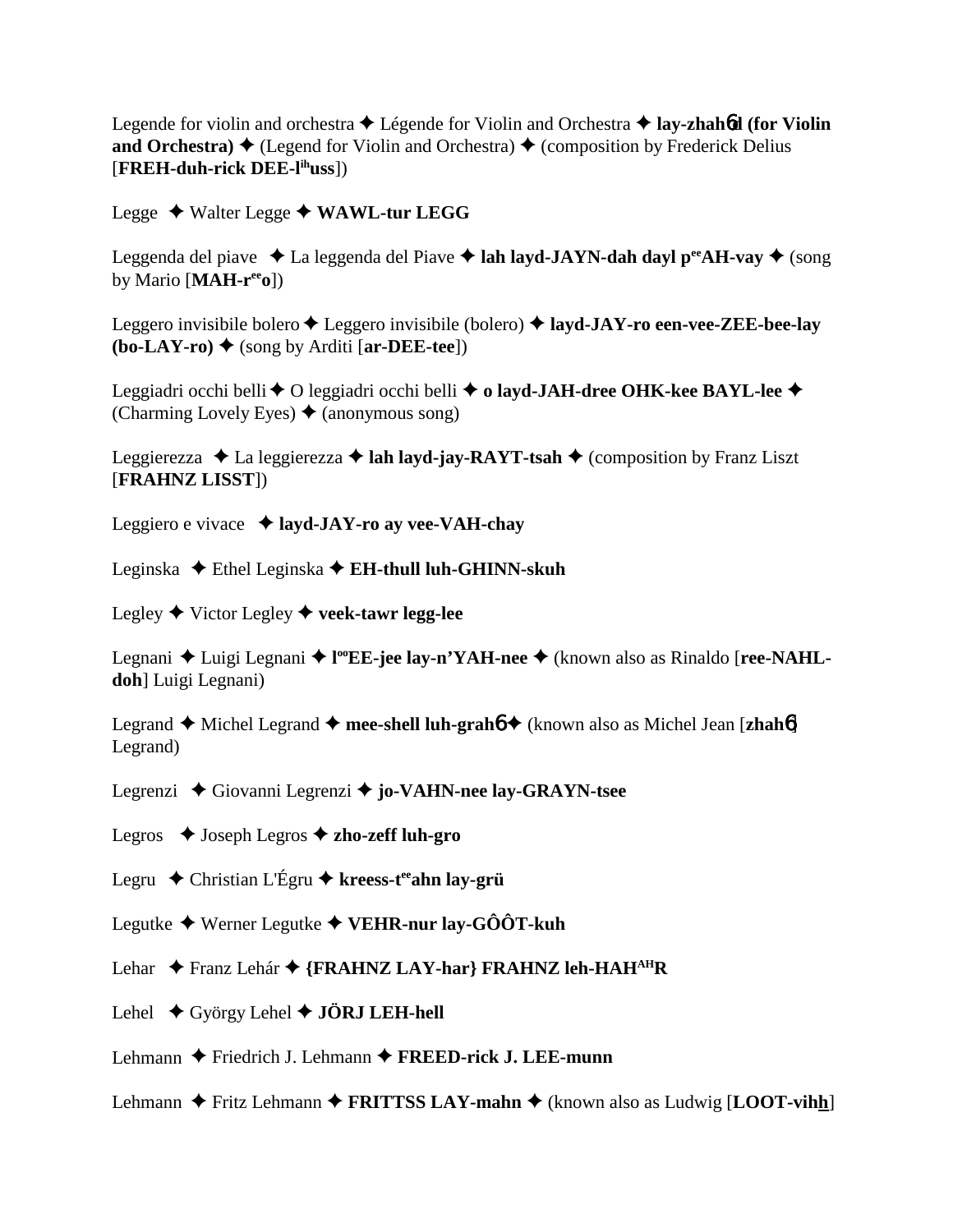Legende for violin and orchestra ✦ Légende for Violin and Orchestra ✦ **lay-zhahɴd (for Violin and Orchestra)** ✦ (Legend for Violin and Orchestra) ✦ (composition by Frederick Delius [**FREH-duh-rick DEE-l**ihuss])

Legge ✦ Walter Legge ✦ **WAWL-tur LEGG**

Leggenda del piave ✦ La leggenda del Piave ✦ **lah layd-JAYN-dah dayl p**ee**AH-vay** ✦ (song by Mario [**MAH-r**ee**o**])

Leggero invisibile bolero ✦ Leggero invisibile (bolero) ✦ **layd-JAY-ro een-vee-ZEE-bee-lay (bo-LAY-ro)** ✦ (song by Arditi [**ar-DEE-tee**])

Leggiadri occhi belli ✦ O leggiadri occhi belli ✦ **o layd-JAH-dree OHK-kee BAYL-lee** ✦ (Charming Lovely Eyes) ✦ (anonymous song)

Leggierezza ✦ La leggierezza ✦ **lah layd-jay-RAYT-tsah** ✦ (composition by Franz Liszt [**FRAHNZ LISST**])

Leggiero e vivace ✦ **layd-JAY-ro ay vee-VAH-chay**

Leginska ✦ Ethel Leginska ✦ **EH-thull luh-GHINN-skuh**

Legley ✦ Victor Legley ✦ **veek-tawr legg-lee**

Legnani ✦ Luigi Legnani ✦ **l**oo**EE-jee lay-n'YAH-nee** ✦ (known also as Rinaldo [**ree-NAHL-doh**] Luigi Legnani)

Legrand ✦ Michel Legrand ✦ **mee-shell luh-grahɴ** ✦ (known also as Michel Jean [**zhahɴ**] Legrand)

Legrenzi ✦ Giovanni Legrenzi ✦ **jo-VAHN-nee lay-GRAYN-tsee**

Legros ✦ Joseph Legros ✦ **zho-zeff luh-gro**

Legru ✦ Christian L'Égru ✦ **kreess-t**ee**ahn lay-grü**

Legutke ✦ Werner Legutke ✦ **VEHR-nur lay-GÔÔT-kuh**

Lehar ✦ Franz Lehár ✦ **{FRAHNZ LAY-har} FRAHNZ leh-HAH**AH**R**

Lehel ✦ György Lehel ✦ **JÖRJ LEH-hell**

Lehmann ✦ Friedrich J. Lehmann ✦ **FREED-rick J. LEE-munn**

Lehmann ✦ Fritz Lehmann ✦ **FRITTSS LAY-mahn** ✦ (known also as Ludwig [**LOOT-vihh**]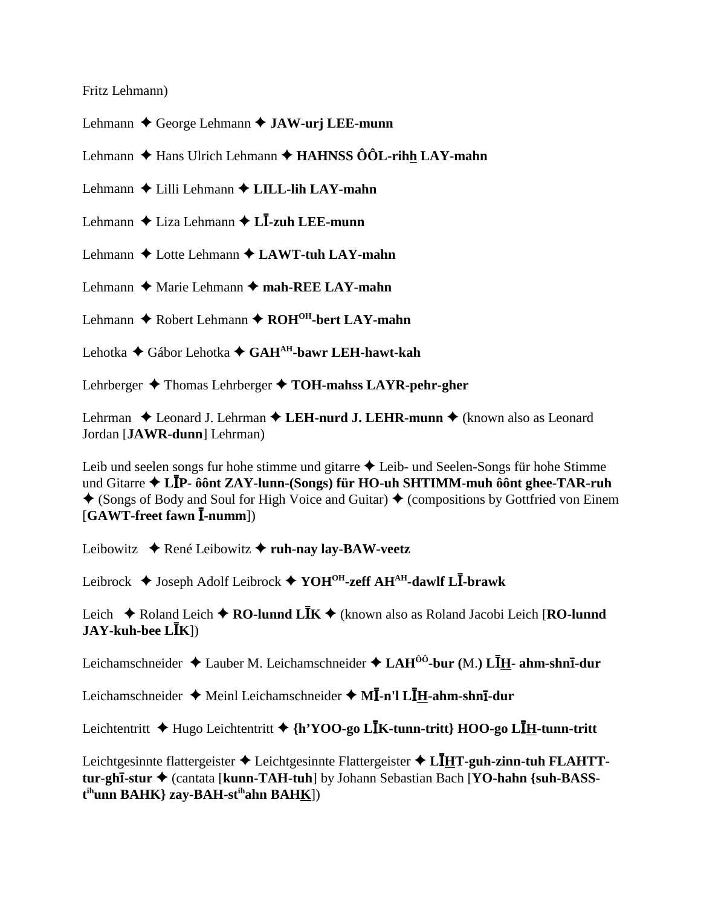Fritz Lehmann)

Lehmann ✦ George Lehmann ✦ **JAW-urj LEE-munn**

Lehmann ✦ Hans Ulrich Lehmann ✦ **HAHNSS ÔÔL-rihh LAY-mahn**

Lehmann ✦ Lilli Lehmann ✦ **LILL-lih LAY-mahn**

Lehmann ✦ Liza Lehmann ✦ **LĪ-zuh LEE-munn**

Lehmann ✦ Lotte Lehmann ✦ **LAWT-tuh LAY-mahn**

Lehmann ✦ Marie Lehmann ✦ **mah-REE LAY-mahn**

Lehmann ✦ Robert Lehmann ✦ **ROH[OH]-bert LAY-mahn**

Lehotka ✦ Gábor Lehotka ✦ **GAH[AH]-bawr LEH-hawt-kah**

Lehrberger ✦ Thomas Lehrberger ✦ **TOH-mahss LAYR-pehr-gher**

Lehrman ✦ Leonard J. Lehrman ✦ **LEH-nurd J. LEHR-munn** ✦ (known also as Leonard Jordan [**JAWR-dunn**] Lehrman)

Leib und seelen songs fur hohe stimme und gitarre ✦ Leib- und Seelen-Songs für hohe Stimme und Gitarre ✦ **LĪP- ôônt ZAY-lunn-(Songs) für HO-uh SHTIMM-muh ôônt ghee-TAR-ruh** ✦ (Songs of Body and Soul for High Voice and Guitar) ✦ (compositions by Gottfried von Einem [**GAWT-freet fawn Ī-numm**])

Leibowitz ✦ René Leibowitz ✦ **ruh-nay lay-BAW-veetz**

Leibrock ✦ Joseph Adolf Leibrock ✦ **YOH[OH]-zeff AH[AH]-dawlf LĪ-brawk**

Leich ✦ Roland Leich ✦ **RO-lunnd LĪK** ✦ (known also as Roland Jacobi Leich [**RO-lunnd JAY-kuh-bee LĪK**])

Leichamschneider ✦ Lauber M. Leichamschneider ✦ **LAH[ÔÔ]-bur (M.) LĪH- ahm-shnī-dur**

Leichamschneider ✦ Meinl Leichamschneider ✦ **MĪ-n'l LĪH-ahm-shnī-dur**

Leichtentritt ✦ Hugo Leichtentritt ✦ **{h'YOO-go LĪK-tunn-tritt} HOO-go LĪH-tunn-tritt**

Leichtgesinnte flattergeister ✦ Leichtgesinnte Flattergeister ✦ **LĪHT-guh-zinn-tuh FLAHTT-tur-ghī-stur** ✦ (cantata [**kunn-TAH-tuh**] by Johann Sebastian Bach [**YO-hahn {suh-BASS-t[ih]unn BAHK} zay-BAH-st[ih]ahn BAHK**])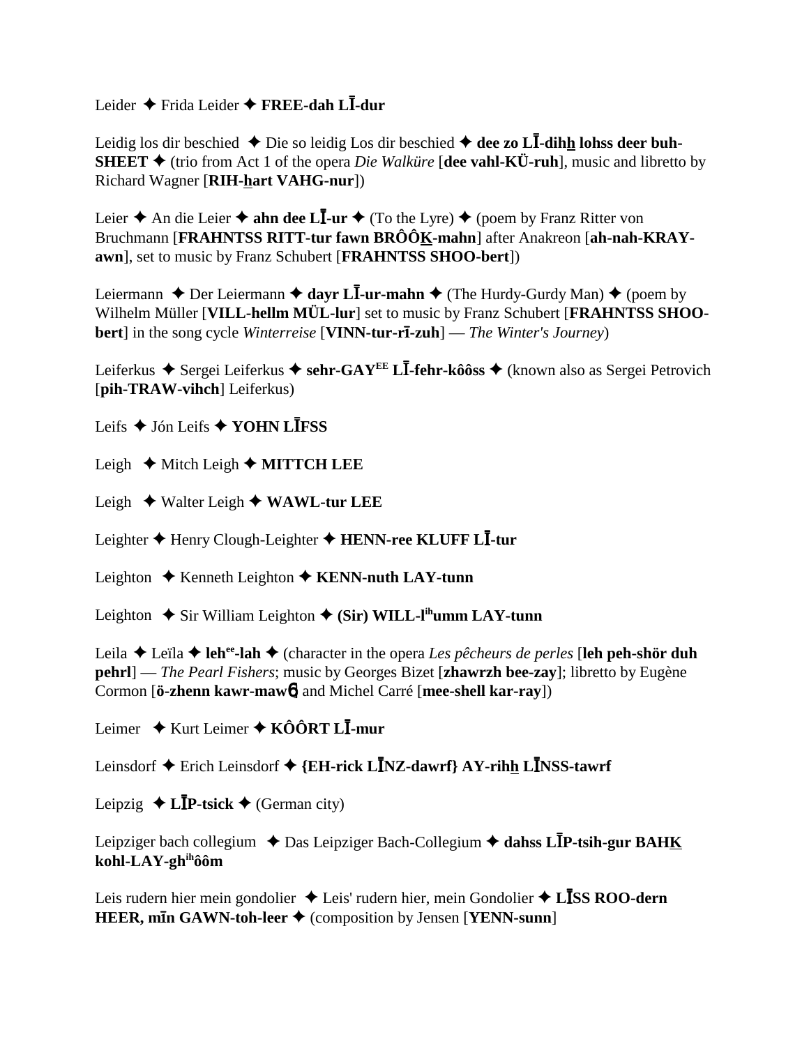Leider ✦ Frida Leider ✦ **FREE-dah LĪ-dur**

Leidig los dir beschied ✦ Die so leidig Los dir beschied ✦ **dee zo LĪ-dihh lohss deer buh-SHEET** ✦ (trio from Act 1 of the opera *Die Walküre* [**dee vahl-KÜ-ruh**], music and libretto by Richard Wagner [**RIH-hart VAHG-nur**])

Leier ✦ An die Leier ✦ **ahn dee LĪ-ur** ✦ (To the Lyre) ✦ (poem by Franz Ritter von Bruchmann [**FRAHNTSS RITT-tur fawn BRÔÔK-mahn**] after Anakreon [**ah-nah-KRAY-awn**], set to music by Franz Schubert [**FRAHNTSS SHOO-bert**])

Leiermann ✦ Der Leiermann ✦ **dayr LĪ-ur-mahn** ✦ (The Hurdy-Gurdy Man) ✦ (poem by Wilhelm Müller [**VILL-hellm MÜL-lur**] set to music by Franz Schubert [**FRAHNTSS SHOO-bert**] in the song cycle *Winterreise* [**VINN-tur-rī-zuh**] — *The Winter's Journey*)

Leiferkus ✦ Sergei Leiferkus ✦ **sehr-GAY[EE] LĪ-fehr-kôôss** ✦ (known also as Sergei Petrovich [**pih-TRAW-vihch**] Leiferkus)

Leifs ✦ Jón Leifs ✦ **YOHN LĪFSS**

Leigh ✦ Mitch Leigh ✦ **MITTCH LEE**

Leigh ✦ Walter Leigh ✦ **WAWL-tur LEE**

Leighter ✦ Henry Clough-Leighter ✦ **HENN-ree KLUFF LĪ-tur**

Leighton ✦ Kenneth Leighton ✦ **KENN-nuth LAY-tunn**

Leighton ✦ Sir William Leighton ✦ **(Sir) WILL-l[ih]umm LAY-tunn**

Leila ✦ Leïla ✦ **leh[ee]-lah** ✦ (character in the opera *Les pêcheurs de perles* [**leh peh-shör duh pehrl**] — *The Pearl Fishers*; music by Georges Bizet [**zhawrzh bee-zay**]; libretto by Eugène Cormon [**ö-zhenn kawr-maw6**] and Michel Carré [**mee-shell kar-ray**])

Leimer ✦ Kurt Leimer ✦ **KÔÔRT LĪ-mur**

Leinsdorf ✦ Erich Leinsdorf ✦ **{EH-rick LĪNZ-dawrf} AY-rihh LĪNSS-tawrf**

Leipzig ✦ **LĪP-tsick** ✦ (German city)

Leipziger bach collegium ✦ Das Leipziger Bach-Collegium ✦ **dahss LĪP-tsih-gur BAHK kohl-LAY-gh[ih]ôôm**

Leis rudern hier mein gondolier ✦ Leis' rudern hier, mein Gondolier ✦ **LĪSS ROO-dern HEER, mīn GAWN-toh-leer** ✦ (composition by Jensen [**YENN-sunn**]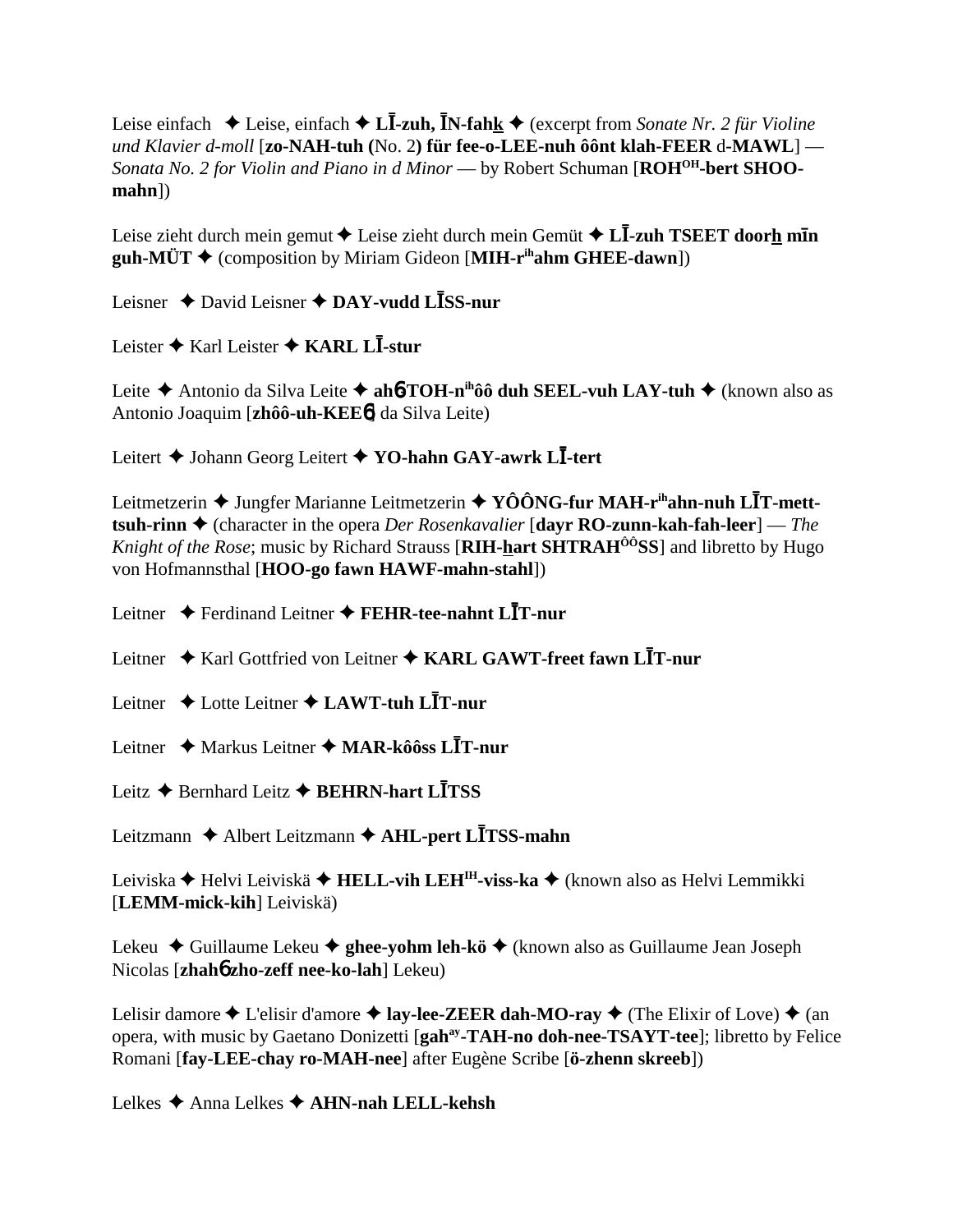Leise einfach ✦ Leise, einfach ✦ **LĪ-zuh, ĪN-fahk** ✦ (excerpt from *Sonate Nr. 2 für Violine und Klavier d-moll* [**zo-NAH-tuh (**No. 2**) für fee-o-LEE-nuh ôônt klah-FEER** d-**MAWL**] — *Sonata No. 2 for Violin and Piano in d Minor* — by Robert Schuman [**ROH$^{OH}$-bert SHOO-mahn**])

Leise zieht durch mein gemut ✦ Leise zieht durch mein Gemüt ✦ **LĪ-zuh TSEET doorh mīn guh-MÜT** ✦ (composition by Miriam Gideon [**MIH-r$^{ih}$ahm GHEE-dawn**])

Leisner ✦ David Leisner ✦ **DAY-vudd LĪSS-nur**

Leister ✦ Karl Leister ✦ **KARL LĪ-stur**

Leite ✦ Antonio da Silva Leite ✦ **ahɓTOH-n$^{ih}$ôô duh SEEL-vuh LAY-tuh** ✦ (known also as Antonio Joaquim [**zhôô-uh-KEEɓ** da Silva Leite)

Leitert ✦ Johann Georg Leitert ✦ **YO-hahn GAY-awrk LĪ-tert**

Leitmetzerin ✦ Jungfer Marianne Leitmetzerin ✦ **YÔÔNG-fur MAH-r$^{ih}$ahn-nuh LĪT-mett-tsuh-rinn** ✦ (character in the opera *Der Rosenkavalier* [**dayr RO-zunn-kah-fah-leer**] — *The Knight of the Rose*; music by Richard Strauss [**RIH-hart SHTRAH$^{ÔÔ}$SS**] and libretto by Hugo von Hofmannsthal [**HOO-go fawn HAWF-mahn-stahl**])

Leitner ✦ Ferdinand Leitner ✦ **FEHR-tee-nahnt LĪT-nur**

Leitner ✦ Karl Gottfried von Leitner ✦ **KARL GAWT-freet fawn LĪT-nur**

Leitner ✦ Lotte Leitner ✦ **LAWT-tuh LĪT-nur**

Leitner ✦ Markus Leitner ✦ **MAR-kôôss LĪT-nur**

Leitz ✦ Bernhard Leitz ✦ **BEHRN-hart LĪTSS**

Leitzmann ✦ Albert Leitzmann ✦ **AHL-pert LĪTSS-mahn**

Leiviska ✦ Helvi Leiviskä ✦ **HELL-vih LEH$^{IH}$-viss-ka** ✦ (known also as Helvi Lemmikki [**LEMM-mick-kih**] Leiviskä)

Lekeu ✦ Guillaume Lekeu ✦ **ghee-yohm leh-kö** ✦ (known also as Guillaume Jean Joseph Nicolas [**zhahɓ zho-zeff nee-ko-lah**] Lekeu)

Lelisir damore ✦ L'elisir d'amore ✦ **lay-lee-ZEER dah-MO-ray** ✦ (The Elixir of Love) ✦ (an opera, with music by Gaetano Donizetti [**gah$^{ay}$-TAH-no doh-nee-TSAYT-tee**]; libretto by Felice Romani [**fay-LEE-chay ro-MAH-nee**] after Eugène Scribe [**ö-zhenn skreeb**])

Lelkes ✦ Anna Lelkes ✦ **AHN-nah LELL-kehsh**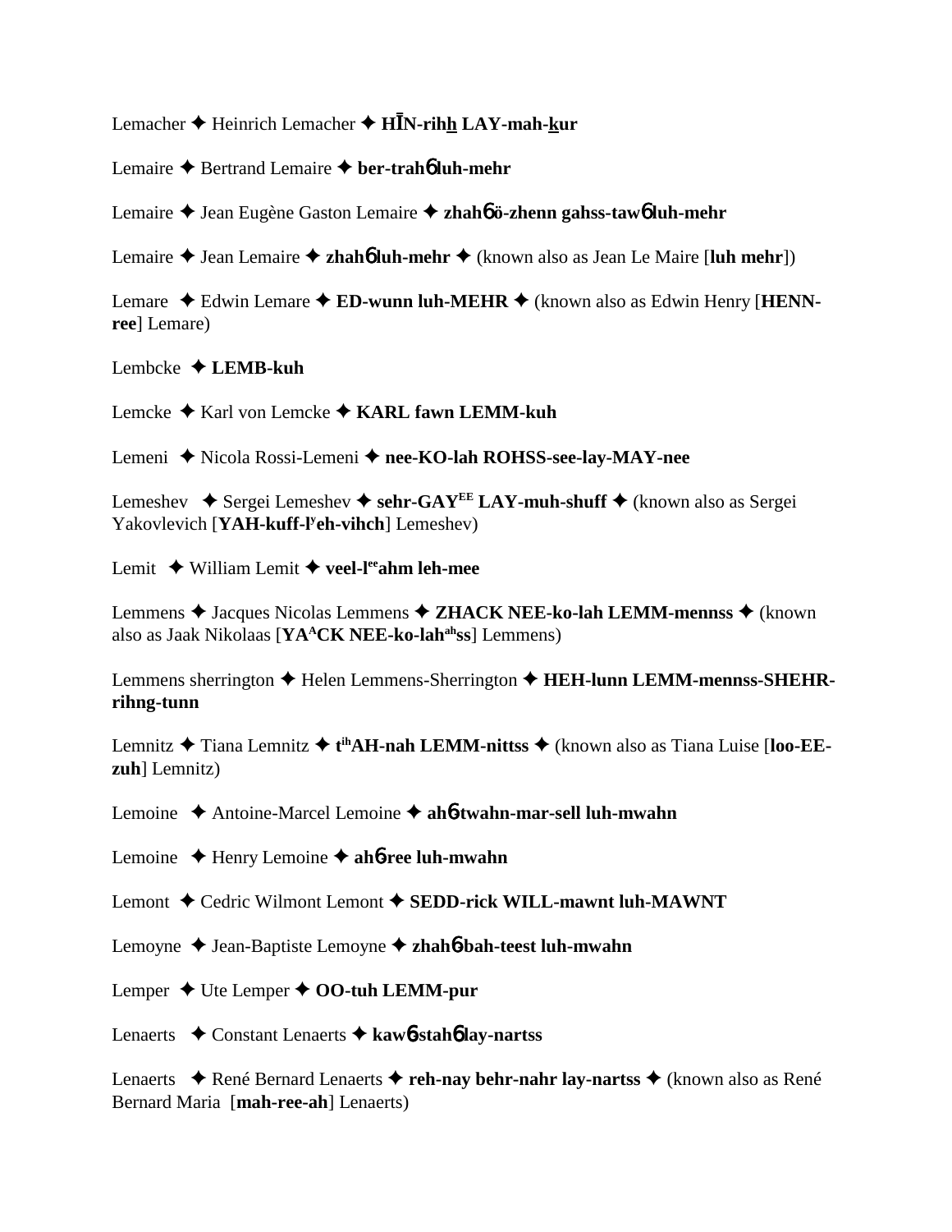Lemacher ✦ Heinrich Lemacher ✦ **HĪN-rihh LAY-mah-kur**

Lemaire ✦ Bertrand Lemaire ✦ **ber-trahɓ luh-mehr**

Lemaire ✦ Jean Eugène Gaston Lemaire ✦ **zhahɓ ö-zhenn gahss-tawɓ luh-mehr**

Lemaire ✦ Jean Lemaire ✦ **zhahɓ luh-mehr** ✦ (known also as Jean Le Maire [**luh mehr**])

Lemare ✦ Edwin Lemare ✦ **ED-wunn luh-MEHR** ✦ (known also as Edwin Henry [**HENN-ree**] Lemare)

Lembcke ✦ **LEMB-kuh**

Lemcke ✦ Karl von Lemcke ✦ **KARL fawn LEMM-kuh**

Lemeni ✦ Nicola Rossi-Lemeni ✦ **nee-KO-lah ROHSS-see-lay-MAY-nee**

Lemeshev ✦ Sergei Lemeshev ✦ **sehr-GAYEE LAY-muh-shuff** ✦ (known also as Sergei Yakovlevich [**YAH-kuff-lyeh-vihch**] Lemeshev)

Lemit ✦ William Lemit ✦ **veel-leeahm leh-mee**

Lemmens ✦ Jacques Nicolas Lemmens ✦ **ZHACK NEE-ko-lah LEMM-mennss** ✦ (known also as Jaak Nikolaas [**YAACK NEE-ko-lahahss**] Lemmens)

Lemmens sherrington ✦ Helen Lemmens-Sherrington ✦ **HEH-lunn LEMM-mennss-SHEHR-rihng-tunn**

Lemnitz ✦ Tiana Lemnitz ✦ **tihAH-nah LEMM-nittss** ✦ (known also as Tiana Luise [**loo-EE-zuh**] Lemnitz)

Lemoine ✦ Antoine-Marcel Lemoine ✦ **ahɓ-twahn-mar-sell luh-mwahn**

Lemoine ✦ Henry Lemoine ✦ **ahɓ-ree luh-mwahn**

Lemont ✦ Cedric Wilmont Lemont ✦ **SEDD-rick WILL-mawnt luh-MAWNT**

Lemoyne ✦ Jean-Baptiste Lemoyne ✦ **zhahɓ-bah-teest luh-mwahn**

Lemper ✦ Ute Lemper ✦ **OO-tuh LEMM-pur**

Lenaerts ✦ Constant Lenaerts ✦ **kawɓ-stahɓ lay-nartss**

Lenaerts ✦ René Bernard Lenaerts ✦ **reh-nay behr-nahr lay-nartss** ✦ (known also as René Bernard Maria [**mah-ree-ah**] Lenaerts)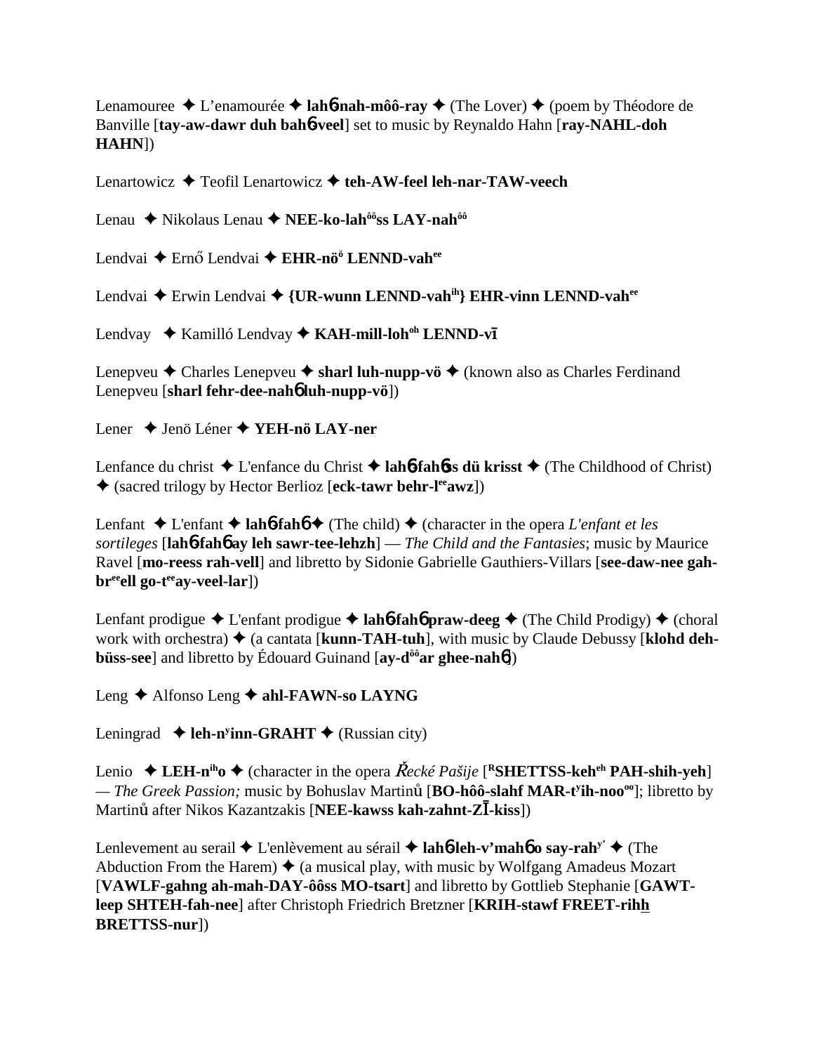Lenamouree ✦ L'enamourée ✦ **lah6-nah-môô-ray** ✦ (The Lover) ✦ (poem by Théodore de Banville [**tay-aw-dawr duh bah6-veel**] set to music by Reynaldo Hahn [**ray-NAHL-doh HAHN**])

Lenartowicz ✦ Teofil Lenartowicz ✦ **teh-AW-feel leh-nar-TAW-veech**

Lenau ✦ Nikolaus Lenau ✦ **NEE-ko-lah[ôô]ss LAY-nah[ôô]**

Lendvai ✦ Ernő Lendvai ✦ **EHR-nö[ö] LENND-vah[ee]**

Lendvai ✦ Erwin Lendvai ✦ **{UR-wunn LENND-vah[ih]} EHR-vinn LENND-vah[ee]**

Lendvay ✦ Kamilló Lendvay ✦ **KAH-mill-loh[oh] LENND-vī**

Lenepveu ✦ Charles Lenepveu ✦ **sharl luh-nupp-vö** ✦ (known also as Charles Ferdinand Lenepveu [**sharl fehr-dee-nah6 luh-nupp-vö**])

Lener ✦ Jenö Léner ✦ **YEH-nö LAY-ner**

Lenfance du christ ✦ L'enfance du Christ ✦ **lah6-fah6ss dü krisst** ✦ (The Childhood of Christ) ✦ (sacred trilogy by Hector Berlioz [**eck-tawr behr-l[ee]awz**])

Lenfant ✦ L'enfant ✦ **lah6-fah6** ✦ (The child) ✦ (character in the opera *L'enfant et les sortileges* [**lah6-fah6 ay leh sawr-tee-lehzh**] — *The Child and the Fantasies*; music by Maurice Ravel [**mo-reess rah-vell**] and libretto by Sidonie Gabrielle Gauthiers-Villars [**see-daw-nee gah-br[ee]ell go-t[ee]ay-veel-lar**])

Lenfant prodigue ✦ L'enfant prodigue ✦ **lah6-fah6 praw-deeg** ✦ (The Child Prodigy) ✦ (choral work with orchestra) ✦ (a cantata [**kunn-TAH-tuh**], with music by Claude Debussy [**klohd deh-büss-see**] and libretto by Édouard Guinand [**ay-d[ôô]ar ghee-nah6**])

Leng ✦ Alfonso Leng ✦ **ahl-FAWN-so LAYNG**

Leningrad ✦ **leh-n[y]inn-GRAHT** ✦ (Russian city)

Lenio ✦ **LEH-n[ih]o** ✦ (character in the opera *Řecké Pašije* [**[R]SHETTSS-keh[eh] PAH-shih-yeh**] — *The Greek Passion;* music by Bohuslav Martinů [**BO-hôô-slahf MAR-t[y]ih-noo[oo]**]; libretto by Martinů after Nikos Kazantzakis [**NEE-kawss kah-zahnt-ZĪ-kiss**])

Lenlevement au serail ✦ L'enlèvement au sérail ✦ **lah6-leh-v'mah6 o say-rah[y']** ✦ (The Abduction From the Harem) ✦ (a musical play, with music by Wolfgang Amadeus Mozart [**VAWLF-gahng ah-mah-DAY-ôôss MO-tsart**] and libretto by Gottlieb Stephanie [**GAWT-leep SHTEH-fah-nee**] after Christoph Friedrich Bretzner [**KRIH-stawf FREET-rihh BRETTSS-nur**])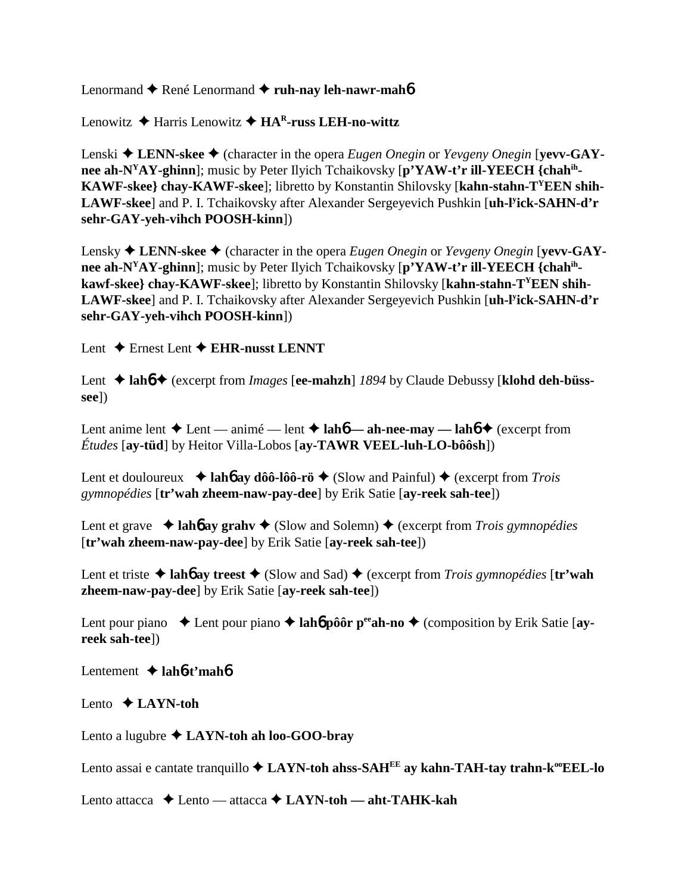Lenormand ✦ René Lenormand ✦ **ruh-nay leh-nawr-mahɓ**

Lenowitz ✦ Harris Lenowitz ✦ **HA[R]-russ LEH-no-wittz**

Lenski ✦ **LENN-skee** ✦ (character in the opera *Eugen Onegin* or *Yevgeny Onegin* [**yevv-GAY-nee ah-N[Y]AY-ghinn**]; music by Peter Ilyich Tchaikovsky [**p'YAW-t'r ill-YEECH {chah[ih]-KAWF-skee} chay-KAWF-skee**]; libretto by Konstantin Shilovsky [**kahn-stahn-T[Y]EEN shih-LAWF-skee**] and P. I. Tchaikovsky after Alexander Sergeyevich Pushkin [**uh-l[y]ick-SAHN-d'r sehr-GAY-yeh-vihch POOSH-kinn**])

Lensky ✦ **LENN-skee** ✦ (character in the opera *Eugen Onegin* or *Yevgeny Onegin* [**yevv-GAY-nee ah-N[Y]AY-ghinn**]; music by Peter Ilyich Tchaikovsky [**p'YAW-t'r ill-YEECH {chah[ih]-kawf-skee} chay-KAWF-skee**]; libretto by Konstantin Shilovsky [**kahn-stahn-T[Y]EEN shih-LAWF-skee**] and P. I. Tchaikovsky after Alexander Sergeyevich Pushkin [**uh-l[y]ick-SAHN-d'r sehr-GAY-yeh-vihch POOSH-kinn**])

Lent ✦ Ernest Lent ✦ **EHR-nusst LENNT**

Lent ✦ **lahɓ** ✦ (excerpt from *Images* [**ee-mahzh**] *1894* by Claude Debussy [**klohd deh-büss-see**])

Lent anime lent ✦ Lent — animé — lent ✦ **lahɓ — ah-nee-may — lahɓ** ✦ (excerpt from *Études* [**ay-tüd**] by Heitor Villa-Lobos [**ay-TAWR VEEL-luh-LO-bôôsh**])

Lent et douloureux ✦ **lahɓ ay dôô-lôô-rö** ✦ (Slow and Painful) ✦ (excerpt from *Trois gymnopédies* [**tr'wah zheem-naw-pay-dee**] by Erik Satie [**ay-reek sah-tee**])

Lent et grave ✦ **lahɓ ay grahv** ✦ (Slow and Solemn) ✦ (excerpt from *Trois gymnopédies* [**tr'wah zheem-naw-pay-dee**] by Erik Satie [**ay-reek sah-tee**])

Lent et triste ✦ **lahɓ ay treest** ✦ (Slow and Sad) ✦ (excerpt from *Trois gymnopédies* [**tr'wah zheem-naw-pay-dee**] by Erik Satie [**ay-reek sah-tee**])

Lent pour piano ✦ Lent pour piano ✦ **lahɓ pôôr p[ee]ah-no** ✦ (composition by Erik Satie [**ay-reek sah-tee**])

Lentement ✦ **lahɓ-t'mahɓ**

Lento ✦ **LAYN-toh**

Lento a lugubre ✦ **LAYN-toh ah loo-GOO-bray**

Lento assai e cantate tranquillo ✦ **LAYN-toh ahss-SAH[EE] ay kahn-TAH-tay trahn-k[oo]EEL-lo**

Lento attacca ✦ Lento — attacca ✦ **LAYN-toh — aht-TAHK-kah**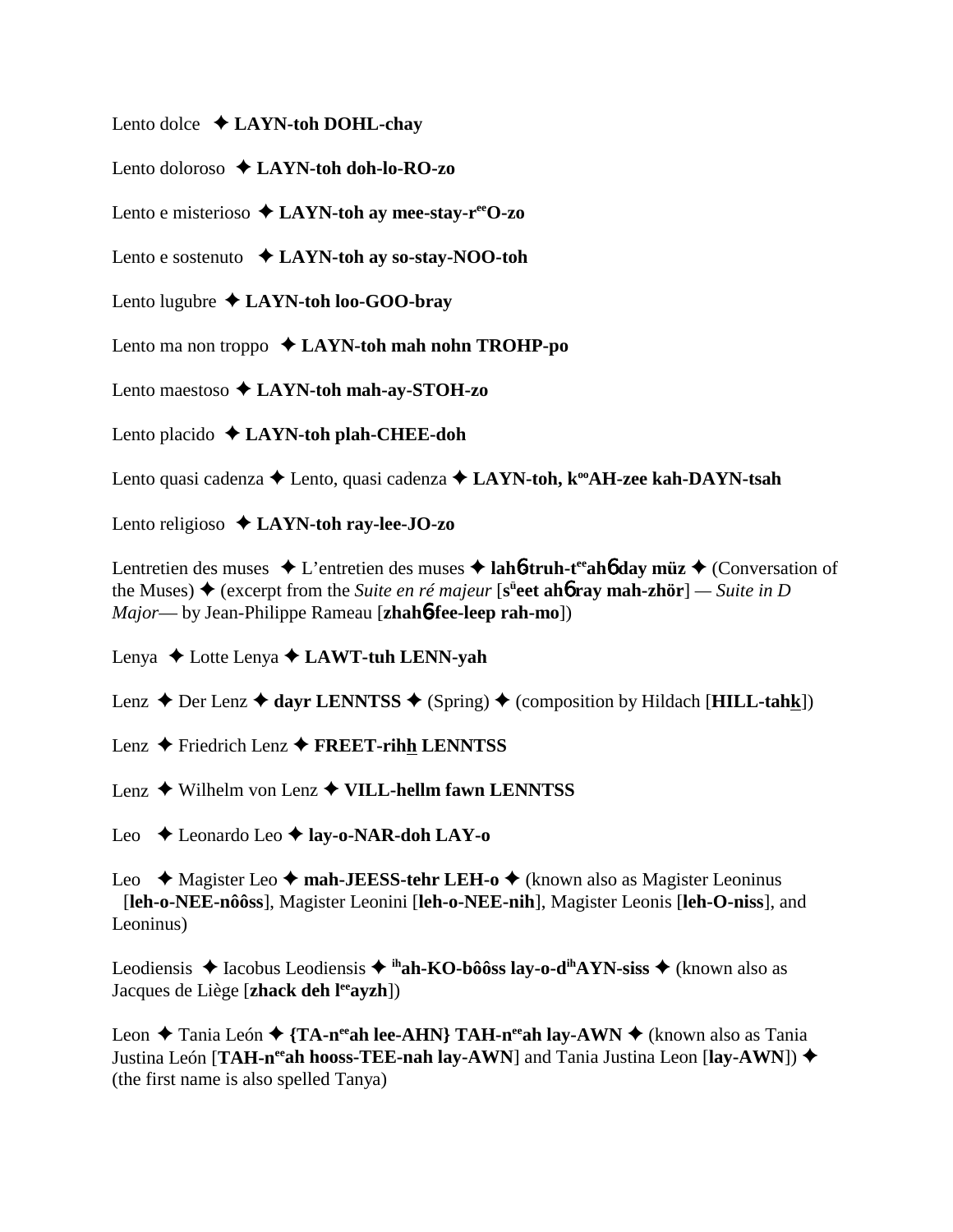Lento dolce ✦ **LAYN-toh DOHL-chay**

Lento doloroso ✦ **LAYN-toh doh-lo-RO-zo**

Lento e misterioso ✦ **LAYN-toh ay mee-stay-r**[ee]**O-zo**

Lento e sostenuto ✦ **LAYN-toh ay so-stay-NOO-toh**

Lento lugubre ✦ **LAYN-toh loo-GOO-bray**

Lento ma non troppo ✦ **LAYN-toh mah nohn TROHP-po**

Lento maestoso ✦ **LAYN-toh mah-ay-STOH-zo**

Lento placido ✦ **LAYN-toh plah-CHEE-doh**

Lento quasi cadenza ✦ Lento, quasi cadenza ✦ **LAYN-toh, k**[oo]**AH-zee kah-DAYN-tsah**

Lento religioso ✦ **LAYN-toh ray-lee-JO-zo**

Lentretien des muses ✦ L'entretien des muses ✦ **lah**ɓ**-truh-t**[ee]**ah**ɓ **day müz** ✦ (Conversation of the Muses) ✦ (excerpt from the *Suite en ré majeur* [**s**[ü]**eet ah**ɓ **ray mah-zhör**] — *Suite in D Major*— by Jean-Philippe Rameau [**zhah**ɓ**-fee-leep rah-mo**])

Lenya ✦ Lotte Lenya ✦ **LAWT-tuh LENN-yah**

Lenz ✦ Der Lenz ✦ **dayr LENNTSS** ✦ (Spring) ✦ (composition by Hildach [**HILL-tahk**])

Lenz ✦ Friedrich Lenz ✦ **FREET-rihh LENNTSS**

Lenz ✦ Wilhelm von Lenz ✦ **VILL-hellm fawn LENNTSS**

Leo ✦ Leonardo Leo ✦ **lay-o-NAR-doh LAY-o**

Leo ✦ Magister Leo ✦ **mah-JEESS-tehr LEH-o** ✦ (known also as Magister Leoninus [**leh-o-NEE-nôôss**], Magister Leonini [**leh-o-NEE-nih**], Magister Leonis [**leh-O-niss**], and Leoninus)

Leodiensis ✦ Iacobus Leodiensis ✦ [ih]**ah-KO-bôôss lay-o-d**[ih]**AYN-siss** ✦ (known also as Jacques de Liège [**zhack deh l**[ee]**ayzh**])

Leon ✦ Tania León ✦ **{TA-n**[ee]**ah lee-AHN} TAH-n**[ee]**ah lay-AWN** ✦ (known also as Tania Justina León [**TAH-n**[ee]**ah hooss-TEE-nah lay-AWN**] and Tania Justina Leon [**lay-AWN**]) ✦ (the first name is also spelled Tanya)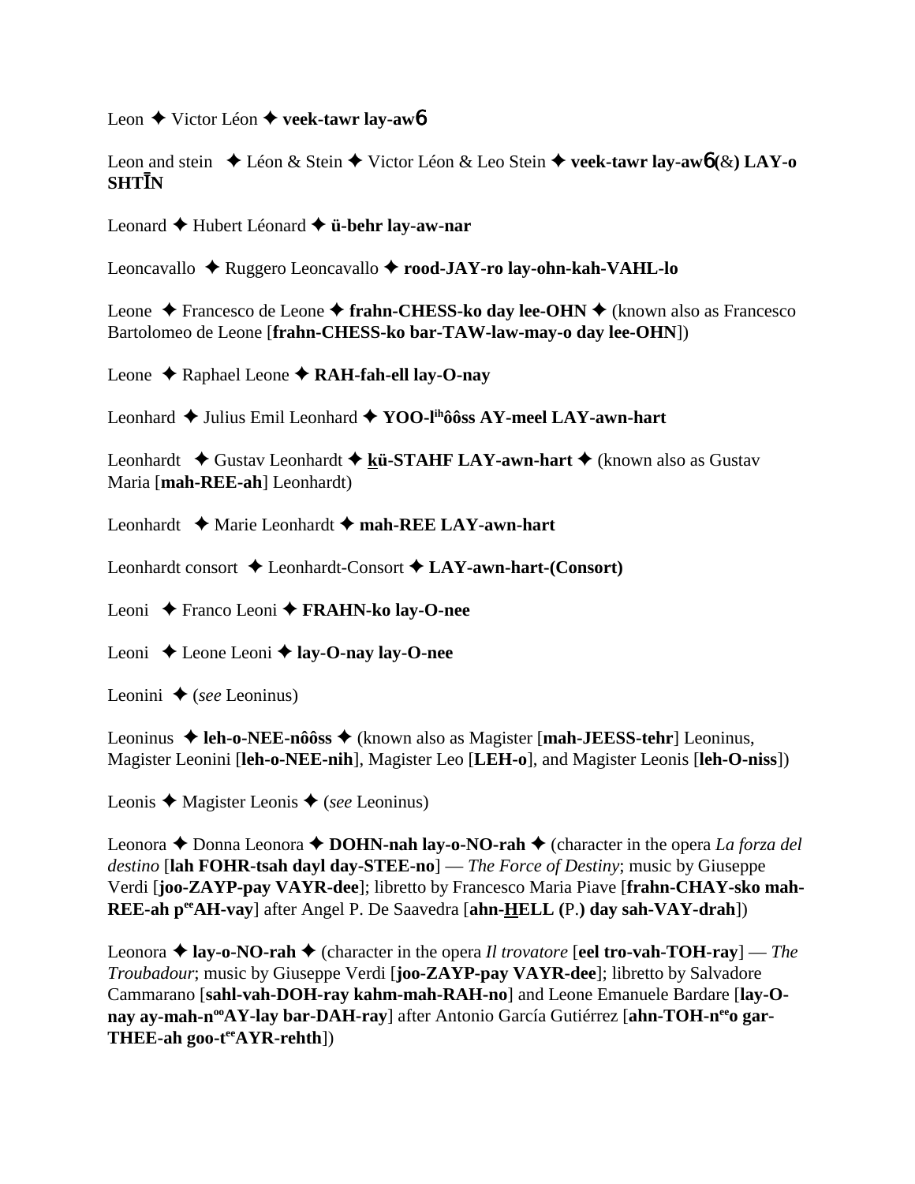Leon ✦ Victor Léon ✦ **veek-tawr lay-aw6**

Leon and stein ✦ Léon & Stein ✦ Victor Léon & Leo Stein ✦ **veek-tawr lay-aw6 (&) LAY-o SHTĪN**

Leonard ✦ Hubert Léonard ✦ **ü-behr lay-aw-nar**

Leoncavallo ✦ Ruggero Leoncavallo ✦ **rood-JAY-ro lay-ohn-kah-VAHL-lo**

Leone ✦ Francesco de Leone ✦ **frahn-CHESS-ko day lee-OHN** ✦ (known also as Francesco Bartolomeo de Leone [**frahn-CHESS-ko bar-TAW-law-may-o day lee-OHN**])

Leone ✦ Raphael Leone ✦ **RAH-fah-ell lay-O-nay**

Leonhard ✦ Julius Emil Leonhard ✦ **YOO-l^ih^ôôss AY-meel LAY-awn-hart**

Leonhardt ✦ Gustav Leonhardt ✦ **kü-STAHF LAY-awn-hart** ✦ (known also as Gustav Maria [**mah-REE-ah**] Leonhardt)

Leonhardt ✦ Marie Leonhardt ✦ **mah-REE LAY-awn-hart**

Leonhardt consort ✦ Leonhardt-Consort ✦ **LAY-awn-hart-(Consort)**

Leoni ✦ Franco Leoni ✦ **FRAHN-ko lay-O-nee**

Leoni ✦ Leone Leoni ✦ **lay-O-nay lay-O-nee**

Leonini ✦ (*see* Leoninus)

Leoninus ✦ **leh-o-NEE-nôôss** ✦ (known also as Magister [**mah-JEESS-tehr**] Leoninus, Magister Leonini [**leh-o-NEE-nih**], Magister Leo [**LEH-o**], and Magister Leonis [**leh-O-niss**])

Leonis ✦ Magister Leonis ✦ (*see* Leoninus)

Leonora ✦ Donna Leonora ✦ **DOHN-nah lay-o-NO-rah** ✦ (character in the opera *La forza del destino* [**lah FOHR-tsah dayl day-STEE-no**] — *The Force of Destiny*; music by Giuseppe Verdi [**joo-ZAYP-pay VAYR-dee**]; libretto by Francesco Maria Piave [**frahn-CHAY-sko mah-REE-ah p^ee^AH-vay**] after Angel P. De Saavedra [**ahn-HELL (P.) day sah-VAY-drah**])

Leonora ✦ **lay-o-NO-rah** ✦ (character in the opera *Il trovatore* [**eel tro-vah-TOH-ray**] — *The Troubadour*; music by Giuseppe Verdi [**joo-ZAYP-pay VAYR-dee**]; libretto by Salvadore Cammarano [**sahl-vah-DOH-ray kahm-mah-RAH-no**] and Leone Emanuele Bardare [**lay-O-nay ay-mah-n^oo^AY-lay bar-DAH-ray**] after Antonio García Gutiérrez [**ahn-TOH-n^ee^o gar-THEE-ah goo-t^ee^AYR-rehth**])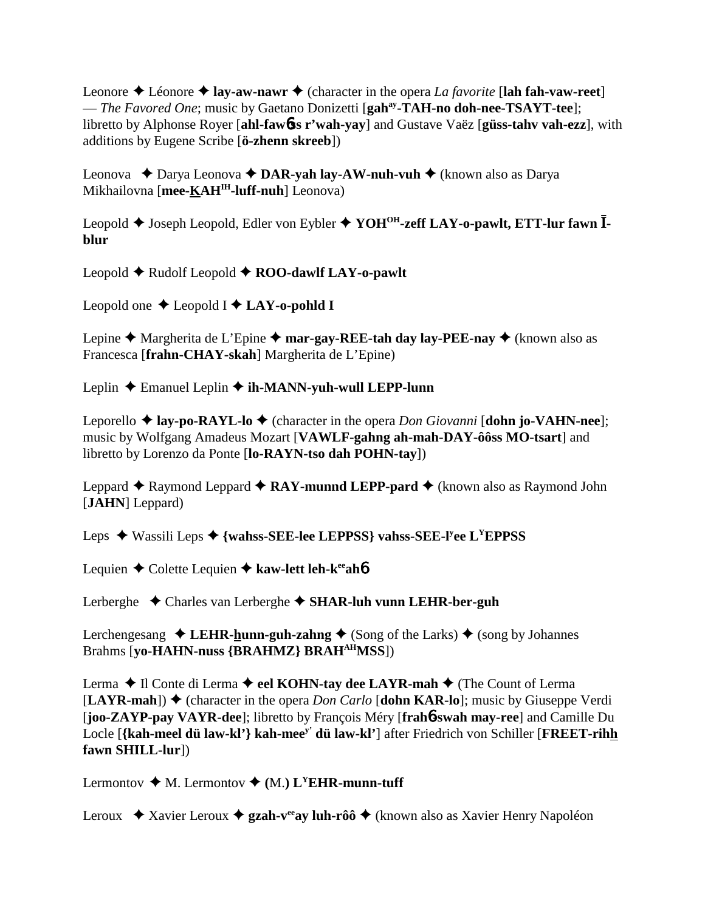Leonore ✦ Léonore ✦ **lay-aw-nawr** ✦ (character in the opera *La favorite* [**lah fah-vaw-reet**] — *The Favored One*; music by Gaetano Donizetti [**gah**ay**-TAH-no doh-nee-TSAYT-tee**]; libretto by Alphonse Royer [**ahl-faw**6**ss r'wah-yay**] and Gustave Vaëz [**güss-tahv vah-ezz**], with additions by Eugene Scribe [**ö-zhenn skreeb**])

Leonova ✦ Darya Leonova ✦ **DAR-yah lay-AW-nuh-vuh** ✦ (known also as Darya Mikhailovna [**mee-KAH**IH**-luff-nuh**] Leonova)

Leopold ✦ Joseph Leopold, Edler von Eybler ✦ **YOH**OH**-zeff LAY-o-pawlt, ETT-lur fawn Ī-blur**

Leopold ✦ Rudolf Leopold ✦ **ROO-dawlf LAY-o-pawlt**

Leopold one ✦ Leopold I ✦ **LAY-o-pohld I**

Lepine ✦ Margherita de L'Epine ✦ **mar-gay-REE-tah day lay-PEE-nay** ✦ (known also as Francesca [**frahn-CHAY-skah**] Margherita de L'Epine)

Leplin ✦ Emanuel Leplin ✦ **ih-MANN-yuh-wull LEPP-lunn**

Leporello ✦ **lay-po-RAYL-lo** ✦ (character in the opera *Don Giovanni* [**dohn jo-VAHN-nee**]; music by Wolfgang Amadeus Mozart [**VAWLF-gahng ah-mah-DAY-ôôss MO-tsart**] and libretto by Lorenzo da Ponte [**lo-RAYN-tso dah POHN-tay**])

Leppard ✦ Raymond Leppard ✦ **RAY-munnd LEPP-pard** ✦ (known also as Raymond John [**JAHN**] Leppard)

Leps ✦ Wassili Leps ✦ **{wahss-SEE-lee LEPPSS} vahss-SEE-l**y**ee L**Y**EPPSS**

Lequien ✦ Colette Lequien ✦ **kaw-lett leh-k**ee**ah**6

Lerberghe ✦ Charles van Lerberghe ✦ **SHAR-luh vunn LEHR-ber-guh**

Lerchengesang ✦ **LEHR-hunn-guh-zahng** ✦ (Song of the Larks) ✦ (song by Johannes Brahms [**yo-HAHN-nuss {BRAHMZ} BRAH**AH**MSS**])

Lerma ✦ Il Conte di Lerma ✦ **eel KOHN-tay dee LAYR-mah** ✦ (The Count of Lerma [**LAYR-mah**]) ✦ (character in the opera *Don Carlo* [**dohn KAR-lo**]; music by Giuseppe Verdi [**joo-ZAYP-pay VAYR-dee**]; libretto by François Méry [**frah**6**swah may-ree**] and Camille Du Locle [**{kah-meel dü law-kl'} kah-mee**y' **dü law-kl'**] after Friedrich von Schiller [**FREET-rihh fawn SHILL-lur**])

Lermontov ✦ M. Lermontov ✦ **(**M.**) L**Y**EHR-munn-tuff**

Leroux ✦ Xavier Leroux ✦ **gzah-v**ee**ay luh-rôô** ✦ (known also as Xavier Henry Napoléon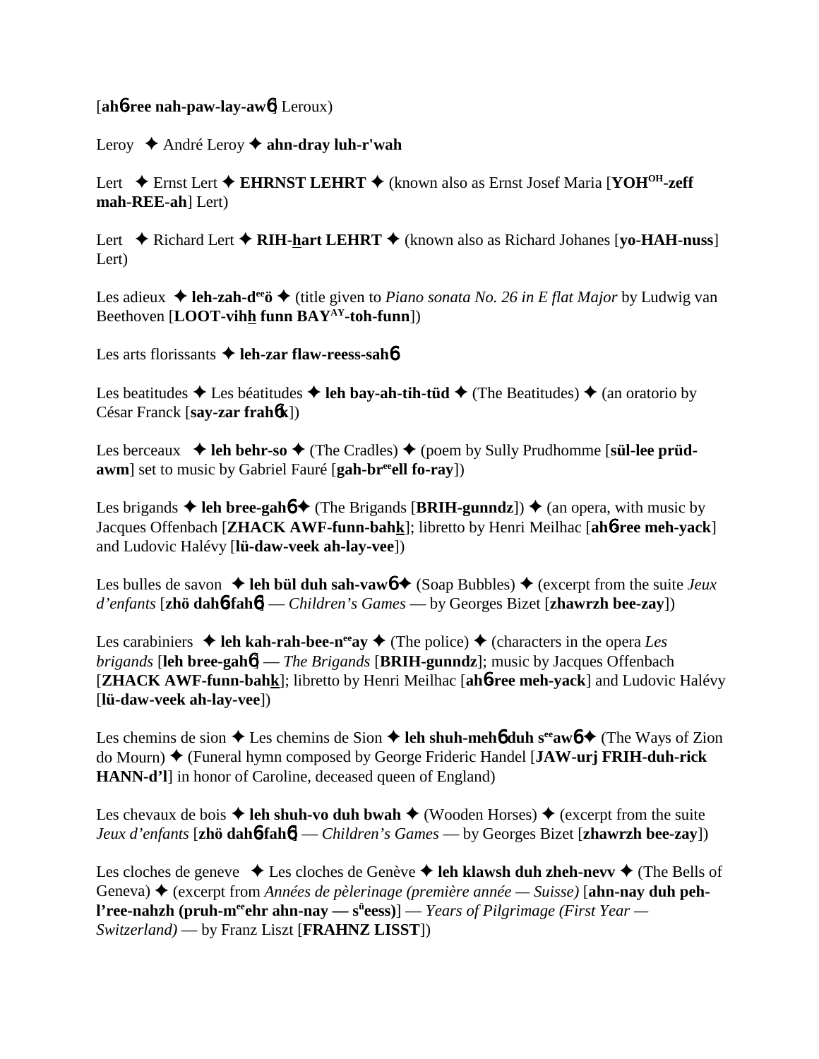[**ah6-ree nah-paw-lay-aw6**] Leroux)

Leroy ✦ André Leroy ✦ **ahn-dray luh-r'wah**

Lert ✦ Ernst Lert ✦ **EHRNST LEHRT** ✦ (known also as Ernst Josef Maria [**YOH$^{OH}$-zeff mah-REE-ah**] Lert)

Lert ✦ Richard Lert ✦ **RIH-hart LEHRT** ✦ (known also as Richard Johanes [**yo-HAH-nuss**] Lert)

Les adieux ✦ **leh-zah-d$^{ee}$ö** ✦ (title given to *Piano sonata No. 26 in E flat Major* by Ludwig van Beethoven [**LOOT-vihh funn BAY$^{AY}$-toh-funn**])

Les arts florissants ✦ **leh-zar flaw-reess-sah6**

Les beatitudes ✦ Les béatitudes ✦ **leh bay-ah-tih-tüd** ✦ (The Beatitudes) ✦ (an oratorio by César Franck [**say-zar frah6k**])

Les berceaux ✦ **leh behr-so** ✦ (The Cradles) ✦ (poem by Sully Prudhomme [**sül-lee prüd-awm**] set to music by Gabriel Fauré [**gah-br$^{ee}$ell fo-ray**])

Les brigands ✦ **leh bree-gah6** ✦ (The Brigands [**BRIH-gunndz**]) ✦ (an opera, with music by Jacques Offenbach [**ZHACK AWF-funn-bahk**]; libretto by Henri Meilhac [**ah6-ree meh-yack**] and Ludovic Halévy [**lü-daw-veek ah-lay-vee**])

Les bulles de savon ✦ **leh bül duh sah-vaw6** ✦ (Soap Bubbles) ✦ (excerpt from the suite *Jeux d'enfants* [**zhö dah6-fah6**] — *Children's Games* — by Georges Bizet [**zhawrzh bee-zay**])

Les carabiniers ✦ **leh kah-rah-bee-n$^{ee}$ay** ✦ (The police) ✦ (characters in the opera *Les brigands* [**leh bree-gah6**] — *The Brigands* [**BRIH-gunndz**]; music by Jacques Offenbach [**ZHACK AWF-funn-bahk**]; libretto by Henri Meilhac [**ah6-ree meh-yack**] and Ludovic Halévy [**lü-daw-veek ah-lay-vee**])

Les chemins de sion ✦ Les chemins de Sion ✦ **leh shuh-meh6 duh s$^{ee}$aw6** ✦ (The Ways of Zion do Mourn) ✦ (Funeral hymn composed by George Frideric Handel [**JAW-urj FRIH-duh-rick HANN-d'l**] in honor of Caroline, deceased queen of England)

Les chevaux de bois ✦ **leh shuh-vo duh bwah** ✦ (Wooden Horses) ✦ (excerpt from the suite *Jeux d'enfants* [**zhö dah6-fah6**] — *Children's Games* — by Georges Bizet [**zhawrzh bee-zay**])

Les cloches de geneve ✦ Les cloches de Genève ✦ **leh klawsh duh zheh-nevv** ✦ (The Bells of Geneva) ✦ (excerpt from *Années de pèlerinage (première année — Suisse)* [**ahn-nay duh peh-l'ree-nahzh (pruh-m$^{ee}$ehr ahn-nay — s$^{ü}$eess)**] — *Years of Pilgrimage (First Year — Switzerland)* — by Franz Liszt [**FRAHNZ LISST**])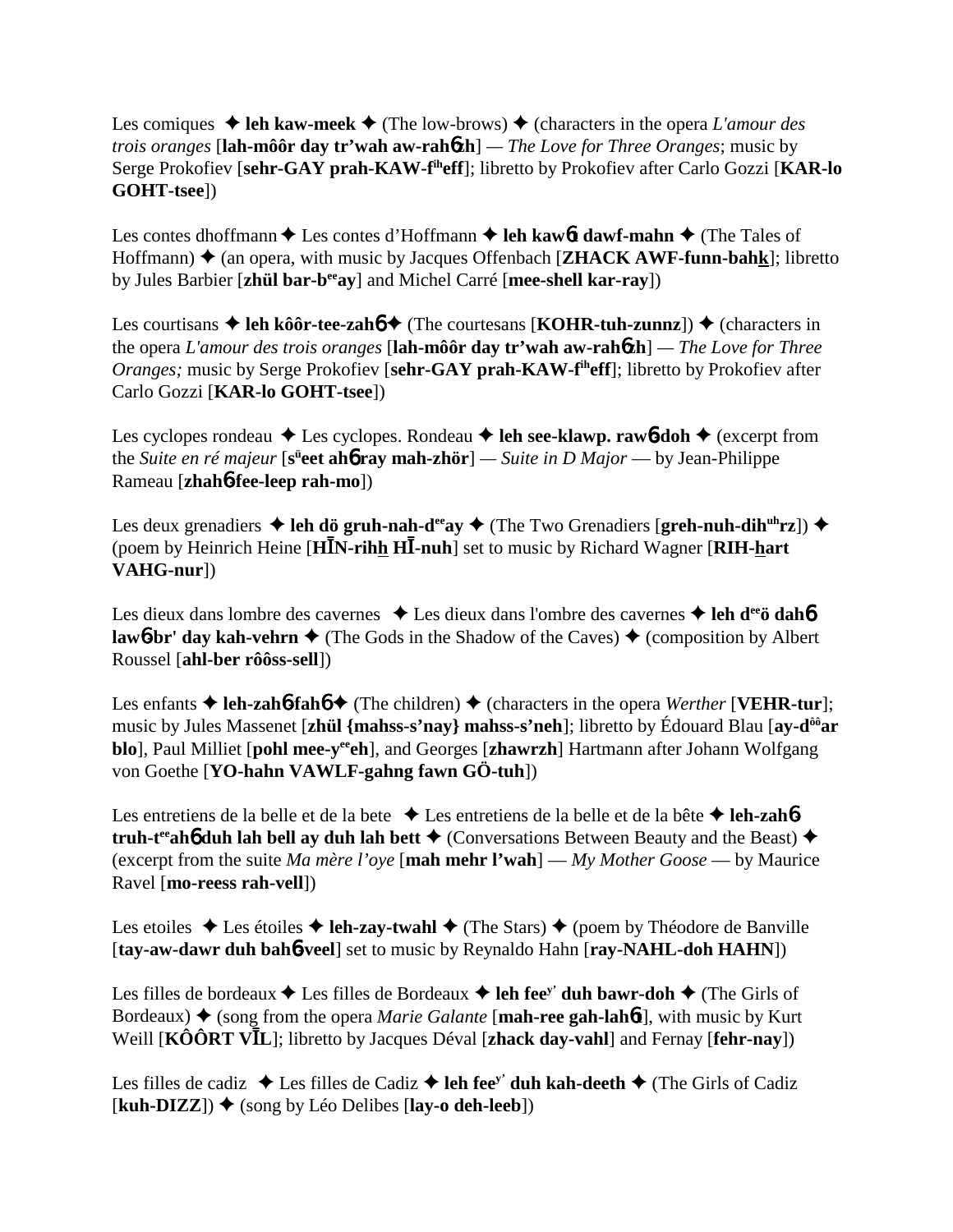Les comiques ✦ **leh kaw-meek** ✦ (The low-brows) ✦ (characters in the opera *L'amour des trois oranges* [**lah-môôr day tr'wah aw-rahɳzh**] — *The Love for Three Oranges*; music by Serge Prokofiev [**sehr-GAY prah-KAW-f^ih^eff**]; libretto by Prokofiev after Carlo Gozzi [**KAR-lo GOHT-tsee**])

Les contes dhoffmann ✦ Les contes d'Hoffmann ✦ **leh kawɳt dawf-mahn** ✦ (The Tales of Hoffmann) ✦ (an opera, with music by Jacques Offenbach [**ZHACK AWF-funn-bahk**]; libretto by Jules Barbier [**zhül bar-b^ee^ay**] and Michel Carré [**mee-shell kar-ray**])

Les courtisans ✦ **leh kôôr-tee-zahɳ** ✦ (The courtesans [**KOHR-tuh-zunnz**]) ✦ (characters in the opera *L'amour des trois oranges* [**lah-môôr day tr'wah aw-rahɳzh**] — *The Love for Three Oranges;* music by Serge Prokofiev [**sehr-GAY prah-KAW-f^ih^eff**]; libretto by Prokofiev after Carlo Gozzi [**KAR-lo GOHT-tsee**])

Les cyclopes rondeau ✦ Les cyclopes. Rondeau ✦ **leh see-klawp. rawɳ-doh** ✦ (excerpt from the *Suite en ré majeur* [**s^ü^eet ahɳ ray mah-zhör**] — *Suite in D Major* — by Jean-Philippe Rameau [**zhahɳ fee-leep rah-mo**])

Les deux grenadiers ✦ **leh dö gruh-nah-d^ee^ay** ✦ (The Two Grenadiers [**greh-nuh-dih^uh^rz**]) ✦ (poem by Heinrich Heine [**HĪN-rihh HĪ-nuh**] set to music by Richard Wagner [**RIH-hart VAHG-nur**])

Les dieux dans lombre des cavernes ✦ Les dieux dans l'ombre des cavernes ✦ **leh d^ee^ö dahɳ lawɳbr' day kah-vehrn** ✦ (The Gods in the Shadow of the Caves) ✦ (composition by Albert Roussel [**ahl-ber rôôss-sell**])

Les enfants ✦ **leh-zahɳ-fahɳ** ✦ (The children) ✦ (characters in the opera *Werther* [**VEHR-tur**]; music by Jules Massenet [**zhül {mahss-s'nay} mahss-s'neh**]; libretto by Édouard Blau [**ay-d^ôô^ar blo**], Paul Milliet [**pohl mee-y^ee^eh**], and Georges [**zhawrzh**] Hartmann after Johann Wolfgang von Goethe [**YO-hahn VAWLF-gahng fawn GÖ-tuh**])

Les entretiens de la belle et de la bete ✦ Les entretiens de la belle et de la bête ✦ **leh-zahɳ-truh-t^ee^ahɳ duh lah bell ay duh lah bett** ✦ (Conversations Between Beauty and the Beast) ✦ (excerpt from the suite *Ma mère l'oye* [**mah mehr l'wah**] — *My Mother Goose* — by Maurice Ravel [**mo-reess rah-vell**])

Les etoiles ✦ Les étoiles ✦ **leh-zay-twahl** ✦ (The Stars) ✦ (poem by Théodore de Banville [**tay-aw-dawr duh bahɳ-veel**] set to music by Reynaldo Hahn [**ray-NAHL-doh HAHN**])

Les filles de bordeaux ✦ Les filles de Bordeaux ✦ **leh fee^y'^ duh bawr-doh** ✦ (The Girls of Bordeaux) ✦ (song from the opera *Marie Galante* [**mah-ree gah-lahɳt**], with music by Kurt Weill [**KÔÔRT VĪL**]; libretto by Jacques Déval [**zhack day-vahl**] and Fernay [**fehr-nay**])

Les filles de cadiz ✦ Les filles de Cadiz ✦ **leh fee^y'^ duh kah-deeth** ✦ (The Girls of Cadiz [**kuh-DIZZ**]) ✦ (song by Léo Delibes [**lay-o deh-leeb**])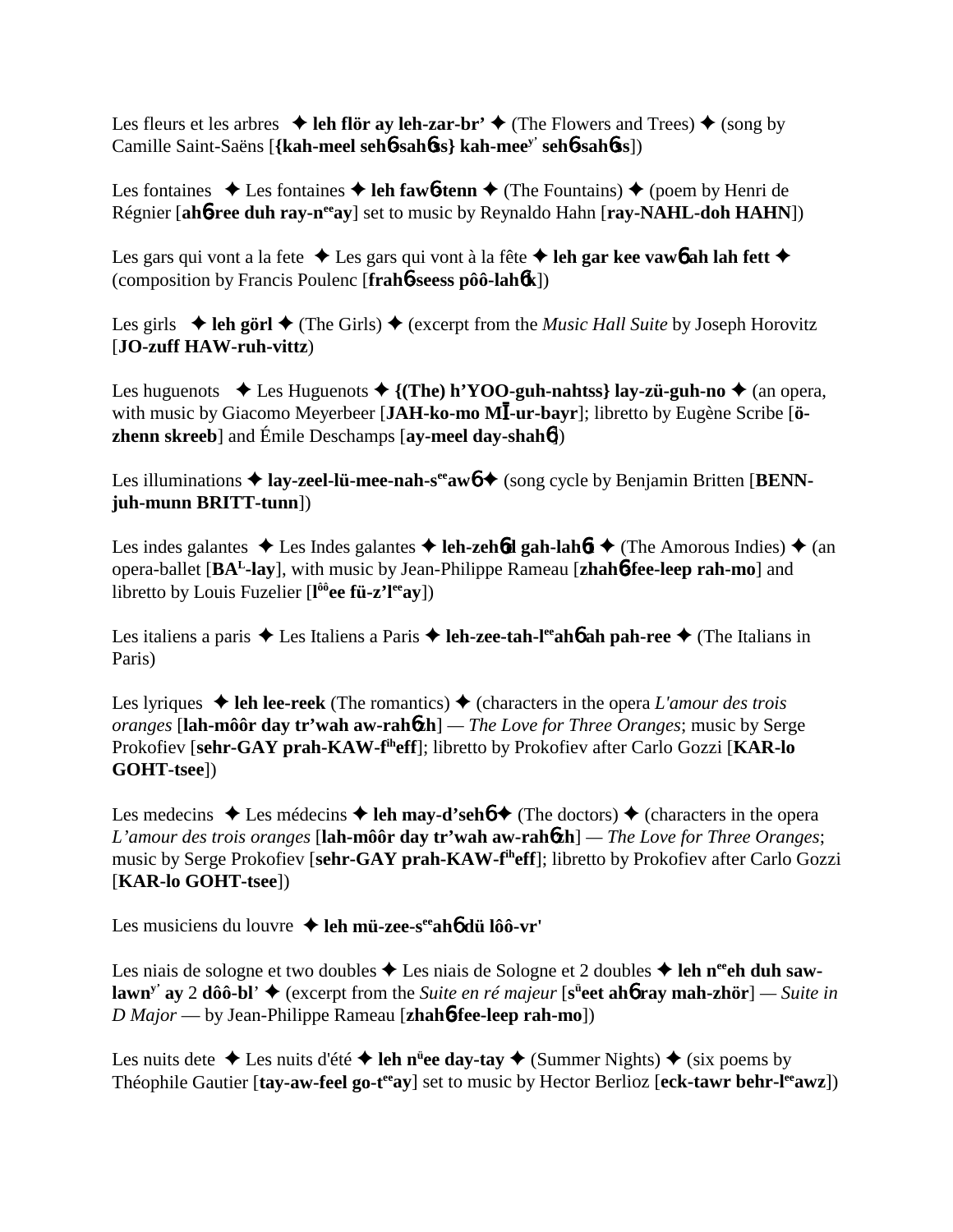Les fleurs et les arbres ✦ **leh flör ay leh-zar-br'** ✦ (The Flowers and Trees) ✦ (song by Camille Saint-Saëns [**{kah-meel sehɓ-sahɓss} kah-mee$^{y'}$ sehɓ-sahɓss**])

Les fontaines ✦ Les fontaines ✦ **leh fawɓ-tenn** ✦ (The Fountains) ✦ (poem by Henri de Régnier [**ahɓ-ree duh ray-n$^{ee}$ay**] set to music by Reynaldo Hahn [**ray-NAHL-doh HAHN**])

Les gars qui vont a la fete ✦ Les gars qui vont à la fête ✦ **leh gar kee vawɓ ah lah fett** ✦ (composition by Francis Poulenc [**frahɓ-seess pôô-lahɓk**])

Les girls ✦ **leh görl** ✦ (The Girls) ✦ (excerpt from the *Music Hall Suite* by Joseph Horovitz [**JO-zuff HAW-ruh-vittz**)

Les huguenots ✦ Les Huguenots ✦ **{(The) h'YOO-guh-nahtss} lay-zü-guh-no** ✦ (an opera, with music by Giacomo Meyerbeer [**JAH-ko-mo MĪ-ur-bayr**]; libretto by Eugène Scribe [**ö-zhenn skreeb**] and Émile Deschamps [**ay-meel day-shahɓ**])

Les illuminations ✦ **lay-zeel-lü-mee-nah-s$^{ee}$awɓ** ✦ (song cycle by Benjamin Britten [**BENN-juh-munn BRITT-tunn**])

Les indes galantes ✦ Les Indes galantes ✦ **leh-zehɓd gah-lahɓt** ✦ (The Amorous Indies) ✦ (an opera-ballet [**BA$^{L}$-lay**], with music by Jean-Philippe Rameau [**zhahɓ-fee-leep rah-mo**] and libretto by Louis Fuzelier [**l$^{ôô}$ee fü-z'l$^{ee}$ay**])

Les italiens a paris ✦ Les Italiens a Paris ✦ **leh-zee-tah-l$^{ee}$ahɓ ah pah-ree** ✦ (The Italians in Paris)

Les lyriques ✦ **leh lee-reek** (The romantics) ✦ (characters in the opera *L'amour des trois oranges* [**lah-môôr day tr'wah aw-rahɓzh**] — *The Love for Three Oranges*; music by Serge Prokofiev [**sehr-GAY prah-KAW-f$^{ih}$eff**]; libretto by Prokofiev after Carlo Gozzi [**KAR-lo GOHT-tsee**])

Les medecins ✦ Les médecins ✦ **leh may-d'sehɓ** ✦ (The doctors) ✦ (characters in the opera *L'amour des trois oranges* [**lah-môôr day tr'wah aw-rahɓzh**] — *The Love for Three Oranges*; music by Serge Prokofiev [**sehr-GAY prah-KAW-f$^{ih}$eff**]; libretto by Prokofiev after Carlo Gozzi [**KAR-lo GOHT-tsee**])

Les musiciens du louvre ✦ **leh mü-zee-s$^{ee}$ahɓ dü lôô-vr'**

Les niais de sologne et two doubles ✦ Les niais de Sologne et 2 doubles ✦ **leh n$^{ee}$eh duh saw-lawn$^{y'}$ ay 2 dôô-bl'** ✦ (excerpt from the *Suite en ré majeur* [**s$^{ü}$eet ahɓ ray mah-zhör**] — *Suite in D Major* — by Jean-Philippe Rameau [**zhahɓ-fee-leep rah-mo**])

Les nuits dete ✦ Les nuits d'été ✦ **leh n$^{ü}$ee day-tay** ✦ (Summer Nights) ✦ (six poems by Théophile Gautier [**tay-aw-feel go-t$^{ee}$ay**] set to music by Hector Berlioz [**eck-tawr behr-l$^{ee}$awz**])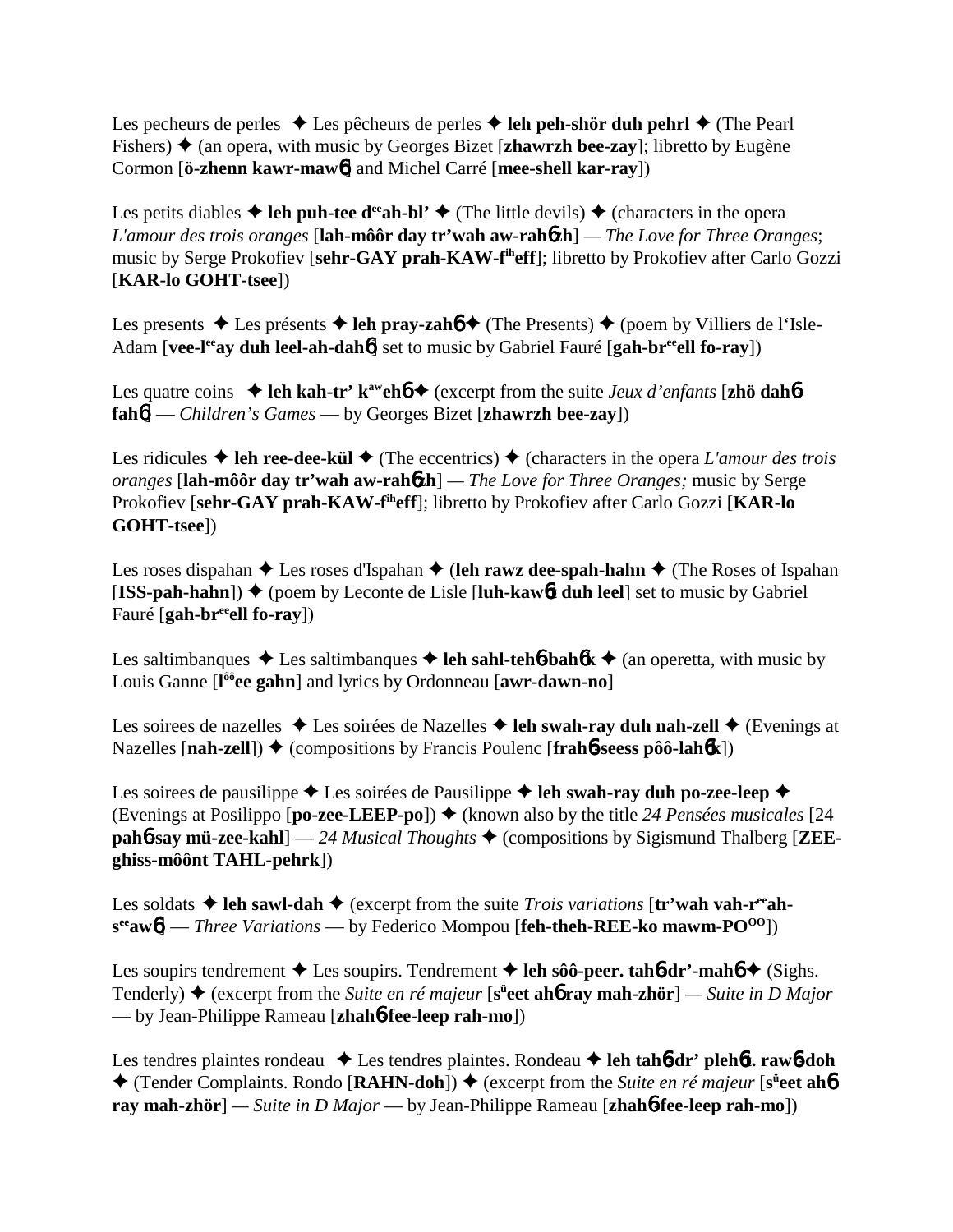Les pecheurs de perles ✦ Les pêcheurs de perles ✦ **leh peh-shör duh pehrl** ✦ (The Pearl Fishers) ✦ (an opera, with music by Georges Bizet [**zhawrzh bee-zay**]; libretto by Eugène Cormon [**ö-zhenn kawr-maw6**] and Michel Carré [**mee-shell kar-ray**])

Les petits diables ✦ **leh puh-tee d^ee^ah-bl'** ✦ (The little devils) ✦ (characters in the opera *L'amour des trois oranges* [**lah-môôr day tr'wah aw-rah6zh**] — *The Love for Three Oranges*; music by Serge Prokofiev [**sehr-GAY prah-KAW-f^ih^eff**]; libretto by Prokofiev after Carlo Gozzi [**KAR-lo GOHT-tsee**])

Les presents ✦ Les présents ✦ **leh pray-zah6** ✦ (The Presents) ✦ (poem by Villiers de l'Isle-Adam [**vee-l^ee^ay duh leel-ah-dah6**] set to music by Gabriel Fauré [**gah-br^ee^ell fo-ray**])

Les quatre coins ✦ **leh kah-tr' k^aw^eh6** ✦ (excerpt from the suite *Jeux d'enfants* [**zhö dah6 fah6**] — *Children's Games* — by Georges Bizet [**zhawrzh bee-zay**])

Les ridicules ✦ **leh ree-dee-kül** ✦ (The eccentrics) ✦ (characters in the opera *L'amour des trois oranges* [**lah-môôr day tr'wah aw-rah6zh**] — *The Love for Three Oranges;* music by Serge Prokofiev [**sehr-GAY prah-KAW-f^ih^eff**]; libretto by Prokofiev after Carlo Gozzi [**KAR-lo GOHT-tsee**])

Les roses dispahan ✦ Les roses d'Ispahan ✦ (**leh rawz dee-spah-hahn** ✦ (The Roses of Ispahan [**ISS-pah-hahn**]) ✦ (poem by Leconte de Lisle [**luh-kaw6t duh leel**] set to music by Gabriel Fauré [**gah-br^ee^ell fo-ray**])

Les saltimbanques ✦ Les saltimbanques ✦ **leh sahl-teh6-bah6k** ✦ (an operetta, with music by Louis Ganne [**l^ôô^ee gahn**] and lyrics by Ordonneau [**awr-dawn-no**]

Les soirees de nazelles ✦ Les soirées de Nazelles ✦ **leh swah-ray duh nah-zell** ✦ (Evenings at Nazelles [**nah-zell**]) ✦ (compositions by Francis Poulenc [**frah6-seess pôô-lah6k**])

Les soirees de pausilippe ✦ Les soirées de Pausilippe ✦ **leh swah-ray duh po-zee-leep** ✦ (Evenings at Posilippo [**po-zee-LEEP-po**]) ✦ (known also by the title *24 Pensées musicales* [24 **pah6-say mü-zee-kahl**] — *24 Musical Thoughts* ✦ (compositions by Sigismund Thalberg [**ZEE-ghiss-môônt TAHL-pehrk**])

Les soldats ✦ **leh sawl-dah** ✦ (excerpt from the suite *Trois variations* [**tr'wah vah-r^ee^ah-s^ee^aw6**] — *Three Variations* — by Federico Mompou [**feh-theh-REE-ko mawm-PO^OO^**])

Les soupirs tendrement ✦ Les soupirs. Tendrement ✦ **leh sôô-peer. tah6-dr'-mah6** ✦ (Sighs. Tenderly) ✦ (excerpt from the *Suite en ré majeur* [**s^ü^eet ah6 ray mah-zhör**] — *Suite in D Major* — by Jean-Philippe Rameau [**zhah6-fee-leep rah-mo**])

Les tendres plaintes rondeau ✦ Les tendres plaintes. Rondeau ✦ **leh tah6-dr' pleh6t. raw6-doh** ✦ (Tender Complaints. Rondo [**RAHN-doh**]) ✦ (excerpt from the *Suite en ré majeur* [**s^ü^eet ah6 ray mah-zhör**] — *Suite in D Major* — by Jean-Philippe Rameau [**zhah6-fee-leep rah-mo**])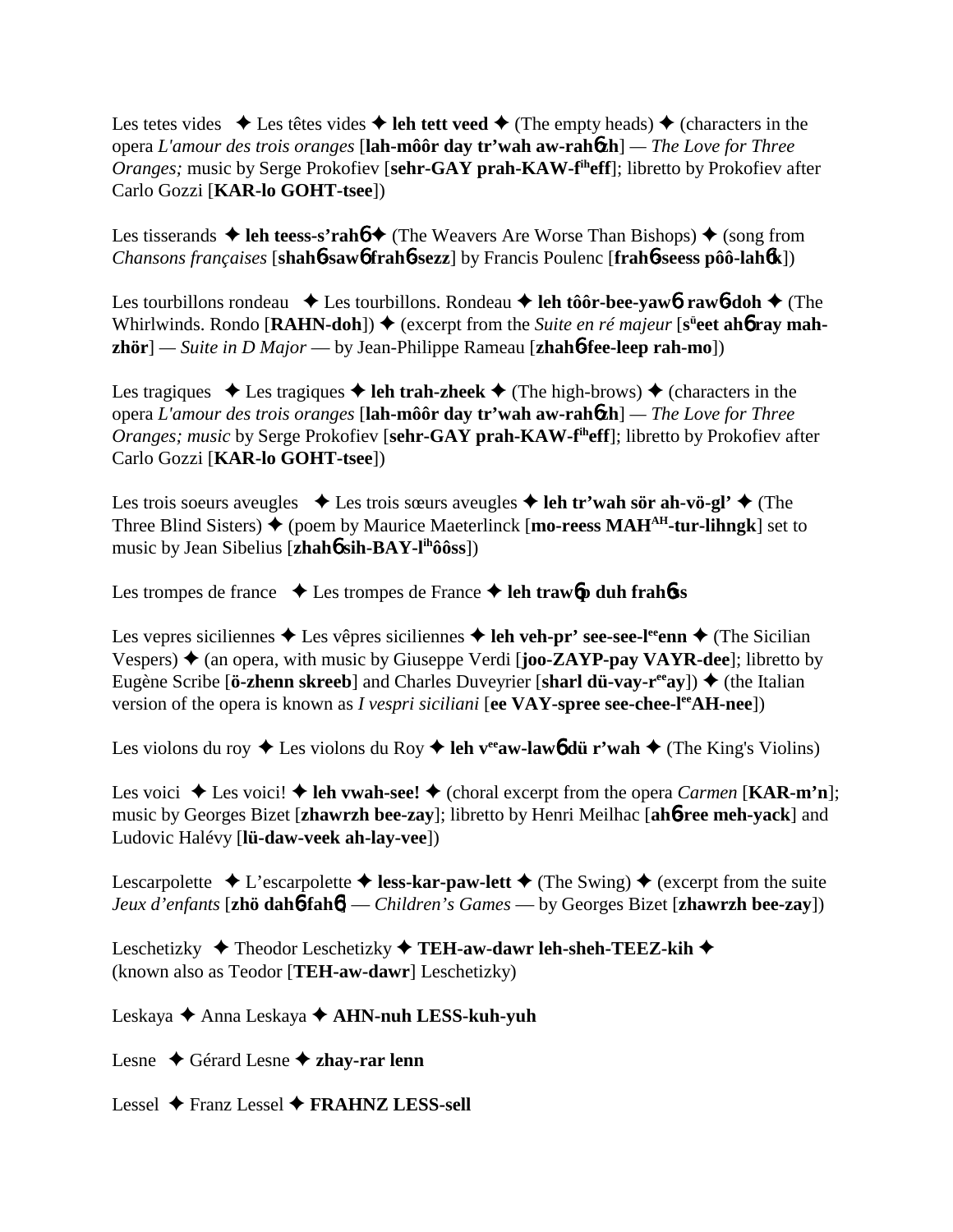Les tetes vides ✦ Les têtes vides ✦ **leh tett veed** ✦ (The empty heads) ✦ (characters in the opera *L'amour des trois oranges* [**lah-môôr day tr'wah aw-rahɲzh**] — *The Love for Three Oranges;* music by Serge Prokofiev [**sehr-GAY prah-KAW-f^ih^eff**]; libretto by Prokofiev after Carlo Gozzi [**KAR-lo GOHT-tsee**])

Les tisserands ✦ **leh teess-s'rahɲ** ✦ (The Weavers Are Worse Than Bishops) ✦ (song from *Chansons françaises* [**shahɲ-sawɲ frahɲ-sezz**] by Francis Poulenc [**frahɲ-seess pôô-lahɲk**])

Les tourbillons rondeau ✦ Les tourbillons. Rondeau ✦ **leh tôôr-bee-yawɲ rawɲ-doh** ✦ (The Whirlwinds. Rondo [**RAHN-doh**]) ✦ (excerpt from the *Suite en ré majeur* [**s^ü^eet ahɲ ray mah-zhör**] — *Suite in D Major* — by Jean-Philippe Rameau [**zhahɲ-fee-leep rah-mo**])

Les tragiques ✦ Les tragiques ✦ **leh trah-zheek** ✦ (The high-brows) ✦ (characters in the opera *L'amour des trois oranges* [**lah-môôr day tr'wah aw-rahɲzh**] — *The Love for Three Oranges; music* by Serge Prokofiev [**sehr-GAY prah-KAW-f^ih^eff**]; libretto by Prokofiev after Carlo Gozzi [**KAR-lo GOHT-tsee**])

Les trois soeurs aveugles ✦ Les trois sœurs aveugles ✦ **leh tr'wah sör ah-vö-gl'** ✦ (The Three Blind Sisters) ✦ (poem by Maurice Maeterlinck [**mo-reess MAH^AH^-tur-lihngk**] set to music by Jean Sibelius [**zhahɲ sih-BAY-l^ih^ôôss**])

Les trompes de france ✦ Les trompes de France ✦ **leh trawɲp duh frahɲss**

Les vepres siciliennes ✦ Les vêpres siciliennes ✦ **leh veh-pr' see-see-l^ee^enn** ✦ (The Sicilian Vespers) ✦ (an opera, with music by Giuseppe Verdi [**joo-ZAYP-pay VAYR-dee**]; libretto by Eugène Scribe [**ö-zhenn skreeb**] and Charles Duveyrier [**sharl dü-vay-r^ee^ay**]) ✦ (the Italian version of the opera is known as *I vespri siciliani* [**ee VAY-spree see-chee-l^ee^AH-nee**])

Les violons du roy ✦ Les violons du Roy ✦ **leh v^ee^aw-lawɲ dü r'wah** ✦ (The King's Violins)

Les voici ✦ Les voici! ✦ **leh vwah-see!** ✦ (choral excerpt from the opera *Carmen* [**KAR-m'n**]; music by Georges Bizet [**zhawrzh bee-zay**]; libretto by Henri Meilhac [**ahɲ-ree meh-yack**] and Ludovic Halévy [**lü-daw-veek ah-lay-vee**])

Lescarpolette ✦ L'escarpolette ✦ **less-kar-paw-lett** ✦ (The Swing) ✦ (excerpt from the suite *Jeux d'enfants* [**zhö dahɲ-fahɲ**] — *Children's Games* — by Georges Bizet [**zhawrzh bee-zay**])

Leschetizky ✦ Theodor Leschetizky ✦ **TEH-aw-dawr leh-sheh-TEEZ-kih** ✦ (known also as Teodor [**TEH-aw-dawr**] Leschetizky)

Leskaya ✦ Anna Leskaya ✦ **AHN-nuh LESS-kuh-yuh**

Lesne ✦ Gérard Lesne ✦ **zhay-rar lenn**

Lessel ✦ Franz Lessel ✦ **FRAHNZ LESS-sell**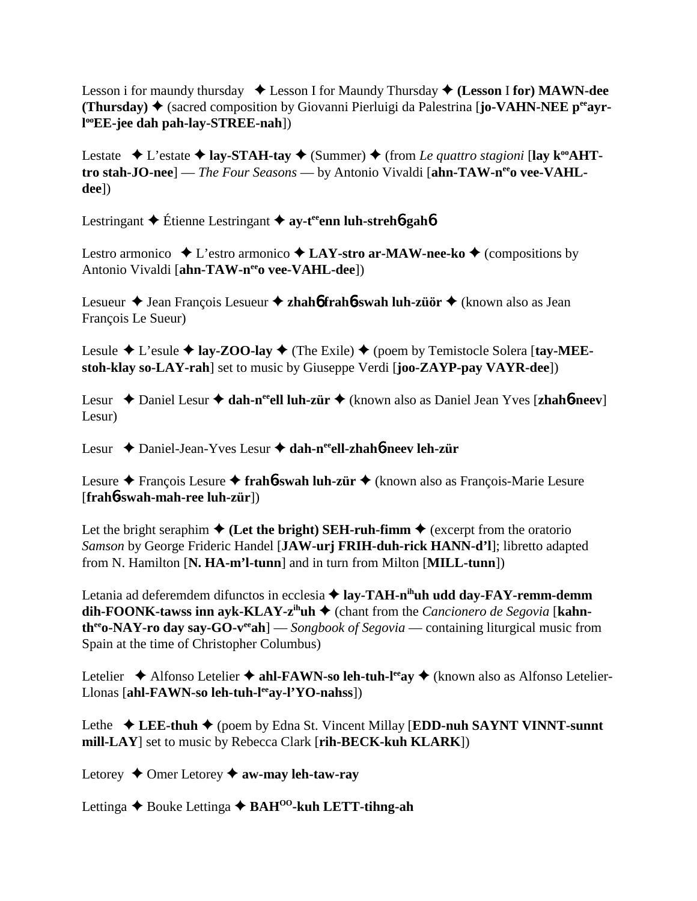Lesson i for maundy thursday ✦ Lesson I for Maundy Thursday ✦ **(Lesson** I **for) MAWN-dee (Thursday)** ✦ (sacred composition by Giovanni Pierluigi da Palestrina [**jo-VAHN-NEE p**ee**ayr-l**oo**EE-jee dah pah-lay-STREE-nah**])

Lestate ✦ L'estate ✦ **lay-STAH-tay** ✦ (Summer) ✦ (from *Le quattro stagioni* [**lay k**oo**AHT-tro stah-JO-nee**] — *The Four Seasons* — by Antonio Vivaldi [**ahn-TAW-n**ee**o vee-VAHL-dee**])

Lestringant ✦ Étienne Lestringant ✦ **ay-t**ee**enn luh-streh**6**gah**6

Lestro armonico ✦ L'estro armonico ✦ **LAY-stro ar-MAW-nee-ko** ✦ (compositions by Antonio Vivaldi [**ahn-TAW-n**ee**o vee-VAHL-dee**])

Lesueur ✦ Jean François Lesueur ✦ **zhah**6 **frah**6**-swah luh-züör** ✦ (known also as Jean François Le Sueur)

Lesule ✦ L'esule ✦ **lay-ZOO-lay** ✦ (The Exile) ✦ (poem by Temistocle Solera [**tay-MEE-stoh-klay so-LAY-rah**] set to music by Giuseppe Verdi [**joo-ZAYP-pay VAYR-dee**])

Lesur ✦ Daniel Lesur ✦ **dah-n**ee**ell luh-zür** ✦ (known also as Daniel Jean Yves [**zhah**6**-neev**] Lesur)

Lesur ✦ Daniel-Jean-Yves Lesur ✦ **dah-n**ee**ell-zhah**6**-neev leh-zür**

Lesure ✦ François Lesure ✦ **frah**6**-swah luh-zür** ✦ (known also as François-Marie Lesure [**frah**6**-swah-mah-ree luh-zür**])

Let the bright seraphim ✦ **(Let the bright) SEH-ruh-fimm** ✦ (excerpt from the oratorio *Samson* by George Frideric Handel [**JAW-urj FRIH-duh-rick HANN-d'l**]; libretto adapted from N. Hamilton [**N. HA-m'l-tunn**] and in turn from Milton [**MILL-tunn**])

Letania ad deferemdem difunctos in ecclesia ✦ **lay-TAH-n**ih**uh udd day-FAY-remm-demm dih-FOONK-tawss inn ayk-KLAY-z**ih**uh** ✦ (chant from the *Cancionero de Segovia* [**kahn-th**ee**o-NAY-ro day say-GO-v**ee**ah**] — *Songbook of Segovia* — containing liturgical music from Spain at the time of Christopher Columbus)

Letelier ✦ Alfonso Letelier ✦ **ahl-FAWN-so leh-tuh-l**ee**ay** ✦ (known also as Alfonso Letelier-Llonas [**ahl-FAWN-so leh-tuh-l**ee**ay-l'YO-nahss**])

Lethe ✦ **LEE-thuh** ✦ (poem by Edna St. Vincent Millay [**EDD-nuh SAYNT VINNT-sunnt mill-LAY**] set to music by Rebecca Clark [**rih-BECK-kuh KLARK**])

Letorey ✦ Omer Letorey ✦ **aw-may leh-taw-ray**

Lettinga ✦ Bouke Lettinga ✦ **BAH**OO**-kuh LETT-tihng-ah**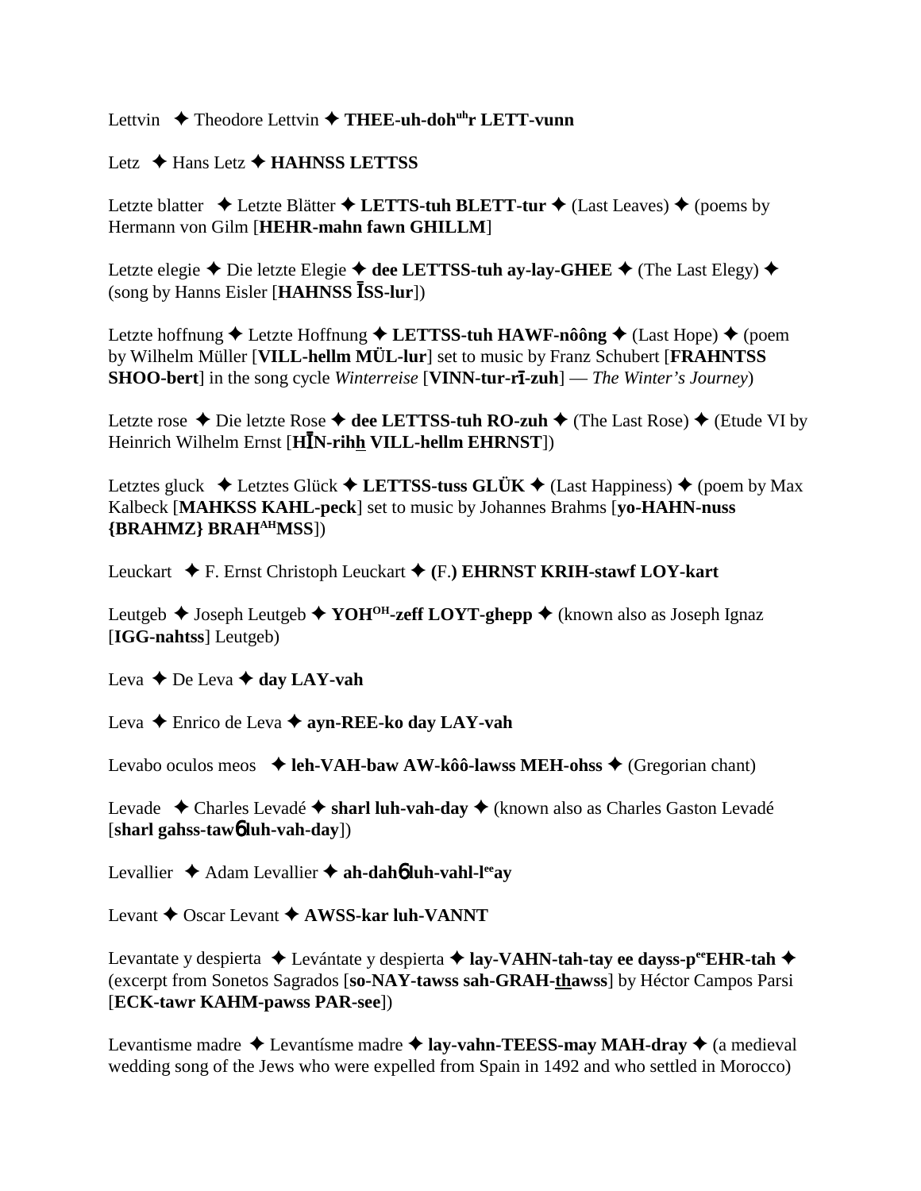Lettvin ✦ Theodore Lettvin ✦ **THEE-uh-doh^uh^r LETT-vunn**

Letz ✦ Hans Letz ✦ **HAHNSS LETTSS**

Letzte blatter ✦ Letzte Blätter ✦ **LETTS-tuh BLETT-tur** ✦ (Last Leaves) ✦ (poems by Hermann von Gilm [**HEHR-mahn fawn GHILLM**]

Letzte elegie ✦ Die letzte Elegie ✦ **dee LETTSS-tuh ay-lay-GHEE** ✦ (The Last Elegy) ✦ (song by Hanns Eisler [**HAHNSS ĪSS-lur**])

Letzte hoffnung ✦ Letzte Hoffnung ✦ **LETTSS-tuh HAWF-nôông** ✦ (Last Hope) ✦ (poem by Wilhelm Müller [**VILL-hellm MÜL-lur**] set to music by Franz Schubert [**FRAHNTSS SHOO-bert**] in the song cycle *Winterreise* [**VINN-tur-rī-zuh**] — *The Winter's Journey*)

Letzte rose ✦ Die letzte Rose ✦ **dee LETTSS-tuh RO-zuh** ✦ (The Last Rose) ✦ (Etude VI by Heinrich Wilhelm Ernst [**HĪN-rihh VILL-hellm EHRNST**])

Letztes gluck ✦ Letztes Glück ✦ **LETTSS-tuss GLÜK** ✦ (Last Happiness) ✦ (poem by Max Kalbeck [**MAHKSS KAHL-peck**] set to music by Johannes Brahms [**yo-HAHN-nuss {BRAHMZ} BRAH^AH^MSS**])

Leuckart ✦ F. Ernst Christoph Leuckart ✦ **(F.) EHRNST KRIH-stawf LOY-kart**

Leutgeb ✦ Joseph Leutgeb ✦ **YOH^OH^-zeff LOYT-ghepp** ✦ (known also as Joseph Ignaz [**IGG-nahtss**] Leutgeb)

Leva ✦ De Leva ✦ **day LAY-vah**

Leva ✦ Enrico de Leva ✦ **ayn-REE-ko day LAY-vah**

Levabo oculos meos ✦ **leh-VAH-baw AW-kôô-lawss MEH-ohss** ✦ (Gregorian chant)

Levade ✦ Charles Levadé ✦ **sharl luh-vah-day** ✦ (known also as Charles Gaston Levadé [**sharl gahss-tawɓ luh-vah-day**])

Levallier ✦ Adam Levallier ✦ **ah-dahɓ luh-vahl-l^ee^ay**

Levant ✦ Oscar Levant ✦ **AWSS-kar luh-VANNT**

Levantate y despierta ✦ Levántate y despierta ✦ **lay-VAHN-tah-tay ee dayss-p^ee^EHR-tah** ✦ (excerpt from Sonetos Sagrados [**so-NAY-tawss sah-GRAH-thawss**] by Héctor Campos Parsi [**ECK-tawr KAHM-pawss PAR-see**])

Levantisme madre ✦ Levantísme madre ✦ **lay-vahn-TEESS-may MAH-dray** ✦ (a medieval wedding song of the Jews who were expelled from Spain in 1492 and who settled in Morocco)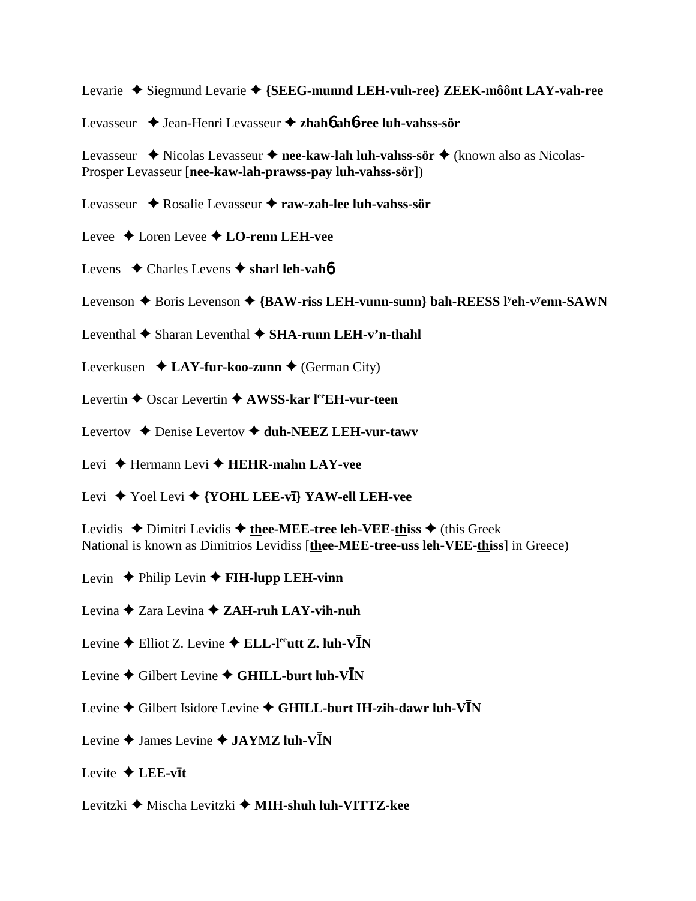Levarie ✦ Siegmund Levarie ✦ **{SEEG-munnd LEH-vuh-ree} ZEEK-môônt LAY-vah-ree**

Levasseur ✦ Jean-Henri Levasseur ✦ **zhahɓ ahɓ-ree luh-vahss-sör**

Levasseur ✦ Nicolas Levasseur ✦ **nee-kaw-lah luh-vahss-sör** ✦ (known also as Nicolas-Prosper Levasseur [**nee-kaw-lah-prawss-pay luh-vahss-sör**])

Levasseur ✦ Rosalie Levasseur ✦ **raw-zah-lee luh-vahss-sör**

Levee ✦ Loren Levee ✦ **LO-renn LEH-vee**

Levens ✦ Charles Levens ✦ **sharl leh-vahɓ**

Levenson ✦ Boris Levenson ✦ **{BAW-riss LEH-vunn-sunn} bah-REESS l[y]eh-v[y]enn-SAWN**

Leventhal ✦ Sharan Leventhal ✦ **SHA-runn LEH-v'n-thahl**

Leverkusen ✦ **LAY-fur-koo-zunn** ✦ (German City)

Levertin ✦ Oscar Levertin ✦ **AWSS-kar l[ee]EH-vur-teen**

Levertov ✦ Denise Levertov ✦ **duh-NEEZ LEH-vur-tawv**

Levi ✦ Hermann Levi ✦ **HEHR-mahn LAY-vee**

Levi ✦ Yoel Levi ✦ **{YOHL LEE-vī} YAW-ell LEH-vee**

Levidis ✦ Dimitri Levidis ✦ **<u>th</u>ee-MEE-tree leh-VEE-<u>th</u>iss** ✦ (this Greek National is known as Dimitrios Levidiss [**<u>th</u>ee-MEE-tree-uss leh-VEE-<u>th</u>iss**] in Greece)

Levin ✦ Philip Levin ✦ **FIH-lupp LEH-vinn**

Levina ✦ Zara Levina ✦ **ZAH-ruh LAY-vih-nuh**

Levine ✦ Elliot Z. Levine ✦ **ELL-l[ee]utt Z. luh-VĪN**

Levine ✦ Gilbert Levine ✦ **GHILL-burt luh-VĪN**

Levine ✦ Gilbert Isidore Levine ✦ **GHILL-burt IH-zih-dawr luh-VĪN**

Levine ✦ James Levine ✦ **JAYMZ luh-VĪN**

Levite ✦ **LEE-vīt**

Levitzki ✦ Mischa Levitzki ✦ **MIH-shuh luh-VITTZ-kee**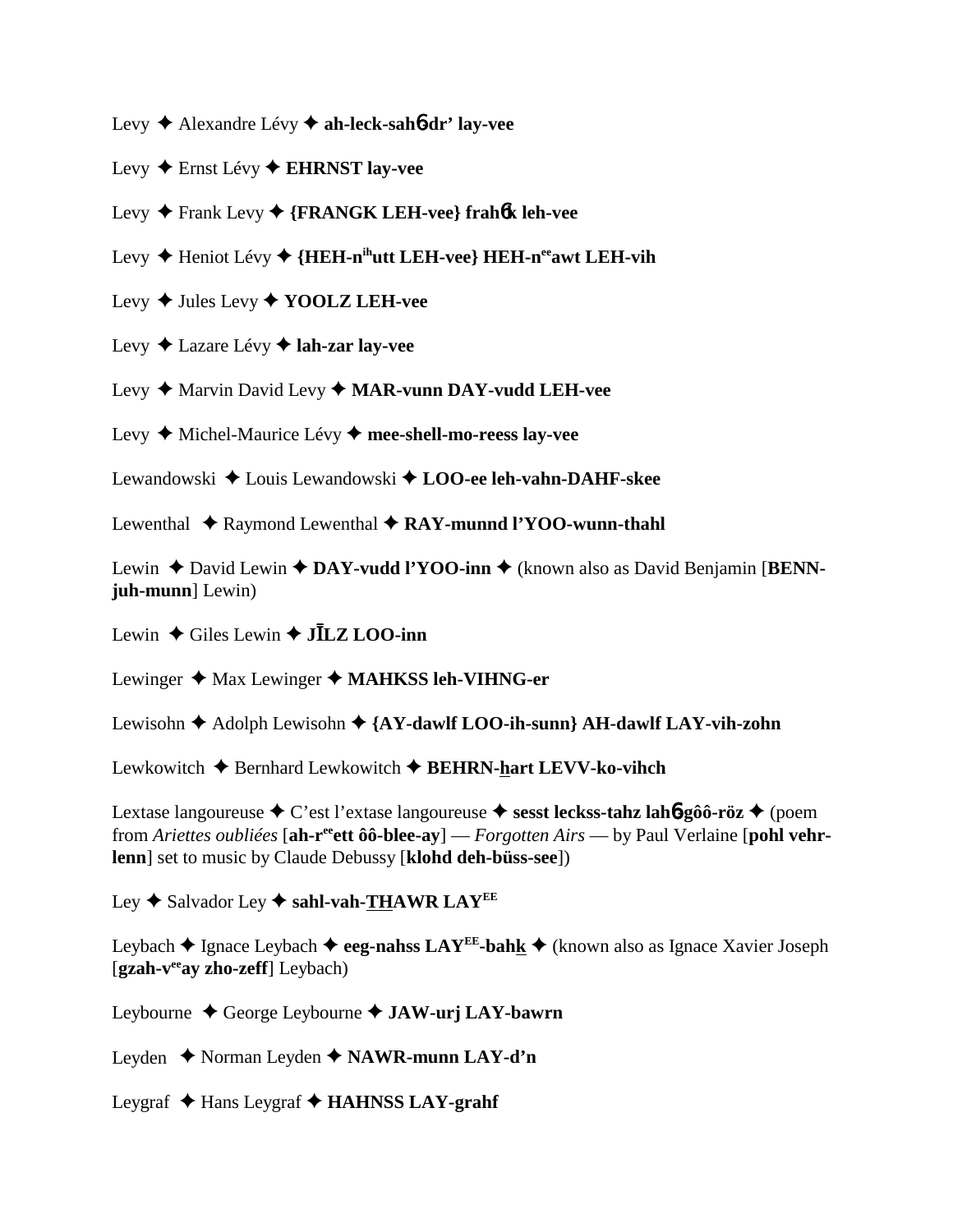Levy ✦ Alexandre Lévy ✦ **ah-leck-sahɓdr' lay-vee**

Levy ✦ Ernst Lévy ✦ **EHRNST lay-vee**

Levy ✦ Frank Levy ✦ **{FRANGK LEH-vee} frahɓk leh-vee**

Levy ✦ Heniot Lévy ✦ **{HEH-n^ih^utt LEH-vee} HEH-n^ee^awt LEH-vih**

Levy ✦ Jules Levy ✦ **YOOLZ LEH-vee**

Levy ✦ Lazare Lévy ✦ **lah-zar lay-vee**

Levy ✦ Marvin David Levy ✦ **MAR-vunn DAY-vudd LEH-vee**

Levy ✦ Michel-Maurice Lévy ✦ **mee-shell-mo-reess lay-vee**

Lewandowski ✦ Louis Lewandowski ✦ **LOO-ee leh-vahn-DAHF-skee**

Lewenthal ✦ Raymond Lewenthal ✦ **RAY-munnd l'YOO-wunn-thahl**

Lewin ✦ David Lewin ✦ **DAY-vudd l'YOO-inn** ✦ (known also as David Benjamin [**BENN-juh-munn**] Lewin)

Lewin ✦ Giles Lewin ✦ **JĪLZ LOO-inn**

Lewinger ✦ Max Lewinger ✦ **MAHKSS leh-VIHNG-er**

Lewisohn ✦ Adolph Lewisohn ✦ **{AY-dawlf LOO-ih-sunn} AH-dawlf LAY-vih-zohn**

Lewkowitch ✦ Bernhard Lewkowitch ✦ **BEHRN-h̲art LEVV-ko-vihch**

Lextase langoureuse ✦ C'est l'extase langoureuse ✦ **sesst leckss-tahz lahɓgôô-röz** ✦ (poem from *Ariettes oubliées* [**ah-r^ee^ett ôô-blee-ay**] — *Forgotten Airs* — by Paul Verlaine [**pohl vehr-lenn**] set to music by Claude Debussy [**klohd deh-büss-see**])

Ley ✦ Salvador Ley ✦ **sahl-vah-T̲H̲AWR LAY^EE^**

Leybach ✦ Ignace Leybach ✦ **eeg-nahss LAY^EE^-bahk̲** ✦ (known also as Ignace Xavier Joseph [**gzah-v^ee^ay zho-zeff**] Leybach)

Leybourne ✦ George Leybourne ✦ **JAW-urj LAY-bawrn**

Leyden ✦ Norman Leyden ✦ **NAWR-munn LAY-d'n**

Leygraf ✦ Hans Leygraf ✦ **HAHNSS LAY-grahf**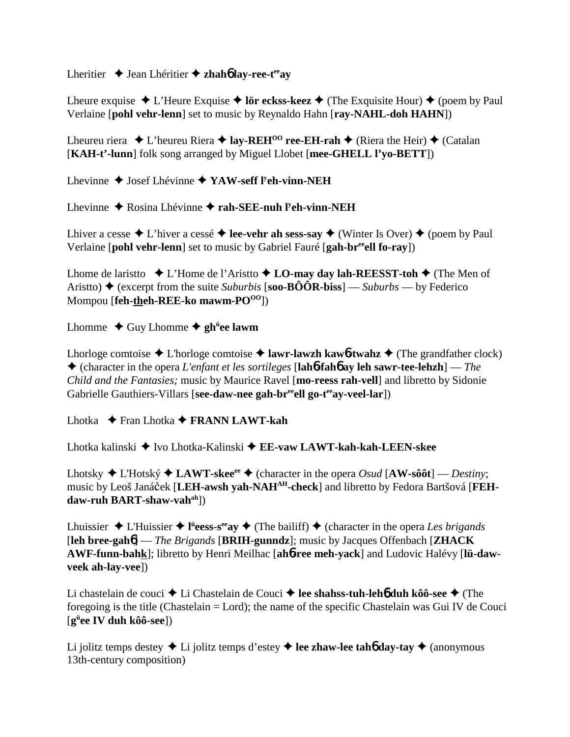Lheritier ✦ Jean Lhéritier ✦ **zhahɓ lay-ree-t^ee^ay**

Lheure exquise ✦ L'Heure Exquise ✦ **lör eckss-keez** ✦ (The Exquisite Hour) ✦ (poem by Paul Verlaine [**pohl vehr-lenn**] set to music by Reynaldo Hahn [**ray-NAHL-doh HAHN**])

Lheureu riera ✦ L'heureu Riera ✦ **lay-REH^OO^ ree-EH-rah** ✦ (Riera the Heir) ✦ (Catalan [**KAH-t'-lunn**] folk song arranged by Miguel Llobet [**mee-GHELL l'yo-BETT**])

Lhevinne ✦ Josef Lhévinne ✦ **YAW-seff l^y^eh-vinn-NEH**

Lhevinne ✦ Rosina Lhévinne ✦ **rah-SEE-nuh l^y^eh-vinn-NEH**

Lhiver a cesse ✦ L'hiver a cessé ✦ **lee-vehr ah sess-say** ✦ (Winter Is Over) ✦ (poem by Paul Verlaine [**pohl vehr-lenn**] set to music by Gabriel Fauré [**gah-br^ee^ell fo-ray**])

Lhome de laristto ✦ L'Home de l'Aristto ✦ **LO-may day lah-REESST-toh** ✦ (The Men of Aristto) ✦ (excerpt from the suite *Suburbis* [**soo-BÔÔR-biss**] — *Suburbs* — by Federico Mompou [**feh-theh-REE-ko mawm-PO^OO^**])

Lhomme ✦ Guy Lhomme ✦ **gh^ü^ee lawm**

Lhorloge comtoise ✦ L'horloge comtoise ✦ **lawr-lawzh kawɓ-twahz** ✦ (The grandfather clock) ✦ (character in the opera *L'enfant et les sortileges* [**lahɓ-fahɓ ay leh sawr-tee-lehzh**] — *The Child and the Fantasies;* music by Maurice Ravel [**mo-reess rah-vell**] and libretto by Sidonie Gabrielle Gauthiers-Villars [**see-daw-nee gah-br^ee^ell go-t^ee^ay-veel-lar**])

Lhotka ✦ Fran Lhotka ✦ **FRANN LAWT-kah**

Lhotka kalinski ✦ Ivo Lhotka-Kalinski ✦ **EE-vaw LAWT-kah-kah-LEEN-skee**

Lhotsky ✦ L'Hotský ✦ **LAWT-skee^ee^** ✦ (character in the opera *Osud* [**AW-sôôt**] — *Destiny*; music by Leoš Janáček [**LEH-awsh yah-NAH^AH^-check**] and libretto by Fedora Bartšová [**FEH-daw-ruh BART-shaw-vah^ah^**])

Lhuissier ✦ L'Huissier ✦ **l^ü^eess-s^ee^ay** ✦ (The bailiff) ✦ (character in the opera *Les brigands* [**leh bree-gahɓ**] — *The Brigands* [**BRIH-gunndz**]; music by Jacques Offenbach [**ZHACK AWF-funn-bahk**]; libretto by Henri Meilhac [**ahɓ-ree meh-yack**] and Ludovic Halévy [**lü-daw-veek ah-lay-vee**])

Li chastelain de couci ✦ Li Chastelain de Couci ✦ **lee shahss-tuh-lehɓ duh kôô-see** ✦ (The foregoing is the title (Chastelain = Lord); the name of the specific Chastelain was Gui IV de Couci [**g^ü^ee IV duh kôô-see**])

Li jolitz temps destey ✦ Li jolitz temps d'estey ✦ **lee zhaw-lee tahɓ day-tay** ✦ (anonymous 13th-century composition)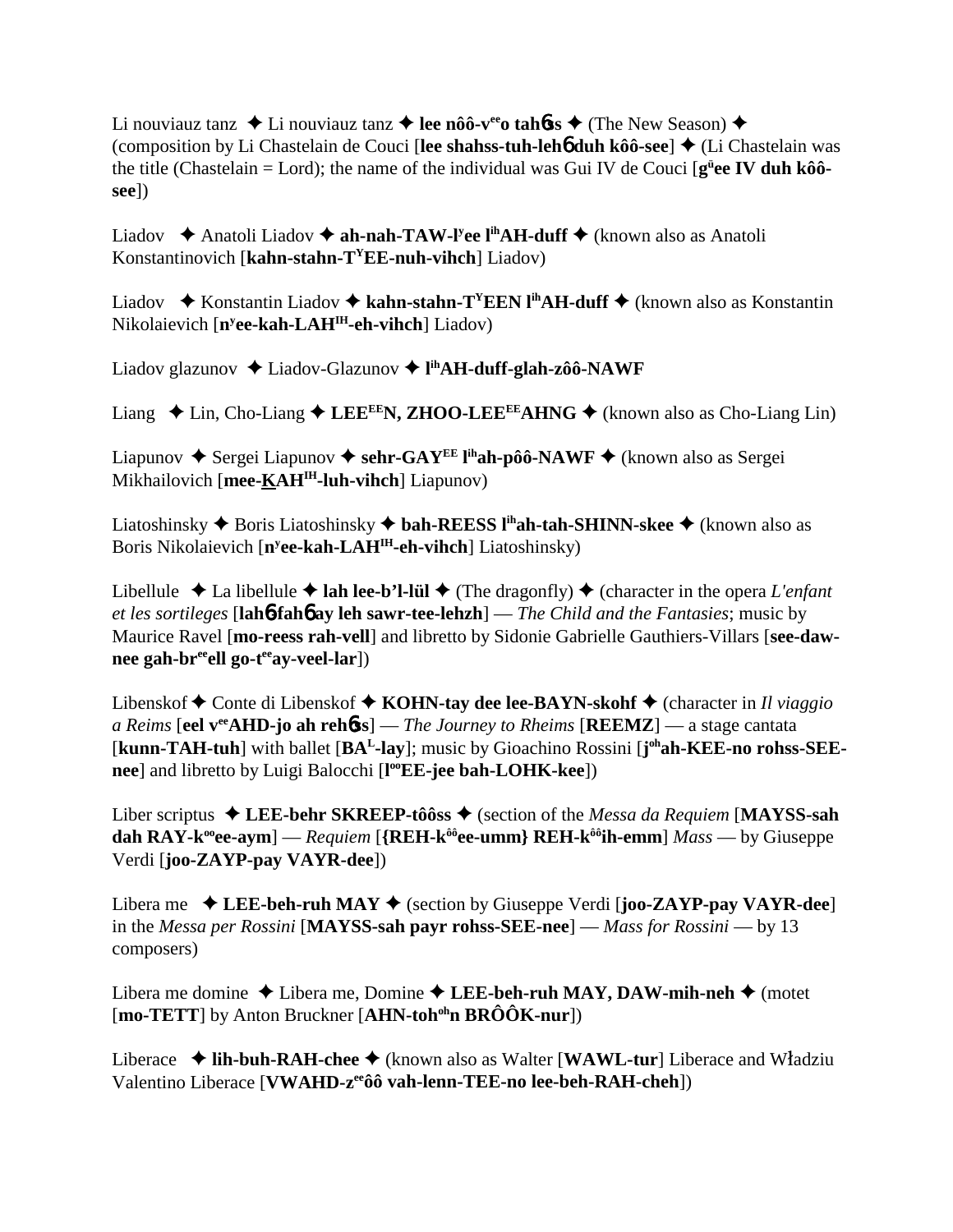Li nouviauz tanz ✦ Li nouviauz tanz ✦ **lee nôô-v**ee**o tah**6**s** ✦ (The New Season) ✦ (composition by Li Chastelain de Couci [**lee shahss-tuh-leh**6 **duh kôô-see**] ✦ (Li Chastelain was the title (Chastelain = Lord); the name of the individual was Gui IV de Couci [**g**ü**ee IV duh kôô-see**])

Liadov ✦ Anatoli Liadov ✦ **ah-nah-TAW-l**y**ee l**ih**AH-duff** ✦ (known also as Anatoli Konstantinovich [**kahn-stahn-T**Y**EE-nuh-vihch**] Liadov)

Liadov ✦ Konstantin Liadov ✦ **kahn-stahn-T**Y**EEN l**ih**AH-duff** ✦ (known also as Konstantin Nikolaievich [**n**y**ee-kah-LAH**IH**-eh-vihch**] Liadov)

Liadov glazunov ✦ Liadov-Glazunov ✦ **l**ih**AH-duff-glah-zôô-NAWF**

Liang ✦ Lin, Cho-Liang ✦ **LEE**EE**N, ZHOO-LEE**EE**AHNG** ✦ (known also as Cho-Liang Lin)

Liapunov ✦ Sergei Liapunov ✦ **sehr-GAY**EE **l**ih**ah-pôô-NAWF** ✦ (known also as Sergei Mikhailovich [**mee-KAH**IH**-luh-vihch**] Liapunov)

Liatoshinsky ✦ Boris Liatoshinsky ✦ **bah-REESS l**ih**ah-tah-SHINN-skee** ✦ (known also as Boris Nikolaievich [**n**y**ee-kah-LAH**IH**-eh-vihch**] Liatoshinsky)

Libellule ✦ La libellule ✦ **lah lee-b'l-lül** ✦ (The dragonfly) ✦ (character in the opera *L'enfant et les sortileges* [**lah**6**-fah**6 **ay leh sawr-tee-lehzh**] — *The Child and the Fantasies*; music by Maurice Ravel [**mo-reess rah-vell**] and libretto by Sidonie Gabrielle Gauthiers-Villars [**see-daw-nee gah-br**ee**ell go-t**ee**ay-veel-lar**])

Libenskof ✦ Conte di Libenskof ✦ **KOHN-tay dee lee-BAYN-skohf** ✦ (character in *Il viaggio a Reims* [**eel v**ee**AHD-jo ah reh**6**ss**] — *The Journey to Rheims* [**REEMZ**] — a stage cantata [**kunn-TAH-tuh**] with ballet [**BA**L**-lay**]; music by Gioachino Rossini [**j**oh**ah-KEE-no rohss-SEE-nee**] and libretto by Luigi Balocchi [**l**oo**EE-jee bah-LOHK-kee**])

Liber scriptus ✦ **LEE-behr SKREEP-tôôss** ✦ (section of the *Messa da Requiem* [**MAYSS-sah dah RAY-k**oo**ee-aym**] — *Requiem* [**{REH-k**ôô**ee-umm} REH-k**ôô**ih-emm**] *Mass* — by Giuseppe Verdi [**joo-ZAYP-pay VAYR-dee**])

Libera me ✦ **LEE-beh-ruh MAY** ✦ (section by Giuseppe Verdi [**joo-ZAYP-pay VAYR-dee**] in the *Messa per Rossini* [**MAYSS-sah payr rohss-SEE-nee**] — *Mass for Rossini* — by 13 composers)

Libera me domine ✦ Libera me, Domine ✦ **LEE-beh-ruh MAY, DAW-mih-neh** ✦ (motet [**mo-TETT**] by Anton Bruckner [**AHN-toh**oh**n BRÔÔK-nur**])

Liberace ✦ **lih-buh-RAH-chee** ✦ (known also as Walter [**WAWL-tur**] Liberace and Władziu Valentino Liberace [**VWAHD-z**ee**ôô vah-lenn-TEE-no lee-beh-RAH-cheh**])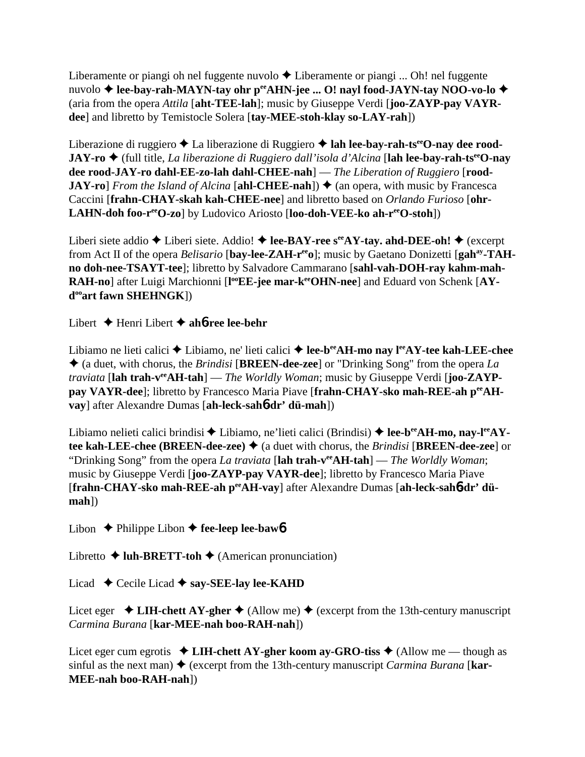Liberamente or piangi oh nel fuggente nuvolo ✦ Liberamente or piangi ... Oh! nel fuggente nuvolo ✦ **lee-bay-rah-MAYN-tay ohr p^ee^AHN-jee ... O! nayl food-JAYN-tay NOO-vo-lo** ✦ (aria from the opera *Attila* [**aht-TEE-lah**]; music by Giuseppe Verdi [**joo-ZAYP-pay VAYR-dee**] and libretto by Temistocle Solera [**tay-MEE-stoh-klay so-LAY-rah**])

Liberazione di ruggiero ✦ La liberazione di Ruggiero ✦ **lah lee-bay-rah-ts^ee^O-nay dee rood-JAY-ro** ✦ (full title, *La liberazione di Ruggiero dall'isola d'Alcina* [**lah lee-bay-rah-ts^ee^O-nay dee rood-JAY-ro dahl-EE-zo-lah dahl-CHEE-nah**] — *The Liberation of Ruggiero* [**rood-JAY-ro**] *From the Island of Alcina* [**ahl-CHEE-nah**]) ✦ (an opera, with music by Francesca Caccini [**frahn-CHAY-skah kah-CHEE-nee**] and libretto based on *Orlando Furioso* [**ohr-LAHN-doh foo-r^ee^O-zo**] by Ludovico Ariosto [**loo-doh-VEE-ko ah-r^ee^O-stoh**])

Liberi siete addio ✦ Liberi siete. Addio! ✦ **lee-BAY-ree s^ee^AY-tay. ahd-DEE-oh!** ✦ (excerpt from Act II of the opera *Belisario* [**bay-lee-ZAH-r^ee^o**]; music by Gaetano Donizetti [**gah^ay^-TAH-no doh-nee-TSAYT-tee**]; libretto by Salvadore Cammarano [**sahl-vah-DOH-ray kahm-mah-RAH-no**] after Luigi Marchionni [**l^oo^EE-jee mar-k^ee^OHN-nee**] and Eduard von Schenk [**AY-d^oo^art fawn SHEHNGK**])

Libert ✦ Henri Libert ✦ **ah6-ree lee-behr**

Libiamo ne lieti calici ✦ Libiamo, ne' lieti calici ✦ **lee-b^ee^AH-mo nay l^ee^AY-tee kah-LEE-chee** ✦ (a duet, with chorus, the *Brindisi* [**BREEN-dee-zee**] or "Drinking Song" from the opera *La traviata* [**lah trah-v^ee^AH-tah**] — *The Worldly Woman*; music by Giuseppe Verdi [**joo-ZAYP-pay VAYR-dee**]; libretto by Francesco Maria Piave [**frahn-CHAY-sko mah-REE-ah p^ee^AH-vay**] after Alexandre Dumas [**ah-leck-sah6-dr' dü-mah**])

Libiamo nelieti calici brindisi ✦ Libiamo, ne'lieti calici (Brindisi) ✦ **lee-b^ee^AH-mo, nay-l^ee^AY-tee kah-LEE-chee (BREEN-dee-zee)** ✦ (a duet with chorus, the *Brindisi* [**BREEN-dee-zee**] or "Drinking Song" from the opera *La traviata* [**lah trah-v^ee^AH-tah**] — *The Worldly Woman*; music by Giuseppe Verdi [**joo-ZAYP-pay VAYR-dee**]; libretto by Francesco Maria Piave [**frahn-CHAY-sko mah-REE-ah p^ee^AH-vay**] after Alexandre Dumas [**ah-leck-sah6-dr' dü-mah**])

Libon ✦ Philippe Libon ✦ **fee-leep lee-baw6**

Libretto ✦ **luh-BRETT-toh** ✦ (American pronunciation)

Licad ✦ Cecile Licad ✦ **say-SEE-lay lee-KAHD**

Licet eger ✦ **LIH-chett AY-gher** ✦ (Allow me) ✦ (excerpt from the 13th-century manuscript *Carmina Burana* [**kar-MEE-nah boo-RAH-nah**])

Licet eger cum egrotis ✦ **LIH-chett AY-gher koom ay-GRO-tiss** ✦ (Allow me — though as sinful as the next man) ✦ (excerpt from the 13th-century manuscript *Carmina Burana* [**kar-MEE-nah boo-RAH-nah**])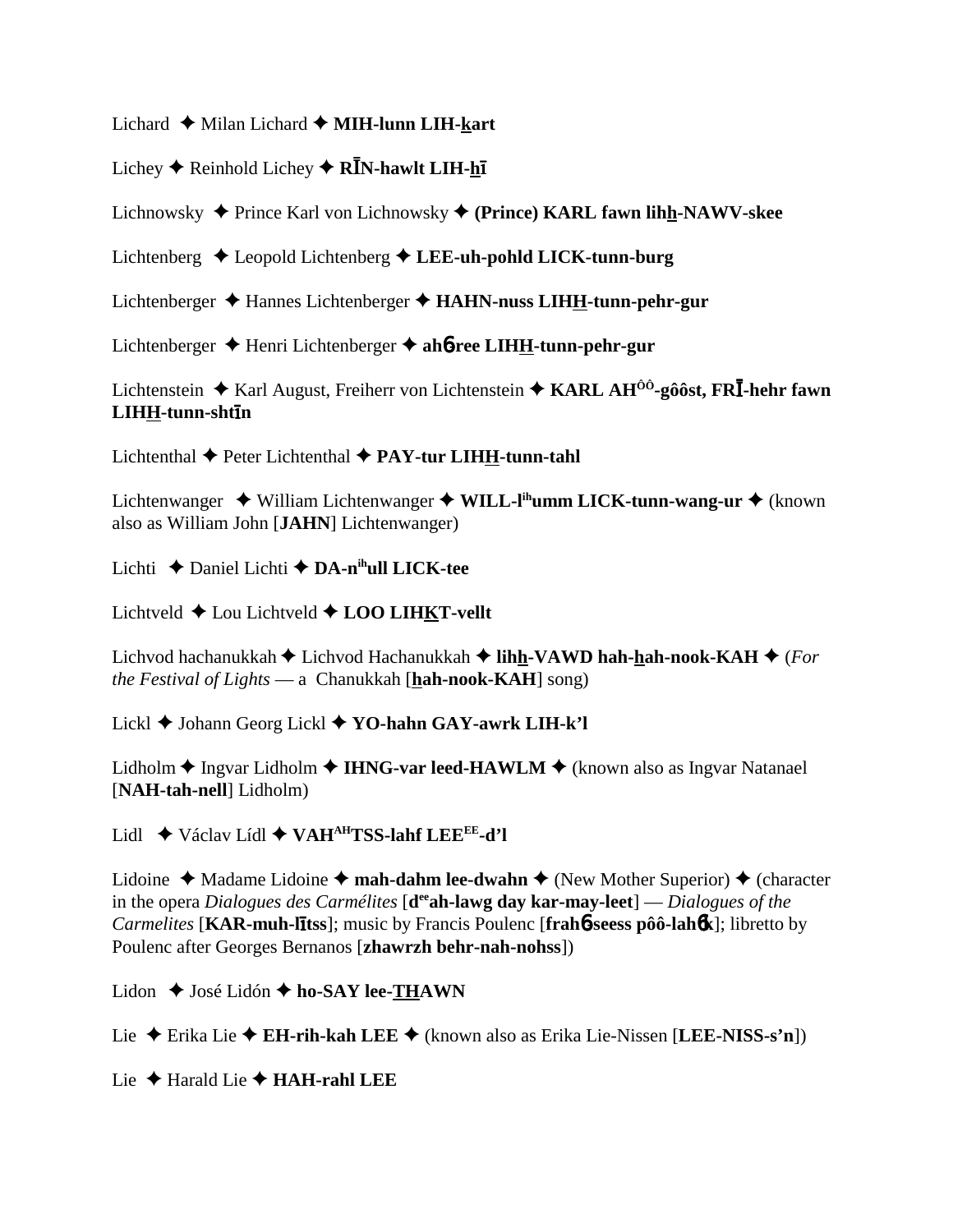Lichard ✦ Milan Lichard ✦ **MIH-lunn LIH-kart**

Lichey ✦ Reinhold Lichey ✦ **RĪN-hawlt LIH-hī**

Lichnowsky ✦ Prince Karl von Lichnowsky ✦ **(Prince) KARL fawn lihh-NAWV-skee**

Lichtenberg ✦ Leopold Lichtenberg ✦ **LEE-uh-pohld LICK-tunn-burg**

Lichtenberger ✦ Hannes Lichtenberger ✦ **HAHN-nuss LIHH-tunn-pehr-gur**

Lichtenberger ✦ Henri Lichtenberger ✦ **ahɓree LIHH-tunn-pehr-gur**

Lichtenstein ✦ Karl August, Freiherr von Lichtenstein ✦ **KARL AH[ôô]-gôôst, FRĪ-hehr fawn LIHH-tunn-shtīn**

Lichtenthal ✦ Peter Lichtenthal ✦ **PAY-tur LIHH-tunn-tahl**

Lichtenwanger ✦ William Lichtenwanger ✦ **WILL-l[ih]umm LICK-tunn-wang-ur** ✦ (known also as William John [**JAHN**] Lichtenwanger)

Lichti ✦ Daniel Lichti ✦ **DA-n[ih]ull LICK-tee**

Lichtveld ✦ Lou Lichtveld ✦ **LOO LIHKT-vellt**

Lichvod hachanukkah ✦ Lichvod Hachanukkah ✦ **lihh-VAWD hah-hah-nook-KAH** ✦ (*For the Festival of Lights* — a Chanukkah [**hah-nook-KAH**] song)

Lickl ✦ Johann Georg Lickl ✦ **YO-hahn GAY-awrk LIH-k'l**

Lidholm ✦ Ingvar Lidholm ✦ **IHNG-var leed-HAWLM** ✦ (known also as Ingvar Natanael [**NAH-tah-nell**] Lidholm)

Lidl ✦ Václav Lídl ✦ **VAH[AH]TSS-lahf LEE[EE]-d'l**

Lidoine ✦ Madame Lidoine ✦ **mah-dahm lee-dwahn** ✦ (New Mother Superior) ✦ (character in the opera *Dialogues des Carmélites* [**d[ee]ah-lawg day kar-may-leet**] — *Dialogues of the Carmelites* [**KAR-muh-lītss**]; music by Francis Poulenc [**frahɓseess pôô-lahɓk**]; libretto by Poulenc after Georges Bernanos [**zhawrzh behr-nah-nohss**])

Lidon ✦ José Lidón ✦ **ho-SAY lee-THAWN**

Lie ✦ Erika Lie ✦ **EH-rih-kah LEE** ✦ (known also as Erika Lie-Nissen [**LEE-NISS-s'n**])

Lie ✦ Harald Lie ✦ **HAH-rahl LEE**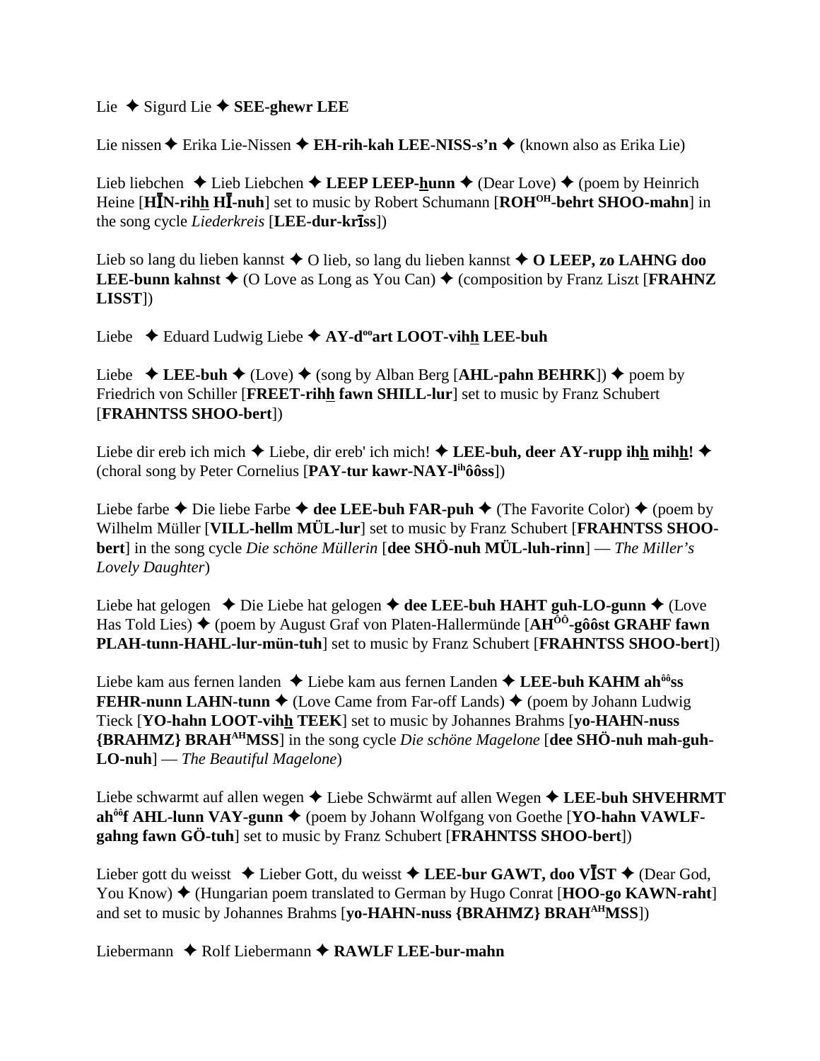Lie ✦ Sigurd Lie ✦ **SEE-ghewr LEE**

Lie nissen ✦ Erika Lie-Nissen ✦ **EH-rih-kah LEE-NISS-s'n** ✦ (known also as Erika Lie)

Lieb liebchen ✦ Lieb Liebchen ✦ **LEEP LEEP-hunn** ✦ (Dear Love) ✦ (poem by Heinrich Heine [**HĪN-rihh HĪ-nuh**] set to music by Robert Schumann [**ROH^OH-behrt SHOO-mahn**] in the song cycle *Liederkreis* [**LEE-dur-krīss**])

Lieb so lang du lieben kannst ✦ O lieb, so lang du lieben kannst ✦ **O LEEP, zo LAHNG doo LEE-bunn kahnst** ✦ (O Love as Long as You Can) ✦ (composition by Franz Liszt [**FRAHNZ LISST**])

Liebe ✦ Eduard Ludwig Liebe ✦ **AY-d^oo art LOOT-vihh LEE-buh**

Liebe ✦ **LEE-buh** ✦ (Love) ✦ (song by Alban Berg [**AHL-pahn BEHRK**]) ✦ poem by Friedrich von Schiller [**FREET-rihh fawn SHILL-lur**] set to music by Franz Schubert [**FRAHNTSS SHOO-bert**])

Liebe dir ereb ich mich ✦ Liebe, dir ereb' ich mich! ✦ **LEE-buh, deer AY-rupp ihh mihh!** ✦ (choral song by Peter Cornelius [**PAY-tur kawr-NAY-l^ih ôôss**])

Liebe farbe ✦ Die liebe Farbe ✦ **dee LEE-buh FAR-puh** ✦ (The Favorite Color) ✦ (poem by Wilhelm Müller [**VILL-hellm MÜL-lur**] set to music by Franz Schubert [**FRAHNTSS SHOO-bert**] in the song cycle *Die schöne Müllerin* [**dee SHÖ-nuh MÜL-luh-rinn**] — *The Miller's Lovely Daughter*)

Liebe hat gelogen ✦ Die Liebe hat gelogen ✦ **dee LEE-buh HAHT guh-LO-gunn** ✦ (Love Has Told Lies) ✦ (poem by August Graf von Platen-Hallermünde [**AH^ÔÔ-gôôst GRAHF fawn PLAH-tunn-HAHL-lur-mün-tuh**] set to music by Franz Schubert [**FRAHNTSS SHOO-bert**])

Liebe kam aus fernen landen ✦ Liebe kam aus fernen Landen ✦ **LEE-buh KAHM ah^ôô ss FEHR-nunn LAHN-tunn** ✦ (Love Came from Far-off Lands) ✦ (poem by Johann Ludwig Tieck [**YO-hahn LOOT-vihh TEEK**] set to music by Johannes Brahms [**yo-HAHN-nuss {BRAHMZ} BRAH^AH MSS**] in the song cycle *Die schöne Magelone* [**dee SHÖ-nuh mah-guh-LO-nuh**] — *The Beautiful Magelone*)

Liebe schwarmt auf allen wegen ✦ Liebe Schwärmt auf allen Wegen ✦ **LEE-buh SHVEHRMT ah^ôô f AHL-lunn VAY-gunn** ✦ (poem by Johann Wolfgang von Goethe [**YO-hahn VAWLF-gahng fawn GÖ-tuh**] set to music by Franz Schubert [**FRAHNTSS SHOO-bert**])

Lieber gott du weisst ✦ Lieber Gott, du weisst ✦ **LEE-bur GAWT, doo VĪST** ✦ (Dear God, You Know) ✦ (Hungarian poem translated to German by Hugo Conrat [**HOO-go KAWN-raht**] and set to music by Johannes Brahms [**yo-HAHN-nuss {BRAHMZ} BRAH^AH MSS**])

Liebermann ✦ Rolf Liebermann ✦ **RAWLF LEE-bur-mahn**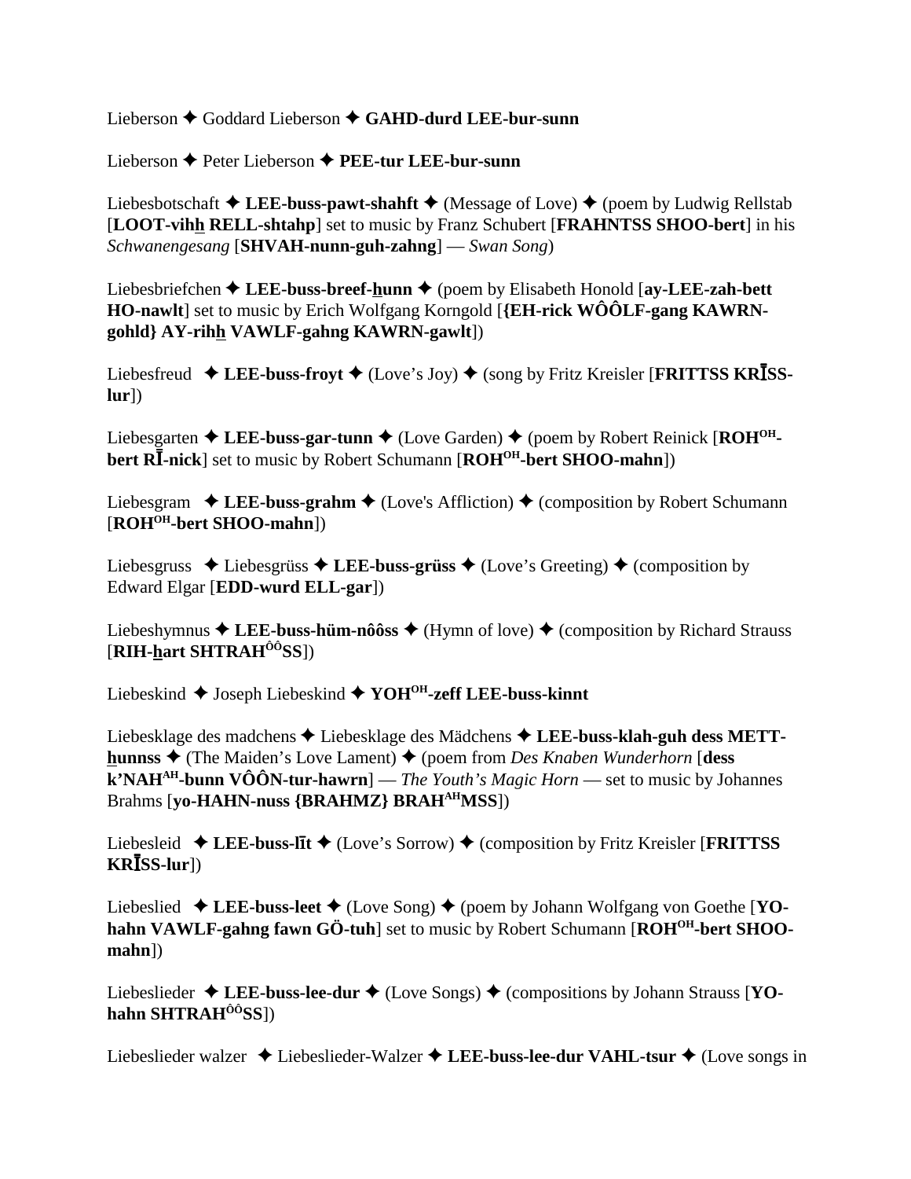Lieberson ✦ Goddard Lieberson ✦ **GAHD-durd LEE-bur-sunn**

Lieberson ✦ Peter Lieberson ✦ **PEE-tur LEE-bur-sunn**

Liebesbotschaft ✦ **LEE-buss-pawt-shahft** ✦ (Message of Love) ✦ (poem by Ludwig Rellstab [**LOOT-vihh RELL-shtahp**] set to music by Franz Schubert [**FRAHNTSS SHOO-bert**] in his *Schwanengesang* [**SHVAH-nunn-guh-zahng**] — *Swan Song*)

Liebesbriefchen ✦ **LEE-buss-breef-hunn** ✦ (poem by Elisabeth Honold [**ay-LEE-zah-bett HO-nawlt**] set to music by Erich Wolfgang Korngold [**{EH-rick WÔÔLF-gang KAWRN-gohld} AY-rihh VAWLF-gahng KAWRN-gawlt**])

Liebesfreud ✦ **LEE-buss-froyt** ✦ (Love's Joy) ✦ (song by Fritz Kreisler [**FRITTSS KRĪSS-lur**])

Liebesgarten ✦ **LEE-buss-gar-tunn** ✦ (Love Garden) ✦ (poem by Robert Reinick [**ROH<sup>OH</sup>-bert RĪ-nick**] set to music by Robert Schumann [**ROH<sup>OH</sup>-bert SHOO-mahn**])

Liebesgram ✦ **LEE-buss-grahm** ✦ (Love's Affliction) ✦ (composition by Robert Schumann [**ROH<sup>OH</sup>-bert SHOO-mahn**])

Liebesgruss ✦ Liebesgrüss ✦ **LEE-buss-grüss** ✦ (Love's Greeting) ✦ (composition by Edward Elgar [**EDD-wurd ELL-gar**])

Liebeshymnus ✦ **LEE-buss-hüm-nôôss** ✦ (Hymn of love) ✦ (composition by Richard Strauss [**RIH-hart SHTRAH<sup>ÔÔ</sup>SS**])

Liebeskind ✦ Joseph Liebeskind ✦ **YOH<sup>OH</sup>-zeff LEE-buss-kinnt**

Liebesklage des madchens ✦ Liebesklage des Mädchens ✦ **LEE-buss-klah-guh dess METT-hunnss** ✦ (The Maiden's Love Lament) ✦ (poem from *Des Knaben Wunderhorn* [**dess k'NAH<sup>AH</sup>-bunn VÔÔN-tur-hawrn**] — *The Youth's Magic Horn* — set to music by Johannes Brahms [**yo-HAHN-nuss {BRAHMZ} BRAH<sup>AH</sup>MSS**])

Liebesleid ✦ **LEE-buss-līt** ✦ (Love's Sorrow) ✦ (composition by Fritz Kreisler [**FRITTSS KRĪSS-lur**])

Liebeslied ✦ **LEE-buss-leet** ✦ (Love Song) ✦ (poem by Johann Wolfgang von Goethe [**YO-hahn VAWLF-gahng fawn GÖ-tuh**] set to music by Robert Schumann [**ROH<sup>OH</sup>-bert SHOO-mahn**])

Liebeslieder ✦ **LEE-buss-lee-dur** ✦ (Love Songs) ✦ (compositions by Johann Strauss [**YO-hahn SHTRAH<sup>ÔÔ</sup>SS**])

Liebeslieder walzer ✦ Liebeslieder-Walzer ✦ **LEE-buss-lee-dur VAHL-tsur** ✦ (Love songs in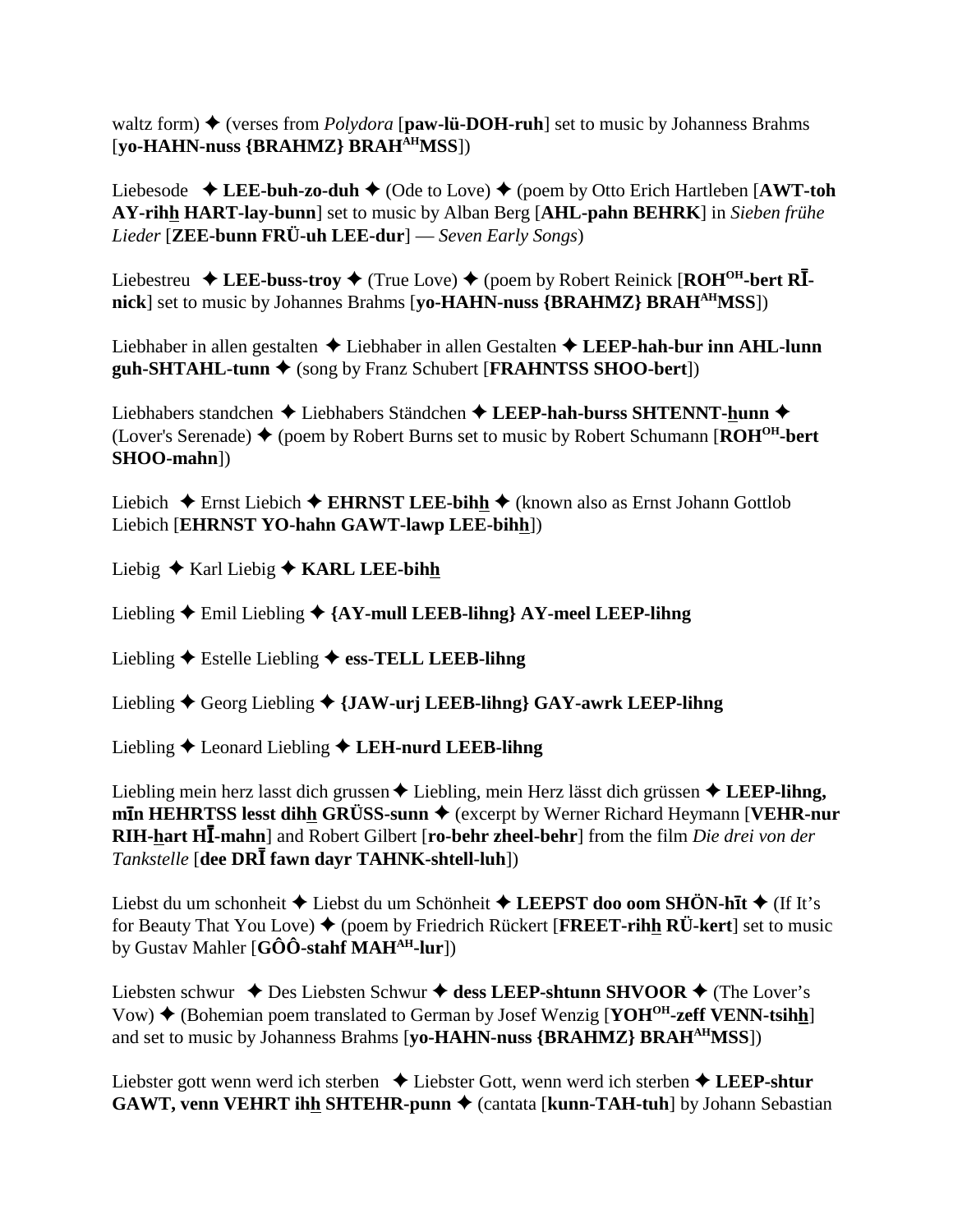waltz form) ✦ (verses from *Polydora* [**paw-lü-DOH-ruh**] set to music by Johanness Brahms [**yo-HAHN-nuss {BRAHMZ} BRAH^AH^MSS**])

Liebesode ✦ **LEE-buh-zo-duh** ✦ (Ode to Love) ✦ (poem by Otto Erich Hartleben [**AWT-toh AY-rihh HART-lay-bunn**] set to music by Alban Berg [**AHL-pahn BEHRK**] in *Sieben frühe Lieder* [**ZEE-bunn FRÜ-uh LEE-dur**] — *Seven Early Songs*)

Liebestreu ✦ **LEE-buss-troy** ✦ (True Love) ✦ (poem by Robert Reinick [**ROH^OH^-bert RĪ-nick**] set to music by Johannes Brahms [**yo-HAHN-nuss {BRAHMZ} BRAH^AH^MSS**])

Liebhaber in allen gestalten ✦ Liebhaber in allen Gestalten ✦ **LEEP-hah-bur inn AHL-lunn guh-SHTAHL-tunn** ✦ (song by Franz Schubert [**FRAHNTSS SHOO-bert**])

Liebhabers standchen ✦ Liebhabers Ständchen ✦ **LEEP-hah-burss SHTENNT-hunn** ✦ (Lover's Serenade) ✦ (poem by Robert Burns set to music by Robert Schumann [**ROH^OH^-bert SHOO-mahn**])

Liebich ✦ Ernst Liebich ✦ **EHRNST LEE-bihh** ✦ (known also as Ernst Johann Gottlob Liebich [**EHRNST YO-hahn GAWT-lawp LEE-bihh**])

Liebig ✦ Karl Liebig ✦ **KARL LEE-bihh**

Liebling ✦ Emil Liebling ✦ **{AY-mull LEEB-lihng} AY-meel LEEP-lihng**

Liebling ✦ Estelle Liebling ✦ **ess-TELL LEEB-lihng**

Liebling ✦ Georg Liebling ✦ **{JAW-urj LEEB-lihng} GAY-awrk LEEP-lihng**

Liebling ✦ Leonard Liebling ✦ **LEH-nurd LEEB-lihng**

Liebling mein herz lasst dich grussen ✦ Liebling, mein Herz lässt dich grüssen ✦ **LEEP-lihng, mīn HEHRTSS lesst dihh GRÜSS-sunn** ✦ (excerpt by Werner Richard Heymann [**VEHR-nur RIH-hart HĪ-mahn**] and Robert Gilbert [**ro-behr zheel-behr**] from the film *Die drei von der Tankstelle* [**dee DRĪ fawn dayr TAHNK-shtell-luh**])

Liebst du um schonheit ✦ Liebst du um Schönheit ✦ **LEEPST doo oom SHÖN-hīt** ✦ (If It's for Beauty That You Love) ✦ (poem by Friedrich Rückert [**FREET-rihh RÜ-kert**] set to music by Gustav Mahler [**GÔÔ-stahf MAH^AH^-lur**])

Liebsten schwur ✦ Des Liebsten Schwur ✦ **dess LEEP-shtunn SHVOOR** ✦ (The Lover's Vow) ✦ (Bohemian poem translated to German by Josef Wenzig [**YOH^OH^-zeff VENN-tsihh**] and set to music by Johanness Brahms [**yo-HAHN-nuss {BRAHMZ} BRAH^AH^MSS**])

Liebster gott wenn werd ich sterben ✦ Liebster Gott, wenn werd ich sterben ✦ **LEEP-shtur GAWT, venn VEHRT ihh SHTEHR-punn** ✦ (cantata [**kunn-TAH-tuh**] by Johann Sebastian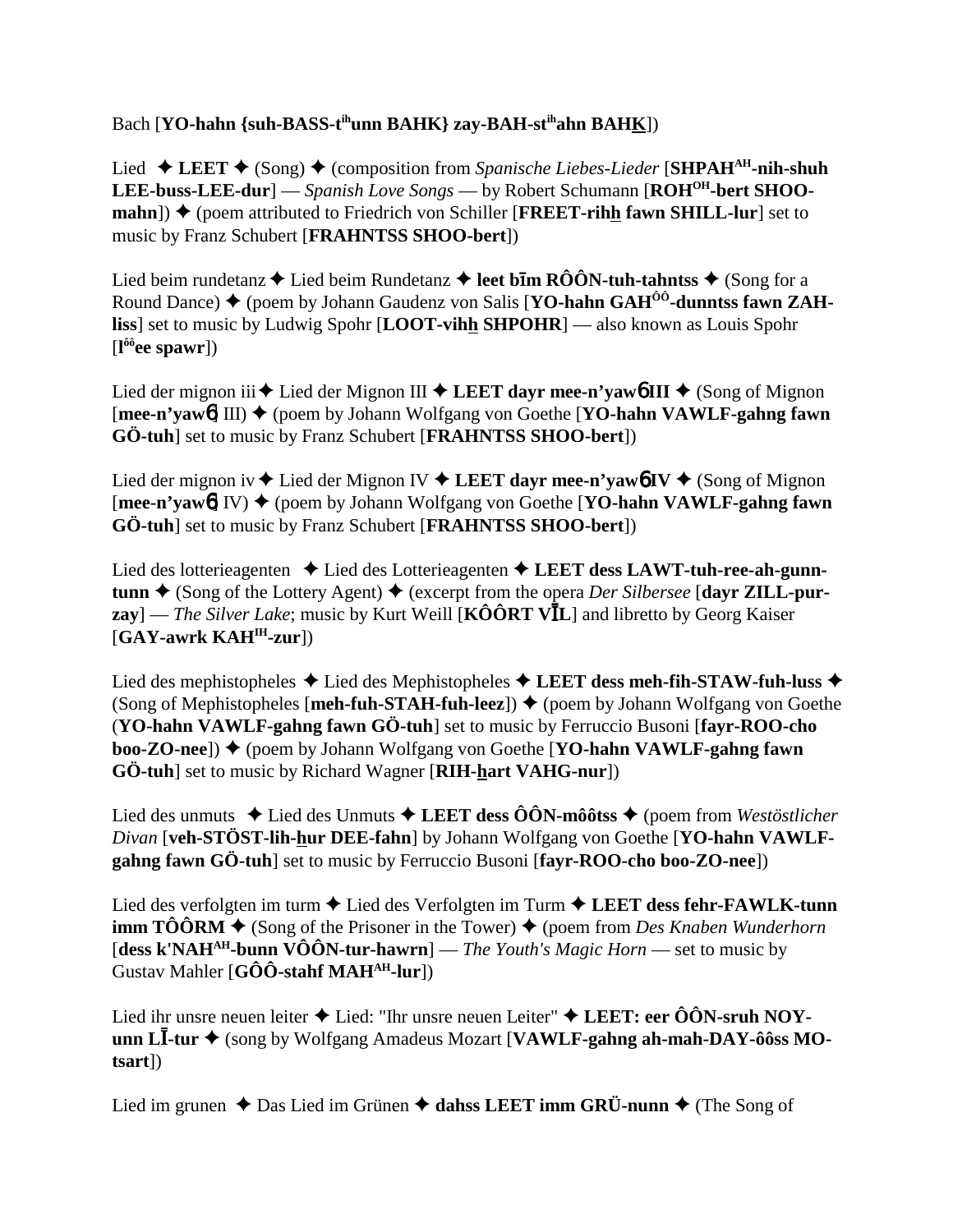Bach [**YO-hahn {suh-BASS-t^ih^unn BAHK} zay-BAH-st^ih^ahn BAHK**])

Lied ✦ **LEET** ✦ (Song) ✦ (composition from *Spanische Liebes-Lieder* [**SHPAH^AH^-nih-shuh LEE-buss-LEE-dur**] — *Spanish Love Songs* — by Robert Schumann [**ROH^OH^-bert SHOO-mahn**]) ✦ (poem attributed to Friedrich von Schiller [**FREET-rihh fawn SHILL-lur**] set to music by Franz Schubert [**FRAHNTSS SHOO-bert**])

Lied beim rundetanz ✦ Lied beim Rundetanz ✦ **leet bīm RÔÔN-tuh-tahntss** ✦ (Song for a Round Dance) ✦ (poem by Johann Gaudenz von Salis [**YO-hahn GAH^ÔÔ^-dunntss fawn ZAH-liss**] set to music by Ludwig Spohr [**LOOT-vihh SHPOHR**] — also known as Louis Spohr [**l^ôô^ee spawr**])

Lied der mignon iii ✦ Lied der Mignon III ✦ **LEET dayr mee-n'yawɓ III** ✦ (Song of Mignon [**mee-n'yawɓ** III) ✦ (poem by Johann Wolfgang von Goethe [**YO-hahn VAWLF-gahng fawn GÖ-tuh**] set to music by Franz Schubert [**FRAHNTSS SHOO-bert**])

Lied der mignon iv ✦ Lied der Mignon IV ✦ **LEET dayr mee-n'yawɓ IV** ✦ (Song of Mignon [**mee-n'yawɓ** IV) ✦ (poem by Johann Wolfgang von Goethe [**YO-hahn VAWLF-gahng fawn GÖ-tuh**] set to music by Franz Schubert [**FRAHNTSS SHOO-bert**])

Lied des lotterieagenten ✦ Lied des Lotterieagenten ✦ **LEET dess LAWT-tuh-ree-ah-gunn-tunn** ✦ (Song of the Lottery Agent) ✦ (excerpt from the opera *Der Silbersee* [**dayr ZILL-pur-zay**] — *The Silver Lake*; music by Kurt Weill [**KÔÔRT VĪL**] and libretto by Georg Kaiser [**GAY-awrk KAH^IH^-zur**])

Lied des mephistopheles ✦ Lied des Mephistopheles ✦ **LEET dess meh-fih-STAW-fuh-luss** ✦ (Song of Mephistopheles [**meh-fuh-STAH-fuh-leez**]) ✦ (poem by Johann Wolfgang von Goethe (**YO-hahn VAWLF-gahng fawn GÖ-tuh**] set to music by Ferruccio Busoni [**fayr-ROO-cho boo-ZO-nee**]) ✦ (poem by Johann Wolfgang von Goethe [**YO-hahn VAWLF-gahng fawn GÖ-tuh**] set to music by Richard Wagner [**RIH-hart VAHG-nur**])

Lied des unmuts ✦ Lied des Unmuts ✦ **LEET dess ÔÔN-môôtss** ✦ (poem from *Westöstlicher Divan* [**veh-STÖST-lih-hur DEE-fahn**] by Johann Wolfgang von Goethe [**YO-hahn VAWLF-gahng fawn GÖ-tuh**] set to music by Ferruccio Busoni [**fayr-ROO-cho boo-ZO-nee**])

Lied des verfolgten im turm ✦ Lied des Verfolgten im Turm ✦ **LEET dess fehr-FAWLK-tunn imm TÔÔRM** ✦ (Song of the Prisoner in the Tower) ✦ (poem from *Des Knaben Wunderhorn* [**dess k'NAH^AH^-bunn VÔÔN-tur-hawrn**] — *The Youth's Magic Horn* — set to music by Gustav Mahler [**GÔÔ-stahf MAH^AH^-lur**])

Lied ihr unsre neuen leiter ✦ Lied: "Ihr unsre neuen Leiter" ✦ **LEET: eer ÔÔN-sruh NOY-unn LĪ-tur** ✦ (song by Wolfgang Amadeus Mozart [**VAWLF-gahng ah-mah-DAY-ôôss MO-tsart**])

Lied im grunen ✦ Das Lied im Grünen ✦ **dahss LEET imm GRÜ-nunn** ✦ (The Song of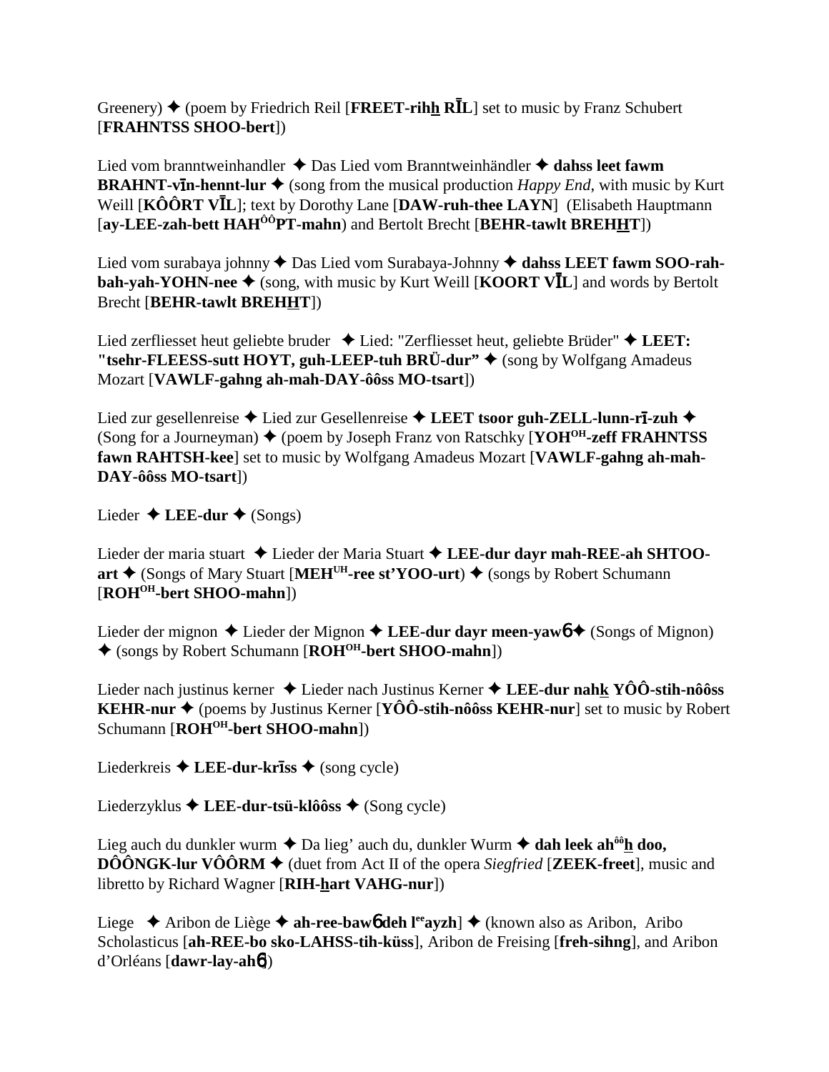Greenery) ✦ (poem by Friedrich Reil [**FREET-rihh RĪL**] set to music by Franz Schubert [**FRAHNTSS SHOO-bert**])

Lied vom branntweinhandler ✦ Das Lied vom Branntweinhändler ✦ **dahss leet fawm BRAHNT-vīn-hennt-lur** ✦ (song from the musical production *Happy End*, with music by Kurt Weill [**KÔÔRT VĪL**]; text by Dorothy Lane [**DAW-ruh-thee LAYN**] (Elisabeth Hauptmann [**ay-LEE-zah-bett HAH**[ôô]**PT-mahn**) and Bertolt Brecht [**BEHR-tawlt BREHHT**])

Lied vom surabaya johnny ✦ Das Lied vom Surabaya-Johnny ✦ **dahss LEET fawm SOO-rah-bah-yah-YOHN-nee** ✦ (song, with music by Kurt Weill [**KOORT VĪL**] and words by Bertolt Brecht [**BEHR-tawlt BREHHT**])

Lied zerfliesset heut geliebte bruder ✦ Lied: "Zerfliesset heut, geliebte Brüder" ✦ **LEET: "tsehr-FLEESS-sutt HOYT, guh-LEEP-tuh BRÜ-dur"** ✦ (song by Wolfgang Amadeus Mozart [**VAWLF-gahng ah-mah-DAY-ôôss MO-tsart**])

Lied zur gesellenreise ✦ Lied zur Gesellenreise ✦ **LEET tsoor guh-ZELL-lunn-rī-zuh** ✦ (Song for a Journeyman) ✦ (poem by Joseph Franz von Ratschky [**YOH**[OH]**-zeff FRAHNTSS fawn RAHTSH-kee**] set to music by Wolfgang Amadeus Mozart [**VAWLF-gahng ah-mah-DAY-ôôss MO-tsart**])

Lieder ✦ **LEE-dur** ✦ (Songs)

Lieder der maria stuart ✦ Lieder der Maria Stuart ✦ **LEE-dur dayr mah-REE-ah SHTOO-art** ✦ (Songs of Mary Stuart [**MEH**[UH]**-ree st'YOO-urt**) ✦ (songs by Robert Schumann [**ROH**[OH]**-bert SHOO-mahn**])

Lieder der mignon ✦ Lieder der Mignon ✦ **LEE-dur dayr meen-yawб** ✦ (Songs of Mignon) ✦ (songs by Robert Schumann [**ROH**[OH]**-bert SHOO-mahn**])

Lieder nach justinus kerner ✦ Lieder nach Justinus Kerner ✦ **LEE-dur nahk YÔÔ-stih-nôôss KEHR-nur** ✦ (poems by Justinus Kerner [**YÔÔ-stih-nôôss KEHR-nur**] set to music by Robert Schumann [**ROH**[OH]**-bert SHOO-mahn**])

Liederkreis ✦ **LEE-dur-krīss** ✦ (song cycle)

Liederzyklus ✦ **LEE-dur-tsü-klôôss** ✦ (Song cycle)

Lieg auch du dunkler wurm ✦ Da lieg' auch du, dunkler Wurm ✦ **dah leek ah**[ôô]**h doo, DÔÔNGK-lur VÔÔRM** ✦ (duet from Act II of the opera *Siegfried* [**ZEEK-freet**], music and libretto by Richard Wagner [**RIH-hart VAHG-nur**])

Liege ✦ Aribon de Liège ✦ **ah-ree-bawб deh l**[ee]**ayzh**] ✦ (known also as Aribon, Aribo Scholasticus [**ah-REE-bo sko-LAHSS-tih-küss**], Aribon de Freising [**freh-sihng**], and Aribon d'Orléans [**dawr-lay-ahб**])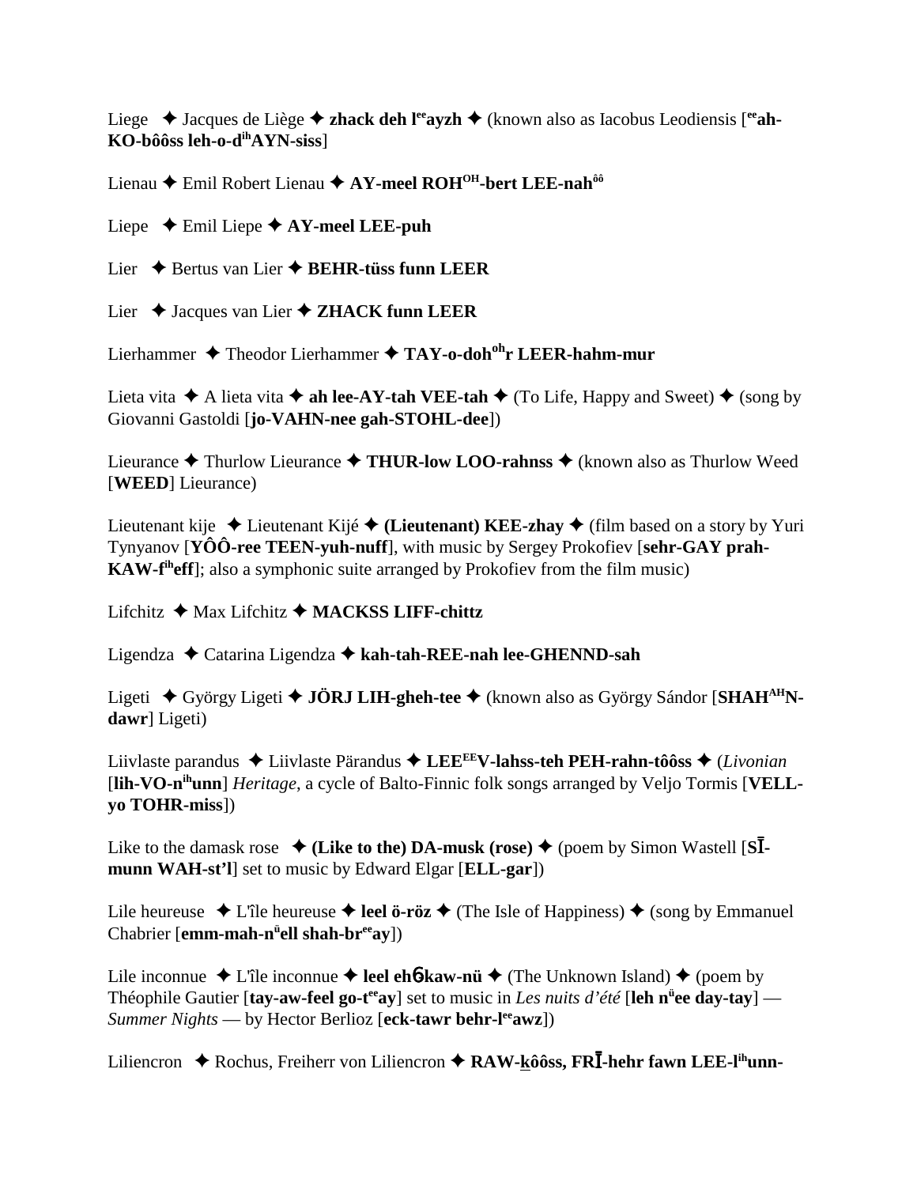Liege ✦ Jacques de Liège ✦ **zhack deh l^ee^ayzh** ✦ (known also as Iacobus Leodiensis [**^ee^ah-KO-bôôss leh-o-d^ih^AYN-siss**]

Lienau ✦ Emil Robert Lienau ✦ **AY-meel ROH^OH^-bert LEE-nah^ôô^**

Liepe ✦ Emil Liepe ✦ **AY-meel LEE-puh**

Lier ✦ Bertus van Lier ✦ **BEHR-tüss funn LEER**

Lier ✦ Jacques van Lier ✦ **ZHACK funn LEER**

Lierhammer ✦ Theodor Lierhammer ✦ **TAY-o-doh^oh^r LEER-hahm-mur**

Lieta vita ✦ A lieta vita ✦ **ah lee-AY-tah VEE-tah** ✦ (To Life, Happy and Sweet) ✦ (song by Giovanni Gastoldi [**jo-VAHN-nee gah-STOHL-dee**])

Lieurance ✦ Thurlow Lieurance ✦ **THUR-low LOO-rahnss** ✦ (known also as Thurlow Weed [**WEED**] Lieurance)

Lieutenant kije ✦ Lieutenant Kijé ✦ **(Lieutenant) KEE-zhay** ✦ (film based on a story by Yuri Tynyanov [**YÔÔ-ree TEEN-yuh-nuff**], with music by Sergey Prokofiev [**sehr-GAY prah-KAW-f^ih^eff**]; also a symphonic suite arranged by Prokofiev from the film music)

Lifchitz ✦ Max Lifchitz ✦ **MACKSS LIFF-chittz**

Ligendza ✦ Catarina Ligendza ✦ **kah-tah-REE-nah lee-GHENND-sah**

Ligeti ✦ György Ligeti ✦ **JÖRJ LIH-gheh-tee** ✦ (known also as György Sándor [**SHAH^AH^N-dawr**] Ligeti)

Liivlaste parandus ✦ Liivlaste Pärandus ✦ **LEE^EE^V-lahss-teh PEH-rahn-tôôss** ✦ (*Livonian* [**lih-VO-n^ih^unn**] *Heritage*, a cycle of Balto-Finnic folk songs arranged by Veljo Tormis [**VELL-yo TOHR-miss**])

Like to the damask rose ✦ **(Like to the) DA-musk (rose)** ✦ (poem by Simon Wastell [**SĪ-munn WAH-st'l**] set to music by Edward Elgar [**ELL-gar**])

Lile heureuse ✦ L'île heureuse ✦ **leel ö-röz** ✦ (The Isle of Happiness) ✦ (song by Emmanuel Chabrier [**emm-mah-n^ü^ell shah-br^ee^ay**])

Lile inconnue ✦ L'île inconnue ✦ **leel ehɓ-kaw-nü** ✦ (The Unknown Island) ✦ (poem by Théophile Gautier [**tay-aw-feel go-t^ee^ay**] set to music in *Les nuits d'été* [**leh n^ü^ee day-tay**] — *Summer Nights* — by Hector Berlioz [**eck-tawr behr-l^ee^awz**])

Liliencron ✦ Rochus, Freiherr von Liliencron ✦ **RAW-k̲ôôss, FRĪ-hehr fawn LEE-l^ih^unn-**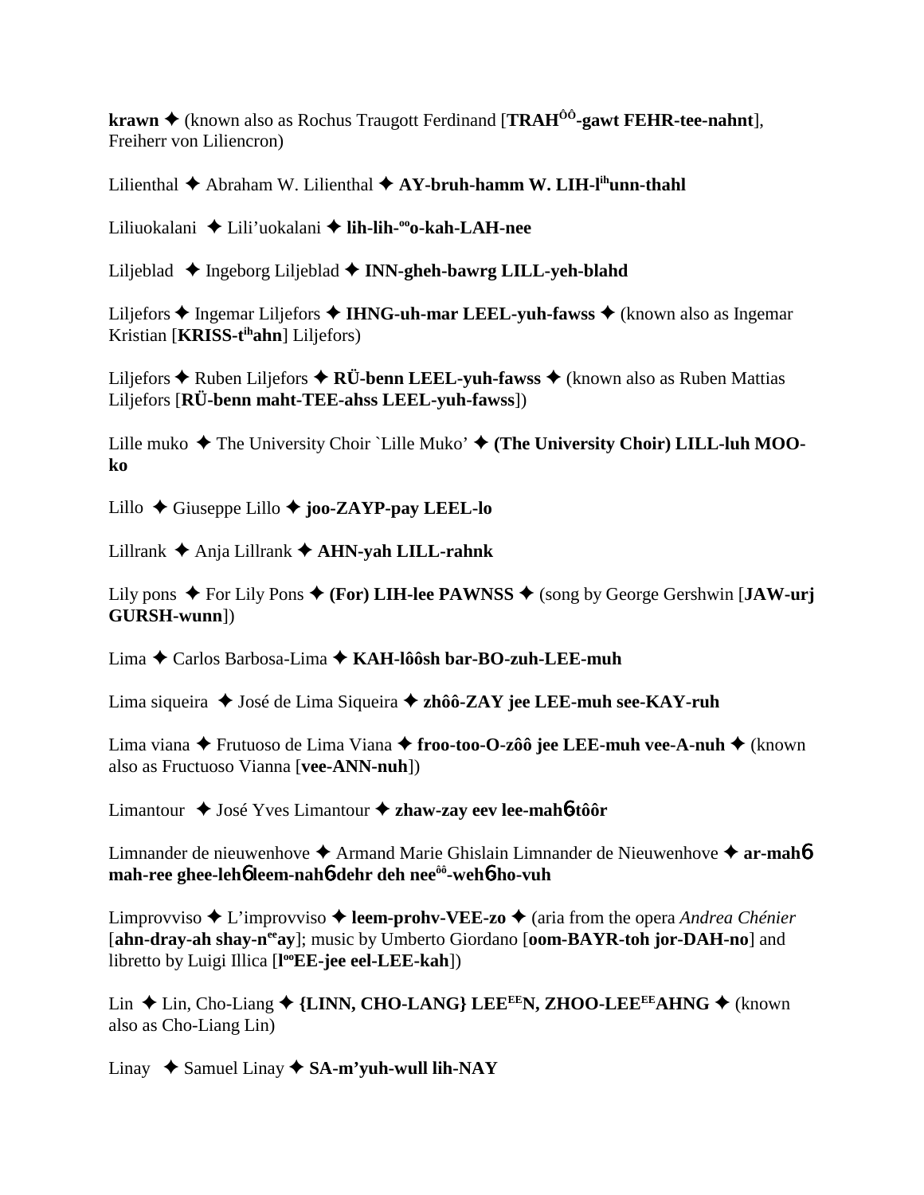**krawn** ✦ (known also as Rochus Traugott Ferdinand [**TRAH^ôô^-gawt FEHR-tee-nahnt**], Freiherr von Liliencron)

Lilienthal ✦ Abraham W. Lilienthal ✦ **AY-bruh-hamm W. LIH-l^ih^unn-thahl**

Liliuokalani ✦ Lili'uokalani ✦ **lih-lih-^oo^o-kah-LAH-nee**

Liljeblad ✦ Ingeborg Liljeblad ✦ **INN-gheh-bawrg LILL-yeh-blahd**

Liljefors ✦ Ingemar Liljefors ✦ **IHNG-uh-mar LEEL-yuh-fawss** ✦ (known also as Ingemar Kristian [**KRISS-t^ih^ahn**] Liljefors)

Liljefors ✦ Ruben Liljefors ✦ **RÜ-benn LEEL-yuh-fawss** ✦ (known also as Ruben Mattias Liljefors [**RÜ-benn maht-TEE-ahss LEEL-yuh-fawss**])

Lille muko ✦ The University Choir `Lille Muko' ✦ **(The University Choir) LILL-luh MOO-ko**

Lillo ✦ Giuseppe Lillo ✦ **joo-ZAYP-pay LEEL-lo**

Lillrank ✦ Anja Lillrank ✦ **AHN-yah LILL-rahnk**

Lily pons ✦ For Lily Pons ✦ **(For) LIH-lee PAWNSS** ✦ (song by George Gershwin [**JAW-urj GURSH-wunn**])

Lima ✦ Carlos Barbosa-Lima ✦ **KAH-lôôsh bar-BO-zuh-LEE-muh**

Lima siqueira ✦ José de Lima Siqueira ✦ **zhôô-ZAY jee LEE-muh see-KAY-ruh**

Lima viana ✦ Frutuoso de Lima Viana ✦ **froo-too-O-zôô jee LEE-muh vee-A-nuh** ✦ (known also as Fructuoso Vianna [**vee-ANN-nuh**])

Limantour ✦ José Yves Limantour ✦ **zhaw-zay eev lee-mah6-tôôr**

Limnander de nieuwenhove ✦ Armand Marie Ghislain Limnander de Nieuwenhove ✦ **ar-mah6 mah-ree ghee-leh6 leem-nah6-dehr deh nee^ôô^-weh6-ho-vuh**

Limprovviso ✦ L'improvviso ✦ **leem-prohv-VEE-zo** ✦ (aria from the opera *Andrea Chénier* [**ahn-dray-ah shay-n^ee^ay**]; music by Umberto Giordano [**oom-BAYR-toh jor-DAH-no**] and libretto by Luigi Illica [**l^oo^EE-jee eel-LEE-kah**])

Lin ✦ Lin, Cho-Liang ✦ **{LINN, CHO-LANG} LEE^EE^N, ZHOO-LEE^EE^AHNG** ✦ (known also as Cho-Liang Lin)

Linay ✦ Samuel Linay ✦ **SA-m'yuh-wull lih-NAY**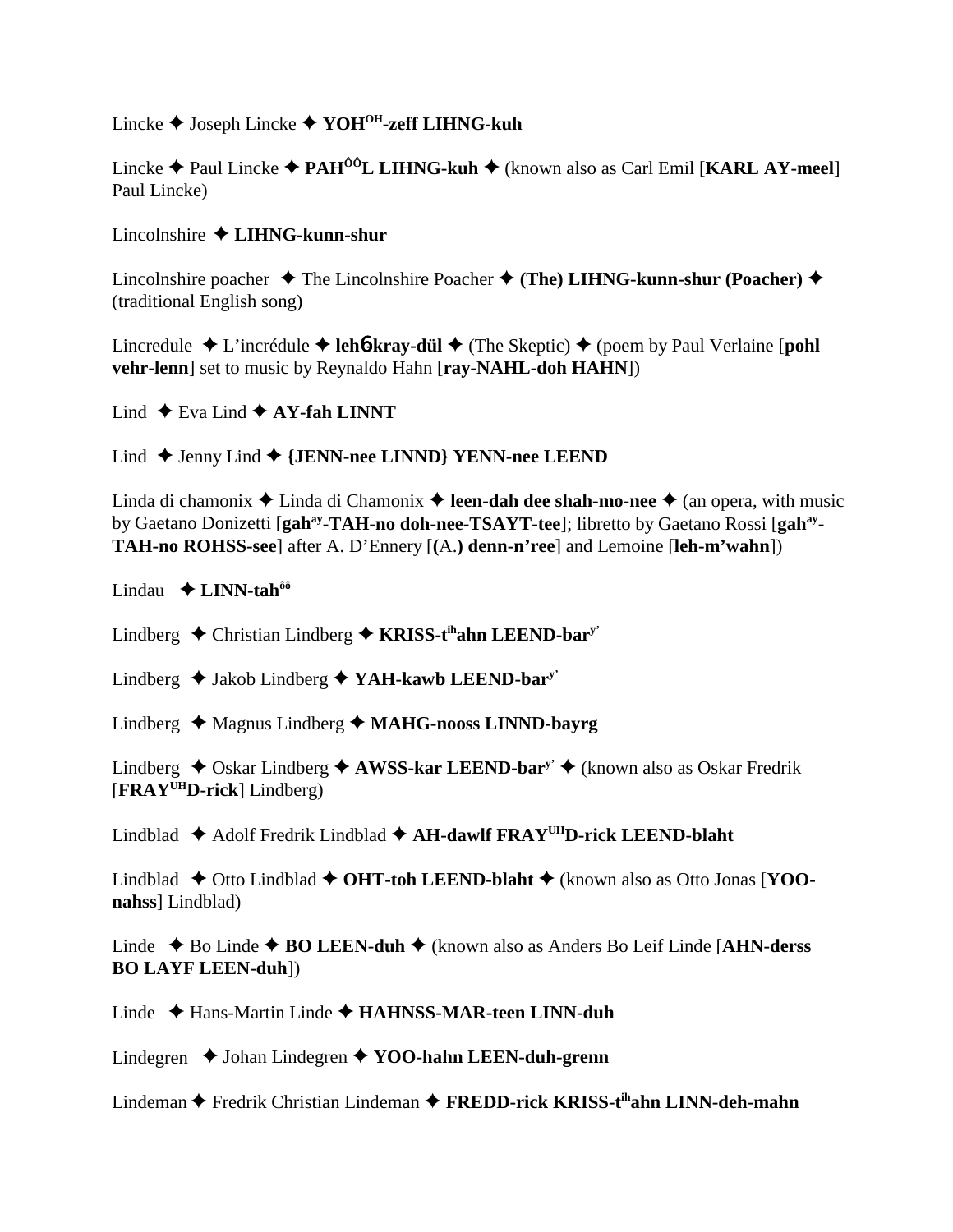Lincke ✦ Joseph Lincke ✦ **YOH^OH-zeff LIHNG-kuh**

Lincke ✦ Paul Lincke ✦ **PAH^ôô L LIHNG-kuh** ✦ (known also as Carl Emil [**KARL AY-meel**] Paul Lincke)

Lincolnshire ✦ **LIHNG-kunn-shur**

Lincolnshire poacher ✦ The Lincolnshire Poacher ✦ **(The) LIHNG-kunn-shur (Poacher)** ✦ (traditional English song)

Lincredule ✦ L'incrédule ✦ **leh**6**-kray-dül** ✦ (The Skeptic) ✦ (poem by Paul Verlaine [**pohl vehr-lenn**] set to music by Reynaldo Hahn [**ray-NAHL-doh HAHN**])

Lind ✦ Eva Lind ✦ **AY-fah LINNT**

Lind ✦ Jenny Lind ✦ **{JENN-nee LINND} YENN-nee LEEND**

Linda di chamonix ✦ Linda di Chamonix ✦ **leen-dah dee shah-mo-nee** ✦ (an opera, with music by Gaetano Donizetti [**gah^ay-TAH-no doh-nee-TSAYT-tee**]; libretto by Gaetano Rossi [**gah^ay-TAH-no ROHSS-see**] after A. D'Ennery [**(A.) denn-n'ree**] and Lemoine [**leh-m'wahn**])

Lindau ✦ **LINN-tah^ôô**

Lindberg ✦ Christian Lindberg ✦ **KRISS-t^ih ahn LEEND-bar^y'**

Lindberg ✦ Jakob Lindberg ✦ **YAH-kawb LEEND-bar^y'**

Lindberg ✦ Magnus Lindberg ✦ **MAHG-nooss LINND-bayrg**

Lindberg ✦ Oskar Lindberg ✦ **AWSS-kar LEEND-bar^y'** ✦ (known also as Oskar Fredrik [**FRAY^UH D-rick**] Lindberg)

Lindblad ✦ Adolf Fredrik Lindblad ✦ **AH-dawlf FRAY^UH D-rick LEEND-blaht**

Lindblad ✦ Otto Lindblad ✦ **OHT-toh LEEND-blaht** ✦ (known also as Otto Jonas [**YOO-nahss**] Lindblad)

Linde ✦ Bo Linde ✦ **BO LEEN-duh** ✦ (known also as Anders Bo Leif Linde [**AHN-derss BO LAYF LEEN-duh**])

Linde ✦ Hans-Martin Linde ✦ **HAHNSS-MAR-teen LINN-duh**

Lindegren ✦ Johan Lindegren ✦ **YOO-hahn LEEN-duh-grenn**

Lindeman ✦ Fredrik Christian Lindeman ✦ **FREDD-rick KRISS-t^ih ahn LINN-deh-mahn**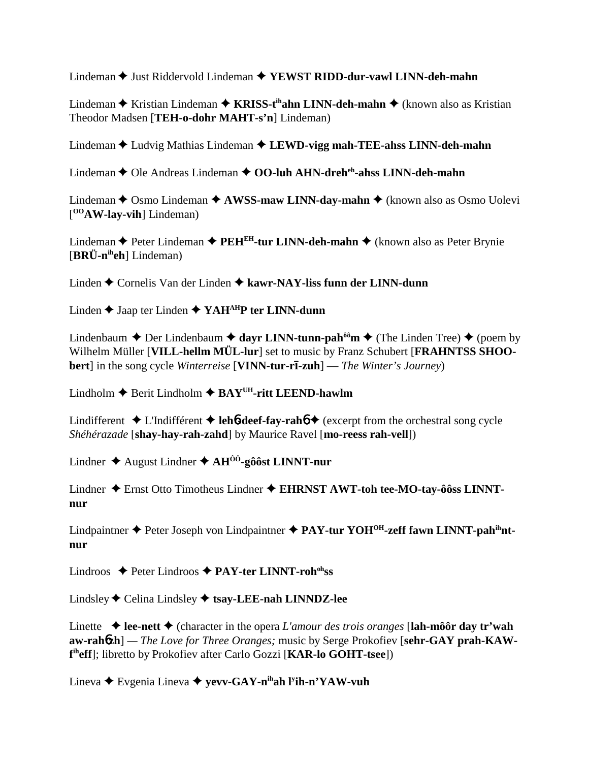Lindeman ✦ Just Riddervold Lindeman ✦ **YEWST RIDD-dur-vawl LINN-deh-mahn**

Lindeman ✦ Kristian Lindeman ✦ **KRISS-t<sup>ih</sup>ahn LINN-deh-mahn** ✦ (known also as Kristian Theodor Madsen [**TEH-o-dohr MAHT-s'n**] Lindeman)

Lindeman ✦ Ludvig Mathias Lindeman ✦ **LEWD-vigg mah-TEE-ahss LINN-deh-mahn**

Lindeman ✦ Ole Andreas Lindeman ✦ **OO-luh AHN-dreh<sup>eh</sup>-ahss LINN-deh-mahn**

Lindeman ✦ Osmo Lindeman ✦ **AWSS-maw LINN-day-mahn** ✦ (known also as Osmo Uolevi [**<sup>OO</sup>AW-lay-vih**] Lindeman)

Lindeman ✦ Peter Lindeman ✦ **PEH<sup>EH</sup>-tur LINN-deh-mahn** ✦ (known also as Peter Brynie [**BRÜ-n<sup>ih</sup>eh**] Lindeman)

Linden ✦ Cornelis Van der Linden ✦ **kawr-NAY-liss funn der LINN-dunn**

Linden ✦ Jaap ter Linden ✦ **YAH<sup>AH</sup>P ter LINN-dunn**

Lindenbaum ✦ Der Lindenbaum ✦ **dayr LINN-tunn-pah<sup>ôô</sup>m** ✦ (The Linden Tree) ✦ (poem by Wilhelm Müller [**VILL-hellm MÜL-lur**] set to music by Franz Schubert [**FRAHNTSS SHOO-bert**] in the song cycle *Winterreise* [**VINN-tur-rī-zuh**] — *The Winter's Journey*)

Lindholm ✦ Berit Lindholm ✦ **BAY<sup>UH</sup>-ritt LEEND-hawlm**

Lindifferent ✦ L'Indifférent ✦ **lehɓ-deef-fay-rahɓ** ✦ (excerpt from the orchestral song cycle *Shéhérazade* [**shay-hay-rah-zahd**] by Maurice Ravel [**mo-reess rah-vell**])

Lindner ✦ August Lindner ✦ **AH<sup>ÔÔ</sup>-gôôst LINNT-nur**

Lindner ✦ Ernst Otto Timotheus Lindner ✦ **EHRNST AWT-toh tee-MO-tay-ôôss LINNT-nur**

Lindpaintner ✦ Peter Joseph von Lindpaintner ✦ **PAY-tur YOH<sup>OH</sup>-zeff fawn LINNT-pah<sup>ih</sup>nt-nur**

Lindroos ✦ Peter Lindroos ✦ **PAY-ter LINNT-roh<sup>oh</sup>ss**

Lindsley ✦ Celina Lindsley ✦ **tsay-LEE-nah LINNDZ-lee**

Linette ✦ **lee-nett** ✦ (character in the opera *L'amour des trois oranges* [**lah-môôr day tr'wah aw-rahɓzh**] — *The Love for Three Oranges;* music by Serge Prokofiev [**sehr-GAY prah-KAW-f<sup>ih</sup>eff**]; libretto by Prokofiev after Carlo Gozzi [**KAR-lo GOHT-tsee**])

Lineva ✦ Evgenia Lineva ✦ **yevv-GAY-n<sup>ih</sup>ah l<sup>y</sup>ih-n'YAW-vuh**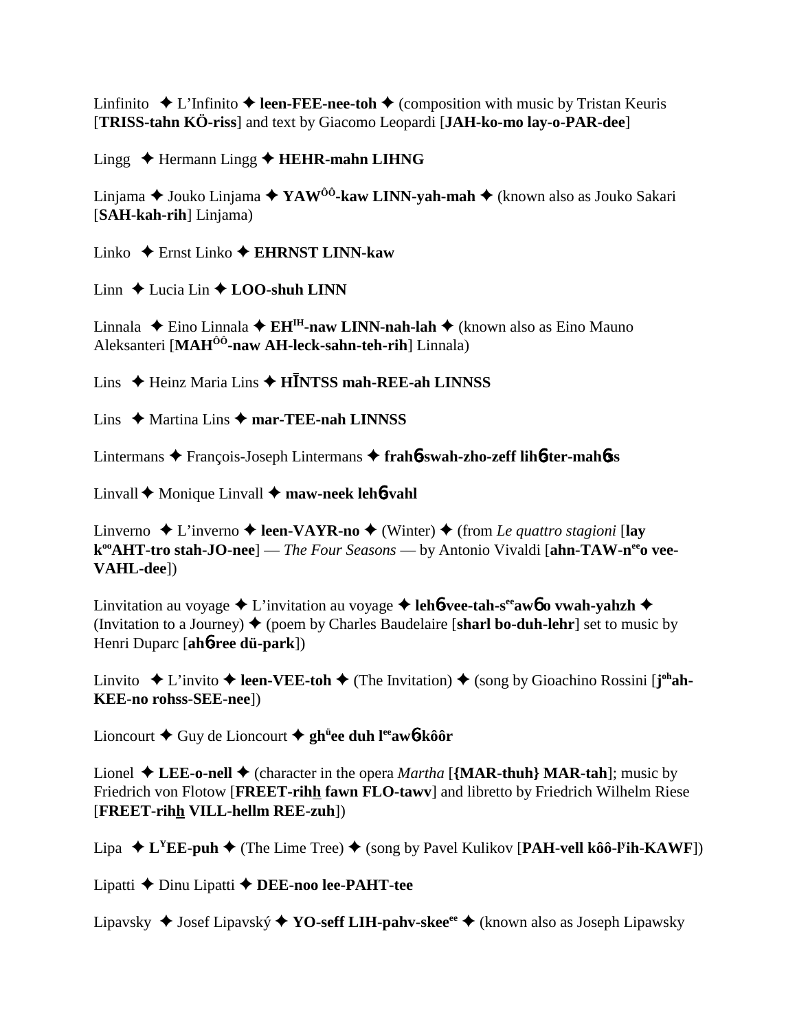Linfinito ✦ L'Infinito ✦ **leen-FEE-nee-toh** ✦ (composition with music by Tristan Keuris [**TRISS-tahn KÖ-riss**] and text by Giacomo Leopardi [**JAH-ko-mo lay-o-PAR-dee**]

Lingg ✦ Hermann Lingg ✦ **HEHR-mahn LIHNG**

Linjama ✦ Jouko Linjama ✦ **YAW$^{ÔÔ}$-kaw LINN-yah-mah** ✦ (known also as Jouko Sakari [**SAH-kah-rih**] Linjama)

Linko ✦ Ernst Linko ✦ **EHRNST LINN-kaw**

Linn ✦ Lucia Lin ✦ **LOO-shuh LINN**

Linnala ✦ Eino Linnala ✦ **EH$^{IH}$-naw LINN-nah-lah** ✦ (known also as Eino Mauno Aleksanteri [**MAH$^{ÔÔ}$-naw AH-leck-sahn-teh-rih**] Linnala)

Lins ✦ Heinz Maria Lins ✦ **HĪNTSS mah-REE-ah LINNSS**

Lins ✦ Martina Lins ✦ **mar-TEE-nah LINNSS**

Lintermans ✦ François-Joseph Lintermans ✦ **frahɓ-swah-zho-zeff lihɓ-ter-mahɓss**

Linvall ✦ Monique Linvall ✦ **maw-neek lehɓ-vahl**

Linverno ✦ L'inverno ✦ **leen-VAYR-no** ✦ (Winter) ✦ (from *Le quattro stagioni* [**lay k$^{oo}$AHT-tro stah-JO-nee**] — *The Four Seasons* — by Antonio Vivaldi [**ahn-TAW-n$^{ee}$o vee-VAHL-dee**])

Linvitation au voyage ✦ L'invitation au voyage ✦ **lehɓ-vee-tah-s$^{ee}$awɓ o vwah-yahzh** ✦ (Invitation to a Journey) ✦ (poem by Charles Baudelaire [**sharl bo-duh-lehr**] set to music by Henri Duparc [**ahɓ-ree dü-park**])

Linvito ✦ L'invito ✦ **leen-VEE-toh** ✦ (The Invitation) ✦ (song by Gioachino Rossini [**j$^{oh}$ah-KEE-no rohss-SEE-nee**])

Lioncourt ✦ Guy de Lioncourt ✦ **gh$^{ü}$ee duh l$^{ee}$awɓ-kôôr**

Lionel ✦ **LEE-o-nell** ✦ (character in the opera *Martha* [**{MAR-thuh} MAR-tah**]; music by Friedrich von Flotow [**FREET-rihh̲ fawn FLO-tawv**] and libretto by Friedrich Wilhelm Riese [**FREET-rihh̲ VILL-hellm REE-zuh**])

Lipa ✦ **L$^{Y}$EE-puh** ✦ (The Lime Tree) ✦ (song by Pavel Kulikov [**PAH-vell kôô-l$^{y}$ih-KAWF**])

Lipatti ✦ Dinu Lipatti ✦ **DEE-noo lee-PAHT-tee**

Lipavsky ✦ Josef Lipavský ✦ **YO-seff LIH-pahv-skee$^{ee}$** ✦ (known also as Joseph Lipawsky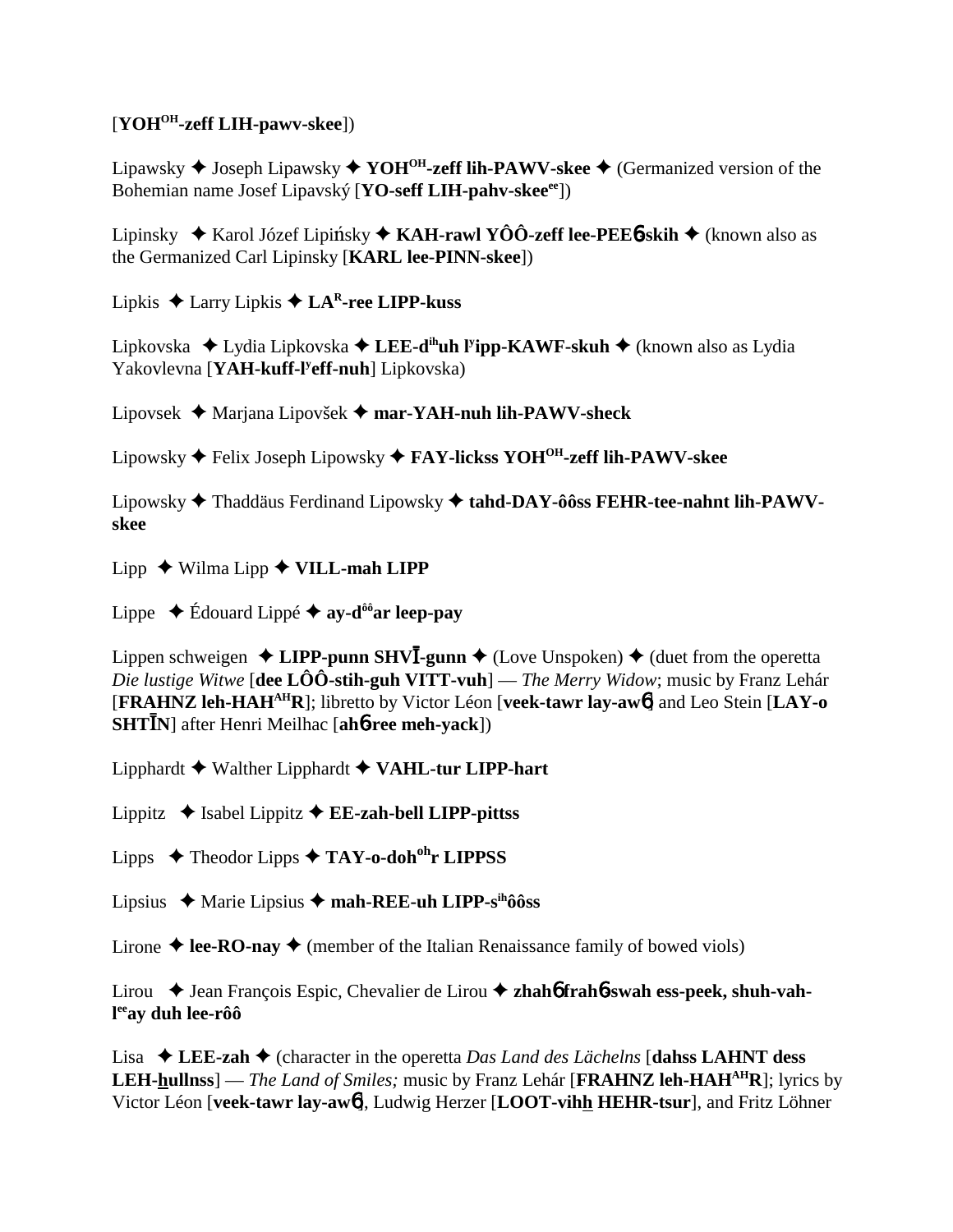[**YOH**OH**-zeff LIH-pawv-skee**])

Lipawsky ✦ Joseph Lipawsky ✦ **YOH**OH**-zeff lih-PAWV-skee** ✦ (Germanized version of the Bohemian name Josef Lipavský [**YO-seff LIH-pahv-skee**ee])

Lipinsky ✦ Karol Józef Lipiński ✦ **KAH-rawl YÔÔ-zeff lee-PEE**6**-skih** ✦ (known also as the Germanized Carl Lipinsky [**KARL lee-PINN-skee**])

Lipkis ✦ Larry Lipkis ✦ **LA**R**-ree LIPP-kuss**

Lipkovska ✦ Lydia Lipkovska ✦ **LEE-d**ih**uh l'ipp-KAWF-skuh** ✦ (known also as Lydia Yakovlevna [**YAH-kuff-l'eff-nuh**] Lipkovska)

Lipovsek ✦ Marjana Lipovšek ✦ **mar-YAH-nuh lih-PAWV-sheck**

Lipowsky ✦ Felix Joseph Lipowsky ✦ **FAY-lickss YOH**OH**-zeff lih-PAWV-skee**

Lipowsky ✦ Thaddäus Ferdinand Lipowsky ✦ **tahd-DAY-ôôss FEHR-tee-nahnt lih-PAWV-skee**

Lipp ✦ Wilma Lipp ✦ **VILL-mah LIPP**

Lippe ✦ Édouard Lippé ✦ **ay-d**ôô**ar leep-pay**

Lippen schweigen ✦ **LIPP-punn SHVĪ-gunn** ✦ (Love Unspoken) ✦ (duet from the operetta *Die lustige Witwe* [**dee LÔÔ-stih-guh VITT-vuh**] — *The Merry Widow*; music by Franz Lehár [**FRAHNZ leh-HAH**AH**R**]; libretto by Victor Léon [**veek-tawr lay-aw**6] and Leo Stein [**LAY-o SHTĪN**] after Henri Meilhac [**ah**6**-ree meh-yack**])

Lipphardt ✦ Walther Lipphardt ✦ **VAHL-tur LIPP-hart**

Lippitz ✦ Isabel Lippitz ✦ **EE-zah-bell LIPP-pittss**

Lipps ✦ Theodor Lipps ✦ **TAY-o-doh**oh**r LIPPSS**

Lipsius ✦ Marie Lipsius ✦ **mah-REE-uh LIPP-s**ih**ôôss**

Lirone ✦ **lee-RO-nay** ✦ (member of the Italian Renaissance family of bowed viols)

Lirou ✦ Jean François Espic, Chevalier de Lirou ✦ **zhah**6 **frah**6**-swah ess-peek, shuh-vah-l**ee**ay duh lee-rôô**

Lisa ✦ **LEE-zah** ✦ (character in the operetta *Das Land des Lächelns* [**dahss LAHNT dess LEH-hullnss**] — *The Land of Smiles;* music by Franz Lehár [**FRAHNZ leh-HAH**AH**R**]; lyrics by Victor Léon [**veek-tawr lay-aw**6], Ludwig Herzer [**LOOT-vihh HEHR-tsur**], and Fritz Löhner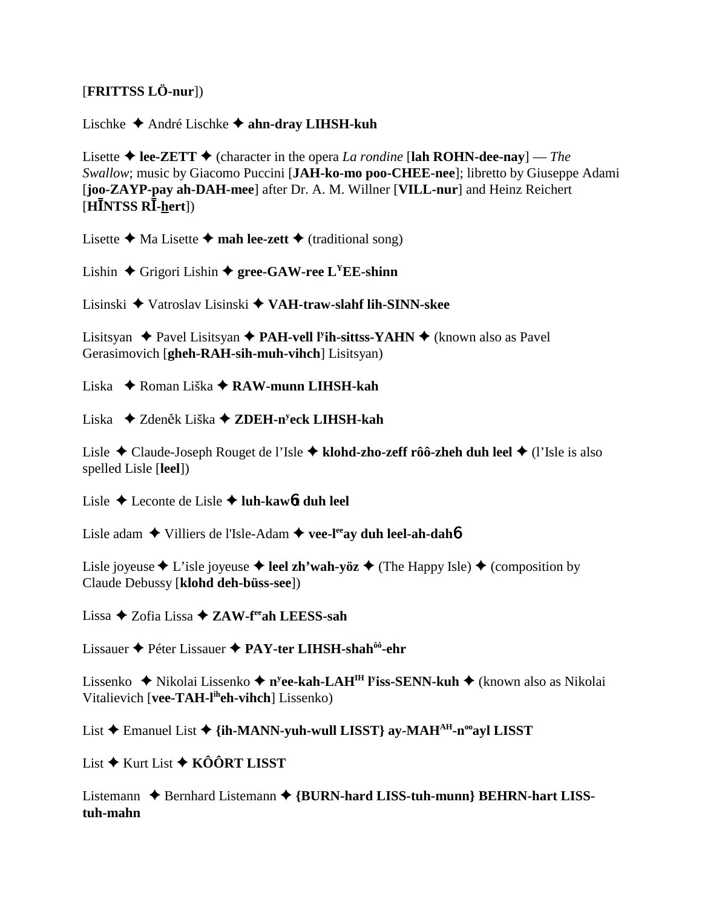[**FRITTSS LÖ-nur**])

Lischke ✦ André Lischke ✦ **ahn-dray LIHSH-kuh**

Lisette ✦ **lee-ZETT** ✦ (character in the opera *La rondine* [**lah ROHN-dee-nay**] — *The Swallow*; music by Giacomo Puccini [**JAH-ko-mo poo-CHEE-nee**]; libretto by Giuseppe Adami [**joo-ZAYP-pay ah-DAH-mee**] after Dr. A. M. Willner [**VILL-nur**] and Heinz Reichert [**HĪNTSS RĪ-h̲ert**])

Lisette ✦ Ma Lisette ✦ **mah lee-zett** ✦ (traditional song)

Lishin ✦ Grigori Lishin ✦ **gree-GAW-ree LYEE-shinn**

Lisinski ✦ Vatroslav Lisinski ✦ **VAH-traw-slahf lih-SINN-skee**

Lisitsyan ✦ Pavel Lisitsyan ✦ **PAH-vell lyih-sittss-YAHN** ✦ (known also as Pavel Gerasimovich [**gheh-RAH-sih-muh-vihch**] Lisitsyan)

Liska ✦ Roman Liška ✦ **RAW-munn LIHSH-kah**

Liska ✦ Zdeněk Liška ✦ **ZDEH-nyeck LIHSH-kah**

Lisle ✦ Claude-Joseph Rouget de l'Isle ✦ **klohd-zho-zeff rôô-zheh duh leel** ✦ (l'Isle is also spelled Lisle [**leel**])

Lisle ✦ Leconte de Lisle ✦ **luh-kawɓ duh leel**

Lisle adam ✦ Villiers de l'Isle-Adam ✦ **vee-leeay duh leel-ah-dahɓ**

Lisle joyeuse ✦ L'isle joyeuse ✦ **leel zh'wah-yöz** ✦ (The Happy Isle) ✦ (composition by Claude Debussy [**klohd deh-büss-see**])

Lissa ✦ Zofia Lissa ✦ **ZAW-feeah LEESS-sah**

Lissauer ✦ Péter Lissauer ✦ **PAY-ter LIHSH-shahôô-ehr**

Lissenko ✦ Nikolai Lissenko ✦ **nyee-kah-LAHIH lyiss-SENN-kuh** ✦ (known also as Nikolai Vitalievich [**vee-TAH-liheh-vihch**] Lissenko)

List ✦ Emanuel List ✦ **{ih-MANN-yuh-wull LISST} ay-MAHAH-nooayl LISST**

List ✦ Kurt List ✦ **KÔÔRT LISST**

Listemann ✦ Bernhard Listemann ✦ **{BURN-hard LISS-tuh-munn} BEHRN-hart LISS-tuh-mahn**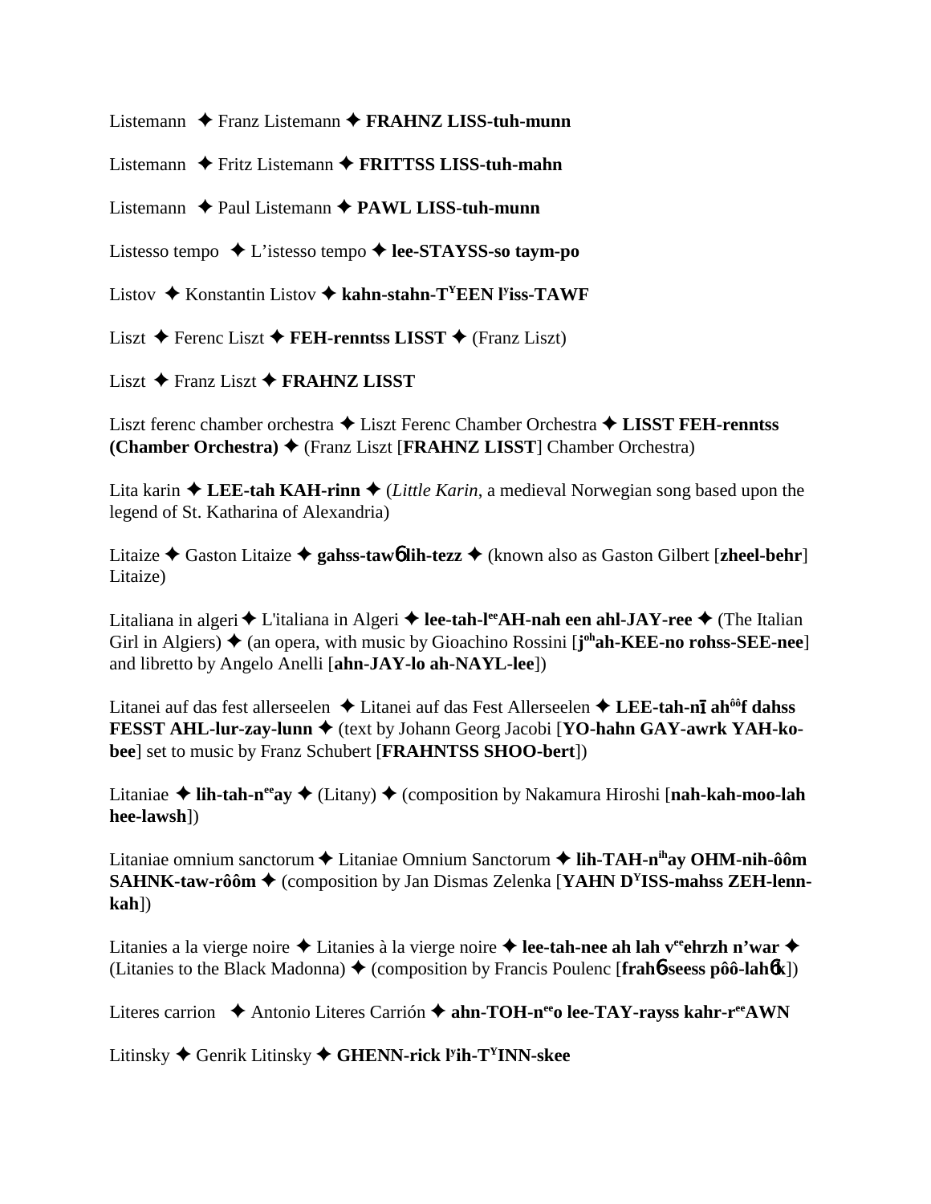Listemann ✦ Franz Listemann ✦ **FRAHNZ LISS-tuh-munn**

Listemann ✦ Fritz Listemann ✦ **FRITTSS LISS-tuh-mahn**

Listemann ✦ Paul Listemann ✦ **PAWL LISS-tuh-munn**

Listesso tempo ✦ L'istesso tempo ✦ **lee-STAYSS-so taym-po**

Listov ✦ Konstantin Listov ✦ **kahn-stahn-T^Y^EEN l^y^iss-TAWF**

Liszt ✦ Ferenc Liszt ✦ **FEH-renntss LISST** ✦ (Franz Liszt)

Liszt ✦ Franz Liszt ✦ **FRAHNZ LISST**

Liszt ferenc chamber orchestra ✦ Liszt Ferenc Chamber Orchestra ✦ **LISST FEH-renntss (Chamber Orchestra)** ✦ (Franz Liszt [**FRAHNZ LISST**] Chamber Orchestra)

Lita karin ✦ **LEE-tah KAH-rinn** ✦ (*Little Karin*, a medieval Norwegian song based upon the legend of St. Katharina of Alexandria)

Litaize ✦ Gaston Litaize ✦ **gahss-tawɓ lih-tezz** ✦ (known also as Gaston Gilbert [**zheel-behr**] Litaize)

Litaliana in algeri ✦ L'italiana in Algeri ✦ **lee-tah-l^ee^AH-nah een ahl-JAY-ree** ✦ (The Italian Girl in Algiers) ✦ (an opera, with music by Gioachino Rossini [**j^oh^ah-KEE-no rohss-SEE-nee**] and libretto by Angelo Anelli [**ahn-JAY-lo ah-NAYL-lee**])

Litanei auf das fest allerseelen ✦ Litanei auf das Fest Allerseelen ✦ **LEE-tah-nī ah^ôô^f dahss FESST AHL-lur-zay-lunn** ✦ (text by Johann Georg Jacobi [**YO-hahn GAY-awrk YAH-ko-bee**] set to music by Franz Schubert [**FRAHNTSS SHOO-bert**])

Litaniae ✦ **lih-tah-n^ee^ay** ✦ (Litany) ✦ (composition by Nakamura Hiroshi [**nah-kah-moo-lah hee-lawsh**])

Litaniae omnium sanctorum ✦ Litaniae Omnium Sanctorum ✦ **lih-TAH-n^ih^ay OHM-nih-ôôm SAHNK-taw-rôôm** ✦ (composition by Jan Dismas Zelenka [**YAHN D^Y^ISS-mahss ZEH-lenn-kah**])

Litanies a la vierge noire ✦ Litanies à la vierge noire ✦ **lee-tah-nee ah lah v^ee^ehrzh n'war** ✦ (Litanies to the Black Madonna) ✦ (composition by Francis Poulenc [**frahɓ-seess pôô-lahɓk**])

Literes carrion ✦ Antonio Literes Carrión ✦ **ahn-TOH-n^ee^o lee-TAY-rayss kahr-r^ee^AWN**

Litinsky ✦ Genrik Litinsky ✦ **GHENN-rick l^y^ih-T^Y^INN-skee**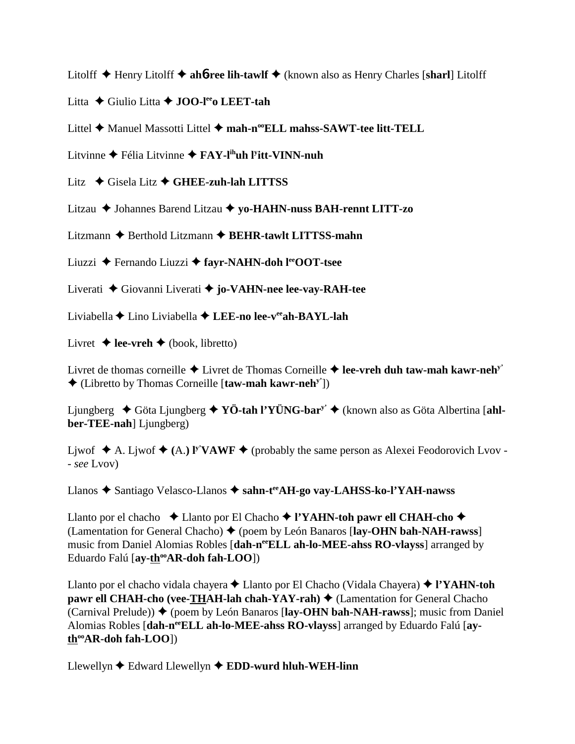Litolff ✦ Henry Litolff ✦ **ahб̃ree lih-tawlf** ✦ (known also as Henry Charles [**sharl**] Litolff

Litta ✦ Giulio Litta ✦ **JOO-l**[ee]**o LEET-tah**

Littel ✦ Manuel Massotti Littel ✦ **mah-n**[oo]**ELL mahss-SAWT-tee litt-TELL**

Litvinne ✦ Félia Litvinne ✦ **FAY-l**[ih]**uh l**[y]**itt-VINN-nuh**

Litz ✦ Gisela Litz ✦ **GHEE-zuh-lah LITTSS**

Litzau ✦ Johannes Barend Litzau ✦ **yo-HAHN-nuss BAH-rennt LITT-zo**

Litzmann ✦ Berthold Litzmann ✦ **BEHR-tawlt LITTSS-mahn**

Liuzzi ✦ Fernando Liuzzi ✦ **fayr-NAHN-doh l**[ee]**OOT-tsee**

Liverati ✦ Giovanni Liverati ✦ **jo-VAHN-nee lee-vay-RAH-tee**

Liviabella ✦ Lino Liviabella ✦ **LEE-no lee-v**[ee]**ah-BAYL-lah**

Livret ✦ **lee-vreh** ✦ (book, libretto)

Livret de thomas corneille ✦ Livret de Thomas Corneille ✦ **lee-vreh duh taw-mah kawr-neh**[y']
✦ (Libretto by Thomas Corneille [**taw-mah kawr-neh**[y']])

Ljungberg ✦ Göta Ljungberg ✦ **YÖ-tah l'YÜNG-bar**[y'] ✦ (known also as Göta Albertina [**ahl-ber-TEE-nah**] Ljungberg)

Ljwof ✦ A. Ljwof ✦ **(**A.**) l**[y']**VAWF** ✦ (probably the same person as Alexei Feodorovich Lvov -- *see* Lvov)

Llanos ✦ Santiago Velasco-Llanos ✦ **sahn-t**[ee]**AH-go vay-LAHSS-ko-l'YAH-nawss**

Llanto por el chacho ✦ Llanto por El Chacho ✦ **l'YAHN-toh pawr ell CHAH-cho** ✦ (Lamentation for General Chacho) ✦ (poem by León Banaros [**lay-OHN bah-NAH-rawss**] music from Daniel Alomias Robles [**dah-n**[ee]**ELL ah-lo-MEE-ahss RO-vlayss**] arranged by Eduardo Falú [**ay-th**[oo]**AR-doh fah-LOO**])

Llanto por el chacho vidala chayera ✦ Llanto por El Chacho (Vidala Chayera) ✦ **l'YAHN-toh pawr ell CHAH-cho (vee-THAH-lah chah-YAY-rah)** ✦ (Lamentation for General Chacho (Carnival Prelude)) ✦ (poem by León Banaros [**lay-OHN bah-NAH-rawss**]; music from Daniel Alomias Robles [**dah-n**[ee]**ELL ah-lo-MEE-ahss RO-vlayss**] arranged by Eduardo Falú [**ay-th**[oo]**AR-doh fah-LOO**])

Llewellyn ✦ Edward Llewellyn ✦ **EDD-wurd hluh-WEH-linn**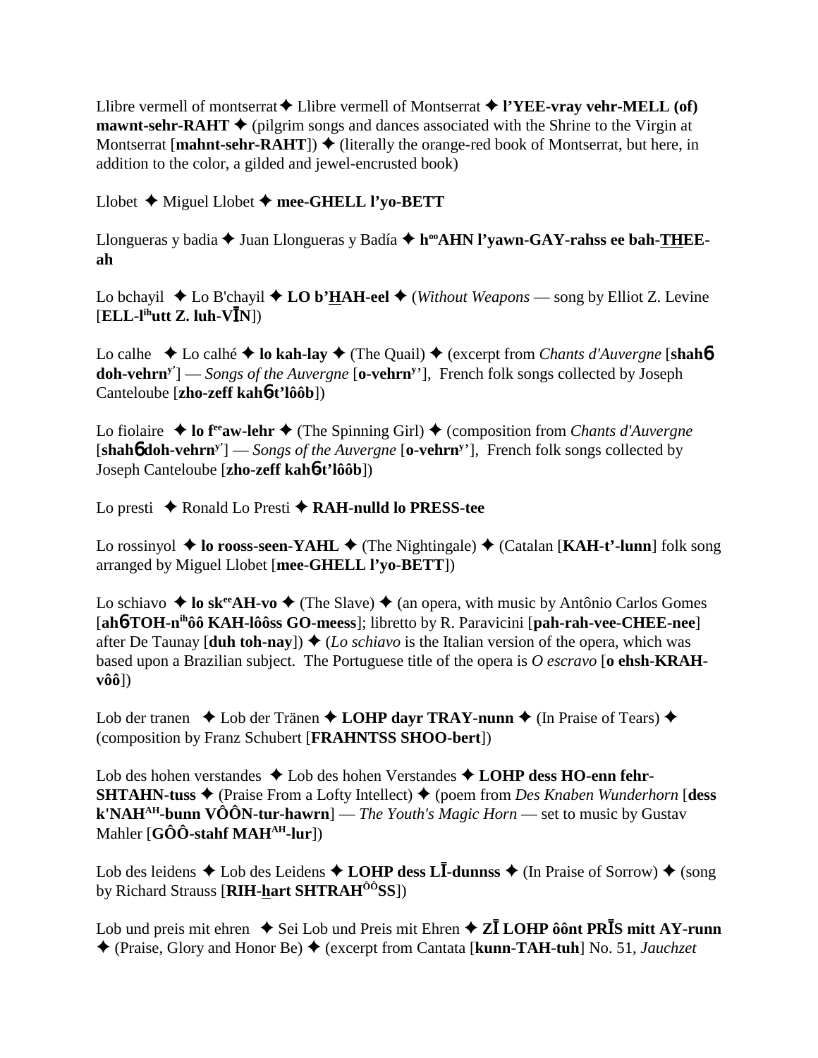Llibre vermell of montserrat ✦ Llibre vermell of Montserrat ✦ **l'YEE-vray vehr-MELL (of) mawnt-sehr-RAHT** ✦ (pilgrim songs and dances associated with the Shrine to the Virgin at Montserrat [**mahnt-sehr-RAHT**]) ✦ (literally the orange-red book of Montserrat, but here, in addition to the color, a gilded and jewel-encrusted book)

Llobet ✦ Miguel Llobet ✦ **mee-GHELL l'yo-BETT**

Llongueras y badia ✦ Juan Llongueras y Badía ✦ **h[oo]AHN l'yawn-GAY-rahss ee bah-THEE-ah**

Lo bchayil ✦ Lo B'chayil ✦ **LO b'HAH-eel** ✦ (*Without Weapons* — song by Elliot Z. Levine [**ELL-l[ih]utt Z. luh-VĪN**])

Lo calhe ✦ Lo calhé ✦ **lo kah-lay** ✦ (The Quail) ✦ (excerpt from *Chants d'Auvergne* [**shahɓ doh-vehrn[y']**] — *Songs of the Auvergne* [**o-vehrn[y]'**], French folk songs collected by Joseph Canteloube [**zho-zeff kahɓ-t'lôôb**])

Lo fiolaire ✦ **lo f[ee]aw-lehr** ✦ (The Spinning Girl) ✦ (composition from *Chants d'Auvergne* [**shahɓ doh-vehrn[y']**] — *Songs of the Auvergne* [**o-vehrn[y]'**], French folk songs collected by Joseph Canteloube [**zho-zeff kahɓ-t'lôôb**])

Lo presti ✦ Ronald Lo Presti ✦ **RAH-nulld lo PRESS-tee**

Lo rossinyol ✦ **lo rooss-seen-YAHL** ✦ (The Nightingale) ✦ (Catalan [**KAH-t'-lunn**] folk song arranged by Miguel Llobet [**mee-GHELL l'yo-BETT**])

Lo schiavo ✦ **lo sk[ee]AH-vo** ✦ (The Slave) ✦ (an opera, with music by Antônio Carlos Gomes [**ahɓ-TOH-n[ih]ôô KAH-lôôss GO-meess**]; libretto by R. Paravicini [**pah-rah-vee-CHEE-nee**] after De Taunay [**duh toh-nay**]) ✦ (*Lo schiavo* is the Italian version of the opera, which was based upon a Brazilian subject. The Portuguese title of the opera is *O escravo* [**o ehsh-KRAH-vôô**])

Lob der tranen ✦ Lob der Tränen ✦ **LOHP dayr TRAY-nunn** ✦ (In Praise of Tears) ✦ (composition by Franz Schubert [**FRAHNTSS SHOO-bert**])

Lob des hohen verstandes ✦ Lob des hohen Verstandes ✦ **LOHP dess HO-enn fehr-SHTAHN-tuss** ✦ (Praise From a Lofty Intellect) ✦ (poem from *Des Knaben Wunderhorn* [**dess k'NAH[AH]-bunn VÔÔN-tur-hawrn**] — *The Youth's Magic Horn* — set to music by Gustav Mahler [**GÔÔ-stahf MAH[AH]-lur**])

Lob des leidens ✦ Lob des Leidens ✦ **LOHP dess LĪ-dunnss** ✦ (In Praise of Sorrow) ✦ (song by Richard Strauss [**RIH-hart SHTRAH[ÔÔ]SS**])

Lob und preis mit ehren ✦ Sei Lob und Preis mit Ehren ✦ **ZĪ LOHP ôônt PRĪS mitt AY-runn** ✦ (Praise, Glory and Honor Be) ✦ (excerpt from Cantata [**kunn-TAH-tuh**] No. 51, *Jauchzet*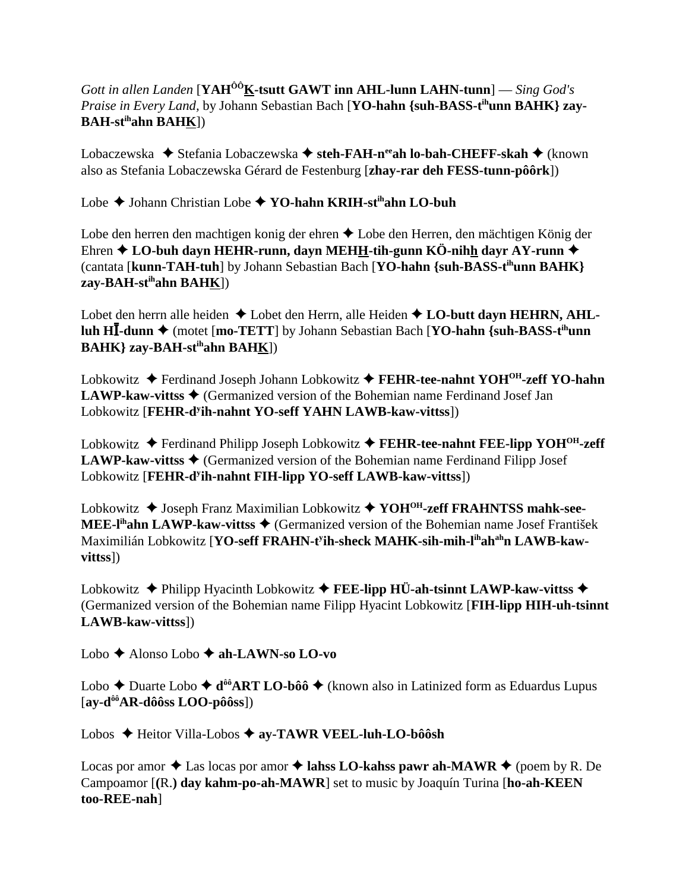*Gott in allen Landen* [**YAH$^{ôô}$K-tsutt GAWT inn AHL-lunn LAHN-tunn**] — *Sing God's Praise in Every Land*, by Johann Sebastian Bach [**YO-hahn {suh-BASS-t$^{ih}$unn BAHK} zay-BAH-st$^{ih}$ahn BAHK**])

Lobaczewska ✦ Stefania Lobaczewska ✦ **steh-FAH-n$^{ee}$ah lo-bah-CHEFF-skah** ✦ (known also as Stefania Lobaczewska Gérard de Festenburg [**zhay-rar deh FESS-tunn-pôôrk**])

Lobe ✦ Johann Christian Lobe ✦ **YO-hahn KRIH-st$^{ih}$ahn LO-buh**

Lobe den herren den machtigen konig der ehren ✦ Lobe den Herren, den mächtigen König der Ehren ✦ **LO-buh dayn HEHR-runn, dayn MEHH-tih-gunn KÖ-nihh dayr AY-runn** ✦ (cantata [**kunn-TAH-tuh**] by Johann Sebastian Bach [**YO-hahn {suh-BASS-t$^{ih}$unn BAHK} zay-BAH-st$^{ih}$ahn BAHK**])

Lobet den herrn alle heiden ✦ Lobet den Herrn, alle Heiden ✦ **LO-butt dayn HEHRN, AHL-luh HĪ-dunn** ✦ (motet [**mo-TETT**] by Johann Sebastian Bach [**YO-hahn {suh-BASS-t$^{ih}$unn BAHK} zay-BAH-st$^{ih}$ahn BAHK**])

Lobkowitz ✦ Ferdinand Joseph Johann Lobkowitz ✦ **FEHR-tee-nahnt YOH$^{OH}$-zeff YO-hahn LAWP-kaw-vittss** ✦ (Germanized version of the Bohemian name Ferdinand Josef Jan Lobkowitz [**FEHR-d$^{y}$ih-nahnt YO-seff YAHN LAWB-kaw-vittss**])

Lobkowitz ✦ Ferdinand Philipp Joseph Lobkowitz ✦ **FEHR-tee-nahnt FEE-lipp YOH$^{OH}$-zeff LAWP-kaw-vittss** ✦ (Germanized version of the Bohemian name Ferdinand Filipp Josef Lobkowitz [**FEHR-d$^{y}$ih-nahnt FIH-lipp YO-seff LAWB-kaw-vittss**])

Lobkowitz ✦ Joseph Franz Maximilian Lobkowitz ✦ **YOH$^{OH}$-zeff FRAHNTSS mahk-see-MEE-l$^{ih}$ahn LAWP-kaw-vittss** ✦ (Germanized version of the Bohemian name Josef František Maximilián Lobkowitz [**YO-seff FRAHN-t$^{y}$ih-sheck MAHK-sih-mih-l$^{ih}$ah$^{ah}$n LAWB-kaw-vittss**])

Lobkowitz ✦ Philipp Hyacinth Lobkowitz ✦ **FEE-lipp HÜ-ah-tsinnt LAWP-kaw-vittss** ✦ (Germanized version of the Bohemian name Filipp Hyacint Lobkowitz [**FIH-lipp HIH-uh-tsinnt LAWB-kaw-vittss**])

Lobo ✦ Alonso Lobo ✦ **ah-LAWN-so LO-vo**

Lobo ✦ Duarte Lobo ✦ **d$^{ôô}$ART LO-bôô** ✦ (known also in Latinized form as Eduardus Lupus [**ay-d$^{ôô}$AR-dôôss LOO-pôôss**])

Lobos ✦ Heitor Villa-Lobos ✦ **ay-TAWR VEEL-luh-LO-bôôsh**

Locas por amor ✦ Las locas por amor ✦ **lahss LO-kahss pawr ah-MAWR** ✦ (poem by R. De Campoamor [**(**R.**) day kahm-po-ah-MAWR**] set to music by Joaquín Turina [**ho-ah-KEEN too-REE-nah**]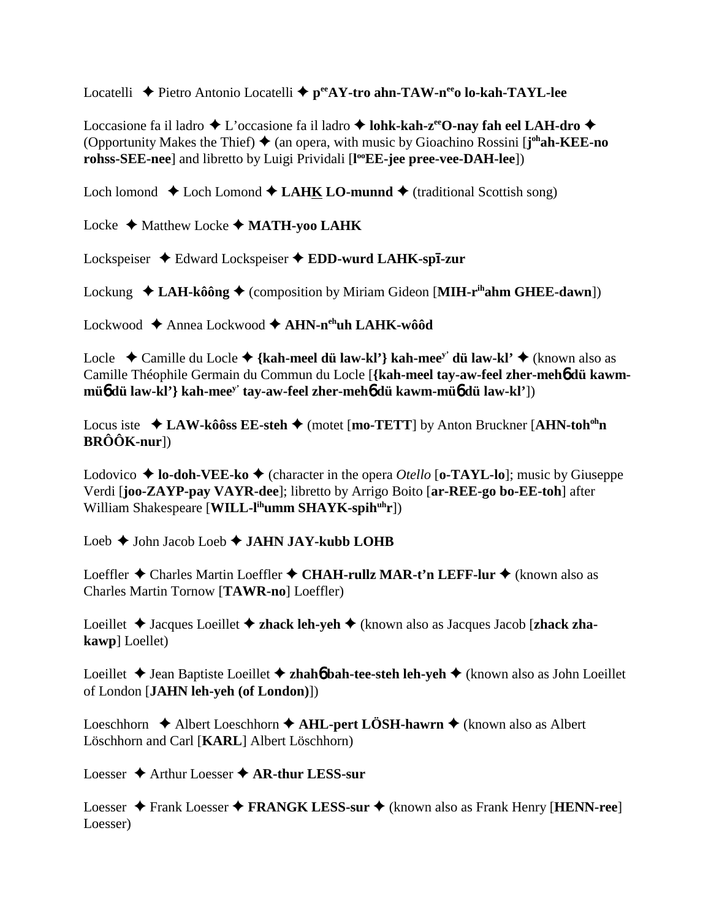Locatelli ✦ Pietro Antonio Locatelli ✦ **p^ee^AY-tro ahn-TAW-n^ee^o lo-kah-TAYL-lee**

Loccasione fa il ladro ✦ L'occasione fa il ladro ✦ **lohk-kah-z^ee^O-nay fah eel LAH-dro** ✦ (Opportunity Makes the Thief) ✦ (an opera, with music by Gioachino Rossini [**j^oh^ah-KEE-no rohss-SEE-nee**] and libretto by Luigi Prividali [**l^oo^EE-jee pree-vee-DAH-lee**])

Loch lomond ✦ Loch Lomond ✦ **LAHK LO-munnd** ✦ (traditional Scottish song)

Locke ✦ Matthew Locke ✦ **MATH-yoo LAHK**

Lockspeiser ✦ Edward Lockspeiser ✦ **EDD-wurd LAHK-spī-zur**

Lockung ✦ **LAH-kôông** ✦ (composition by Miriam Gideon [**MIH-r^ih^ahm GHEE-dawn**])

Lockwood ✦ Annea Lockwood ✦ **AHN-n^eh^uh LAHK-wôôd**

Locle ✦ Camille du Locle ✦ **{kah-meel dü law-kl'} kah-mee^y' dü law-kl'** ✦ (known also as Camille Théophile Germain du Commun du Locle [**{kah-meel tay-aw-feel zher-mehɓ dü kawm-müɓ dü law-kl'} kah-mee^y' tay-aw-feel zher-mehɓ dü kawm-müɓ dü law-kl'**])

Locus iste ✦ **LAW-kôôss EE-steh** ✦ (motet [**mo-TETT**] by Anton Bruckner [**AHN-toh^oh^n BRÔÔK-nur**])

Lodovico ✦ **lo-doh-VEE-ko** ✦ (character in the opera *Otello* [**o-TAYL-lo**]; music by Giuseppe Verdi [**joo-ZAYP-pay VAYR-dee**]; libretto by Arrigo Boito [**ar-REE-go bo-EE-toh**] after William Shakespeare [**WILL-l^ih^umm SHAYK-spih^uh^r**])

Loeb ✦ John Jacob Loeb ✦ **JAHN JAY-kubb LOHB**

Loeffler ✦ Charles Martin Loeffler ✦ **CHAH-rullz MAR-t'n LEFF-lur** ✦ (known also as Charles Martin Tornow [**TAWR-no**] Loeffler)

Loeillet ✦ Jacques Loeillet ✦ **zhack leh-yeh** ✦ (known also as Jacques Jacob [**zhack zha-kawp**] Loellet)

Loeillet ✦ Jean Baptiste Loeillet ✦ **zhahɓ bah-tee-steh leh-yeh** ✦ (known also as John Loeillet of London [**JAHN leh-yeh (of London)**])

Loeschhorn ✦ Albert Loeschhorn ✦ **AHL-pert LÖSH-hawrn** ✦ (known also as Albert Löschhorn and Carl [**KARL**] Albert Löschhorn)

Loesser ✦ Arthur Loesser ✦ **AR-thur LESS-sur**

Loesser ✦ Frank Loesser ✦ **FRANGK LESS-sur** ✦ (known also as Frank Henry [**HENN-ree**] Loesser)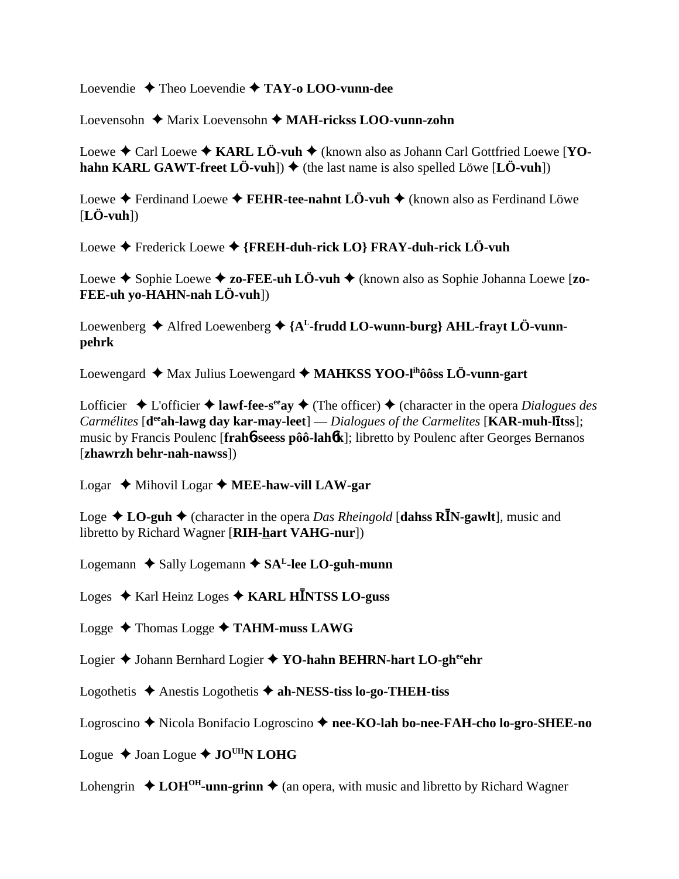Loevendie ✦ Theo Loevendie ✦ **TAY-o LOO-vunn-dee**

Loevensohn ✦ Marix Loevensohn ✦ **MAH-rickss LOO-vunn-zohn**

Loewe ✦ Carl Loewe ✦ **KARL LÖ-vuh** ✦ (known also as Johann Carl Gottfried Loewe [**YO-hahn KARL GAWT-freet LÖ-vuh**]) ✦ (the last name is also spelled Löwe [**LÖ-vuh**])

Loewe ✦ Ferdinand Loewe ✦ **FEHR-tee-nahnt LÖ-vuh** ✦ (known also as Ferdinand Löwe [**LÖ-vuh**])

Loewe ✦ Frederick Loewe ✦ **{FREH-duh-rick LO} FRAY-duh-rick LÖ-vuh**

Loewe ✦ Sophie Loewe ✦ **zo-FEE-uh LÖ-vuh** ✦ (known also as Sophie Johanna Loewe [**zo-FEE-uh yo-HAHN-nah LÖ-vuh**])

Loewenberg ✦ Alfred Loewenberg ✦ **{A[L]-frudd LO-wunn-burg} AHL-frayt LÖ-vunn-pehrk**

Loewengard ✦ Max Julius Loewengard ✦ **MAHKSS YOO-l[ih]ôôss LÖ-vunn-gart**

Lofficier ✦ L'officier ✦ **lawf-fee-s[ee]ay** ✦ (The officer) ✦ (character in the opera *Dialogues des Carmélites* [**d[ee]ah-lawg day kar-may-leet**] — *Dialogues of the Carmelites* [**KAR-muh-lītss**]; music by Francis Poulenc [**frahɓ-seess pôô-lahɓk**]; libretto by Poulenc after Georges Bernanos [**zhawrzh behr-nah-nawss**])

Logar ✦ Mihovil Logar ✦ **MEE-haw-vill LAW-gar**

Loge ✦ **LO-guh** ✦ (character in the opera *Das Rheingold* [**dahss RĪN-gawlt**], music and libretto by Richard Wagner [**RIH-hart VAHG-nur**])

Logemann ✦ Sally Logemann ✦ **SA[L]-lee LO-guh-munn**

Loges ✦ Karl Heinz Loges ✦ **KARL HĪNTSS LO-guss**

Logge ✦ Thomas Logge ✦ **TAHM-muss LAWG**

Logier ✦ Johann Bernhard Logier ✦ **YO-hahn BEHRN-hart LO-gh[ee]ehr**

Logothetis ✦ Anestis Logothetis ✦ **ah-NESS-tiss lo-go-THEH-tiss**

Logroscino ✦ Nicola Bonifacio Logroscino ✦ **nee-KO-lah bo-nee-FAH-cho lo-gro-SHEE-no**

Logue ✦ Joan Logue ✦ **JO[UH]N LOHG**

Lohengrin ✦ **LOH[OH]-unn-grinn** ✦ (an opera, with music and libretto by Richard Wagner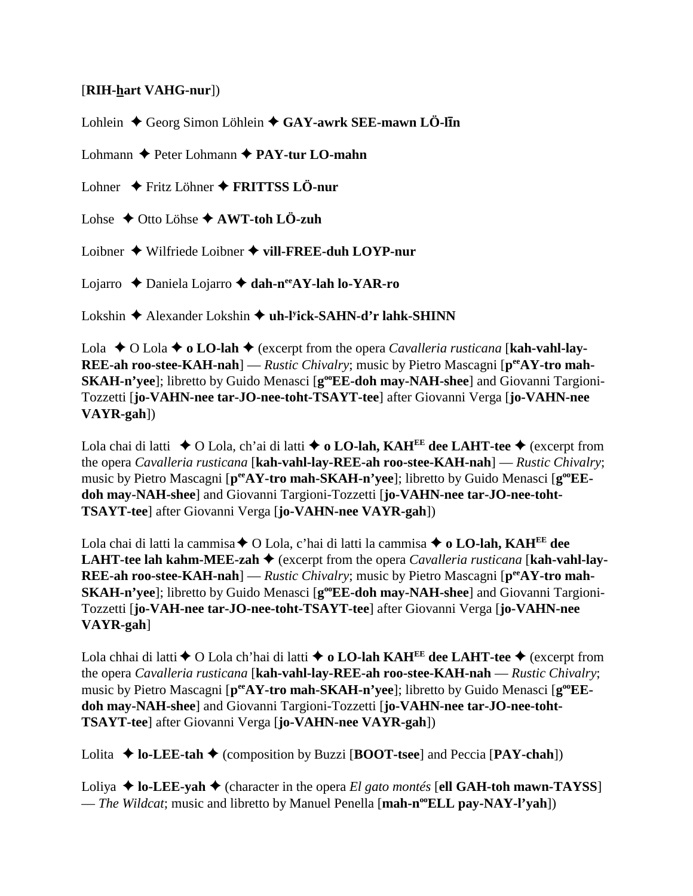[**RIH-hart VAHG-nur**])

Lohlein ✦ Georg Simon Löhlein ✦ **GAY-awrk SEE-mawn LÖ-līn**

Lohmann ✦ Peter Lohmann ✦ **PAY-tur LO-mahn**

Lohner ✦ Fritz Löhner ✦ **FRITTSS LÖ-nur**

Lohse ✦ Otto Löhse ✦ **AWT-toh LÖ-zuh**

Loibner ✦ Wilfriede Loibner ✦ **vill-FREE-duh LOYP-nur**

Lojarro ✦ Daniela Lojarro ✦ **dah-n^ee^AY-lah lo-YAR-ro**

Lokshin ✦ Alexander Lokshin ✦ **uh-l^y^ick-SAHN-d'r lahk-SHINN**

Lola ✦ O Lola ✦ **o LO-lah** ✦ (excerpt from the opera *Cavalleria rusticana* [**kah-vahl-lay-REE-ah roo-stee-KAH-nah**] — *Rustic Chivalry*; music by Pietro Mascagni [**p^ee^AY-tro mah-SKAH-n'yee**]; libretto by Guido Menasci [**g^oo^EE-doh may-NAH-shee**] and Giovanni Targioni-Tozzetti [**jo-VAHN-nee tar-JO-nee-toht-TSAYT-tee**] after Giovanni Verga [**jo-VAHN-nee VAYR-gah**])

Lola chai di latti ✦ O Lola, ch'ai di latti ✦ **o LO-lah, KAH^EE^ dee LAHT-tee** ✦ (excerpt from the opera *Cavalleria rusticana* [**kah-vahl-lay-REE-ah roo-stee-KAH-nah**] — *Rustic Chivalry*; music by Pietro Mascagni [**p^ee^AY-tro mah-SKAH-n'yee**]; libretto by Guido Menasci [**g^oo^EE-doh may-NAH-shee**] and Giovanni Targioni-Tozzetti [**jo-VAHN-nee tar-JO-nee-toht-TSAYT-tee**] after Giovanni Verga [**jo-VAHN-nee VAYR-gah**])

Lola chai di latti la cammisa✦ O Lola, c'hai di latti la cammisa ✦ **o LO-lah, KAH^EE^ dee LAHT-tee lah kahm-MEE-zah** ✦ (excerpt from the opera *Cavalleria rusticana* [**kah-vahl-lay-REE-ah roo-stee-KAH-nah**] — *Rustic Chivalry*; music by Pietro Mascagni [**p^ee^AY-tro mah-SKAH-n'yee**]; libretto by Guido Menasci [**g^oo^EE-doh may-NAH-shee**] and Giovanni Targioni-Tozzetti [**jo-VAH-nee tar-JO-nee-toht-TSAYT-tee**] after Giovanni Verga [**jo-VAHN-nee VAYR-gah**]

Lola chhai di latti ✦ O Lola ch'hai di latti ✦ **o LO-lah KAH^EE^ dee LAHT-tee** ✦ (excerpt from the opera *Cavalleria rusticana* [**kah-vahl-lay-REE-ah roo-stee-KAH-nah** — *Rustic Chivalry*; music by Pietro Mascagni [**p^ee^AY-tro mah-SKAH-n'yee**]; libretto by Guido Menasci [**g^oo^EE-doh may-NAH-shee**] and Giovanni Targioni-Tozzetti [**jo-VAHN-nee tar-JO-nee-toht-TSAYT-tee**] after Giovanni Verga [**jo-VAHN-nee VAYR-gah**])

Lolita ✦ **lo-LEE-tah** ✦ (composition by Buzzi [**BOOT-tsee**] and Peccia [**PAY-chah**])

Loliya ✦ **lo-LEE-yah** ✦ (character in the opera *El gato montés* [**ell GAH-toh mawn-TAYSS**] — *The Wildcat*; music and libretto by Manuel Penella [**mah-n^oo^ELL pay-NAY-l'yah**])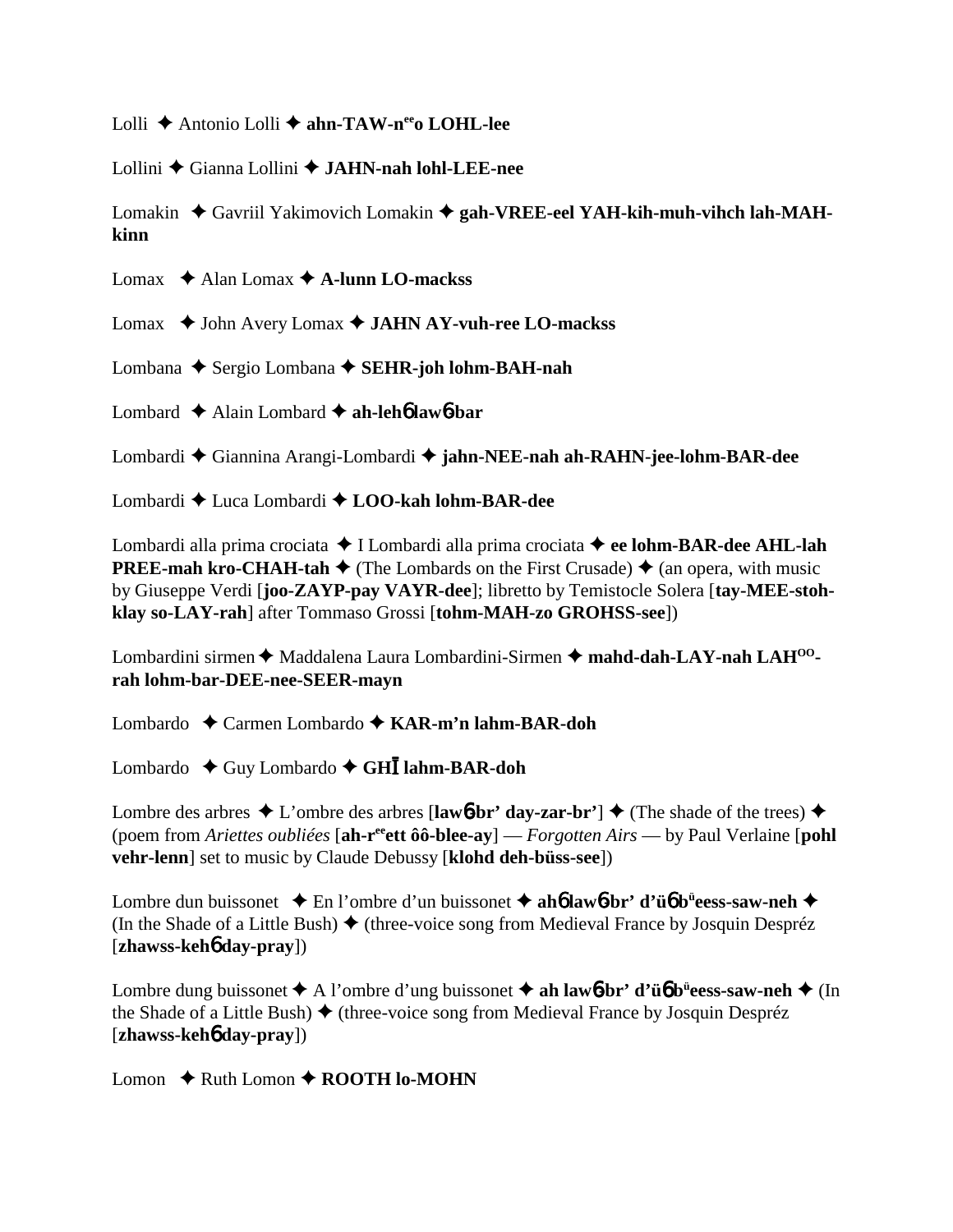Lolli ✦ Antonio Lolli ✦ **ahn-TAW-n**[ee]**o LOHL-lee**

Lollini ✦ Gianna Lollini ✦ **JAHN-nah lohl-LEE-nee**

Lomakin ✦ Gavriil Yakimovich Lomakin ✦ **gah-VREE-eel YAH-kih-muh-vihch lah-MAH-kinn**

Lomax ✦ Alan Lomax ✦ **A-lunn LO-mackss**

Lomax ✦ John Avery Lomax ✦ **JAHN AY-vuh-ree LO-mackss**

Lombana ✦ Sergio Lombana ✦ **SEHR-joh lohm-BAH-nah**

Lombard ✦ Alain Lombard ✦ **ah-leh6 law6-bar**

Lombardi ✦ Giannina Arangi-Lombardi ✦ **jahn-NEE-nah ah-RAHN-jee-lohm-BAR-dee**

Lombardi ✦ Luca Lombardi ✦ **LOO-kah lohm-BAR-dee**

Lombardi alla prima crociata ✦ I Lombardi alla prima crociata ✦ **ee lohm-BAR-dee AHL-lah PREE-mah kro-CHAH-tah** ✦ (The Lombards on the First Crusade) ✦ (an opera, with music by Giuseppe Verdi [**joo-ZAYP-pay VAYR-dee**]; libretto by Temistocle Solera [**tay-MEE-stoh-klay so-LAY-rah**] after Tommaso Grossi [**tohm-MAH-zo GROHSS-see**])

Lombardini sirmen ✦ Maddalena Laura Lombardini-Sirmen ✦ **mahd-dah-LAY-nah LAH**[OO]**-rah lohm-bar-DEE-nee-SEER-mayn**

Lombardo ✦ Carmen Lombardo ✦ **KAR-m'n lahm-BAR-doh**

Lombardo ✦ Guy Lombardo ✦ **GHĪ lahm-BAR-doh**

Lombre des arbres ✦ L'ombre des arbres [**law6-br' day-zar-br'**] ✦ (The shade of the trees) ✦ (poem from *Ariettes oubliées* [**ah-r**[ee]**ett ôô-blee-ay**] — *Forgotten Airs* — by Paul Verlaine [**pohl vehr-lenn**] set to music by Claude Debussy [**klohd deh-büss-see**])

Lombre dun buissonet ✦ En l'ombre d'un buissonet ✦ **ah6 law6-br' d'ü6 b**[ü]**eess-saw-neh** ✦ (In the Shade of a Little Bush) ✦ (three-voice song from Medieval France by Josquin Despréz [**zhawss-keh6 day-pray**])

Lombre dung buissonet ✦ A l'ombre d'ung buissonet ✦ **ah law6-br' d'ü6 b**[ü]**eess-saw-neh** ✦ (In the Shade of a Little Bush) ✦ (three-voice song from Medieval France by Josquin Despréz [**zhawss-keh6 day-pray**])

Lomon ✦ Ruth Lomon ✦ **ROOTH lo-MOHN**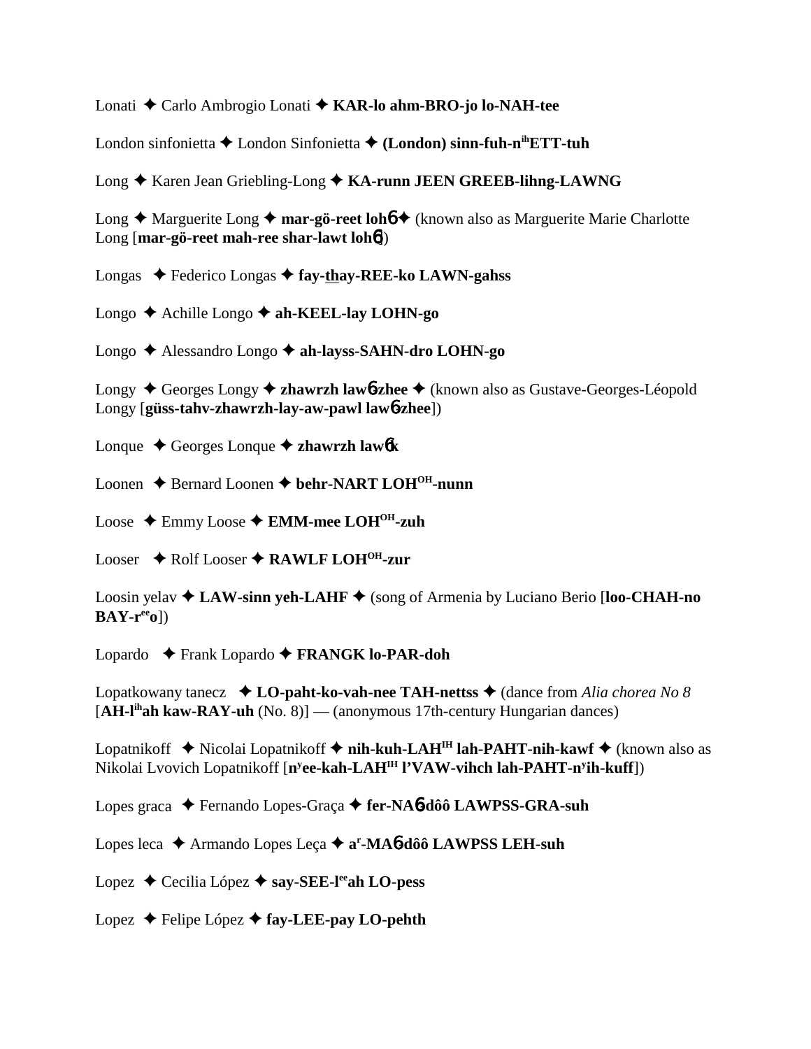Lonati ✦ Carlo Ambrogio Lonati ✦ **KAR-lo ahm-BRO-jo lo-NAH-tee**

London sinfonietta ✦ London Sinfonietta ✦ **(London) sinn-fuh-n[ih]ETT-tuh**

Long ✦ Karen Jean Griebling-Long ✦ **KA-runn JEEN GREEB-lihng-LAWNG**

Long ✦ Marguerite Long ✦ **mar-gö-reet loh6** ✦ (known also as Marguerite Marie Charlotte Long [**mar-gö-reet mah-ree shar-lawt loh6**])

Longas ✦ Federico Longas ✦ **fay-thay-REE-ko LAWN-gahss**

Longo ✦ Achille Longo ✦ **ah-KEEL-lay LOHN-go**

Longo ✦ Alessandro Longo ✦ **ah-layss-SAHN-dro LOHN-go**

Longy ✦ Georges Longy ✦ **zhawrzh law6-zhee** ✦ (known also as Gustave-Georges-Léopold Longy [**güss-tahv-zhawrzh-lay-aw-pawl law6-zhee**])

Lonque ✦ Georges Lonque ✦ **zhawrzh law6k**

Loonen ✦ Bernard Loonen ✦ **behr-NART LOH[OH]-nunn**

Loose ✦ Emmy Loose ✦ **EMM-mee LOH[OH]-zuh**

Looser ✦ Rolf Looser ✦ **RAWLF LOH[OH]-zur**

Loosin yelav ✦ **LAW-sinn yeh-LAHF** ✦ (song of Armenia by Luciano Berio [**loo-CHAH-no BAY-r[ee]o**])

Lopardo ✦ Frank Lopardo ✦ **FRANGK lo-PAR-doh**

Lopatkowany tanecz ✦ **LO-paht-ko-vah-nee TAH-nettss** ✦ (dance from *Alia chorea No 8* [**AH-l[ih]ah kaw-RAY-uh** (No. 8)] — (anonymous 17th-century Hungarian dances)

Lopatnikoff ✦ Nicolai Lopatnikoff ✦ **nih-kuh-LAH[IH] lah-PAHT-nih-kawf** ✦ (known also as Nikolai Lvovich Lopatnikoff [**n[y]ee-kah-LAH[IH] l'VAW-vihch lah-PAHT-n[y]ih-kuff**])

Lopes graca ✦ Fernando Lopes-Graça ✦ **fer-NA6-dôô LAWPSS-GRA-suh**

Lopes leca ✦ Armando Lopes Leça ✦ **a[r]-MA6-dôô LAWPSS LEH-suh**

Lopez ✦ Cecilia López ✦ **say-SEE-l[ee]ah LO-pess**

Lopez ✦ Felipe López ✦ **fay-LEE-pay LO-pehth**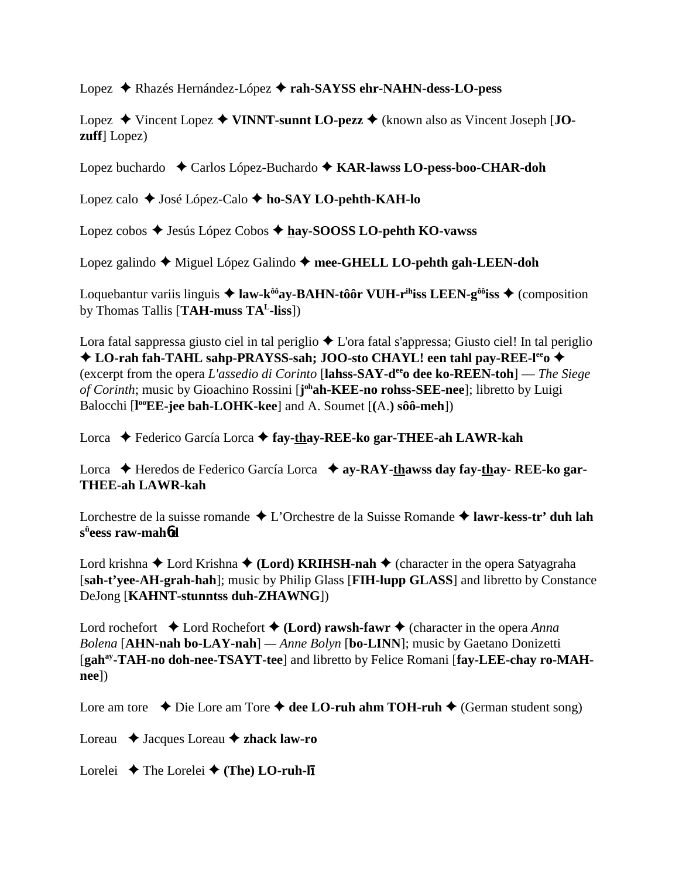Lopez ✦ Rhazés Hernández-López ✦ **rah-SAYSS ehr-NAHN-dess-LO-pess**

Lopez ✦ Vincent Lopez ✦ **VINNT-sunnt LO-pezz** ✦ (known also as Vincent Joseph [**JO-zuff**] Lopez)

Lopez buchardo ✦ Carlos López-Buchardo ✦ **KAR-lawss LO-pess-boo-CHAR-doh**

Lopez calo ✦ José López-Calo ✦ **ho-SAY LO-pehth-KAH-lo**

Lopez cobos ✦ Jesús López Cobos ✦ **hay-SOOSS LO-pehth KO-vawss**

Lopez galindo ✦ Miguel López Galindo ✦ **mee-GHELL LO-pehth gah-LEEN-doh**

Loquebantur variis linguis ✦ **law-k[ôô]ay-BAHN-tôôr VUH-r[ih]iss LEEN-g[ôô]iss** ✦ (composition by Thomas Tallis [**TAH-muss TA[L]-liss**])

Lora fatal sappressa giusto ciel in tal periglio ✦ L'ora fatal s'appressa; Giusto ciel! In tal periglio ✦ **LO-rah fah-TAHL sahp-PRAYSS-sah; JOO-sto CHAYL! een tahl pay-REE-l[ee]o** ✦ (excerpt from the opera *L'assedio di Corinto* [**lahss-SAY-d[ee]o dee ko-REEN-toh**] — *The Siege of Corinth*; music by Gioachino Rossini [**j[oh]ah-KEE-no rohss-SEE-nee**]; libretto by Luigi Balocchi [**l[oo]EE-jee bah-LOHK-kee**] and A. Soumet [(A.) **sôô-meh**])

Lorca ✦ Federico García Lorca ✦ **fay-thay-REE-ko gar-THEE-ah LAWR-kah**

Lorca ✦ Heredos de Federico García Lorca ✦ **ay-RAY-thawss day fay-thay- REE-ko gar-THEE-ah LAWR-kah**

Lorchestre de la suisse romande ✦ L'Orchestre de la Suisse Romande ✦ **lawr-kess-tr' duh lah s[ü]eess raw-mahd**

Lord krishna ✦ Lord Krishna ✦ **(Lord) KRIHSH-nah** ✦ (character in the opera Satyagraha [**sah-t'yee-AH-grah-hah**]; music by Philip Glass [**FIH-lupp GLASS**] and libretto by Constance DeJong [**KAHNT-stunntss duh-ZHAWNG**])

Lord rochefort ✦ Lord Rochefort ✦ **(Lord) rawsh-fawr** ✦ (character in the opera *Anna Bolena* [**AHN-nah bo-LAY-nah**] — *Anne Bolyn* [**bo-LINN**]; music by Gaetano Donizetti [**gah[ay]-TAH-no doh-nee-TSAYT-tee**] and libretto by Felice Romani [**fay-LEE-chay ro-MAH-nee**])

Lore am tore ✦ Die Lore am Tore ✦ **dee LO-ruh ahm TOH-ruh** ✦ (German student song)

Loreau ✦ Jacques Loreau ✦ **zhack law-ro**

Lorelei ✦ The Lorelei ✦ **(The) LO-ruh-lī**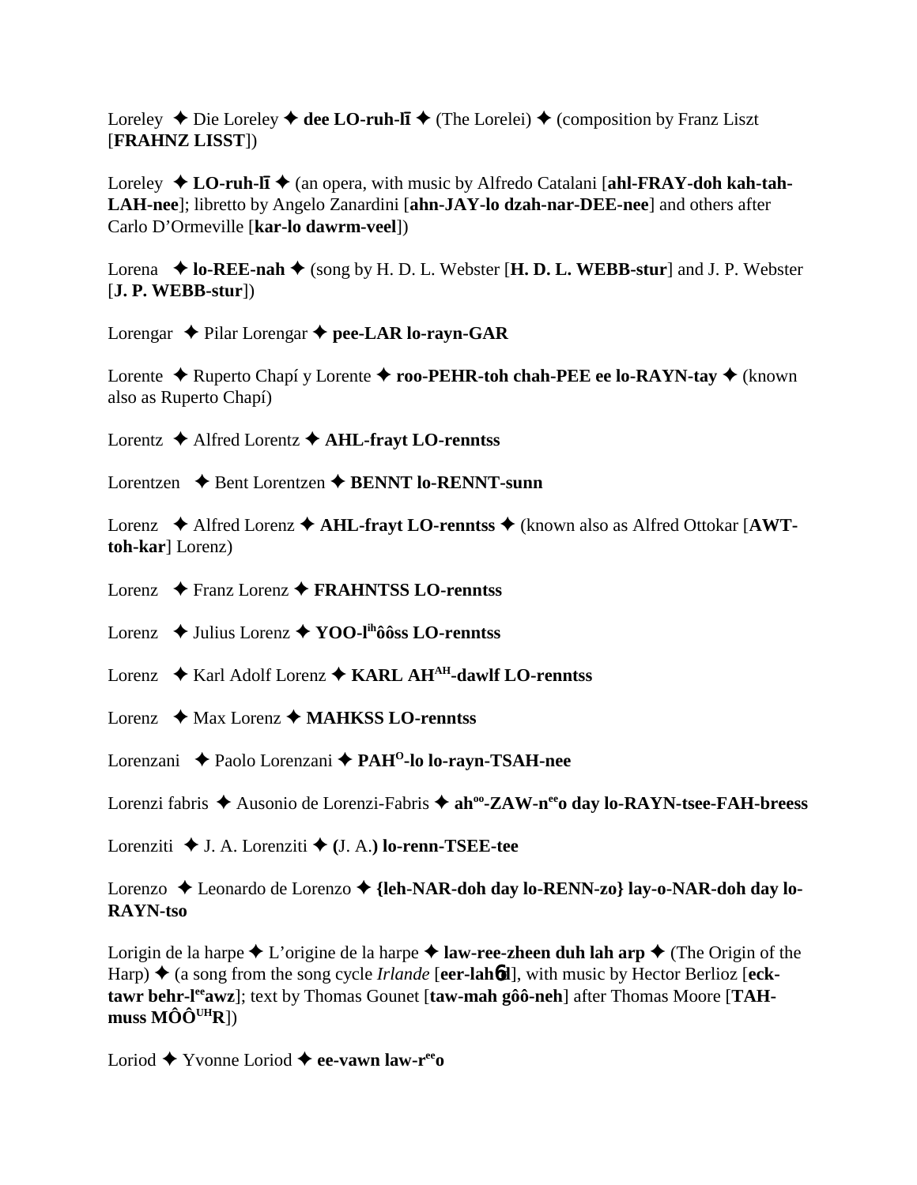Loreley ✦ Die Loreley ✦ **dee LO-ruh-lī** ✦ (The Lorelei) ✦ (composition by Franz Liszt [**FRAHNZ LISST**])

Loreley ✦ **LO-ruh-lī** ✦ (an opera, with music by Alfredo Catalani [**ahl-FRAY-doh kah-tah-LAH-nee**]; libretto by Angelo Zanardini [**ahn-JAY-lo dzah-nar-DEE-nee**] and others after Carlo D'Ormeville [**kar-lo dawrm-veel**])

Lorena ✦ **lo-REE-nah** ✦ (song by H. D. L. Webster [**H. D. L. WEBB-stur**] and J. P. Webster [**J. P. WEBB-stur**])

Lorengar ✦ Pilar Lorengar ✦ **pee-LAR lo-rayn-GAR**

Lorente ✦ Ruperto Chapí y Lorente ✦ **roo-PEHR-toh chah-PEE ee lo-RAYN-tay** ✦ (known also as Ruperto Chapí)

Lorentz ✦ Alfred Lorentz ✦ **AHL-frayt LO-renntss**

Lorentzen ✦ Bent Lorentzen ✦ **BENNT lo-RENNT-sunn**

Lorenz ✦ Alfred Lorenz ✦ **AHL-frayt LO-renntss** ✦ (known also as Alfred Ottokar [**AWT-toh-kar**] Lorenz)

Lorenz ✦ Franz Lorenz ✦ **FRAHNTSS LO-renntss**

Lorenz ✦ Julius Lorenz ✦ **YOO-l**[ih]**ôôss LO-renntss**

Lorenz ✦ Karl Adolf Lorenz ✦ **KARL AH**[AH]**-dawlf LO-renntss**

Lorenz ✦ Max Lorenz ✦ **MAHKSS LO-renntss**

Lorenzani ✦ Paolo Lorenzani ✦ **PAH**[O]**-lo lo-rayn-TSAH-nee**

Lorenzi fabris ✦ Ausonio de Lorenzi-Fabris ✦ **ah**[oo]**-ZAW-n**[ee]**o day lo-RAYN-tsee-FAH-breess**

Lorenziti ✦ J. A. Lorenziti ✦ **(**J. A.**) lo-renn-TSEE-tee**

Lorenzo ✦ Leonardo de Lorenzo ✦ **{leh-NAR-doh day lo-RENN-zo} lay-o-NAR-doh day lo-RAYN-tso**

Lorigin de la harpe ✦ L'origine de la harpe ✦ **law-ree-zheen duh lah arp** ✦ (The Origin of the Harp) ✦ (a song from the song cycle *Irlande* [**eer-lahɲd**], with music by Hector Berlioz [**eck-tawr behr-l**[ee]**awz**]; text by Thomas Gounet [**taw-mah gôô-neh**] after Thomas Moore [**TAH-muss MÔÔ**[UH]**R**])

Loriod ✦ Yvonne Loriod ✦ **ee-vawn law-r**[ee]**o**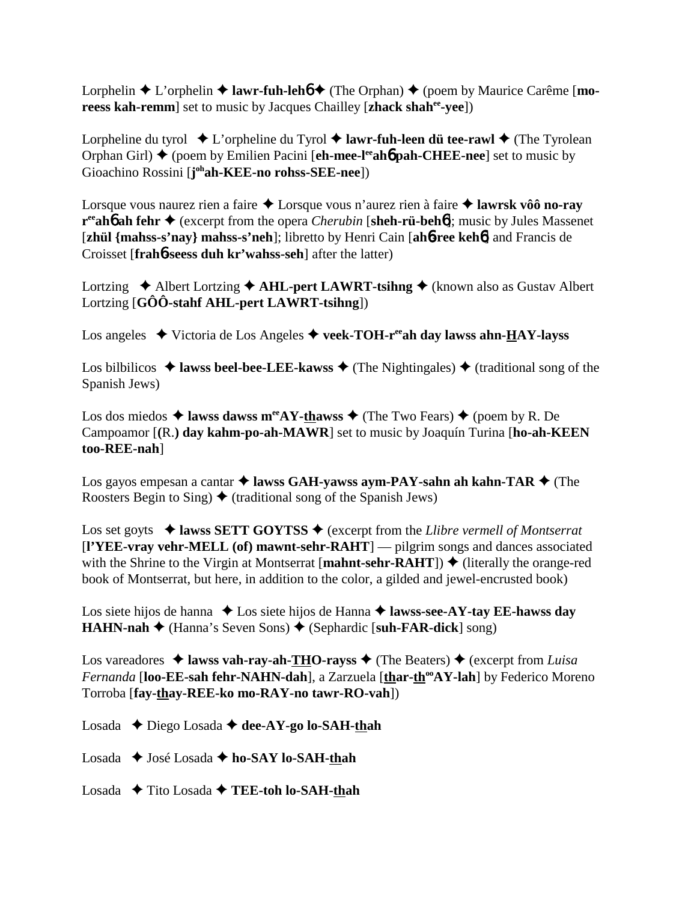Lorphelin ✦ L'orphelin ✦ **lawr-fuh-lehɓ** ✦ (The Orphan) ✦ (poem by Maurice Carême [**mo-reess kah-remm**] set to music by Jacques Chailley [**zhack shah[ee]-yee**])

Lorpheline du tyrol ✦ L'orpheline du Tyrol ✦ **lawr-fuh-leen dü tee-rawl** ✦ (The Tyrolean Orphan Girl) ✦ (poem by Emilien Pacini [**eh-mee-l[ee]ahɓ pah-CHEE-nee**] set to music by Gioachino Rossini [**j[oh]ah-KEE-no rohss-SEE-nee**])

Lorsque vous naurez rien a faire ✦ Lorsque vous n'aurez rien à faire ✦ **lawrsk vôô no-ray r[ee]ahɓ ah fehr** ✦ (excerpt from the opera *Cherubin* [**sheh-rü-behɓ**]; music by Jules Massenet [**zhül {mahss-s'nay} mahss-s'neh**]; libretto by Henri Cain [**ahɓ-ree kehɓ**] and Francis de Croisset [**frahɓ-seess duh kr'wahss-seh**] after the latter)

Lortzing ✦ Albert Lortzing ✦ **AHL-pert LAWRT-tsihng** ✦ (known also as Gustav Albert Lortzing [**GÔÔ-stahf AHL-pert LAWRT-tsihng**])

Los angeles ✦ Victoria de Los Angeles ✦ **veek-TOH-r[ee]ah day lawss ahn-HAY-layss**

Los bilbilicos ✦ **lawss beel-bee-LEE-kawss** ✦ (The Nightingales) ✦ (traditional song of the Spanish Jews)

Los dos miedos ✦ **lawss dawss m[ee]AY-thawss** ✦ (The Two Fears) ✦ (poem by R. De Campoamor [**(R.) day kahm-po-ah-MAWR**] set to music by Joaquín Turina [**ho-ah-KEEN too-REE-nah**]

Los gayos empesan a cantar ✦ **lawss GAH-yawss aym-PAY-sahn ah kahn-TAR** ✦ (The Roosters Begin to Sing) ✦ (traditional song of the Spanish Jews)

Los set goyts ✦ **lawss SETT GOYTSS** ✦ (excerpt from the *Llibre vermell of Montserrat* [**l'YEE-vray vehr-MELL (of) mawnt-sehr-RAHT**] — pilgrim songs and dances associated with the Shrine to the Virgin at Montserrat [**mahnt-sehr-RAHT**]) ✦ (literally the orange-red book of Montserrat, but here, in addition to the color, a gilded and jewel-encrusted book)

Los siete hijos de hanna ✦ Los siete hijos de Hanna ✦ **lawss-see-AY-tay EE-hawss day HAHN-nah** ✦ (Hanna's Seven Sons) ✦ (Sephardic [**suh-FAR-dick**] song)

Los vareadores ✦ **lawss vah-ray-ah-THO-rayss** ✦ (The Beaters) ✦ (excerpt from *Luisa Fernanda* [**loo-EE-sah fehr-NAHN-dah**], a Zarzuela [**thar-th[oo]AY-lah**] by Federico Moreno Torroba [**fay-thay-REE-ko mo-RAY-no tawr-RO-vah**])

Losada ✦ Diego Losada ✦ **dee-AY-go lo-SAH-thah**

Losada ✦ José Losada ✦ **ho-SAY lo-SAH-thah**

Losada ✦ Tito Losada ✦ **TEE-toh lo-SAH-thah**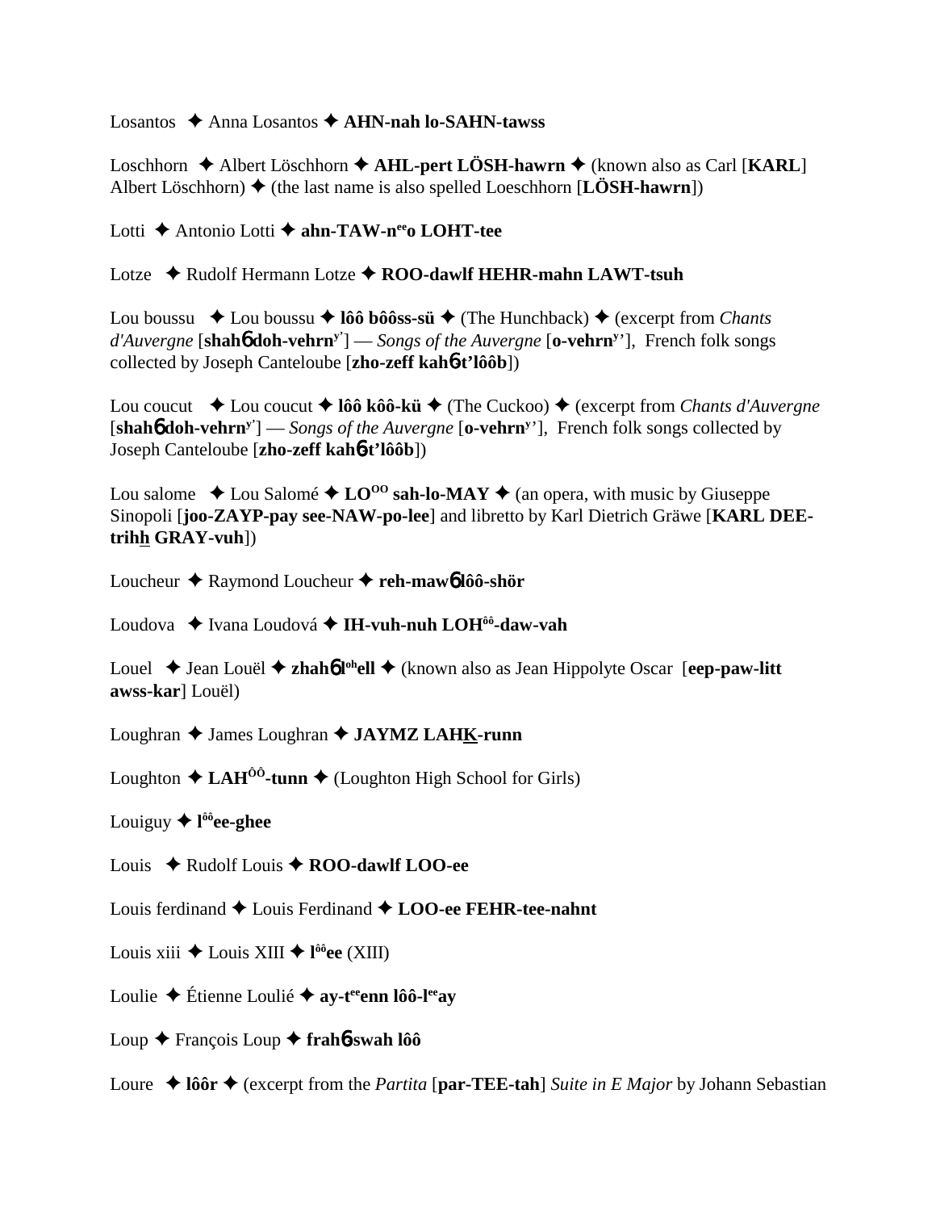Losantos ✦ Anna Losantos ✦ **AHN-nah lo-SAHN-tawss**

Loschhorn ✦ Albert Löschhorn ✦ **AHL-pert LÖSH-hawrn** ✦ (known also as Carl [**KARL**] Albert Löschhorn) ✦ (the last name is also spelled Loeschhorn [**LÖSH-hawrn**])

Lotti ✦ Antonio Lotti ✦ **ahn-TAW-n^ee^o LOHT-tee**

Lotze ✦ Rudolf Hermann Lotze ✦ **ROO-dawlf HEHR-mahn LAWT-tsuh**

Lou boussu ✦ Lou boussu ✦ **lôô bôôss-sü** ✦ (The Hunchback) ✦ (excerpt from *Chants d'Auvergne* [**shah6 doh-vehrn^y'**] — *Songs of the Auvergne* [**o-vehrn^y'**], French folk songs collected by Joseph Canteloube [**zho-zeff kah6-t'lôôb**])

Lou coucut ✦ Lou coucut ✦ **lôô kôô-kü** ✦ (The Cuckoo) ✦ (excerpt from *Chants d'Auvergne* [**shah6 doh-vehrn^y'**] — *Songs of the Auvergne* [**o-vehrn^y'**], French folk songs collected by Joseph Canteloube [**zho-zeff kah6-t'lôôb**])

Lou salome ✦ Lou Salomé ✦ **LO^OO sah-lo-MAY** ✦ (an opera, with music by Giuseppe Sinopoli [**joo-ZAYP-pay see-NAW-po-lee**] and libretto by Karl Dietrich Gräwe [**KARL DEE-trihh GRAY-vuh**])

Loucheur ✦ Raymond Loucheur ✦ **reh-maw6 lôô-shör**

Loudova ✦ Ivana Loudová ✦ **IH-vuh-nuh LOH^ôô-daw-vah**

Louel ✦ Jean Louël ✦ **zhah6 l^oh ell** ✦ (known also as Jean Hippolyte Oscar [**eep-paw-litt awss-kar**] Louël)

Loughran ✦ James Loughran ✦ **JAYMZ LAHK-runn**

Loughton ✦ **LAH^ÔÔ-tunn** ✦ (Loughton High School for Girls)

Louiguy ✦ **l^ôô ee-ghee**

Louis ✦ Rudolf Louis ✦ **ROO-dawlf LOO-ee**

Louis ferdinand ✦ Louis Ferdinand ✦ **LOO-ee FEHR-tee-nahnt**

Louis xiii ✦ Louis XIII ✦ **l^ôô ee** (XIII)

Loulie ✦ Étienne Loulié ✦ **ay-t^ee enn lôô-l^ee ay**

Loup ✦ François Loup ✦ **frah6-swah lôô**

Loure ✦ **lôôr** ✦ (excerpt from the *Partita* [**par-TEE-tah**] *Suite in E Major* by Johann Sebastian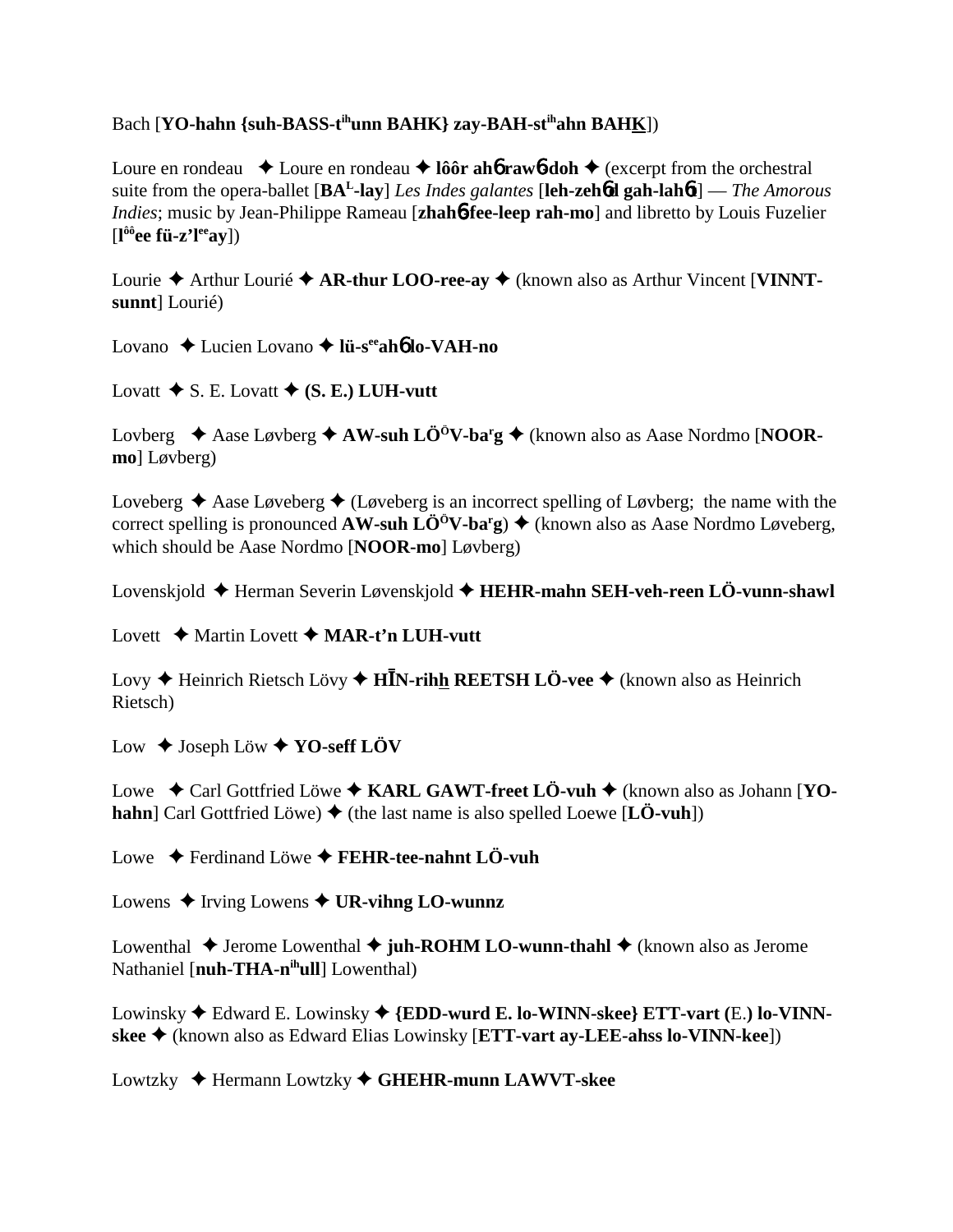Bach [**YO-hahn {suh-BASS-t**[ih]**unn BAHK} zay-BAH-st**[ih]**ahn BAHK**])

Loure en rondeau ✦ Loure en rondeau ✦ **lôôr ah**6 **raw**6**-doh** ✦ (excerpt from the orchestral suite from the opera-ballet [**BA**[L]**-lay**] *Les Indes galantes* [**leh-zeh**6**d gah-lah**6**t**] — *The Amorous Indies*; music by Jean-Philippe Rameau [**zhah**6**-fee-leep rah-mo**] and libretto by Louis Fuzelier [**l**[ôô]**ee fü-z'l**[ee]**ay**])

Lourie ✦ Arthur Lourié ✦ **AR-thur LOO-ree-ay** ✦ (known also as Arthur Vincent [**VINNT-sunnt**] Lourié)

Lovano ✦ Lucien Lovano ✦ **lü-s**[ee]**ah**6 **lo-VAH-no**

Lovatt ✦ S. E. Lovatt ✦ **(S. E.) LUH-vutt**

Lovberg ✦ Aase Løvberg ✦ **AW-suh LÖ**[Ö]**V-ba**[r]**g** ✦ (known also as Aase Nordmo [**NOOR-mo**] Løvberg)

Loveberg ✦ Aase Løveberg ✦ (Løveberg is an incorrect spelling of Løvberg; the name with the correct spelling is pronounced **AW-suh LÖ**[Ö]**V-ba**[r]**g**) ✦ (known also as Aase Nordmo Løveberg, which should be Aase Nordmo [**NOOR-mo**] Løvberg)

Lovenskjold ✦ Herman Severin Løvenskjold ✦ **HEHR-mahn SEH-veh-reen LÖ-vunn-shawl**

Lovett ✦ Martin Lovett ✦ **MAR-t'n LUH-vutt**

Lovy ✦ Heinrich Rietsch Lövy ✦ **HĪN-rihh̲ REETSH LÖ-vee** ✦ (known also as Heinrich Rietsch)

Low ✦ Joseph Löw ✦ **YO-seff LÖV**

Lowe ✦ Carl Gottfried Löwe ✦ **KARL GAWT-freet LÖ-vuh** ✦ (known also as Johann [**YO-hahn**] Carl Gottfried Löwe) ✦ (the last name is also spelled Loewe [**LÖ-vuh**])

Lowe ✦ Ferdinand Löwe ✦ **FEHR-tee-nahnt LÖ-vuh**

Lowens ✦ Irving Lowens ✦ **UR-vihng LO-wunnz**

Lowenthal ✦ Jerome Lowenthal ✦ **juh-ROHM LO-wunn-thahl** ✦ (known also as Jerome Nathaniel [**nuh-THA-n**[ih]**ull**] Lowenthal)

Lowinsky ✦ Edward E. Lowinsky ✦ **{EDD-wurd E. lo-WINN-skee} ETT-vart (**E.**) lo-VINN-skee** ✦ (known also as Edward Elias Lowinsky [**ETT-vart ay-LEE-ahss lo-VINN-kee**])

Lowtzky ✦ Hermann Lowtzky ✦ **GHEHR-munn LAWVT-skee**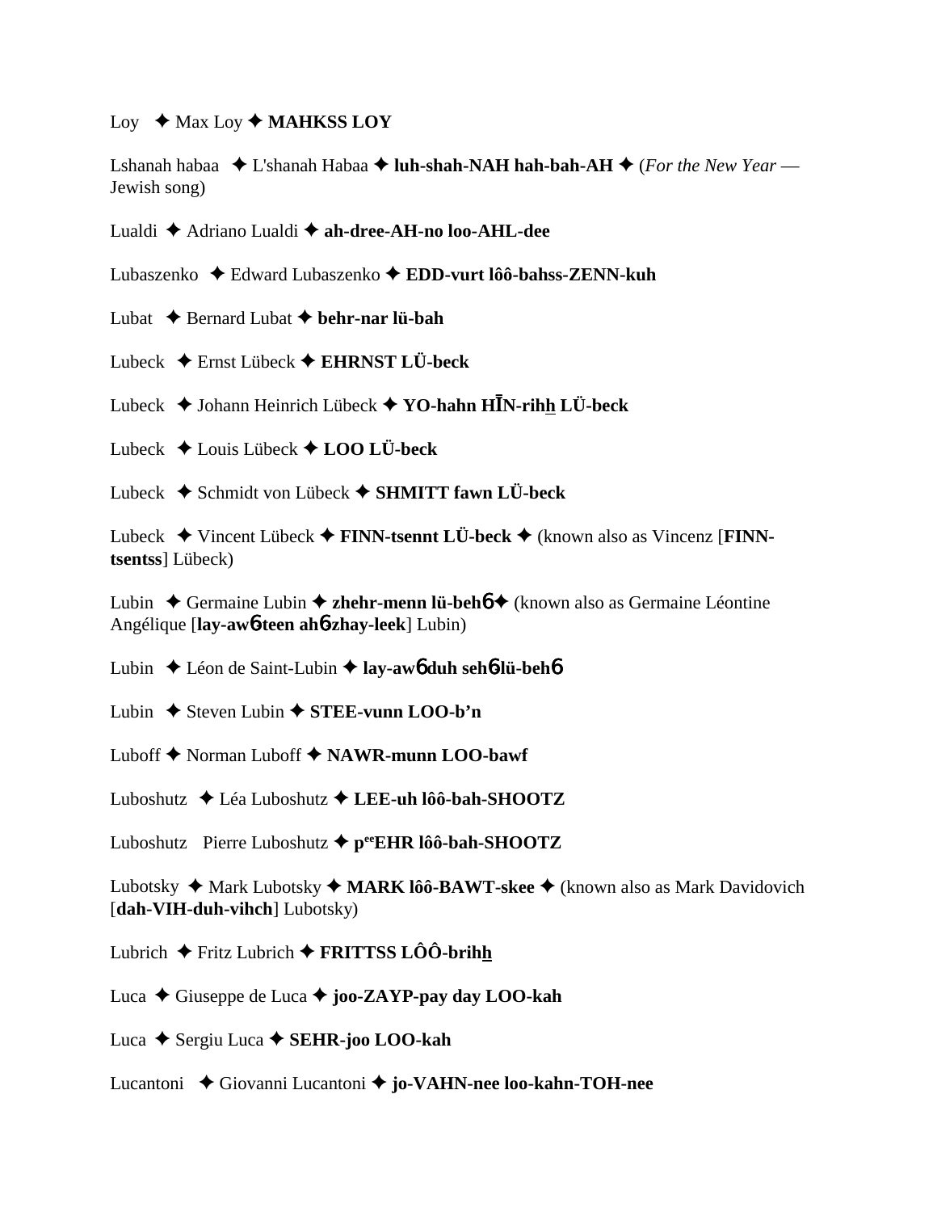Loy ✦ Max Loy ✦ **MAHKSS LOY**

Lshanah habaa ✦ L'shanah Habaa ✦ **luh-shah-NAH hah-bah-AH** ✦ (*For the New Year* — Jewish song)

Lualdi ✦ Adriano Lualdi ✦ **ah-dree-AH-no loo-AHL-dee**

Lubaszenko ✦ Edward Lubaszenko ✦ **EDD-vurt lôô-bahss-ZENN-kuh**

Lubat ✦ Bernard Lubat ✦ **behr-nar lü-bah**

Lubeck ✦ Ernst Lübeck ✦ **EHRNST LÜ-beck**

Lubeck ✦ Johann Heinrich Lübeck ✦ **YO-hahn HĪN-rihh LÜ-beck**

Lubeck ✦ Louis Lübeck ✦ **LOO LÜ-beck**

Lubeck ✦ Schmidt von Lübeck ✦ **SHMITT fawn LÜ-beck**

Lubeck ✦ Vincent Lübeck ✦ **FINN-tsennt LÜ-beck** ✦ (known also as Vincenz [**FINN-tsentss**] Lübeck)

Lubin ✦ Germaine Lubin ✦ **zhehr-menn lü-behɓ** ✦ (known also as Germaine Léontine Angélique [**lay-awɓ-teen ahɓ-zhay-leek**] Lubin)

Lubin ✦ Léon de Saint-Lubin ✦ **lay-awɓ duh sehɓ-lü-behɓ**

Lubin ✦ Steven Lubin ✦ **STEE-vunn LOO-b'n**

Luboff ✦ Norman Luboff ✦ **NAWR-munn LOO-bawf**

Luboshutz ✦ Léa Luboshutz ✦ **LEE-uh lôô-bah-SHOOTZ**

Luboshutz Pierre Luboshutz ✦ **p[ee]EHR lôô-bah-SHOOTZ**

Lubotsky ✦ Mark Lubotsky ✦ **MARK lôô-BAWT-skee** ✦ (known also as Mark Davidovich [**dah-VIH-duh-vihch**] Lubotsky)

Lubrich ✦ Fritz Lubrich ✦ **FRITTSS LÔÔ-brihh**

Luca ✦ Giuseppe de Luca ✦ **joo-ZAYP-pay day LOO-kah**

Luca ✦ Sergiu Luca ✦ **SEHR-joo LOO-kah**

Lucantoni ✦ Giovanni Lucantoni ✦ **jo-VAHN-nee loo-kahn-TOH-nee**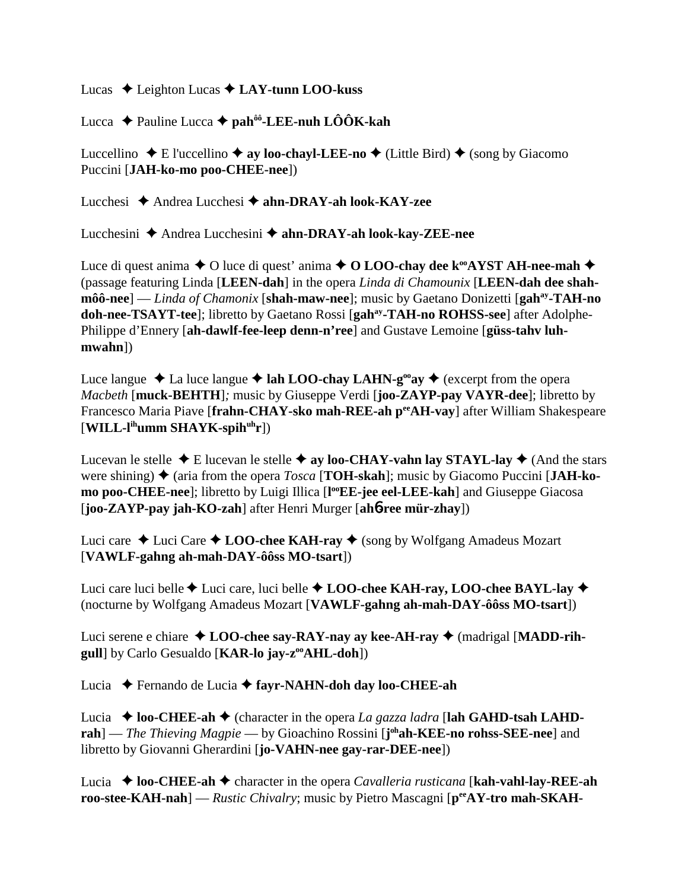Lucas ✦ Leighton Lucas ✦ **LAY-tunn LOO-kuss**

Lucca ✦ Pauline Lucca ✦ **pah^ôô^-LEE-nuh LÔÔK-kah**

Luccellino ✦ E l'uccellino ✦ **ay loo-chayl-LEE-no** ✦ (Little Bird) ✦ (song by Giacomo Puccini [**JAH-ko-mo poo-CHEE-nee**])

Lucchesi ✦ Andrea Lucchesi ✦ **ahn-DRAY-ah look-KAY-zee**

Lucchesini ✦ Andrea Lucchesini ✦ **ahn-DRAY-ah look-kay-ZEE-nee**

Luce di quest anima ✦ O luce di quest' anima ✦ **O LOO-chay dee k^oo^AYST AH-nee-mah** ✦ (passage featuring Linda [**LEEN-dah**] in the opera *Linda di Chamounix* [**LEEN-dah dee shah-môô-nee**] — *Linda of Chamonix* [**shah-maw-nee**]; music by Gaetano Donizetti [**gah^ay^-TAH-no doh-nee-TSAYT-tee**]; libretto by Gaetano Rossi [**gah^ay^-TAH-no ROHSS-see**] after Adolphe-Philippe d'Ennery [**ah-dawlf-fee-leep denn-n'ree**] and Gustave Lemoine [**güss-tahv luh-mwahn**])

Luce langue ✦ La luce langue ✦ **lah LOO-chay LAHN-g^oo^ay** ✦ (excerpt from the opera *Macbeth* [**muck-BEHTH**]*;* music by Giuseppe Verdi [**joo-ZAYP-pay VAYR-dee**]; libretto by Francesco Maria Piave [**frahn-CHAY-sko mah-REE-ah p^ee^AH-vay**] after William Shakespeare [**WILL-l^ih^umm SHAYK-spih^uh^r**])

Lucevan le stelle ✦ E lucevan le stelle ✦ **ay loo-CHAY-vahn lay STAYL-lay** ✦ (And the stars were shining) ✦ (aria from the opera *Tosca* [**TOH-skah**]; music by Giacomo Puccini [**JAH-ko-mo poo-CHEE-nee**]; libretto by Luigi Illica [**l^oo^EE-jee eel-LEE-kah**] and Giuseppe Giacosa [**joo-ZAYP-pay jah-KO-zah**] after Henri Murger [**ahɴ-ree mür-zhay**])

Luci care ✦ Luci Care ✦ **LOO-chee KAH-ray** ✦ (song by Wolfgang Amadeus Mozart [**VAWLF-gahng ah-mah-DAY-ôôss MO-tsart**])

Luci care luci belle ✦ Luci care, luci belle ✦ **LOO-chee KAH-ray, LOO-chee BAYL-lay** ✦ (nocturne by Wolfgang Amadeus Mozart [**VAWLF-gahng ah-mah-DAY-ôôss MO-tsart**])

Luci serene e chiare ✦ **LOO-chee say-RAY-nay ay kee-AH-ray** ✦ (madrigal [**MADD-rih-gull**] by Carlo Gesualdo [**KAR-lo jay-z^oo^AHL-doh**])

Lucia ✦ Fernando de Lucia ✦ **fayr-NAHN-doh day loo-CHEE-ah**

Lucia ✦ **loo-CHEE-ah** ✦ (character in the opera *La gazza ladra* [**lah GAHD-tsah LAHD-rah**] — *The Thieving Magpie* — by Gioachino Rossini [**j^oh^ah-KEE-no rohss-SEE-nee**] and libretto by Giovanni Gherardini [**jo-VAHN-nee gay-rar-DEE-nee**])

Lucia ✦ **loo-CHEE-ah** ✦ character in the opera *Cavalleria rusticana* [**kah-vahl-lay-REE-ah roo-stee-KAH-nah**] — *Rustic Chivalry*; music by Pietro Mascagni [**p^ee^AY-tro mah-SKAH-**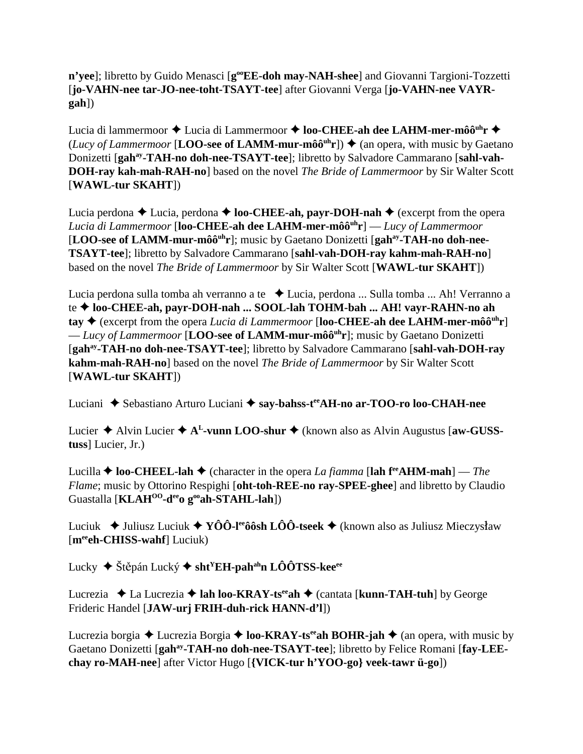**n'yee**]; libretto by Guido Menasci [**g$^{oo}$EE-doh may-NAH-shee**] and Giovanni Targioni-Tozzetti [**jo-VAHN-nee tar-JO-nee-toht-TSAYT-tee**] after Giovanni Verga [**jo-VAHN-nee VAYR-gah**])

Lucia di lammermoor ✦ Lucia di Lammermoor ✦ **loo-CHEE-ah dee LAHM-mer-môô$^{uh}$r** ✦ (*Lucy of Lammermoor* [**LOO-see of LAMM-mur-môô$^{uh}$r**]) ✦ (an opera, with music by Gaetano Donizetti [**gah$^{ay}$-TAH-no doh-nee-TSAYT-tee**]; libretto by Salvadore Cammarano [**sahl-vah-DOH-ray kah-mah-RAH-no**] based on the novel *The Bride of Lammermoor* by Sir Walter Scott [**WAWL-tur SKAHT**])

Lucia perdona ✦ Lucia, perdona ✦ **loo-CHEE-ah, payr-DOH-nah** ✦ (excerpt from the opera *Lucia di Lammermoor* [**loo-CHEE-ah dee LAHM-mer-môô$^{uh}$r**] — *Lucy of Lammermoor* [**LOO-see of LAMM-mur-môô$^{uh}$r**]; music by Gaetano Donizetti [**gah$^{ay}$-TAH-no doh-nee-TSAYT-tee**]; libretto by Salvadore Cammarano [**sahl-vah-DOH-ray kahm-mah-RAH-no**] based on the novel *The Bride of Lammermoor* by Sir Walter Scott [**WAWL-tur SKAHT**])

Lucia perdona sulla tomba ah verranno a te ✦ Lucia, perdona ... Sulla tomba ... Ah! Verranno a te ✦ **loo-CHEE-ah, payr-DOH-nah ... SOOL-lah TOHM-bah ... AH! vayr-RAHN-no ah tay** ✦ (excerpt from the opera *Lucia di Lammermoor* [**loo-CHEE-ah dee LAHM-mer-môô$^{uh}$r**] — *Lucy of Lammermoor* [**LOO-see of LAMM-mur-môô$^{uh}$r**]; music by Gaetano Donizetti [**gah$^{ay}$-TAH-no doh-nee-TSAYT-tee**]; libretto by Salvadore Cammarano [**sahl-vah-DOH-ray kahm-mah-RAH-no**] based on the novel *The Bride of Lammermoor* by Sir Walter Scott [**WAWL-tur SKAHT**])

Luciani ✦ Sebastiano Arturo Luciani ✦ **say-bahss-t$^{ee}$AH-no ar-TOO-ro loo-CHAH-nee**

Lucier ✦ Alvin Lucier ✦ **A$^{L}$-vunn LOO-shur** ✦ (known also as Alvin Augustus [**aw-GUSS-tuss**] Lucier, Jr.)

Lucilla ✦ **loo-CHEEL-lah** ✦ (character in the opera *La fiamma* [**lah f$^{ee}$AHM-mah**] — *The Flame*; music by Ottorino Respighi [**oht-toh-REE-no ray-SPEE-ghee**] and libretto by Claudio Guastalla [**KLAH$^{OO}$-d$^{ee}$o g$^{oo}$ah-STAHL-lah**])

Luciuk ✦ Juliusz Luciuk ✦ **YÔÔ-l$^{ee}$ôôsh LÔÔ-tseek** ✦ (known also as Juliusz Mieczysław [**m$^{ee}$eh-CHISS-wahf**] Luciuk)

Lucky ✦ Štěpán Lucký ✦ **sht$^{Y}$EH-pah$^{ah}$n LÔÔTSS-kee$^{ee}$**

Lucrezia ✦ La Lucrezia ✦ **lah loo-KRAY-ts$^{ee}$ah** ✦ (cantata [**kunn-TAH-tuh**] by George Frideric Handel [**JAW-urj FRIH-duh-rick HANN-d'l**])

Lucrezia borgia ✦ Lucrezia Borgia ✦ **loo-KRAY-ts$^{ee}$ah BOHR-jah** ✦ (an opera, with music by Gaetano Donizetti [**gah$^{ay}$-TAH-no doh-nee-TSAYT-tee**]; libretto by Felice Romani [**fay-LEE-chay ro-MAH-nee**] after Victor Hugo [**{VICK-tur h'YOO-go} veek-tawr ü-go**])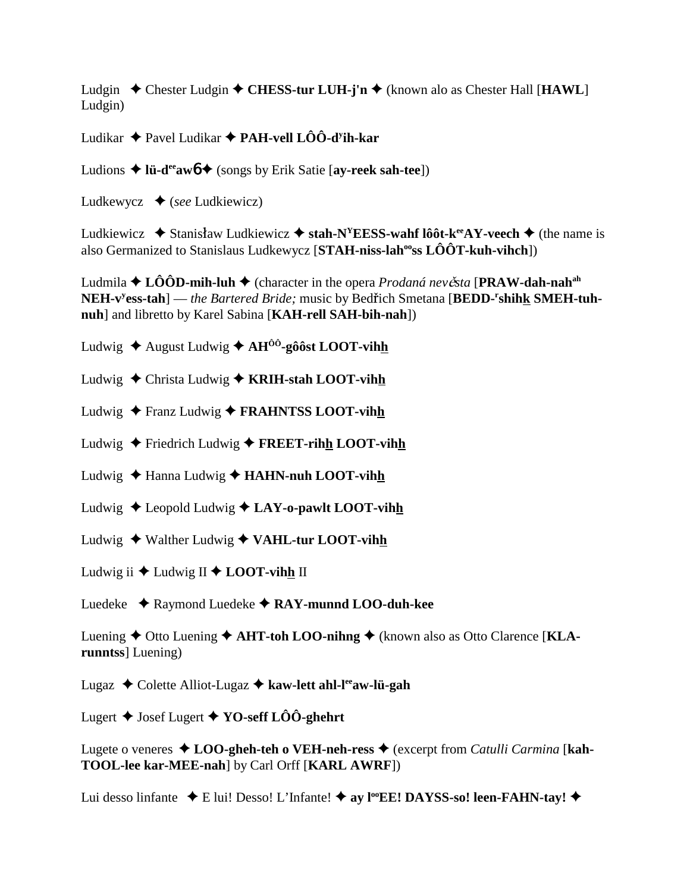Ludgin ✦ Chester Ludgin ✦ **CHESS-tur LUH-j'n** ✦ (known alo as Chester Hall [**HAWL**] Ludgin)

Ludikar ✦ Pavel Ludikar ✦ **PAH-vell LÔÔ-dʸih-kar**

Ludions ✦ **lü-dᵉᵉawɓ** ✦ (songs by Erik Satie [**ay-reek sah-tee**])

Ludkewycz ✦ (*see* Ludkiewicz)

Ludkiewicz ✦ Stanisław Ludkiewicz ✦ **stah-NʸEESS-wahf lôôt-kᵉᵉAY-veech** ✦ (the name is also Germanized to Stanislaus Ludkewycz [**STAH-niss-lahᵒᵒss LÔÔT-kuh-vihch**])

Ludmila ✦ **LÔÔD-mih-luh** ✦ (character in the opera *Prodaná nevěsta* [**PRAW-dah-nahᵃʰ NEH-vʸess-tah**] — *the Bartered Bride;* music by Bedřich Smetana [**BEDD-ʳshihk SMEH-tuh-nuh**] and libretto by Karel Sabina [**KAH-rell SAH-bih-nah**])

Ludwig ✦ August Ludwig ✦ **AHᴼᴼ-gôôst LOOT-vihh**

Ludwig ✦ Christa Ludwig ✦ **KRIH-stah LOOT-vihh**

Ludwig ✦ Franz Ludwig ✦ **FRAHNTSS LOOT-vihh**

Ludwig ✦ Friedrich Ludwig ✦ **FREET-rihh LOOT-vihh**

Ludwig ✦ Hanna Ludwig ✦ **HAHN-nuh LOOT-vihh**

Ludwig ✦ Leopold Ludwig ✦ **LAY-o-pawlt LOOT-vihh**

Ludwig ✦ Walther Ludwig ✦ **VAHL-tur LOOT-vihh**

Ludwig ii ✦ Ludwig II ✦ **LOOT-vihh** II

Luedeke ✦ Raymond Luedeke ✦ **RAY-munnd LOO-duh-kee**

Luening ✦ Otto Luening ✦ **AHT-toh LOO-nihng** ✦ (known also as Otto Clarence [**KLA-runntss**] Luening)

Lugaz ✦ Colette Alliot-Lugaz ✦ **kaw-lett ahl-lᵉᵉaw-lü-gah**

Lugert ✦ Josef Lugert ✦ **YO-seff LÔÔ-ghehrt**

Lugete o veneres ✦ **LOO-gheh-teh o VEH-neh-ress** ✦ (excerpt from *Catulli Carmina* [**kah-TOOL-lee kar-MEE-nah**] by Carl Orff [**KARL AWRF**])

Lui desso linfante ✦ E lui! Desso! L'Infante! ✦ **ay lᵒᵒEE! DAYSS-so! leen-FAHN-tay!** ✦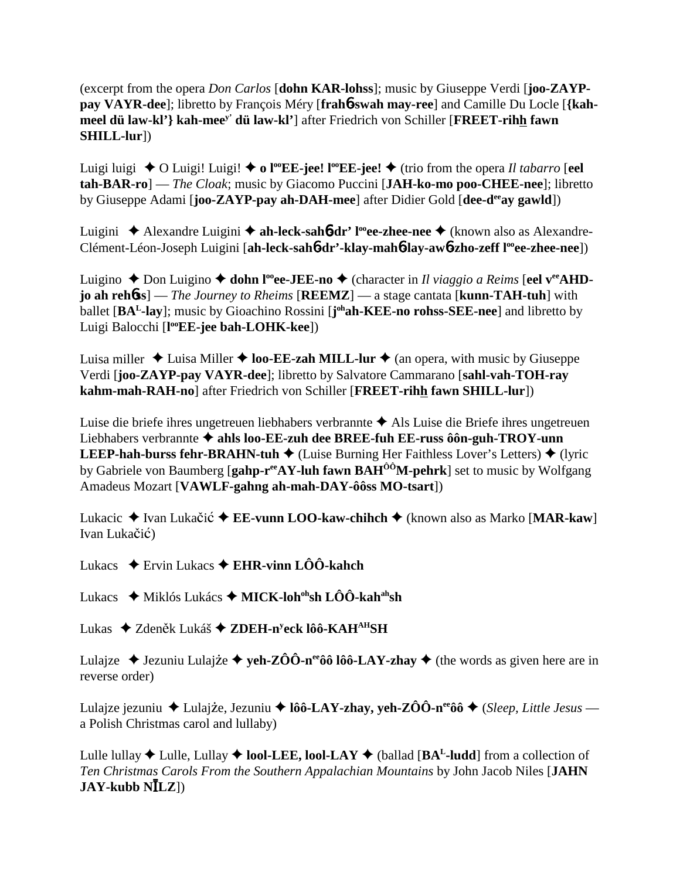(excerpt from the opera *Don Carlos* [**dohn KAR-lohss**]; music by Giuseppe Verdi [**joo-ZAYP-pay VAYR-dee**]; libretto by François Méry [**frahɓ-swah may-ree**] and Camille Du Locle [**{kah-meel dü law-kl'} kah-mee$^{y'}$ dü law-kl'**] after Friedrich von Schiller [**FREET-rihh fawn SHILL-lur**])

Luigi luigi ✦ O Luigi! Luigi! ✦ **o l$^{oo}$EE-jee! l$^{oo}$EE-jee!** ✦ (trio from the opera *Il tabarro* [**eel tah-BAR-ro**] — *The Cloak*; music by Giacomo Puccini [**JAH-ko-mo poo-CHEE-nee**]; libretto by Giuseppe Adami [**joo-ZAYP-pay ah-DAH-mee**] after Didier Gold [**dee-d$^{ee}$ay gawld**])

Luigini ✦ Alexandre Luigini ✦ **ah-leck-sahɓ-dr' l$^{oo}$ee-zhee-nee** ✦ (known also as Alexandre-Clément-Léon-Joseph Luigini [**ah-leck-sahɓ-dr'-klay-mahɓ-lay-awɓ-zho-zeff l$^{oo}$ee-zhee-nee**])

Luigino ✦ Don Luigino ✦ **dohn l$^{oo}$ee-JEE-no** ✦ (character in *Il viaggio a Reims* [**eel v$^{ee}$AHD-jo ah rehɓss**] — *The Journey to Rheims* [**REEMZ**] — a stage cantata [**kunn-TAH-tuh**] with ballet [**BA$^{L}$-lay**]; music by Gioachino Rossini [**j$^{oh}$ah-KEE-no rohss-SEE-nee**] and libretto by Luigi Balocchi [**l$^{oo}$EE-jee bah-LOHK-kee**])

Luisa miller ✦ Luisa Miller ✦ **loo-EE-zah MILL-lur** ✦ (an opera, with music by Giuseppe Verdi [**joo-ZAYP-pay VAYR-dee**]; libretto by Salvatore Cammarano [**sahl-vah-TOH-ray kahm-mah-RAH-no**] after Friedrich von Schiller [**FREET-rihh fawn SHILL-lur**])

Luise die briefe ihres ungetreuen liebhabers verbrannte ✦ Als Luise die Briefe ihres ungetreuen Liebhabers verbrannte ✦ **ahls loo-EE-zuh dee BREE-fuh EE-russ ôôn-guh-TROY-unn LEEP-hah-burss fehr-BRAHN-tuh** ✦ (Luise Burning Her Faithless Lover's Letters) ✦ (lyric by Gabriele von Baumberg [**gahp-r$^{ee}$AY-luh fawn BAH$^{ÔÔ}$M-pehrk**] set to music by Wolfgang Amadeus Mozart [**VAWLF-gahng ah-mah-DAY-ôôss MO-tsart**])

Lukacic ✦ Ivan Lukačić ✦ **EE-vunn LOO-kaw-chihch** ✦ (known also as Marko [**MAR-kaw**] Ivan Lukačić)

Lukacs ✦ Ervin Lukacs ✦ **EHR-vinn LÔÔ-kahch**

Lukacs ✦ Miklós Lukács ✦ **MICK-loh$^{oh}$sh LÔÔ-kah$^{ah}$sh**

Lukas ✦ Zdeněk Lukáš ✦ **ZDEH-n$^{y}$eck lôô-KAH$^{AH}$SH**

Lulajze ✦ Jezuniu Lulajże ✦ **yeh-ZÔÔ-n$^{ee}$ôô lôô-LAY-zhay** ✦ (the words as given here are in reverse order)

Lulajze jezuniu ✦ Lulajże, Jezuniu ✦ **lôô-LAY-zhay, yeh-ZÔÔ-n$^{ee}$ôô** ✦ (*Sleep, Little Jesus* — a Polish Christmas carol and lullaby)

Lulle lullay ✦ Lulle, Lullay ✦ **lool-LEE, lool-LAY** ✦ (ballad [**BA$^{L}$-ludd**] from a collection of *Ten Christmas Carols From the Southern Appalachian Mountains* by John Jacob Niles [**JAHN JAY-kubb NĪLZ**])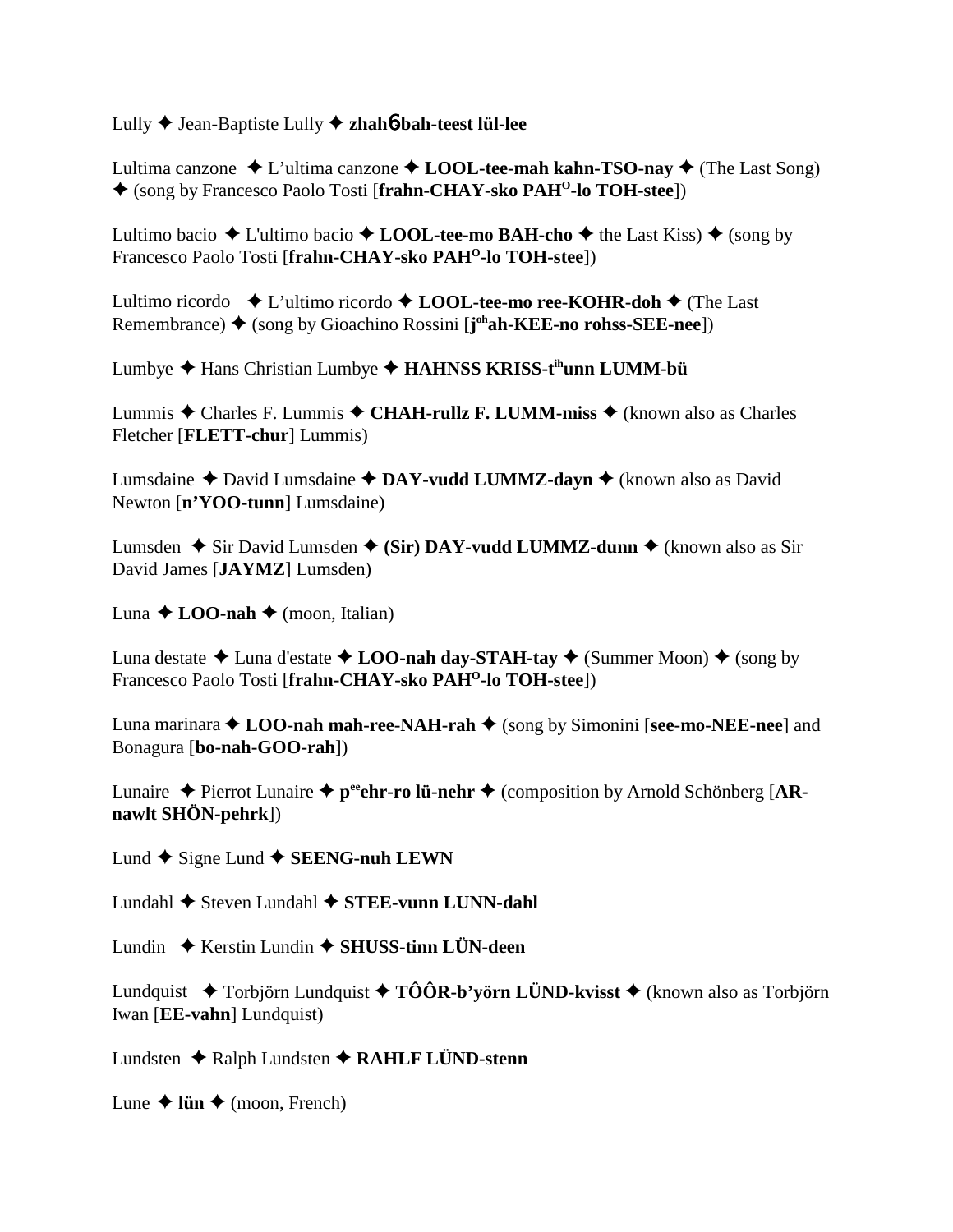Lully ✦ Jean-Baptiste Lully ✦ **zhahɓ-bah-teest lül-lee**

Lultima canzone ✦ L'ultima canzone ✦ **LOOL-tee-mah kahn-TSO-nay** ✦ (The Last Song) ✦ (song by Francesco Paolo Tosti [**frahn-CHAY-sko PAH$^{O}$-lo TOH-stee**])

Lultimo bacio ✦ L'ultimo bacio ✦ **LOOL-tee-mo BAH-cho** ✦ the Last Kiss) ✦ (song by Francesco Paolo Tosti [**frahn-CHAY-sko PAH$^{O}$-lo TOH-stee**])

Lultimo ricordo ✦ L'ultimo ricordo ✦ **LOOL-tee-mo ree-KOHR-doh** ✦ (The Last Remembrance) ✦ (song by Gioachino Rossini [**j$^{oh}$ah-KEE-no rohss-SEE-nee**])

Lumbye ✦ Hans Christian Lumbye ✦ **HAHNSS KRISS-t$^{ih}$unn LUMM-bü**

Lummis ✦ Charles F. Lummis ✦ **CHAH-rullz F. LUMM-miss** ✦ (known also as Charles Fletcher [**FLETT-chur**] Lummis)

Lumsdaine ✦ David Lumsdaine ✦ **DAY-vudd LUMMZ-dayn** ✦ (known also as David Newton [**n'YOO-tunn**] Lumsdaine)

Lumsden ✦ Sir David Lumsden ✦ **(Sir) DAY-vudd LUMMZ-dunn** ✦ (known also as Sir David James [**JAYMZ**] Lumsden)

Luna ✦ **LOO-nah** ✦ (moon, Italian)

Luna destate ✦ Luna d'estate ✦ **LOO-nah day-STAH-tay** ✦ (Summer Moon) ✦ (song by Francesco Paolo Tosti [**frahn-CHAY-sko PAH$^{O}$-lo TOH-stee**])

Luna marinara ✦ **LOO-nah mah-ree-NAH-rah** ✦ (song by Simonini [**see-mo-NEE-nee**] and Bonagura [**bo-nah-GOO-rah**])

Lunaire ✦ Pierrot Lunaire ✦ **p$^{ee}$ehr-ro lü-nehr** ✦ (composition by Arnold Schönberg [**AR-nawlt SHÖN-pehrk**])

Lund ✦ Signe Lund ✦ **SEENG-nuh LEWN**

Lundahl ✦ Steven Lundahl ✦ **STEE-vunn LUNN-dahl**

Lundin ✦ Kerstin Lundin ✦ **SHUSS-tinn LÜN-deen**

Lundquist ✦ Torbjörn Lundquist ✦ **TÔÔR-b'yörn LÜND-kvisst** ✦ (known also as Torbjörn Iwan [**EE-vahn**] Lundquist)

Lundsten ✦ Ralph Lundsten ✦ **RAHLF LÜND-stenn**

Lune ✦ **lün** ✦ (moon, French)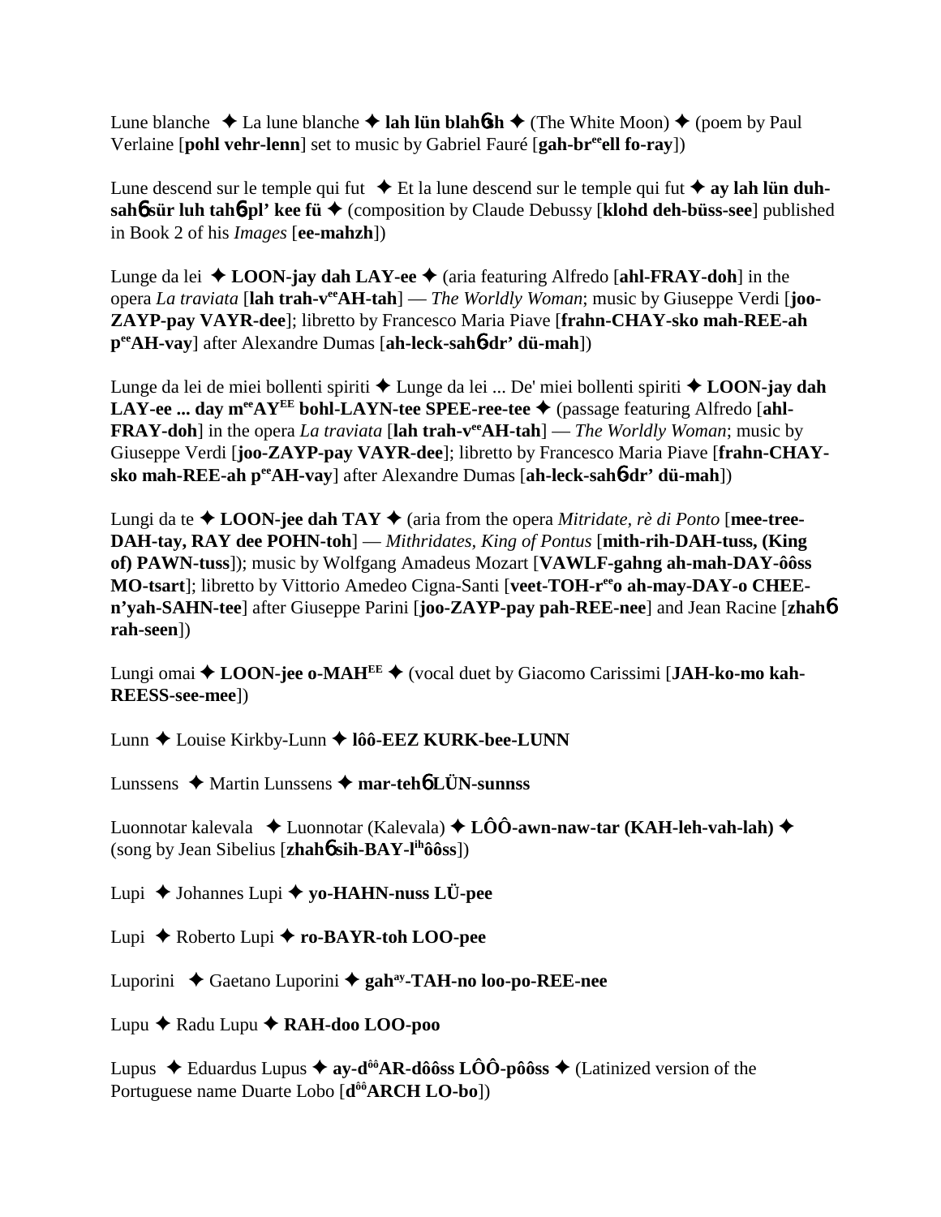Lune blanche ✦ La lune blanche ✦ **lah lün blahɓsh** ✦ (The White Moon) ✦ (poem by Paul Verlaine [**pohl vehr-lenn**] set to music by Gabriel Fauré [**gah-br$^{ee}$ell fo-ray**])

Lune descend sur le temple qui fut ✦ Et la lune descend sur le temple qui fut ✦ **ay lah lün duh-sahɓ sür luh tahɓ-pl' kee fü** ✦ (composition by Claude Debussy [**klohd deh-büss-see**] published in Book 2 of his *Images* [**ee-mahzh**])

Lunge da lei ✦ **LOON-jay dah LAY-ee** ✦ (aria featuring Alfredo [**ahl-FRAY-doh**] in the opera *La traviata* [**lah trah-v$^{ee}$AH-tah**] — *The Worldly Woman*; music by Giuseppe Verdi [**joo-ZAYP-pay VAYR-dee**]; libretto by Francesco Maria Piave [**frahn-CHAY-sko mah-REE-ah p$^{ee}$AH-vay**] after Alexandre Dumas [**ah-leck-sahɓ-dr' dü-mah**])

Lunge da lei de miei bollenti spiriti ✦ Lunge da lei ... De' miei bollenti spiriti ✦ **LOON-jay dah LAY-ee ... day m$^{ee}$AY$^{EE}$ bohl-LAYN-tee SPEE-ree-tee** ✦ (passage featuring Alfredo [**ahl-FRAY-doh**] in the opera *La traviata* [**lah trah-v$^{ee}$AH-tah**] — *The Worldly Woman*; music by Giuseppe Verdi [**joo-ZAYP-pay VAYR-dee**]; libretto by Francesco Maria Piave [**frahn-CHAY-sko mah-REE-ah p$^{ee}$AH-vay**] after Alexandre Dumas [**ah-leck-sahɓ-dr' dü-mah**])

Lungi da te ✦ **LOON-jee dah TAY** ✦ (aria from the opera *Mitridate, rè di Ponto* [**mee-tree-DAH-tay, RAY dee POHN-toh**] — *Mithridates, King of Pontus* [**mith-rih-DAH-tuss, (King of) PAWN-tuss**]); music by Wolfgang Amadeus Mozart [**VAWLF-gahng ah-mah-DAY-ôôss MO-tsart**]; libretto by Vittorio Amedeo Cigna-Santi [**veet-TOH-r$^{ee}$o ah-may-DAY-o CHEE-n'yah-SAHN-tee**] after Giuseppe Parini [**joo-ZAYP-pay pah-REE-nee**] and Jean Racine [**zhahɓ rah-seen**])

Lungi omai ✦ **LOON-jee o-MAH$^{EE}$** ✦ (vocal duet by Giacomo Carissimi [**JAH-ko-mo kah-REESS-see-mee**])

Lunn ✦ Louise Kirkby-Lunn ✦ **lôô-EEZ KURK-bee-LUNN**

Lunssens ✦ Martin Lunssens ✦ **mar-tehɓ LÜN-sunnss**

Luonnotar kalevala ✦ Luonnotar (Kalevala) ✦ **LÔÔ-awn-naw-tar (KAH-leh-vah-lah)** ✦ (song by Jean Sibelius [**zhahɓ sih-BAY-l$^{ih}$ôôss**])

Lupi ✦ Johannes Lupi ✦ **yo-HAHN-nuss LÜ-pee**

Lupi ✦ Roberto Lupi ✦ **ro-BAYR-toh LOO-pee**

Luporini ✦ Gaetano Luporini ✦ **gah$^{ay}$-TAH-no loo-po-REE-nee**

Lupu ✦ Radu Lupu ✦ **RAH-doo LOO-poo**

Lupus ✦ Eduardus Lupus ✦ **ay-d$^{ôô}$AR-dôôss LÔÔ-pôôss** ✦ (Latinized version of the Portuguese name Duarte Lobo [**d$^{ôô}$ARCH LO-bo**])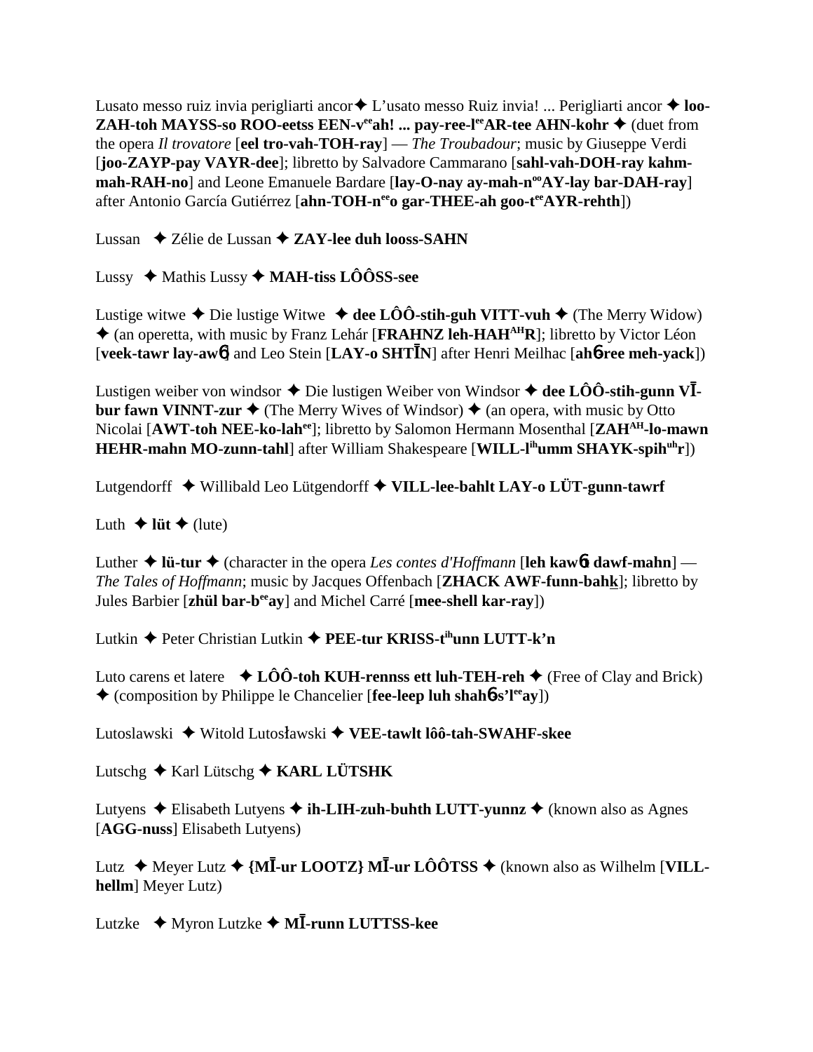Lusato messo ruiz invia perigliarti ancor ✦ L'usato messo Ruiz invia! ... Perigliarti ancor ✦ **loo-ZAH-toh MAYSS-so ROO-eetss EEN-v^ee^ah! ... pay-ree-l^ee^AR-tee AHN-kohr** ✦ (duet from the opera *Il trovatore* [**eel tro-vah-TOH-ray**] — *The Troubadour*; music by Giuseppe Verdi [**joo-ZAYP-pay VAYR-dee**]; libretto by Salvadore Cammarano [**sahl-vah-DOH-ray kahm-mah-RAH-no**] and Leone Emanuele Bardare [**lay-O-nay ay-mah-n^oo^AY-lay bar-DAH-ray**] after Antonio García Gutiérrez [**ahn-TOH-n^ee^o gar-THEE-ah goo-t^ee^AYR-rehth**])

Lussan ✦ Zélie de Lussan ✦ **ZAY-lee duh looss-SAHN**

Lussy ✦ Mathis Lussy ✦ **MAH-tiss LÔÔSS-see**

Lustige witwe ✦ Die lustige Witwe ✦ **dee LÔÔ-stih-guh VITT-vuh** ✦ (The Merry Widow) ✦ (an operetta, with music by Franz Lehár [**FRAHNZ leh-HAH^AH^R**]; libretto by Victor Léon [**veek-tawr lay-aw6**] and Leo Stein [**LAY-o SHTĪN**] after Henri Meilhac [**ah6-ree meh-yack**])

Lustigen weiber von windsor ✦ Die lustigen Weiber von Windsor ✦ **dee LÔÔ-stih-gunn VĪ-bur fawn VINNT-zur** ✦ (The Merry Wives of Windsor) ✦ (an opera, with music by Otto Nicolai [**AWT-toh NEE-ko-lah^ee^**]; libretto by Salomon Hermann Mosenthal [**ZAH^AH^-lo-mawn HEHR-mahn MO-zunn-tahl**] after William Shakespeare [**WILL-l^ih^umm SHAYK-spih^uh^r**])

Lutgendorff ✦ Willibald Leo Lütgendorff ✦ **VILL-lee-bahlt LAY-o LÜT-gunn-tawrf**

Luth ✦ **lüt** ✦ (lute)

Luther ✦ **lü-tur** ✦ (character in the opera *Les contes d'Hoffmann* [**leh kaw6t dawf-mahn**] — *The Tales of Hoffmann*; music by Jacques Offenbach [**ZHACK AWF-funn-bahk**]; libretto by Jules Barbier [**zhül bar-b^ee^ay**] and Michel Carré [**mee-shell kar-ray**])

Lutkin ✦ Peter Christian Lutkin ✦ **PEE-tur KRISS-t^ih^unn LUTT-k'n**

Luto carens et latere ✦ **LÔÔ-toh KUH-rennss ett luh-TEH-reh** ✦ (Free of Clay and Brick) ✦ (composition by Philippe le Chancelier [**fee-leep luh shah6s'l^ee^ay**])

Lutoslawski ✦ Witold Lutosławski ✦ **VEE-tawlt lôô-tah-SWAHF-skee**

Lutschg ✦ Karl Lütschg ✦ **KARL LÜTSHK**

Lutyens ✦ Elisabeth Lutyens ✦ **ih-LIH-zuh-buhth LUTT-yunnz** ✦ (known also as Agnes [**AGG-nuss**] Elisabeth Lutyens)

Lutz ✦ Meyer Lutz ✦ **{MĪ-ur LOOTZ} MĪ-ur LÔÔTSS** ✦ (known also as Wilhelm [**VILL-hellm**] Meyer Lutz)

Lutzke ✦ Myron Lutzke ✦ **MĪ-runn LUTTSS-kee**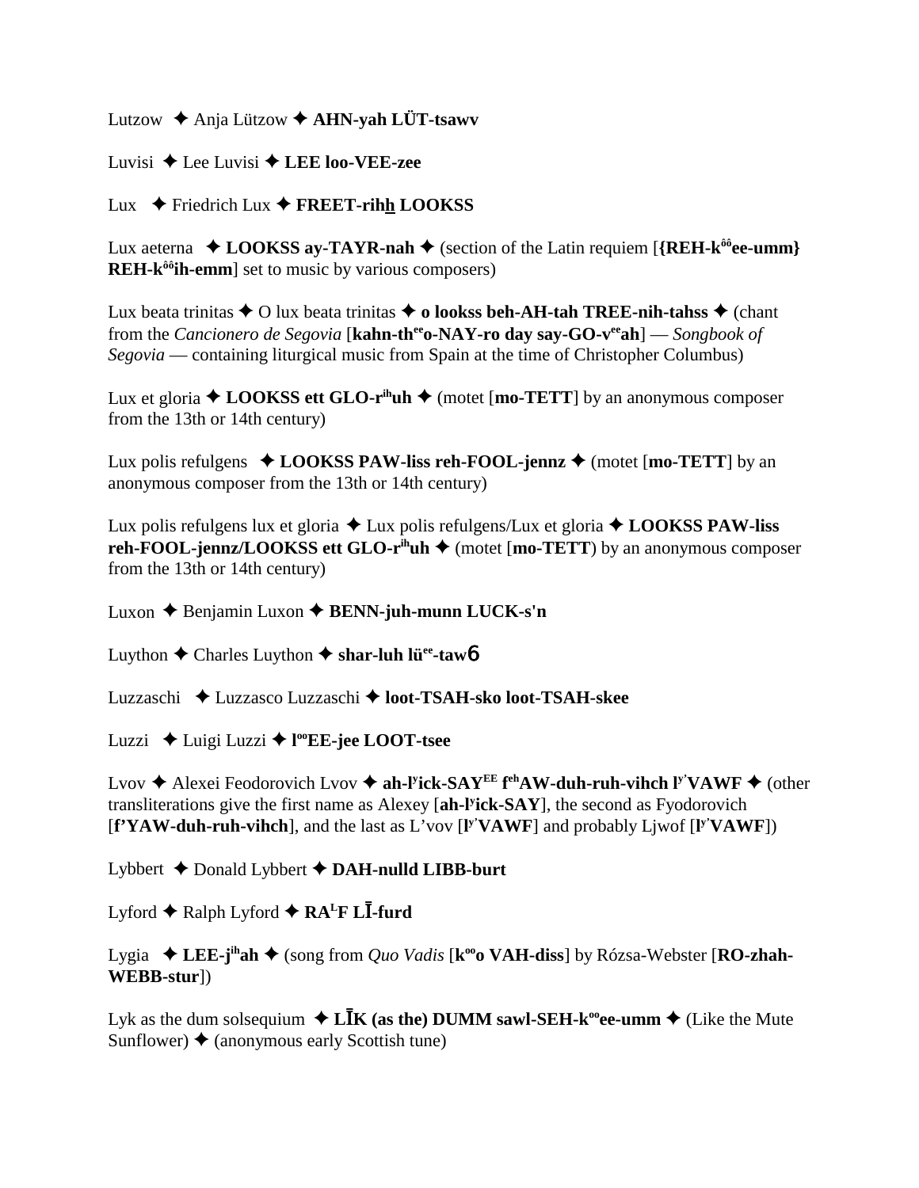Lutzow ✦ Anja Lützow ✦ **AHN-yah LÜT-tsawv**

Luvisi ✦ Lee Luvisi ✦ **LEE loo-VEE-zee**

Lux ✦ Friedrich Lux ✦ **FREET-rihh LOOKSS**

Lux aeterna ✦ **LOOKSS ay-TAYR-nah** ✦ (section of the Latin requiem [**{REH-k^ôô^ee-umm} REH-k^ôô^ih-emm**] set to music by various composers)

Lux beata trinitas ✦ O lux beata trinitas ✦ **o lookss beh-AH-tah TREE-nih-tahss** ✦ (chant from the *Cancionero de Segovia* [**kahn-th^ee^o-NAY-ro day say-GO-v^ee^ah**] — *Songbook of Segovia* — containing liturgical music from Spain at the time of Christopher Columbus)

Lux et gloria ✦ **LOOKSS ett GLO-r^ih^uh** ✦ (motet [**mo-TETT**] by an anonymous composer from the 13th or 14th century)

Lux polis refulgens ✦ **LOOKSS PAW-liss reh-FOOL-jennz** ✦ (motet [**mo-TETT**] by an anonymous composer from the 13th or 14th century)

Lux polis refulgens lux et gloria ✦ Lux polis refulgens/Lux et gloria ✦ **LOOKSS PAW-liss reh-FOOL-jennz/LOOKSS ett GLO-r^ih^uh** ✦ (motet [**mo-TETT**) by an anonymous composer from the 13th or 14th century)

Luxon ✦ Benjamin Luxon ✦ **BENN-juh-munn LUCK-s'n**

Luython ✦ Charles Luython ✦ **shar-luh lü^ee^-taw6**

Luzzaschi ✦ Luzzasco Luzzaschi ✦ **loot-TSAH-sko loot-TSAH-skee**

Luzzi ✦ Luigi Luzzi ✦ **l^oo^EE-jee LOOT-tsee**

Lvov ✦ Alexei Feodorovich Lvov ✦ **ah-l^y^ick-SAY^EE^ f^eh^AW-duh-ruh-vihch l^y'^VAWF** ✦ (other transliterations give the first name as Alexey [**ah-l^y^ick-SAY**], the second as Fyodorovich [**f'YAW-duh-ruh-vihch**], and the last as L'vov [**l^y'^VAWF**] and probably Ljwof [**l^y'^VAWF**])

Lybbert ✦ Donald Lybbert ✦ **DAH-nulld LIBB-burt**

Lyford ✦ Ralph Lyford ✦ **RA^L^F LĪ-furd**

Lygia ✦ **LEE-j^ih^ah** ✦ (song from *Quo Vadis* [**k^oo^o VAH-diss**] by Rózsa-Webster [**RO-zhah-WEBB-stur**])

Lyk as the dum solsequium ✦ **LĪK (as the) DUMM sawl-SEH-k^oo^ee-umm** ✦ (Like the Mute Sunflower) ✦ (anonymous early Scottish tune)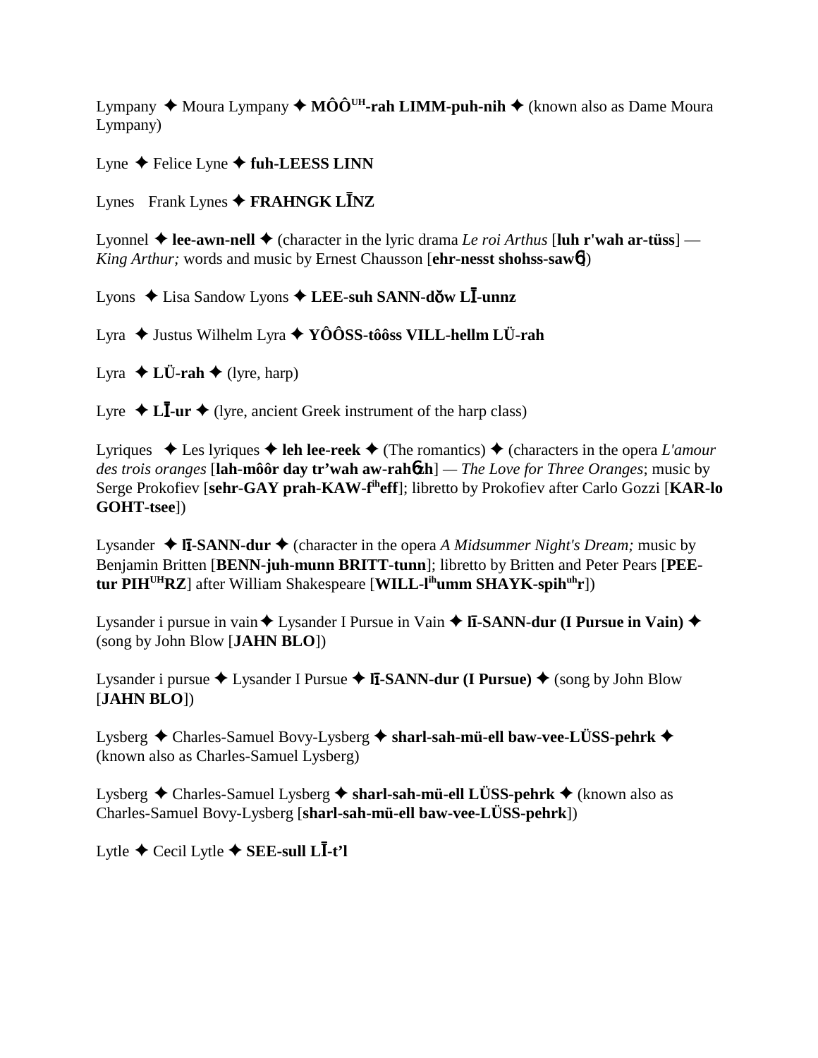Lympany ✦ Moura Lympany ✦ **MÔÔ^UH-rah LIMM-puh-nih** ✦ (known also as Dame Moura Lympany)

Lyne ✦ Felice Lyne ✦ **fuh-LEESS LINN**

Lynes   Frank Lynes ✦ **FRAHNGK LĪNZ**

Lyonnel ✦ **lee-awn-nell** ✦ (character in the lyric drama *Le roi Arthus* [**luh r'wah ar-tüss**] — *King Arthur;* words and music by Ernest Chausson [**ehr-nesst shohss-sawɳ**])

Lyons ✦ Lisa Sandow Lyons ✦ **LEE-suh SANN-dŏw LĪ-unnz**

Lyra ✦ Justus Wilhelm Lyra ✦ **YÔÔSS-tôôss VILL-hellm LÜ-rah**

Lyra ✦ **LÜ-rah** ✦ (lyre, harp)

Lyre ✦ **LĪ-ur** ✦ (lyre, ancient Greek instrument of the harp class)

Lyriques ✦ Les lyriques ✦ **leh lee-reek** ✦ (The romantics) ✦ (characters in the opera *L'amour des trois oranges* [**lah-môôr day tr'wah aw-rahɳzh**] — *The Love for Three Oranges*; music by Serge Prokofiev [**sehr-GAY prah-KAW-f^ih eff**]; libretto by Prokofiev after Carlo Gozzi [**KAR-lo GOHT-tsee**])

Lysander ✦ **lī-SANN-dur** ✦ (character in the opera *A Midsummer Night's Dream;* music by Benjamin Britten [**BENN-juh-munn BRITT-tunn**]; libretto by Britten and Peter Pears [**PEE-tur PIH^UH RZ**] after William Shakespeare [**WILL-l^ih umm SHAYK-spih^uh r**])

Lysander i pursue in vain ✦ Lysander I Pursue in Vain ✦ **lī-SANN-dur (I Pursue in Vain)** ✦ (song by John Blow [**JAHN BLO**])

Lysander i pursue ✦ Lysander I Pursue ✦ **lī-SANN-dur (I Pursue)** ✦ (song by John Blow [**JAHN BLO**])

Lysberg ✦ Charles-Samuel Bovy-Lysberg ✦ **sharl-sah-mü-ell baw-vee-LÜSS-pehrk** ✦ (known also as Charles-Samuel Lysberg)

Lysberg ✦ Charles-Samuel Lysberg ✦ **sharl-sah-mü-ell LÜSS-pehrk** ✦ (known also as Charles-Samuel Bovy-Lysberg [**sharl-sah-mü-ell baw-vee-LÜSS-pehrk**])

Lytle ✦ Cecil Lytle ✦ **SEE-sull LĪ-t'l**